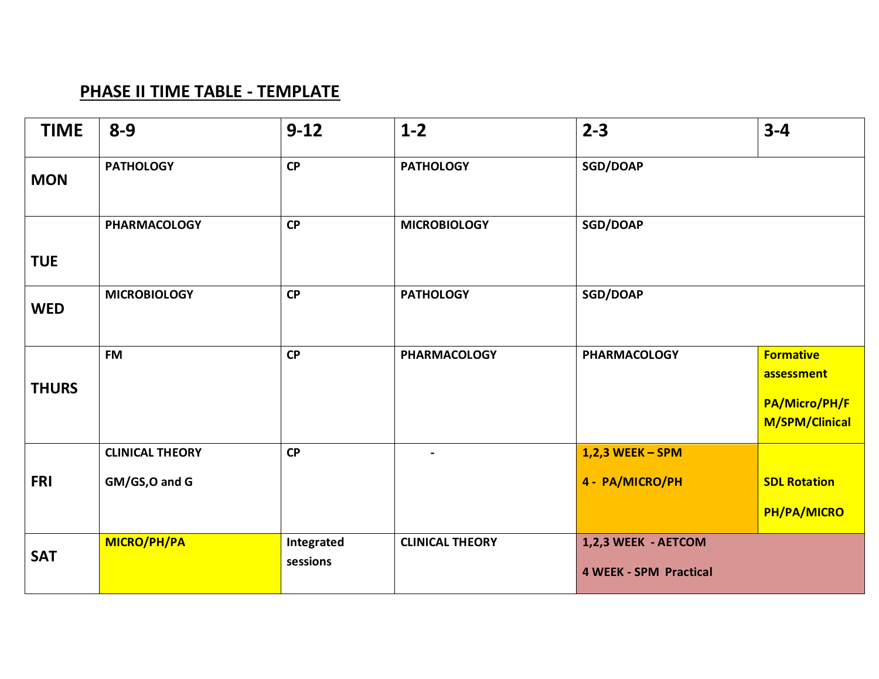## PHASE II TIME TABLE - TEMPLATE

| TIME | 8-9 | 9-12 | 1-2 | 2-3 | 3-4 |
|---|---|---|---|---|---|
| MON | PATHOLOGY | CP | PATHOLOGY | SGD/DOAP | |
| TUE | PHARMACOLOGY | CP | MICROBIOLOGY | SGD/DOAP | |
| WED | MICROBIOLOGY | CP | PATHOLOGY | SGD/DOAP | |
| THURS | FM | CP | PHARMACOLOGY | PHARMACOLOGY | Formative assessment PA/Micro/PH/FM/SPM/Clinical |
| FRI | CLINICAL THEORY GM/GS,O and G | CP | - | 1,2,3 WEEK – SPM 4 - PA/MICRO/PH | SDL Rotation PH/PA/MICRO |
| SAT | MICRO/PH/PA | Integrated sessions | CLINICAL THEORY | 1,2,3 WEEK - AETCOM 4 WEEK - SPM Practical | |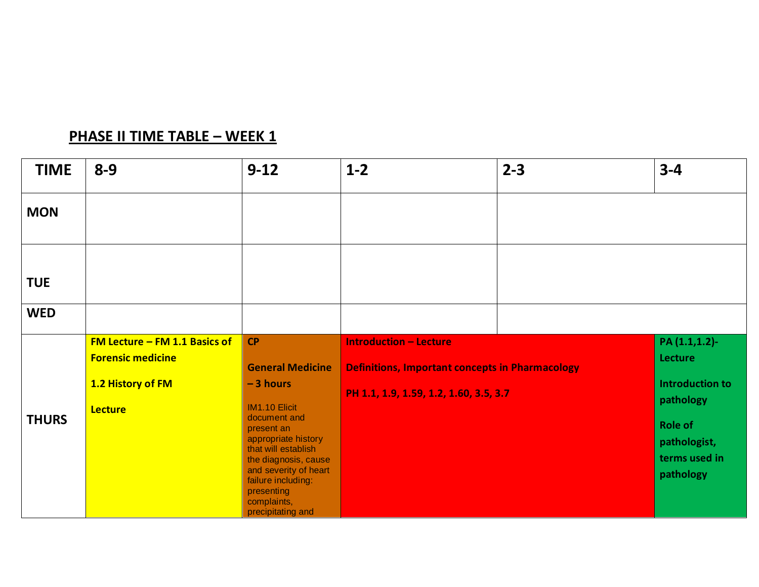## PHASE II TIME TABLE – WEEK 1

| TIME | 8-9 | 9-12 | 1-2 | 2-3 | 3-4 |
|---|---|---|---|---|---|
| MON | | | | | |
| TUE | | | | | |
| WED | | | | | |
| THURS | **FM Lecture – FM 1.1 Basics of Forensic medicine**<br>**1.2 History of FM**<br>**Lecture** | **CP**<br>**General Medicine – 3 hours**<br>IM1.10 Elicit document and present an appropriate history that will establish the diagnosis, cause and severity of heart failure including: presenting complaints, precipitating and | **Introduction – Lecture**<br>**Definitions, Important concepts in Pharmacology**<br>**PH 1.1, 1.9, 1.59, 1.2, 1.60, 3.5, 3.7** | | **PA (1.1,1.2)-Lecture**<br>**Introduction to pathology**<br>**Role of pathologist, terms used in pathology** |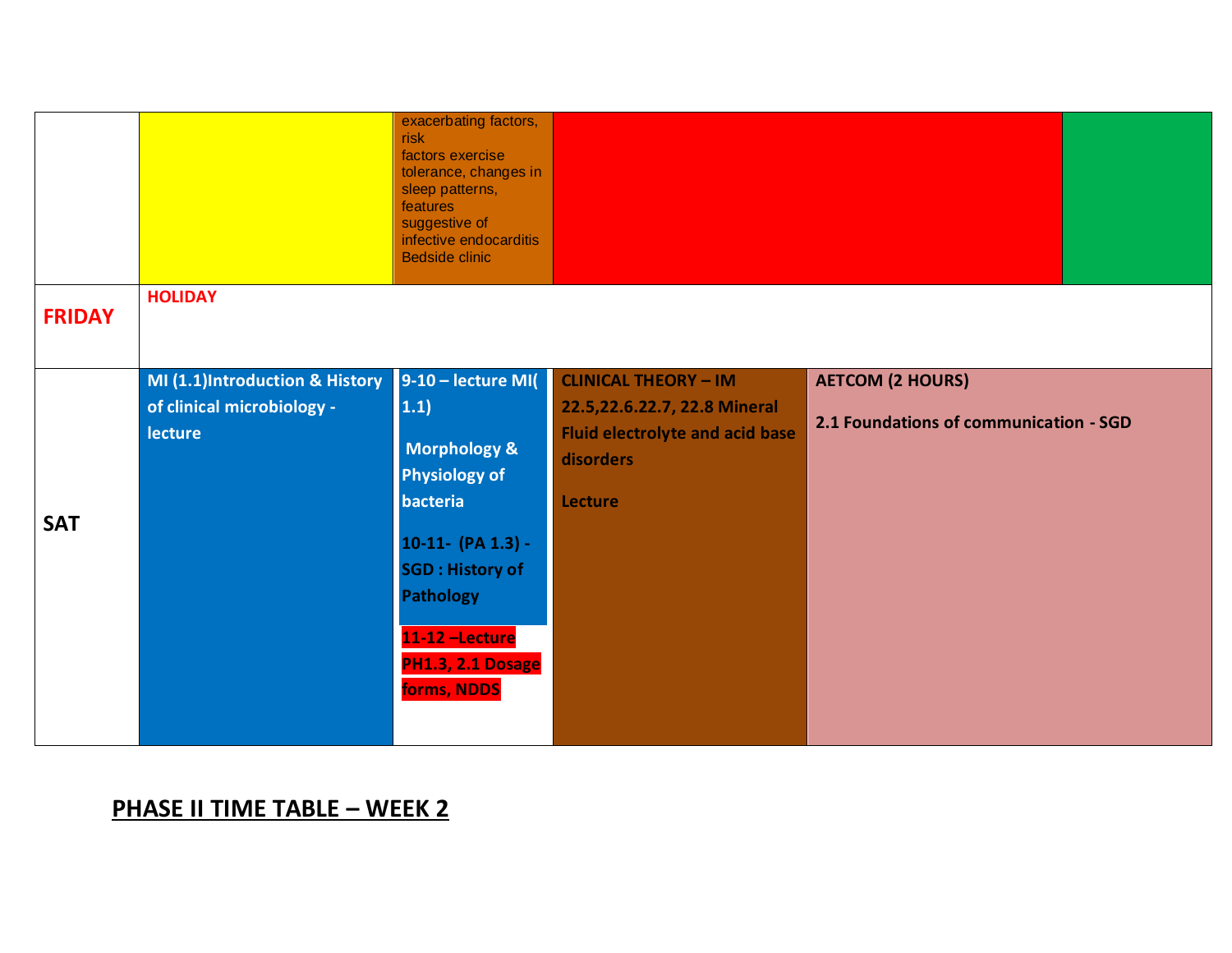| | | | | | |
|---|---|---|---|---|---|
| | | exacerbating factors, risk factors exercise tolerance, changes in sleep patterns, features suggestive of infective endocarditis Bedside clinic | | | |
| **FRIDAY** | **HOLIDAY** | | | | |
| **SAT** | **MI (1.1)Introduction & History of clinical microbiology - lecture** | **9-10 – lecture MI( 1.1)**<br><br>**Morphology & Physiology of bacteria**<br><br>**10-11- (PA 1.3) - SGD : History of Pathology**<br><br>**11-12 –Lecture PH1.3, 2.1 Dosage forms, NDDS** | **CLINICAL THEORY – IM 22.5,22.6.22.7, 22.8 Mineral Fluid electrolyte and acid base disorders**<br><br>**Lecture** | **AETCOM (2 HOURS)**<br><br>**2.1 Foundations of communication - SGD** | |

## PHASE II TIME TABLE – WEEK 2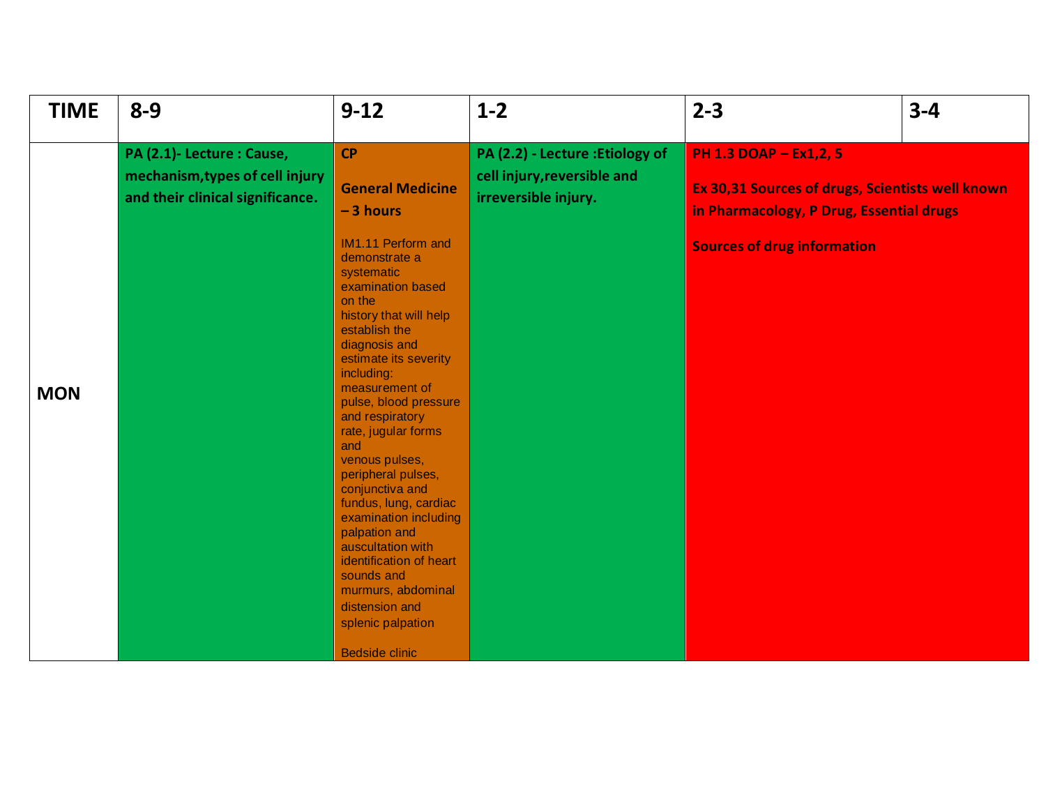| TIME | 8-9 | 9-12 | 1-2 | 2-3 | 3-4 |
|---|---|---|---|---|---|
| MON | **PA (2.1)- Lecture : Cause, mechanism,types of cell injury and their clinical significance.** | **CP**<br><br>**General Medicine – 3 hours**<br><br>IM1.11 Perform and demonstrate a systematic examination based on the history that will help establish the diagnosis and estimate its severity including: measurement of pulse, blood pressure and respiratory rate, jugular forms and venous pulses, peripheral pulses, conjunctiva and fundus, lung, cardiac examination including palpation and auscultation with identification of heart sounds and murmurs, abdominal distension and splenic palpation<br><br>Bedside clinic | **PA (2.2) - Lecture :Etiology of cell injury,reversible and irreversible injury.** | **PH 1.3 DOAP – Ex1,2, 5**<br><br>**Ex 30,31 Sources of drugs, Scientists well known in Pharmacology, P Drug, Essential drugs**<br><br>**Sources of drug information** | |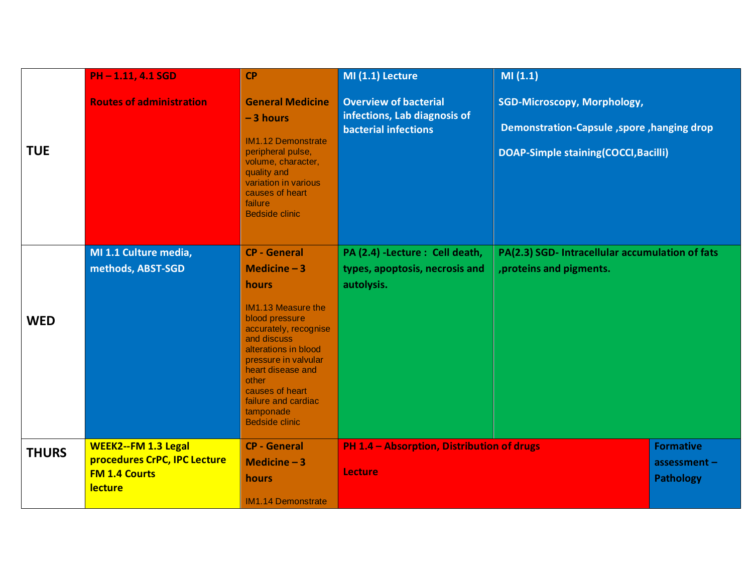| | | | | | |
|---|---|---|---|---|---|
| **TUE** | **PH – 1.11, 4.1 SGD**<br><br>**Routes of administration** | **CP**<br><br>**General Medicine – 3 hours**<br><br>IM1.12 Demonstrate peripheral pulse, volume, character, quality and variation in various causes of heart failure<br>Bedside clinic | **MI (1.1) Lecture**<br><br>**Overview of bacterial infections, Lab diagnosis of bacterial infections** | **MI (1.1)**<br><br>**SGD-Microscopy, Morphology,**<br><br>**Demonstration-Capsule ,spore ,hanging drop**<br><br>**DOAP-Simple staining(COCCI,Bacilli)** | |
| **WED** | **MI 1.1 Culture media, methods, ABST-SGD** | **CP - General Medicine – 3 hours**<br><br>IM1.13 Measure the blood pressure accurately, recognise and discuss alterations in blood pressure in valvular heart disease and other causes of heart failure and cardiac tamponade<br>Bedside clinic | **PA (2.4) -Lecture : Cell death, types, apoptosis, necrosis and autolysis.** | **PA(2.3) SGD- Intracellular accumulation of fats ,proteins and pigments.** | |
| **THURS** | **WEEK2--FM 1.3 Legal procedures CrPC, IPC Lecture**<br>**FM 1.4 Courts lecture** | **CP - General Medicine – 3 hours**<br><br>IM1.14 Demonstrate | **PH 1.4 – Absorption, Distribution of drugs**<br><br>**Lecture** | | **Formative assessment – Pathology** |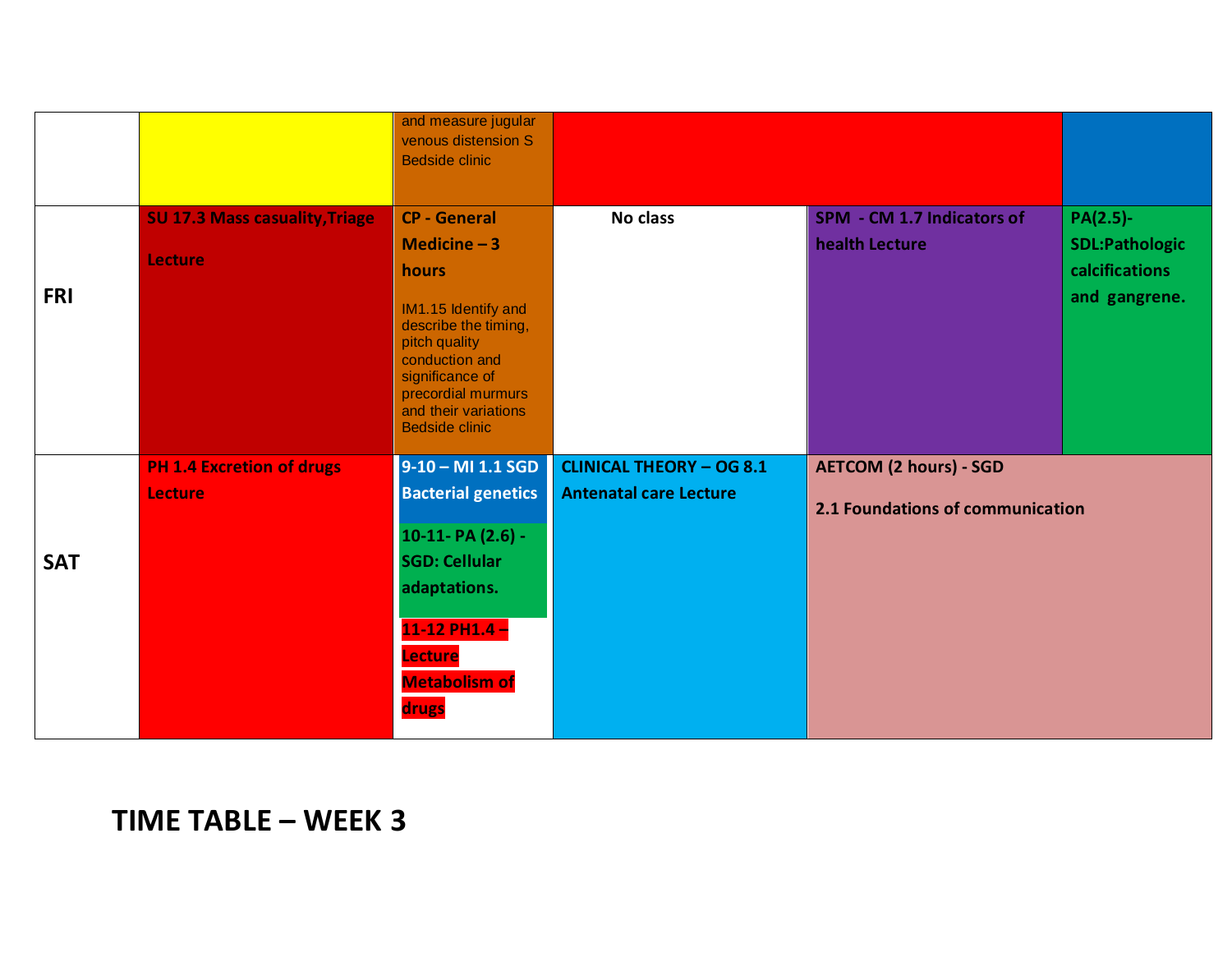| | | | | | |
|---|---|---|---|---|---|
| | | and measure jugular venous distension S Bedside clinic | | | |
| **FRI** | **SU 17.3 Mass casuality,Triage Lecture** | **CP - General Medicine – 3 hours** IM1.15 Identify and describe the timing, pitch quality conduction and significance of precordial murmurs and their variations Bedside clinic | **No class** | **SPM - CM 1.7 Indicators of health Lecture** | **PA(2.5)- SDL:Pathologic calcifications and gangrene.** |
| **SAT** | **PH 1.4 Excretion of drugs Lecture** | **9-10 – MI 1.1 SGD Bacterial genetics** **10-11- PA (2.6) - SGD: Cellular adaptations.** **11-12 PH1.4 – Lecture Metabolism of drugs** | **CLINICAL THEORY – OG 8.1 Antenatal care Lecture** | **AETCOM (2 hours) - SGD** **2.1 Foundations of communication** | |

# TIME TABLE – WEEK 3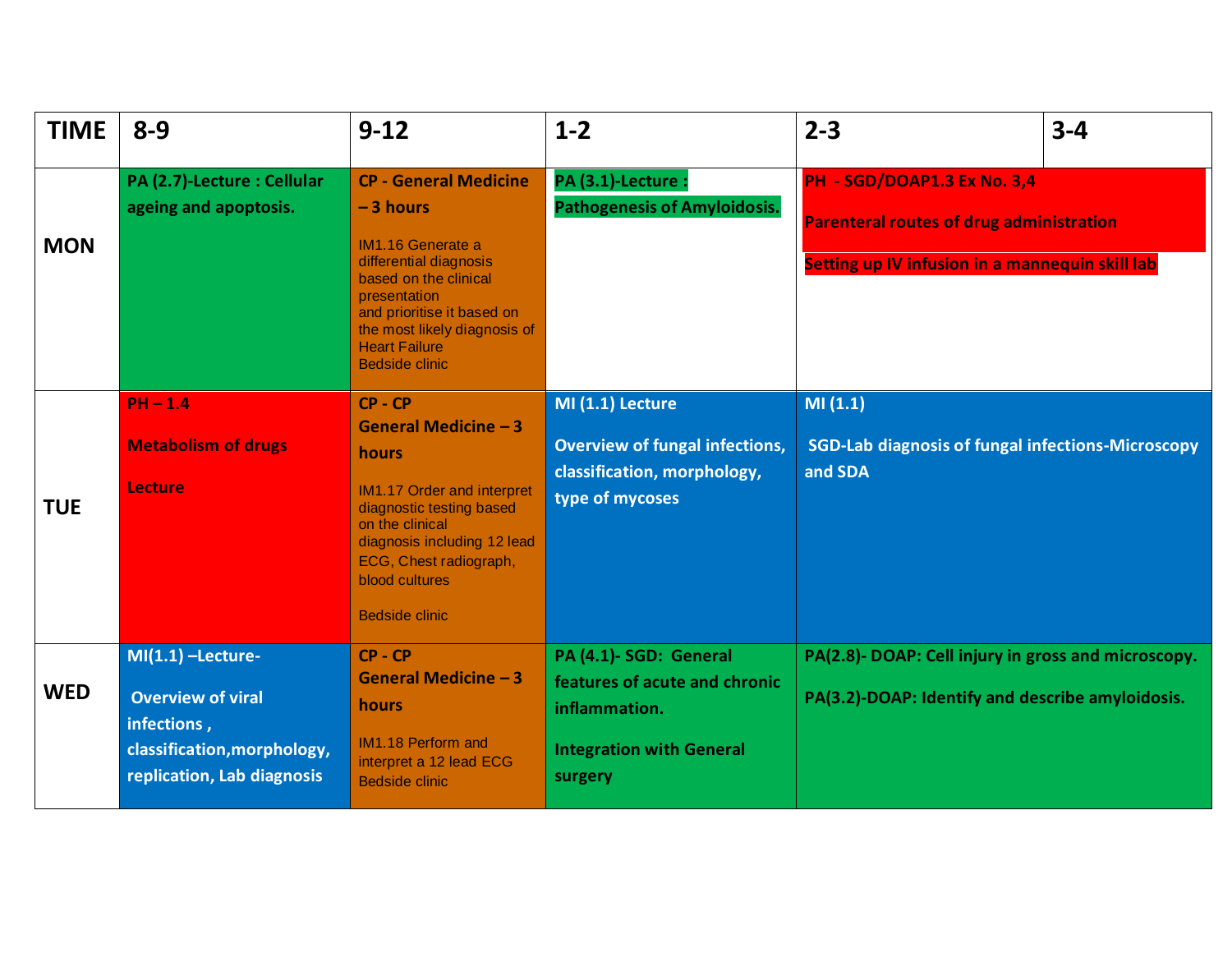| TIME | 8-9 | 9-12 | 1-2 | 2-3 | 3-4 |
|---|---|---|---|---|---|
| MON | **PA (2.7)-Lecture : Cellular ageing and apoptosis.** | **CP - General Medicine – 3 hours** IM1.16 Generate a differential diagnosis based on the clinical presentation and prioritise it based on the most likely diagnosis of Heart Failure Bedside clinic | **PA (3.1)-Lecture : Pathogenesis of Amyloidosis.** | **PH - SGD/DOAP1.3 Ex No. 3,4** **Parenteral routes of drug administration** **Setting up IV infusion in a mannequin skill lab** | |
| TUE | **PH – 1.4** **Metabolism of drugs** **Lecture** | **CP - CP General Medicine – 3 hours** IM1.17 Order and interpret diagnostic testing based on the clinical diagnosis including 12 lead ECG, Chest radiograph, blood cultures Bedside clinic | **MI (1.1) Lecture** **Overview of fungal infections, classification, morphology, type of mycoses** | **MI (1.1)** **SGD-Lab diagnosis of fungal infections-Microscopy and SDA** | |
| WED | **MI(1.1) –Lecture-** **Overview of viral infections , classification,morphology, replication, Lab diagnosis** | **CP - CP General Medicine – 3 hours** IM1.18 Perform and interpret a 12 lead ECG Bedside clinic | **PA (4.1)- SGD: General features of acute and chronic inflammation.** **Integration with General surgery** | **PA(2.8)- DOAP: Cell injury in gross and microscopy.** **PA(3.2)-DOAP: Identify and describe amyloidosis.** | |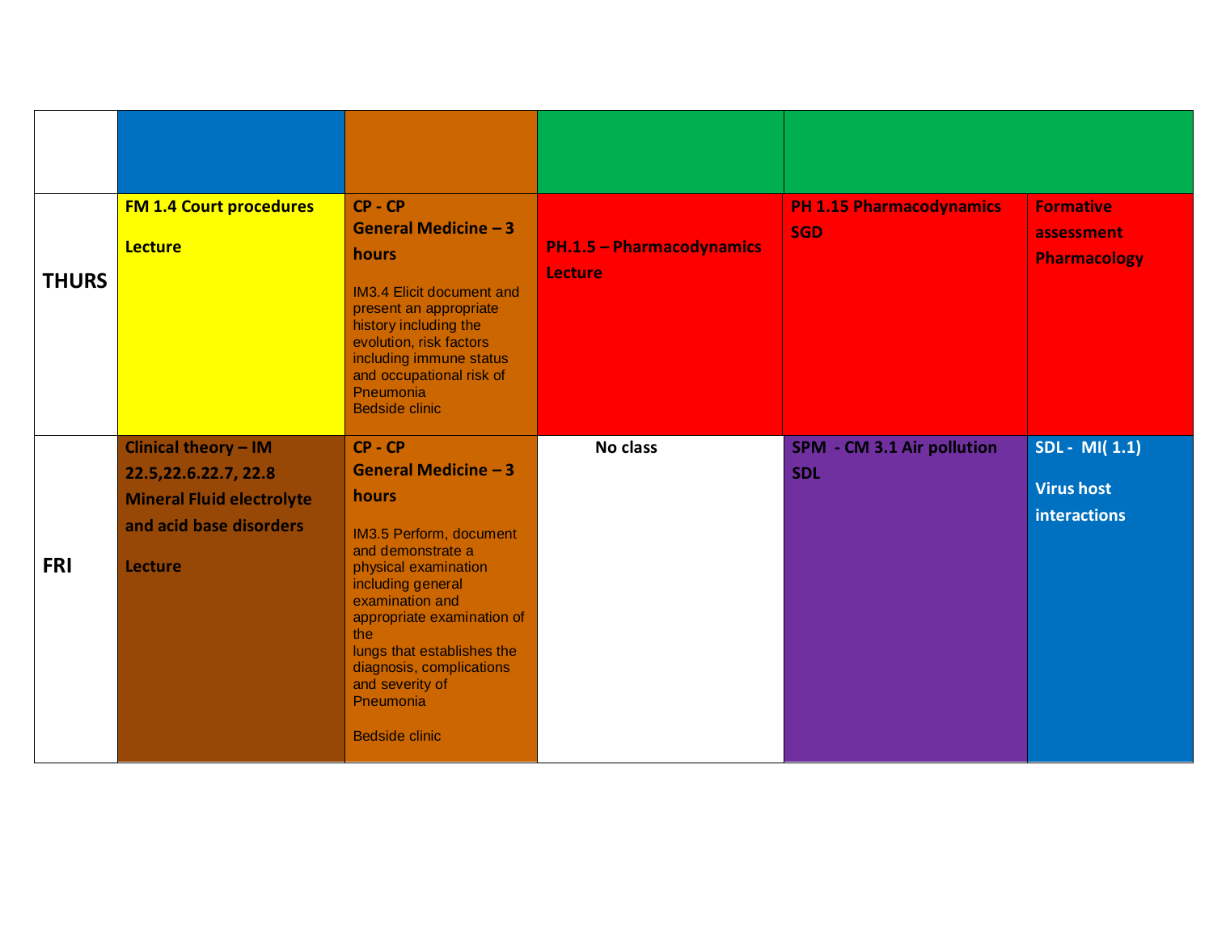|  |  |  |  |  |  |
|---|---|---|---|---|---|
| **THURS** | **FM 1.4 Court procedures**<br><br>**Lecture** | **CP - CP**<br>**General Medicine – 3 hours**<br><br>IM3.4 Elicit document and present an appropriate history including the evolution, risk factors including immune status and occupational risk of Pneumonia<br>Bedside clinic | **PH.1.5 – Pharmacodynamics Lecture** | **PH 1.15 Pharmacodynamics SGD** | **Formative assessment Pharmacology** |
| **FRI** | **Clinical theory – IM 22.5,22.6.22.7, 22.8 Mineral Fluid electrolyte and acid base disorders**<br><br>**Lecture** | **CP - CP**<br>**General Medicine – 3 hours**<br><br>IM3.5 Perform, document and demonstrate a physical examination including general examination and appropriate examination of the lungs that establishes the diagnosis, complications and severity of Pneumonia<br><br>Bedside clinic | **No class** | **SPM - CM 3.1 Air pollution SDL** | **SDL - MI( 1.1)**<br><br>**Virus host interactions** |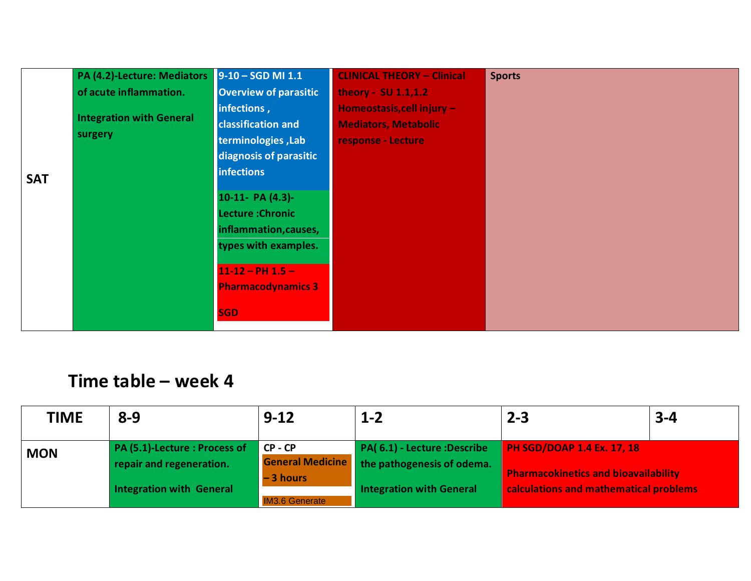| SAT | PA (4.2)-Lecture: Mediators of acute inflammation. Integration with General surgery | 9-10 – SGD MI 1.1 Overview of parasitic infections , classification and terminologies ,Lab diagnosis of parasitic infections<br>10-11- PA (4.3)-Lecture :Chronic inflammation,causes, types with examples.<br>11-12 – PH 1.5 – Pharmacodynamics 3 SGD | CLINICAL THEORY – Clinical theory - SU 1.1,1.2 Homeostasis,cell injury – Mediators, Metabolic response - Lecture | Sports |
|---|---|---|---|---|

## Time table – week 4

| TIME | 8-9 | 9-12 | 1-2 | 2-3 | 3-4 |
|---|---|---|---|---|---|
| MON | PA (5.1)-Lecture : Process of repair and regeneration. Integration with General | CP - CP General Medicine – 3 hours IM3.6 Generate | PA( 6.1) - Lecture :Describe the pathogenesis of odema. Integration with General | PH SGD/DOAP 1.4 Ex. 17, 18 Pharmacokinetics and bioavailability calculations and mathematical problems | |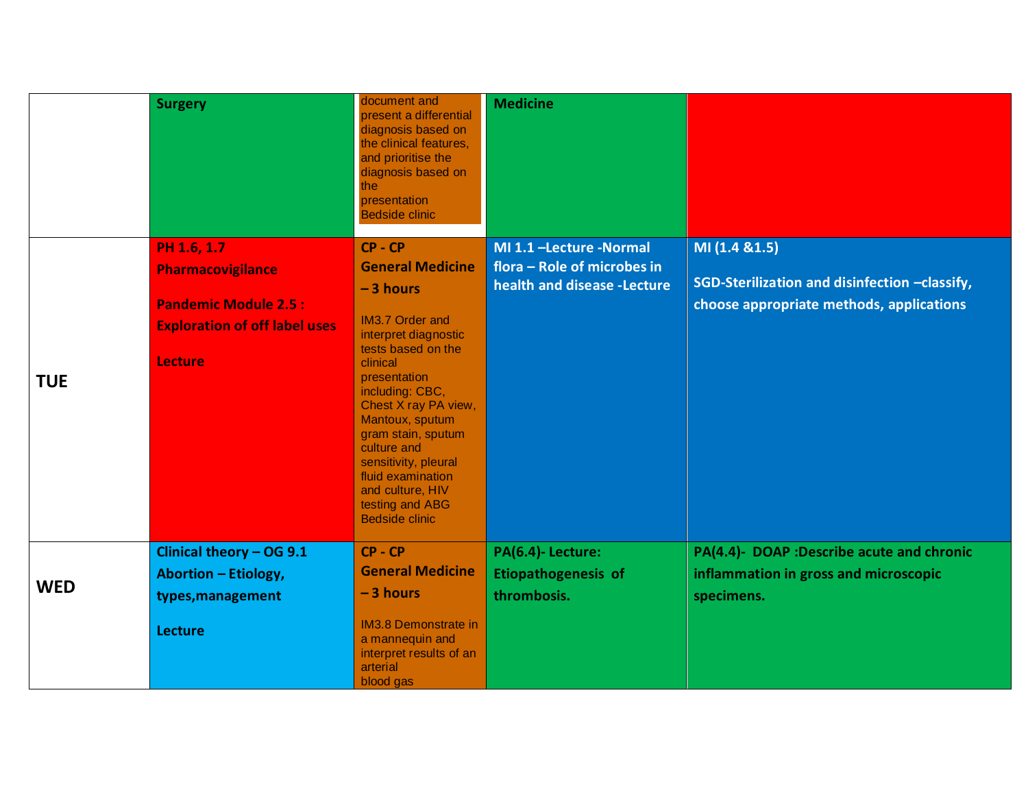|  |  |  |  |  |
|---|---|---|---|---|
|  | **Surgery** | document and present a differential diagnosis based on the clinical features, and prioritise the diagnosis based on the presentation Bedside clinic | **Medicine** |  |
| **TUE** | **PH 1.6, 1.7 Pharmacovigilance**<br><br>**Pandemic Module 2.5 : Exploration of off label uses**<br><br>**Lecture** | **CP - CP General Medicine – 3 hours**<br><br>IM3.7 Order and interpret diagnostic tests based on the clinical presentation including: CBC, Chest X ray PA view, Mantoux, sputum gram stain, sputum culture and sensitivity, pleural fluid examination and culture, HIV testing and ABG Bedside clinic | **MI 1.1 –Lecture -Normal flora – Role of microbes in health and disease -Lecture** | **MI (1.4 &1.5)**<br><br>**SGD-Sterilization and disinfection –classify, choose appropriate methods, applications** |
| **WED** | **Clinical theory – OG 9.1 Abortion – Etiology, types,management**<br><br>**Lecture** | **CP - CP General Medicine – 3 hours**<br><br>IM3.8 Demonstrate in a mannequin and interpret results of an arterial blood gas | **PA(6.4)- Lecture: Etiopathogenesis of thrombosis.** | **PA(4.4)- DOAP :Describe acute and chronic inflammation in gross and microscopic specimens.** |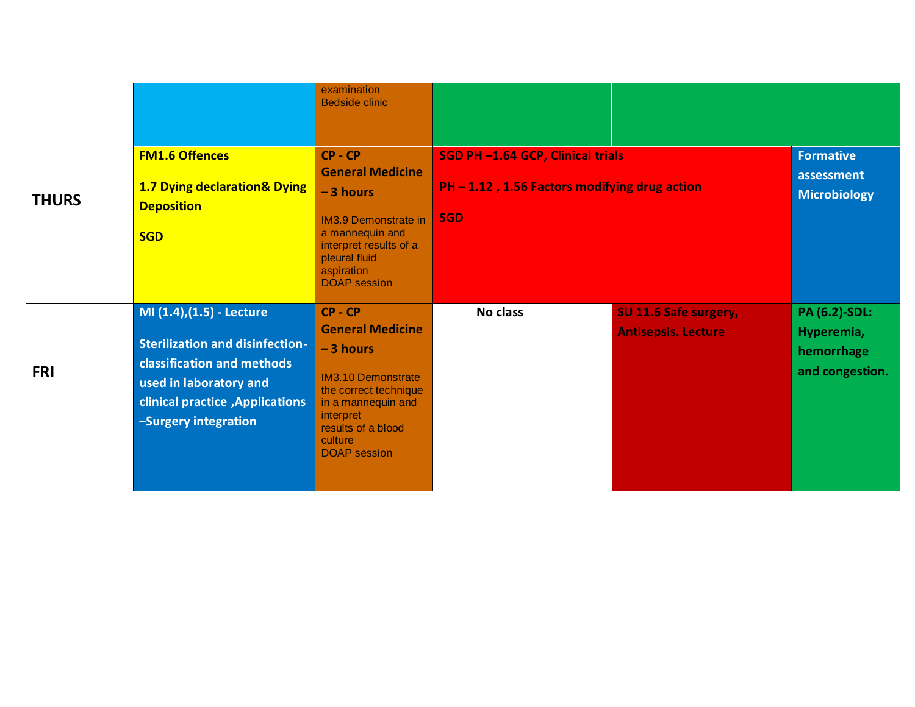| | | | | | |
|---|---|---|---|---|---|
| | | examination<br>Bedside clinic | | | |
| **THURS** | **FM1.6 Offences**<br><br>**1.7 Dying declaration& Dying Deposition**<br><br>**SGD** | **CP - CP**<br>**General Medicine – 3 hours**<br><br>IM3.9 Demonstrate in a mannequin and interpret results of a pleural fluid aspiration<br>DOAP session | **SGD PH –1.64 GCP, Clinical trials**<br><br>**PH – 1.12 , 1.56 Factors modifying drug action**<br><br>**SGD** | | **Formative assessment Microbiology** |
| **FRI** | **MI (1.4),(1.5) - Lecture**<br><br>**Sterilization and disinfection-classification and methods used in laboratory and clinical practice ,Applications –Surgery integration** | **CP - CP**<br>**General Medicine – 3 hours**<br><br>IM3.10 Demonstrate the correct technique in a mannequin and interpret results of a blood culture<br>DOAP session | **No class** | **SU 11.6 Safe surgery, Antisepsis. Lecture** | **PA (6.2)-SDL: Hyperemia, hemorrhage and congestion.** |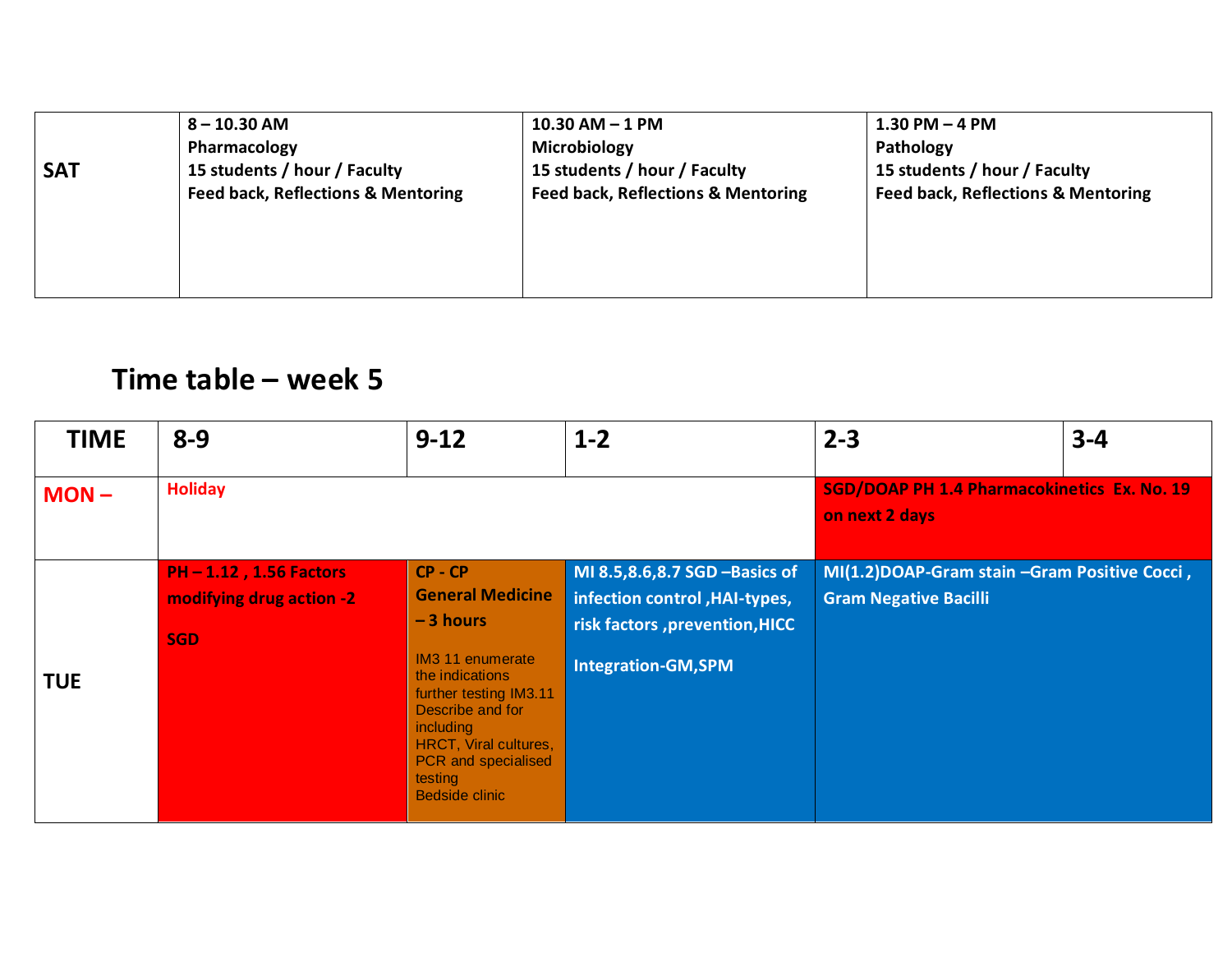| SAT | 8 – 10.30 AM<br>Pharmacology<br>15 students / hour / Faculty<br>Feed back, Reflections & Mentoring | 10.30 AM – 1 PM<br>Microbiology<br>15 students / hour / Faculty<br>Feed back, Reflections & Mentoring | 1.30 PM – 4 PM<br>Pathology<br>15 students / hour / Faculty<br>Feed back, Reflections & Mentoring |
|---|---|---|---|

## Time table – week 5

| TIME | 8-9 | 9-12 | 1-2 | 2-3 | 3-4 |
|---|---|---|---|---|---|
| MON – | Holiday | | | SGD/DOAP PH 1.4 Pharmacokinetics Ex. No. 19 on next 2 days | |
| TUE | PH – 1.12 , 1.56 Factors modifying drug action -2<br><br>SGD | CP - CP<br>General Medicine – 3 hours<br><br>IM3 11 enumerate the indications further testing IM3.11 Describe and for including HRCT, Viral cultures, PCR and specialised testing<br>Bedside clinic | MI 8.5,8.6,8.7 SGD –Basics of infection control ,HAI-types, risk factors ,prevention,HICC<br><br>Integration-GM,SPM | MI(1.2)DOAP-Gram stain –Gram Positive Cocci , Gram Negative Bacilli | |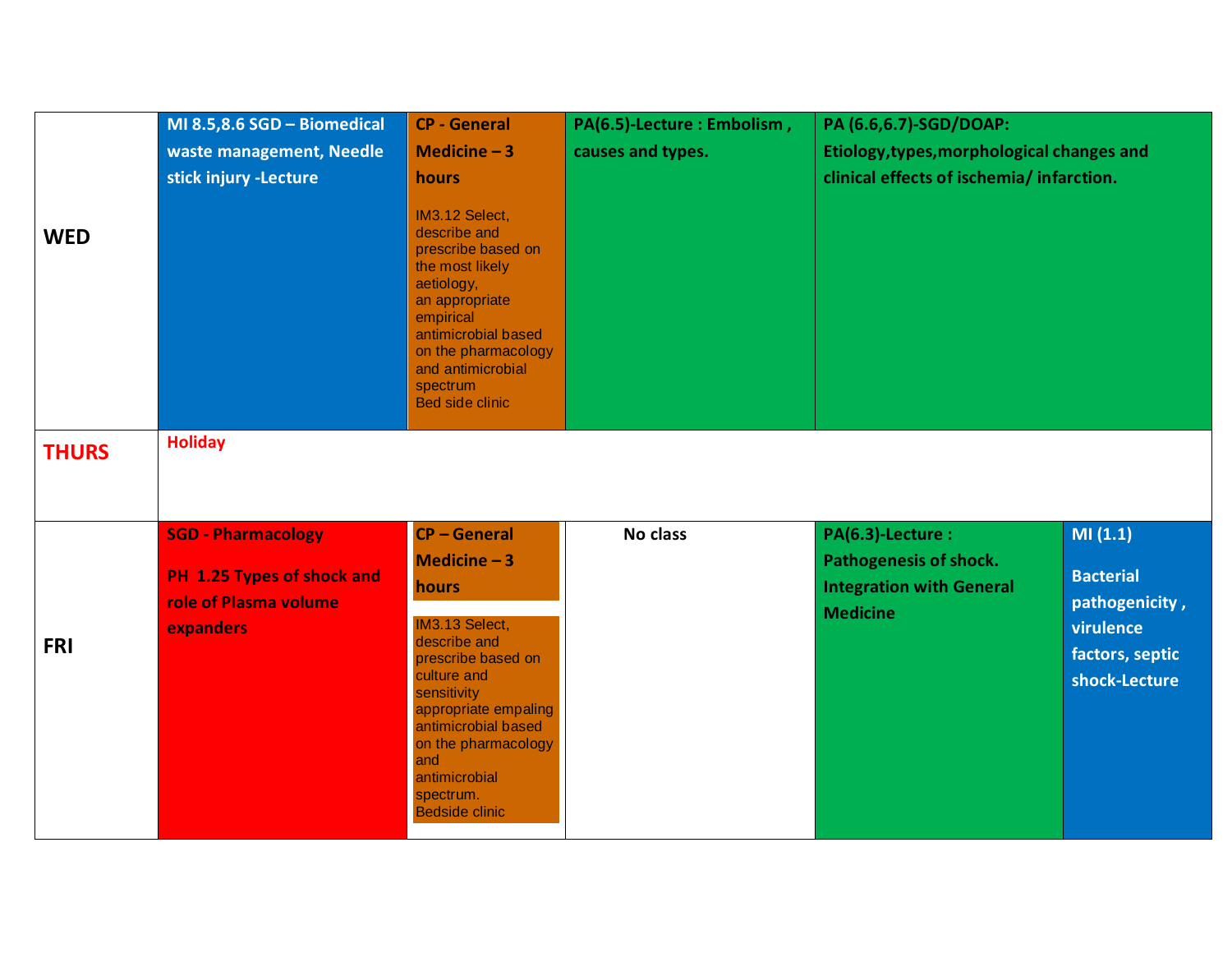| | | | | | |
|---|---|---|---|---|---|
| **WED** | **MI 8.5,8.6 SGD – Biomedical waste management, Needle stick injury -Lecture** | **CP - General Medicine – 3 hours**<br>IM3.12 Select, describe and prescribe based on the most likely aetiology, an appropriate empirical antimicrobial based on the pharmacology and antimicrobial spectrum<br>Bed side clinic | **PA(6.5)-Lecture : Embolism , causes and types.** | **PA (6.6,6.7)-SGD/DOAP: Etiology,types,morphological changes and clinical effects of ischemia/ infarction.** | |
| **THURS** | **Holiday** | | | | |
| **FRI** | **SGD - Pharmacology**<br>**PH 1.25 Types of shock and role of Plasma volume expanders** | **CP – General Medicine – 3 hours**<br>IM3.13 Select, describe and prescribe based on culture and sensitivity appropriate empaling antimicrobial based on the pharmacology and antimicrobial spectrum.<br>Bedside clinic | **No class** | **PA(6.3)-Lecture : Pathogenesis of shock. Integration with General Medicine** | **MI (1.1)**<br>**Bacterial pathogenicity , virulence factors, septic shock-Lecture** |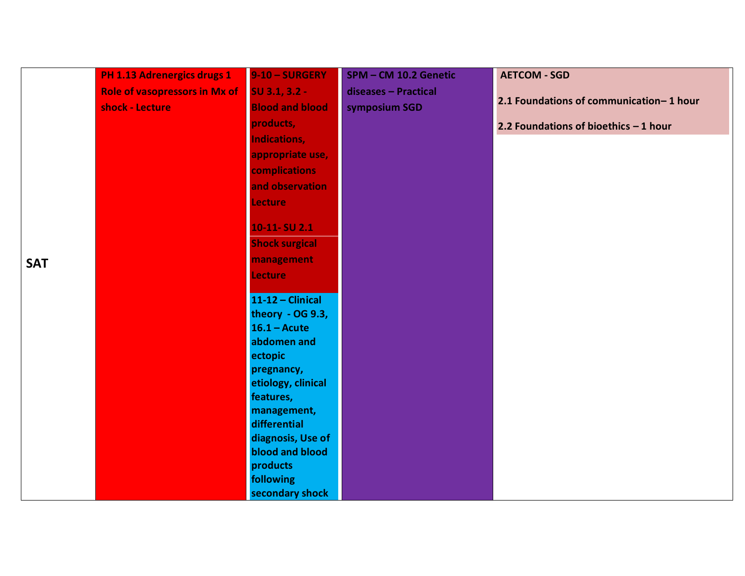| SAT | PH 1.13 Adrenergics drugs 1 Role of vasopressors in Mx of shock - Lecture | 9-10 – SURGERY SU 3.1, 3.2 - Blood and blood products, Indications, appropriate use, complications and observation Lecture<br><br>10-11- SU 2.1 Shock surgical management Lecture<br><br>11-12 – Clinical theory - OG 9.3, 16.1 – Acute abdomen and ectopic pregnancy, etiology, clinical features, management, differential diagnosis, Use of blood and blood products following secondary shock | SPM – CM 10.2 Genetic diseases – Practical symposium SGD | AETCOM - SGD<br><br>2.1 Foundations of communication– 1 hour<br><br>2.2 Foundations of bioethics – 1 hour |
|---|---|---|---|---|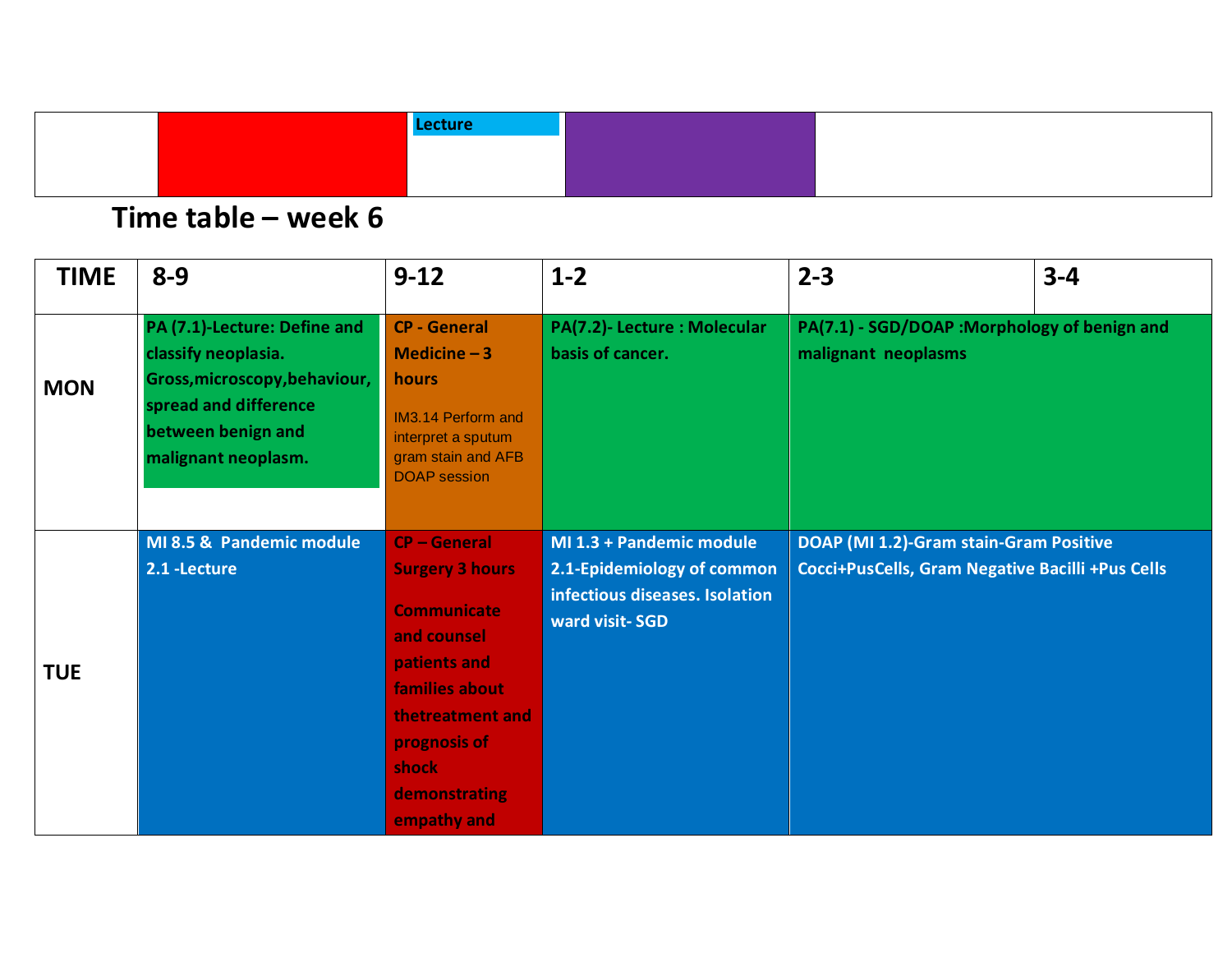| | | Lecture | | |
|---|---|---|---|---|

## Time table – week 6

| TIME | 8-9 | 9-12 | 1-2 | 2-3 | 3-4 |
|---|---|---|---|---|---|
| MON | PA (7.1)-Lecture: Define and classify neoplasia. Gross,microscopy,behaviour, spread and difference between benign and malignant neoplasm. | CP - General Medicine – 3 hours<br>IM3.14 Perform and interpret a sputum gram stain and AFB DOAP session | PA(7.2)- Lecture : Molecular basis of cancer. | PA(7.1) - SGD/DOAP :Morphology of benign and malignant neoplasms | |
| TUE | MI 8.5 & Pandemic module 2.1 -Lecture | CP – General Surgery 3 hours<br>Communicate and counsel patients and families about thetreatment and prognosis of shock demonstrating empathy and | MI 1.3 + Pandemic module 2.1-Epidemiology of common infectious diseases. Isolation ward visit- SGD | DOAP (MI 1.2)-Gram stain-Gram Positive Cocci+PusCells, Gram Negative Bacilli +Pus Cells | |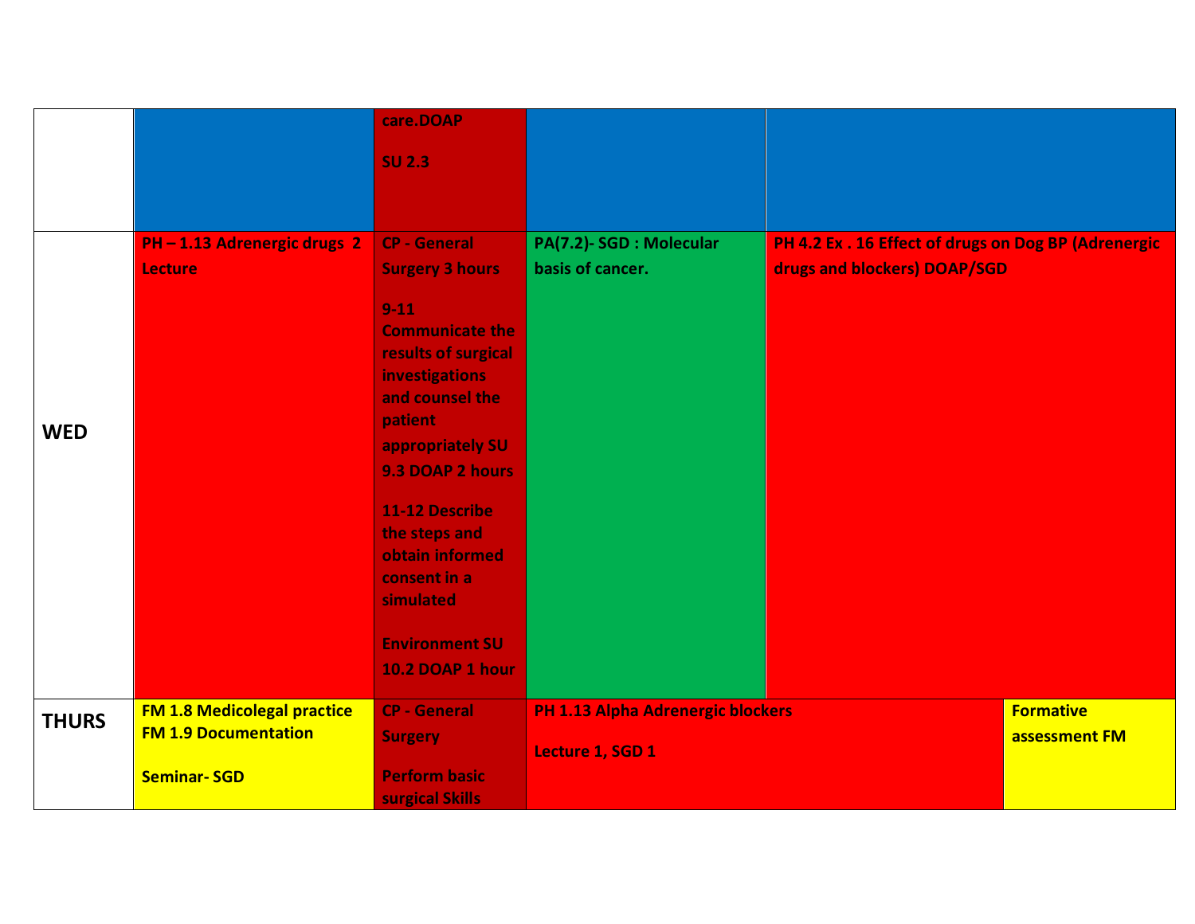| | | | | |
|---|---|---|---|---|
| | | care.DOAP<br><br>SU 2.3 | | |
| **WED** | PH – 1.13 Adrenergic drugs 2 Lecture | CP - General Surgery 3 hours<br><br>9-11 Communicate the results of surgical investigations and counsel the patient appropriately SU 9.3 DOAP 2 hours<br><br>11-12 Describe the steps and obtain informed consent in a simulated<br><br>Environment SU 10.2 DOAP 1 hour | PA(7.2)- SGD : Molecular basis of cancer. | PH 4.2 Ex . 16 Effect of drugs on Dog BP (Adrenergic drugs and blockers) DOAP/SGD |
| **THURS** | FM 1.8 Medicolegal practice<br>FM 1.9 Documentation<br><br>Seminar- SGD | CP - General Surgery<br><br>Perform basic surgical Skills | PH 1.13 Alpha Adrenergic blockers<br><br>Lecture 1, SGD 1 | Formative assessment FM |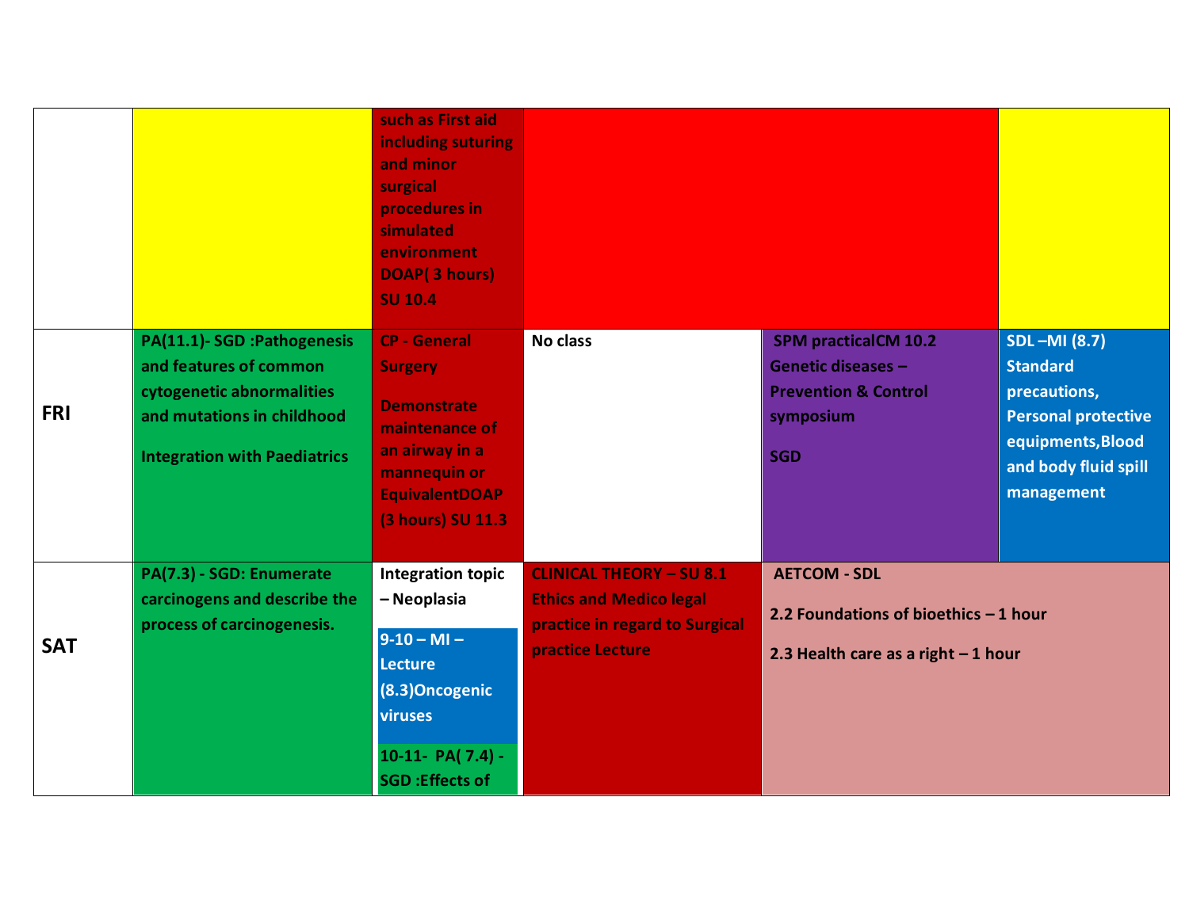| | | | | | |
|---|---|---|---|---|---|
| | | such as First aid including suturing and minor surgical procedures in simulated environment DOAP( 3 hours) SU 10.4 | | | |
| **FRI** | **PA(11.1)- SGD :Pathogenesis and features of common cytogenetic abnormalities and mutations in childhood**<br><br>**Integration with Paediatrics** | **CP - General Surgery**<br><br>**Demonstrate maintenance of an airway in a mannequin or EquivalentDOAP (3 hours) SU 11.3** | **No class** | **SPM practicalCM 10.2 Genetic diseases – Prevention & Control symposium**<br><br>**SGD** | **SDL –MI (8.7) Standard precautions, Personal protective equipments,Blood and body fluid spill management** |
| **SAT** | **PA(7.3) - SGD: Enumerate carcinogens and describe the process of carcinogenesis.** | **Integration topic – Neoplasia**<br><br>**9-10 – MI – Lecture (8.3)Oncogenic viruses**<br><br>**10-11- PA( 7.4) - SGD :Effects of** | **CLINICAL THEORY – SU 8.1 Ethics and Medico legal practice in regard to Surgical practice Lecture** | **AETCOM - SDL**<br><br>**2.2 Foundations of bioethics – 1 hour**<br><br>**2.3 Health care as a right – 1 hour** | |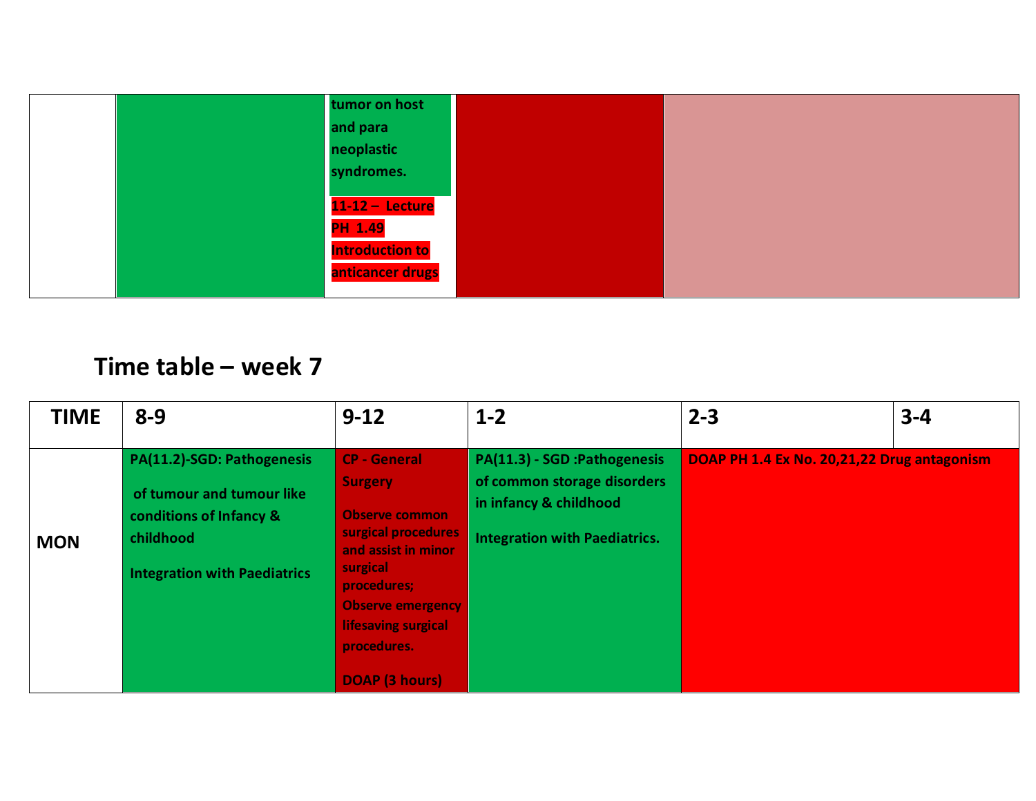| | | | | |
|---|---|---|---|---|
| | | tumor on host and para neoplastic syndromes. 11-12 – Lecture PH 1.49 Introduction to anticancer drugs | | |

## Time table – week 7

| TIME | 8-9 | 9-12 | 1-2 | 2-3 | 3-4 |
|---|---|---|---|---|---|
| MON | PA(11.2)-SGD: Pathogenesis of tumour and tumour like conditions of Infancy & childhood<br><br>Integration with Paediatrics | CP - General Surgery<br><br>Observe common surgical procedures and assist in minor surgical procedures; Observe emergency lifesaving surgical procedures.<br><br>DOAP (3 hours) | PA(11.3) - SGD :Pathogenesis of common storage disorders in infancy & childhood<br><br>Integration with Paediatrics. | DOAP PH 1.4 Ex No. 20,21,22 Drug antagonism | |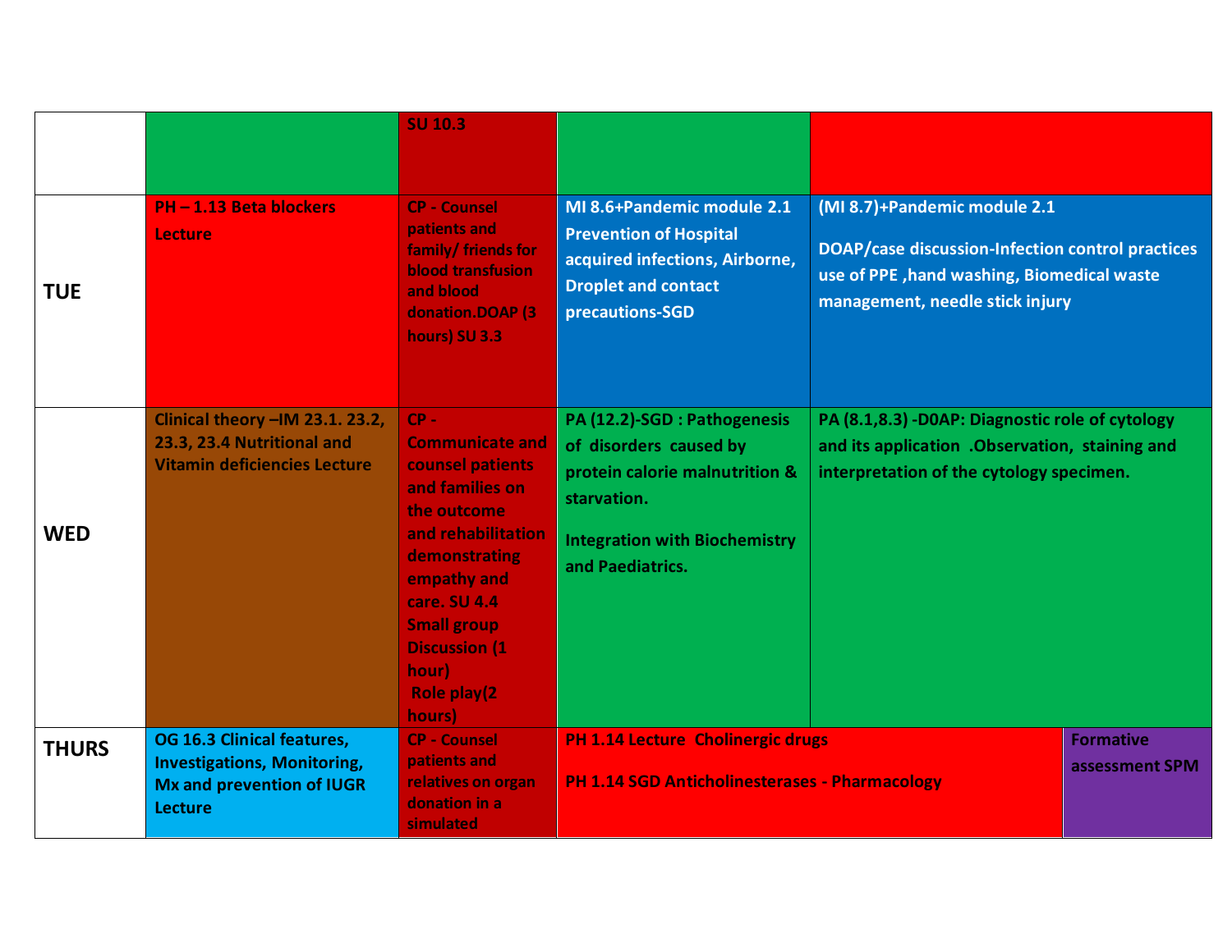| | | | | |
|---|---|---|---|---|
| | | SU 10.3 | | |
| TUE | PH – 1.13 Beta blockers Lecture | CP - Counsel patients and family/ friends for blood transfusion and blood donation.DOAP (3 hours) SU 3.3 | MI 8.6+Pandemic module 2.1 Prevention of Hospital acquired infections, Airborne, Droplet and contact precautions-SGD | (MI 8.7)+Pandemic module 2.1<br><br>DOAP/case discussion-Infection control practices use of PPE ,hand washing, Biomedical waste management, needle stick injury |
| WED | Clinical theory –IM 23.1. 23.2, 23.3, 23.4 Nutritional and Vitamin deficiencies Lecture | CP - Communicate and counsel patients and families on the outcome and rehabilitation demonstrating empathy and care. SU 4.4 Small group Discussion (1 hour)<br>Role play(2 hours) | PA (12.2)-SGD : Pathogenesis of disorders caused by protein calorie malnutrition & starvation.<br><br>Integration with Biochemistry and Paediatrics. | PA (8.1,8.3) -D0AP: Diagnostic role of cytology and its application .Observation, staining and interpretation of the cytology specimen. |
| THURS | OG 16.3 Clinical features, Investigations, Monitoring, Mx and prevention of IUGR Lecture | CP - Counsel patients and relatives on organ donation in a simulated | PH 1.14 Lecture Cholinergic drugs<br><br>PH 1.14 SGD Anticholinesterases - Pharmacology | Formative assessment SPM |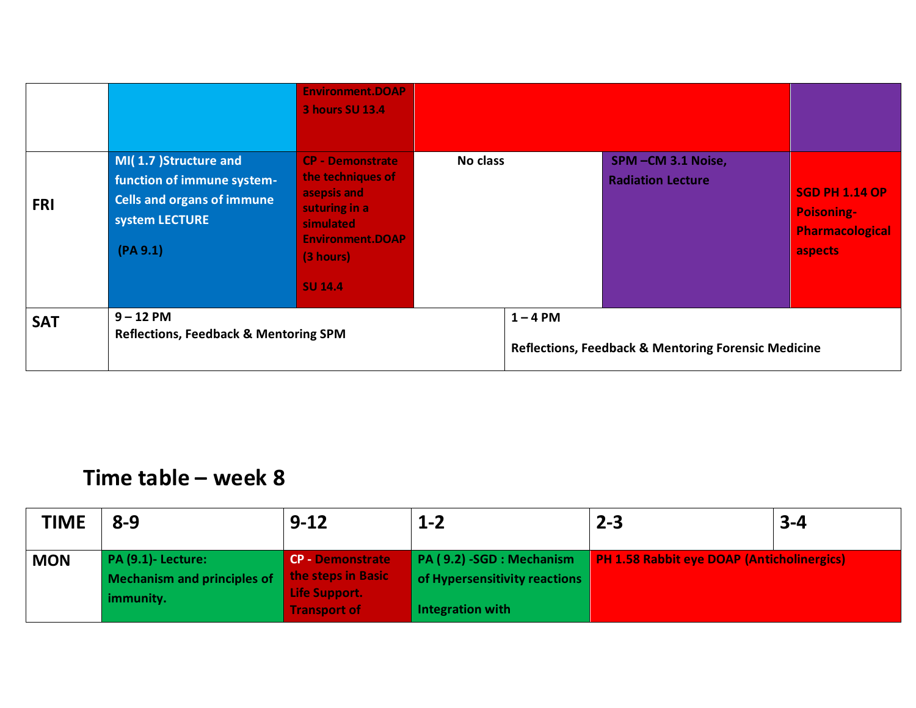|  |  |  |  |  |  |
|---|---|---|---|---|---|
|  |  | Environment.DOAP 3 hours SU 13.4 |  |  |  |
| **FRI** | **MI( 1.7 )Structure and function of immune system- Cells and organs of immune system LECTURE (PA 9.1)** | **CP - Demonstrate the techniques of asepsis and suturing in a simulated Environment.DOAP (3 hours) SU 14.4** | **No class** | **SPM –CM 3.1 Noise, Radiation Lecture** | **SGD PH 1.14 OP Poisoning- Pharmacological aspects** |
| **SAT** | **9 – 12 PM Reflections, Feedback & Mentoring SPM** |  | **1 – 4 PM Reflections, Feedback & Mentoring Forensic Medicine** |  |  |

## Time table – week 8

| TIME | 8-9 | 9-12 | 1-2 | 2-3 | 3-4 |
|---|---|---|---|---|---|
| **MON** | **PA (9.1)- Lecture: Mechanism and principles of immunity.** | **CP - Demonstrate the steps in Basic Life Support. Transport of** | **PA ( 9.2) -SGD : Mechanism of Hypersensitivity reactions Integration with** | **PH 1.58 Rabbit eye DOAP (Anticholinergics)** |  |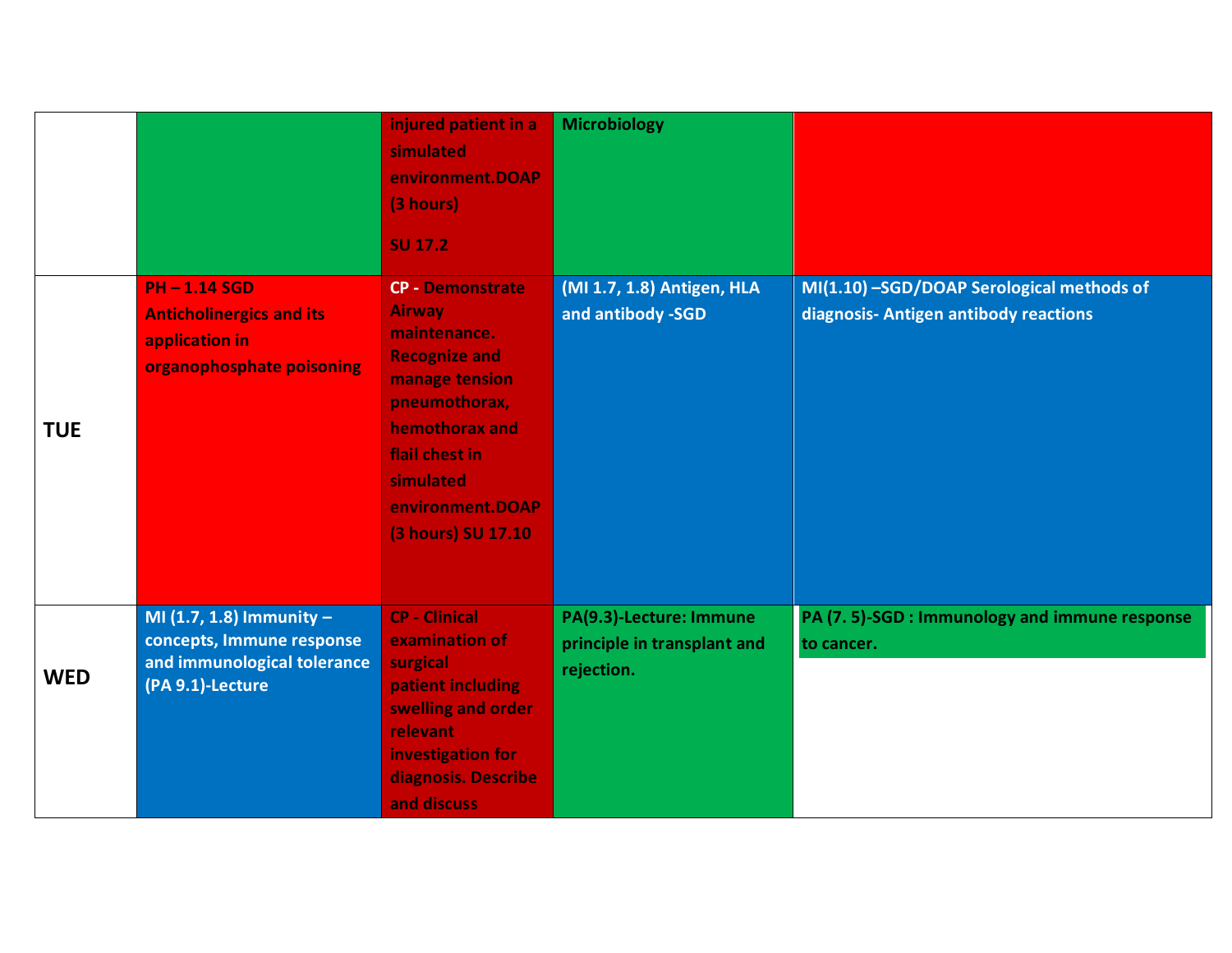| | | | | |
|---|---|---|---|---|
| | | injured patient in a simulated environment.DOAP (3 hours) SU 17.2 | Microbiology | |
| **TUE** | PH – 1.14 SGD Anticholinergics and its application in organophosphate poisoning | CP - Demonstrate Airway maintenance. Recognize and manage tension pneumothorax, hemothorax and flail chest in simulated environment.DOAP (3 hours) SU 17.10 | (MI 1.7, 1.8) Antigen, HLA and antibody -SGD | MI(1.10) –SGD/DOAP Serological methods of diagnosis- Antigen antibody reactions |
| **WED** | MI (1.7, 1.8) Immunity – concepts, Immune response and immunological tolerance (PA 9.1)-Lecture | CP - Clinical examination of surgical patient including swelling and order relevant investigation for diagnosis. Describe and discuss | PA(9.3)-Lecture: Immune principle in transplant and rejection. | PA (7. 5)-SGD : Immunology and immune response to cancer. |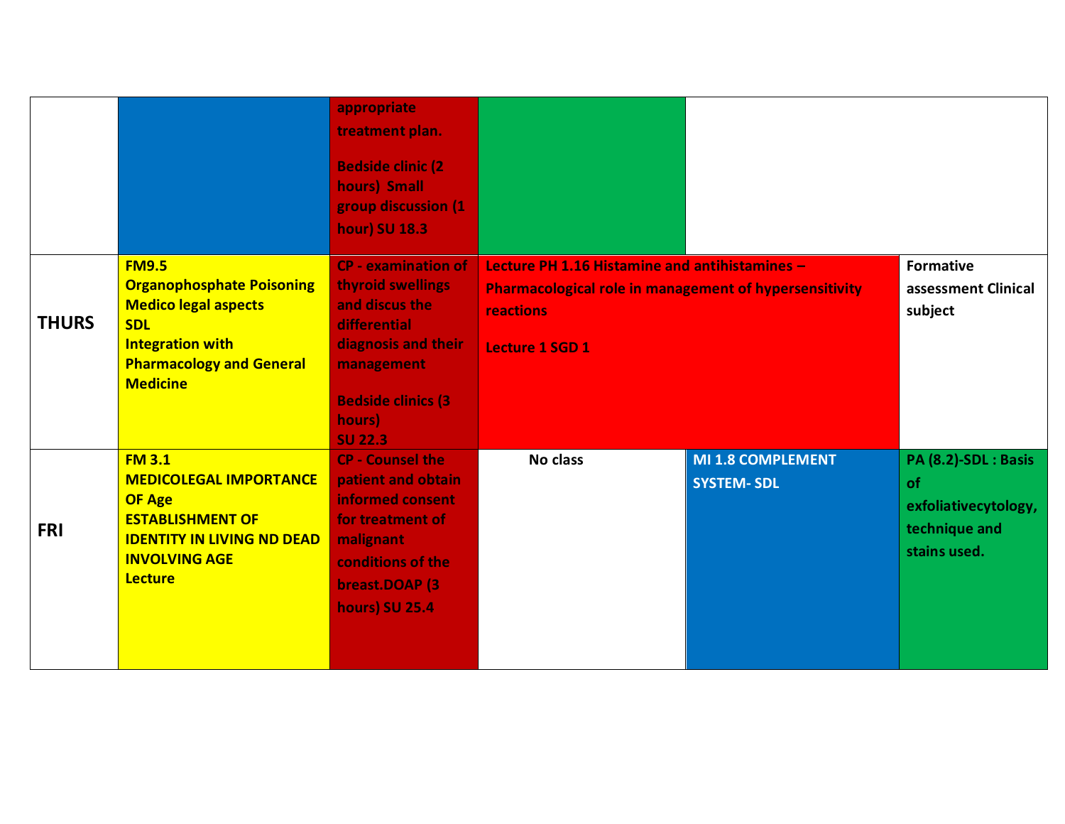|  |  |  |  |  |  |
|---|---|---|---|---|---|
|  |  | appropriate treatment plan.<br><br>Bedside clinic (2 hours) Small group discussion (1 hour) SU 18.3 |  |  |  |
| **THURS** | **FM9.5**<br>**Organophosphate Poisoning Medico legal aspects**<br>**SDL**<br>**Integration with Pharmacology and General Medicine** | **CP - examination of thyroid swellings and discus the differential diagnosis and their management**<br><br>**Bedside clinics (3 hours)**<br>**SU 22.3** | **Lecture PH 1.16 Histamine and antihistamines – Pharmacological role in management of hypersensitivity reactions**<br><br>**Lecture 1 SGD 1** |  | **Formative assessment Clinical subject** |
| **FRI** | **FM 3.1**<br>**MEDICOLEGAL IMPORTANCE OF Age**<br>**ESTABLISHMENT OF IDENTITY IN LIVING ND DEAD INVOLVING AGE**<br>**Lecture** | **CP - Counsel the patient and obtain informed consent for treatment of malignant conditions of the breast.DOAP (3 hours) SU 25.4** | **No class** | **MI 1.8 COMPLEMENT SYSTEM- SDL** | **PA (8.2)-SDL : Basis of exfoliativecytology, technique and stains used.** |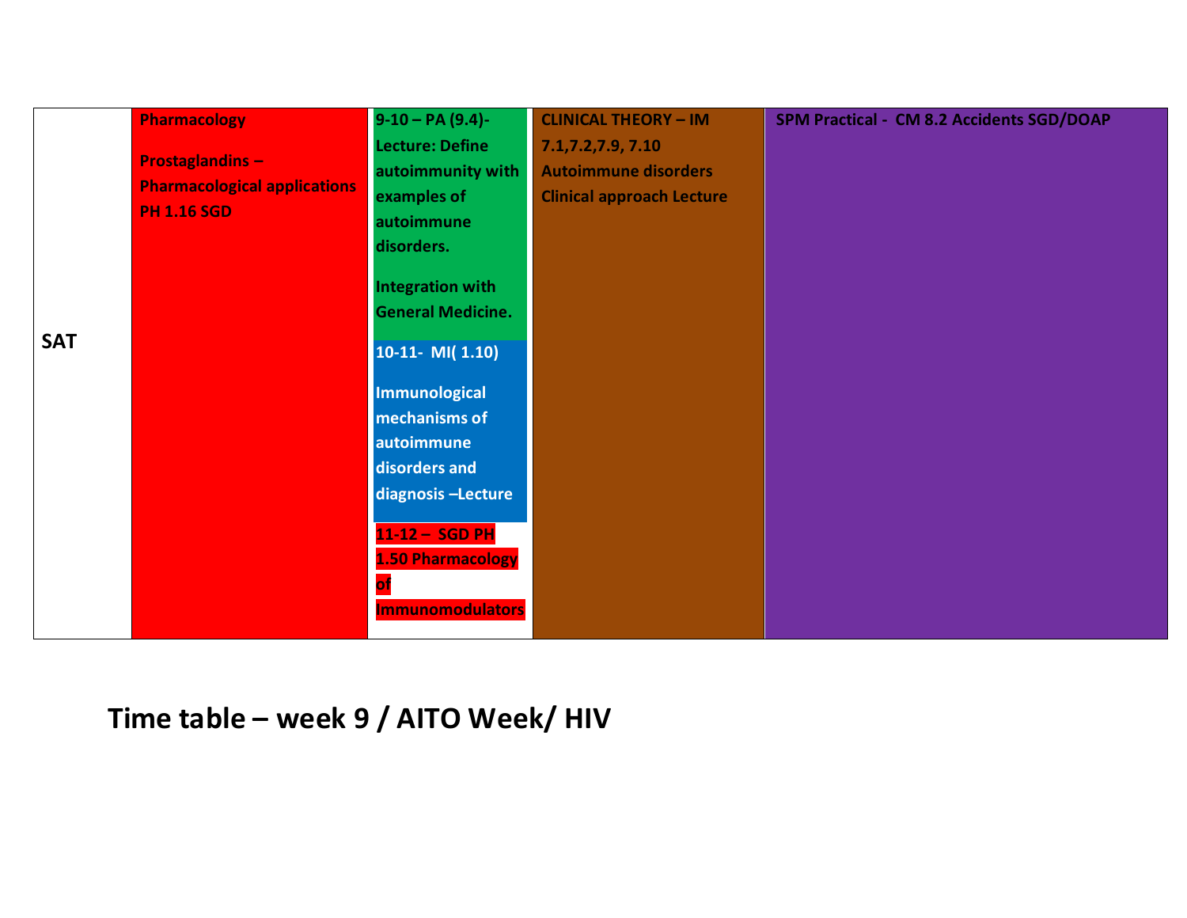| SAT | Pharmacology<br><br>Prostaglandins – Pharmacological applications PH 1.16 SGD | 9-10 – PA (9.4)- Lecture: Define autoimmunity with examples of autoimmune disorders.<br><br>Integration with General Medicine.<br><br>10-11- MI( 1.10)<br><br>Immunological mechanisms of autoimmune disorders and diagnosis –Lecture<br><br>11-12 – SGD PH 1.50 Pharmacology of Immunomodulators | CLINICAL THEORY – IM 7.1,7.2,7.9, 7.10 Autoimmune disorders Clinical approach Lecture | SPM Practical - CM 8.2 Accidents SGD/DOAP |
|---|---|---|---|---|

## Time table – week 9 / AITO Week/ HIV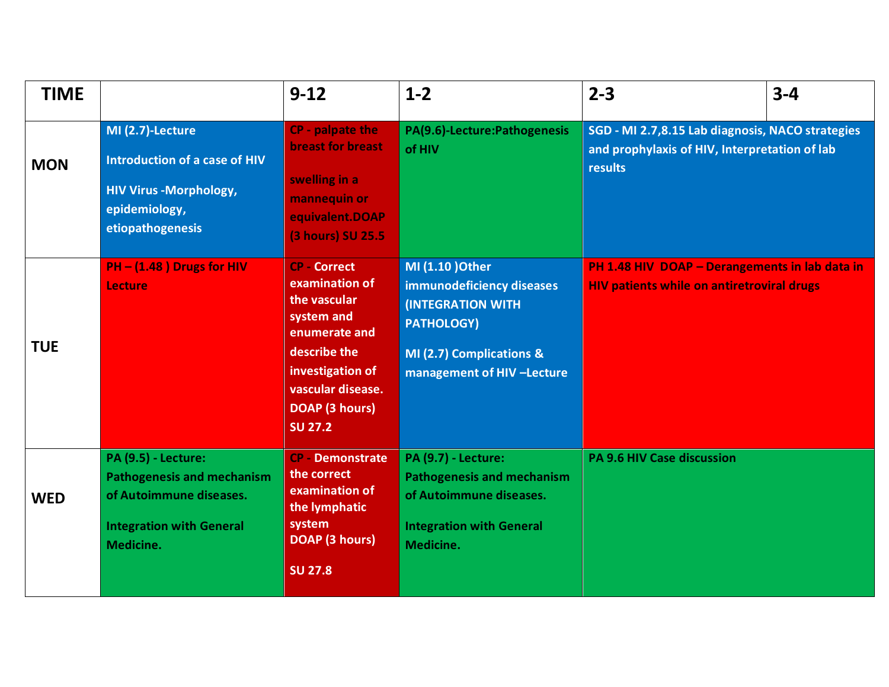| TIME | | 9-12 | 1-2 | 2-3 | 3-4 |
|---|---|---|---|---|---|
| **MON** | MI (2.7)-Lecture<br>Introduction of a case of HIV<br>HIV Virus -Morphology, epidemiology, etiopathogenesis | CP - palpate the breast for breast swelling in a mannequin or equivalent.DOAP (3 hours) SU 25.5 | PA(9.6)-Lecture:Pathogenesis of HIV | SGD - MI 2.7,8.15 Lab diagnosis, NACO strategies and prophylaxis of HIV, Interpretation of lab results | |
| **TUE** | PH – (1.48 ) Drugs for HIV Lecture | CP - Correct examination of the vascular system and enumerate and describe the investigation of vascular disease. DOAP (3 hours) SU 27.2 | MI (1.10 )Other immunodeficiency diseases (INTEGRATION WITH PATHOLOGY)<br>MI (2.7) Complications & management of HIV –Lecture | PH 1.48 HIV DOAP – Derangements in lab data in HIV patients while on antiretroviral drugs | |
| **WED** | PA (9.5) - Lecture: Pathogenesis and mechanism of Autoimmune diseases.<br>Integration with General Medicine. | CP - Demonstrate the correct examination of the lymphatic system DOAP (3 hours)<br>SU 27.8 | PA (9.7) - Lecture: Pathogenesis and mechanism of Autoimmune diseases.<br>Integration with General Medicine. | PA 9.6 HIV Case discussion | |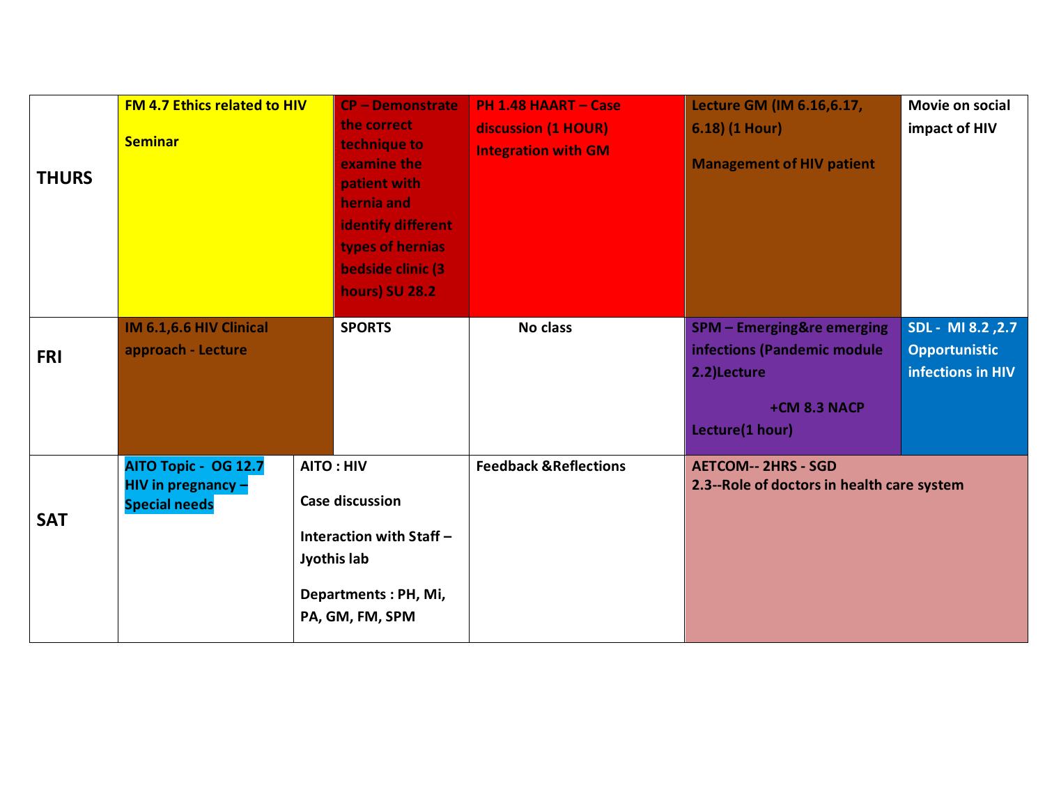| | | | | | |
|---|---|---|---|---|---|
| **THURS** | **FM 4.7 Ethics related to HIV**<br><br>**Seminar** | **CP – Demonstrate the correct technique to examine the patient with hernia and identify different types of hernias bedside clinic (3 hours) SU 28.2** | **PH 1.48 HAART – Case discussion (1 HOUR) Integration with GM** | **Lecture GM (IM 6.16,6.17, 6.18) (1 Hour)**<br><br>**Management of HIV patient** | **Movie on social impact of HIV** |
| **FRI** | **IM 6.1,6.6 HIV Clinical approach - Lecture** | **SPORTS** | **No class** | **SPM – Emerging&re emerging infections (Pandemic module 2.2)Lecture**<br><br>**+CM 8.3 NACP Lecture(1 hour)** | **SDL - MI 8.2 ,2.7 Opportunistic infections in HIV** |
| **SAT** | **AITO Topic - OG 12.7 HIV in pregnancy – Special needs** | **AITO : HIV**<br><br>**Case discussion**<br><br>**Interaction with Staff – Jyothis lab**<br><br>**Departments : PH, Mi, PA, GM, FM, SPM** | **Feedback &Reflections** | **AETCOM-- 2HRS - SGD**<br>**2.3--Role of doctors in health care system** | |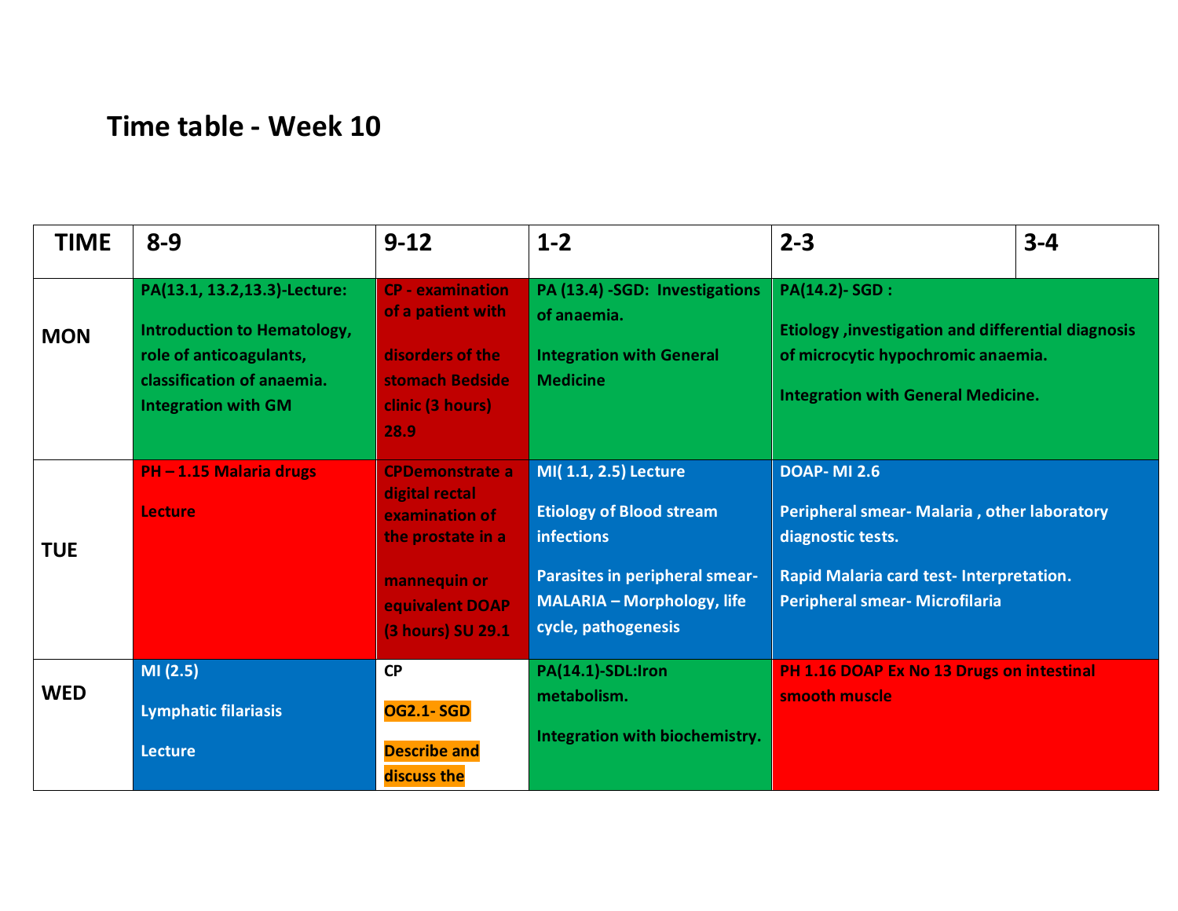# Time table - Week 10

| TIME | 8-9 | 9-12 | 1-2 | 2-3 | 3-4 |
|---|---|---|---|---|---|
| MON | PA(13.1, 13.2,13.3)-Lecture: Introduction to Hematology, role of anticoagulants, classification of anaemia. Integration with GM | CP - examination of a patient with disorders of the stomach Bedside clinic (3 hours) 28.9 | PA (13.4) -SGD: Investigations of anaemia. Integration with General Medicine | PA(14.2)- SGD : Etiology ,investigation and differential diagnosis of microcytic hypochromic anaemia. Integration with General Medicine. | |
| TUE | PH – 1.15 Malaria drugs Lecture | CPDemonstrate a digital rectal examination of the prostate in a mannequin or equivalent DOAP (3 hours) SU 29.1 | MI( 1.1, 2.5) Lecture Etiology of Blood stream infections Parasites in peripheral smear- MALARIA – Morphology, life cycle, pathogenesis | DOAP- MI 2.6 Peripheral smear- Malaria , other laboratory diagnostic tests. Rapid Malaria card test- Interpretation. Peripheral smear- Microfilaria | |
| WED | MI (2.5) Lymphatic filariasis Lecture | CP OG2.1- SGD Describe and discuss the | PA(14.1)-SDL:Iron metabolism. Integration with biochemistry. | PH 1.16 DOAP Ex No 13 Drugs on intestinal smooth muscle | |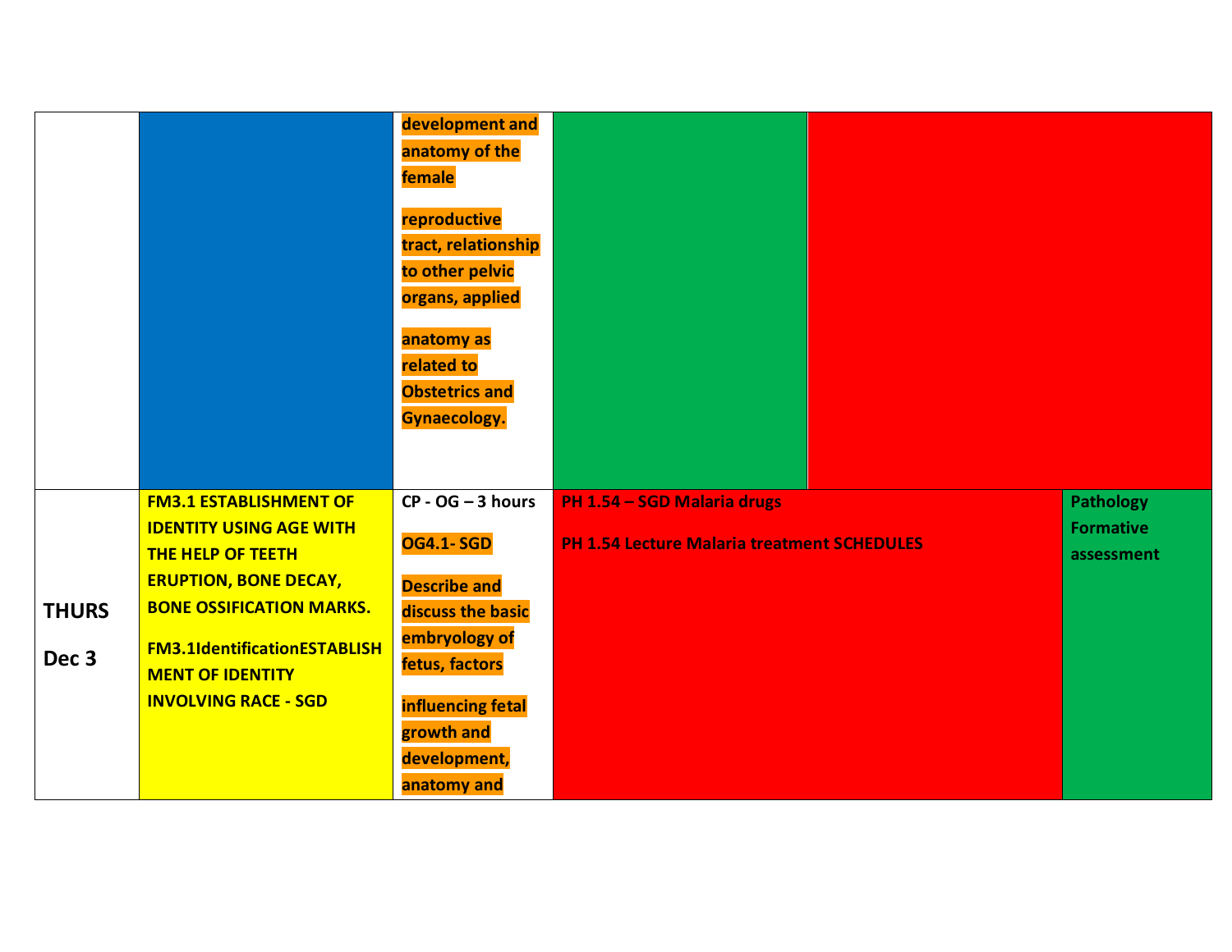| | | | | | |
|---|---|---|---|---|---|
| | | **development and anatomy of the female reproductive tract, relationship to other pelvic organs, applied anatomy as related to Obstetrics and Gynaecology.** | | | |
| **THURS Dec 3** | **FM3.1 ESTABLISHMENT OF IDENTITY USING AGE WITH THE HELP OF TEETH ERUPTION, BONE DECAY, BONE OSSIFICATION MARKS.** **FM3.1IdentificationESTABLISH MENT OF IDENTITY INVOLVING RACE - SGD** | **CP - OG – 3 hours** **OG4.1- SGD** **Describe and discuss the basic embryology of fetus, factors influencing fetal growth and development, anatomy and** | **PH 1.54 – SGD Malaria drugs** **PH 1.54 Lecture Malaria treatment SCHEDULES** | | **Pathology Formative assessment** |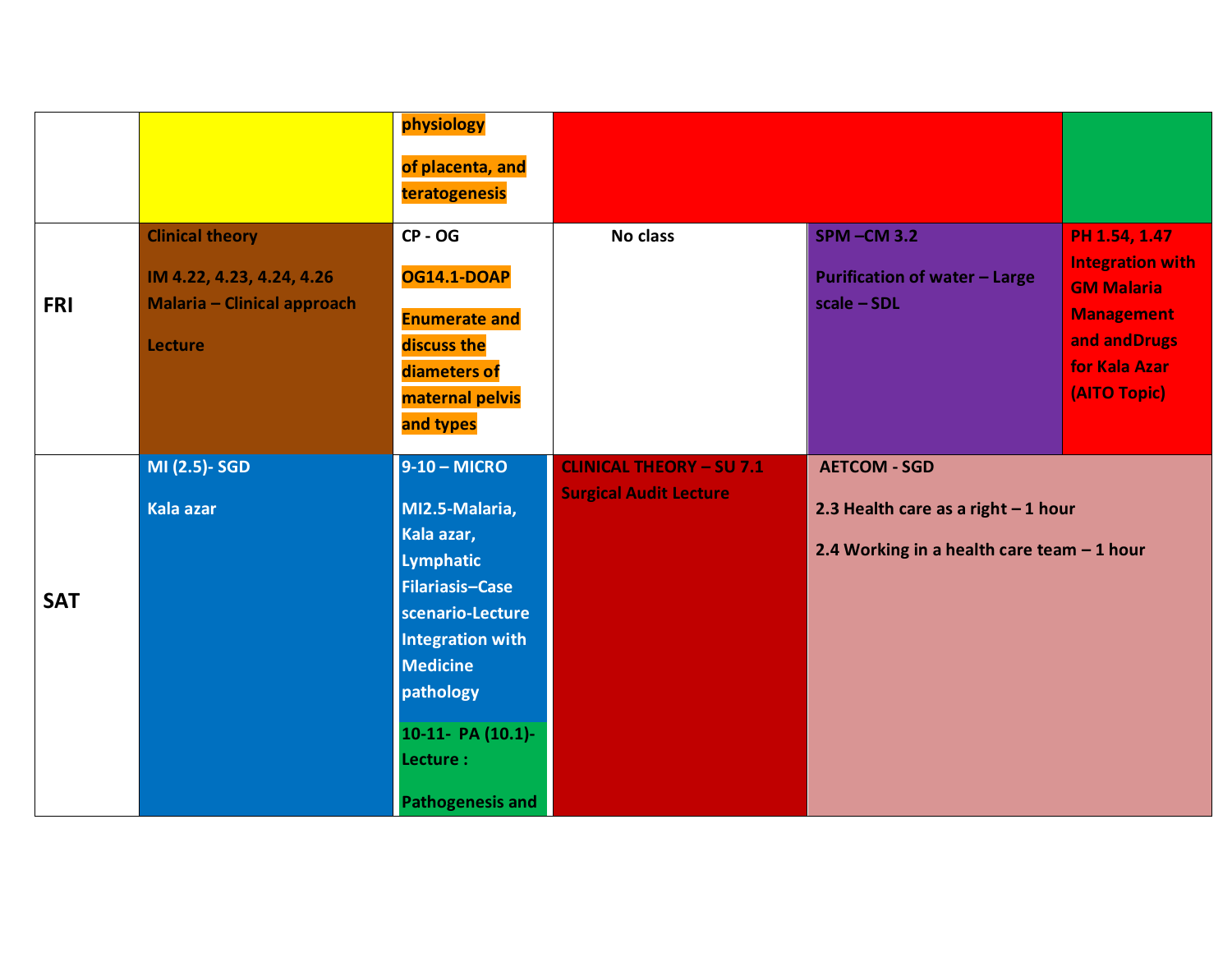| | | | | | |
|---|---|---|---|---|---|
| | | physiology of placenta, and teratogenesis | | | |
| **FRI** | Clinical theory IM 4.22, 4.23, 4.24, 4.26 Malaria – Clinical approach Lecture | CP - OG OG14.1-DOAP Enumerate and discuss the diameters of maternal pelvis and types | No class | SPM –CM 3.2 Purification of water – Large scale – SDL | PH 1.54, 1.47 Integration with GM Malaria Management and andDrugs for Kala Azar (AITO Topic) |
| **SAT** | MI (2.5)- SGD Kala azar | 9-10 – MICRO MI2.5-Malaria, Kala azar, Lymphatic Filariasis–Case scenario-Lecture Integration with Medicine pathology<br>10-11- PA (10.1)- Lecture : Pathogenesis and | CLINICAL THEORY – SU 7.1 Surgical Audit Lecture | AETCOM - SGD 2.3 Health care as a right – 1 hour 2.4 Working in a health care team – 1 hour | |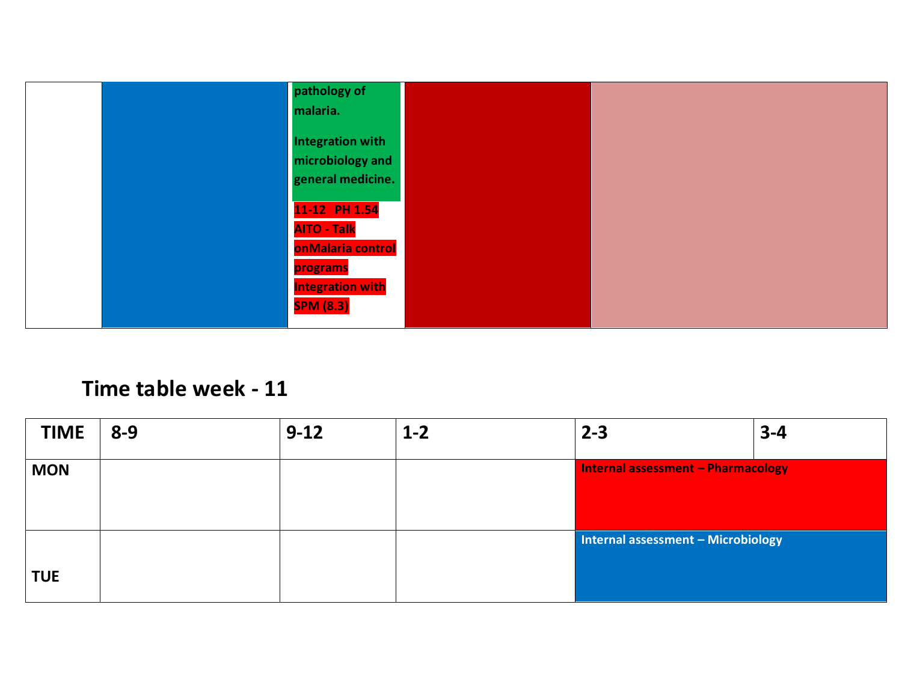| | | | | |
|---|---|---|---|---|
| | | pathology of malaria.<br><br>Integration with microbiology and general medicine.<br><br>11-12 PH 1.54 AITO - Talk onMalaria control programs Integration with SPM (8.3) | | |

## Time table week - 11

| TIME | 8-9 | 9-12 | 1-2 | 2-3 | 3-4 |
|---|---|---|---|---|---|
| MON | | | | Internal assessment – Pharmacology | |
| TUE | | | | Internal assessment – Microbiology | |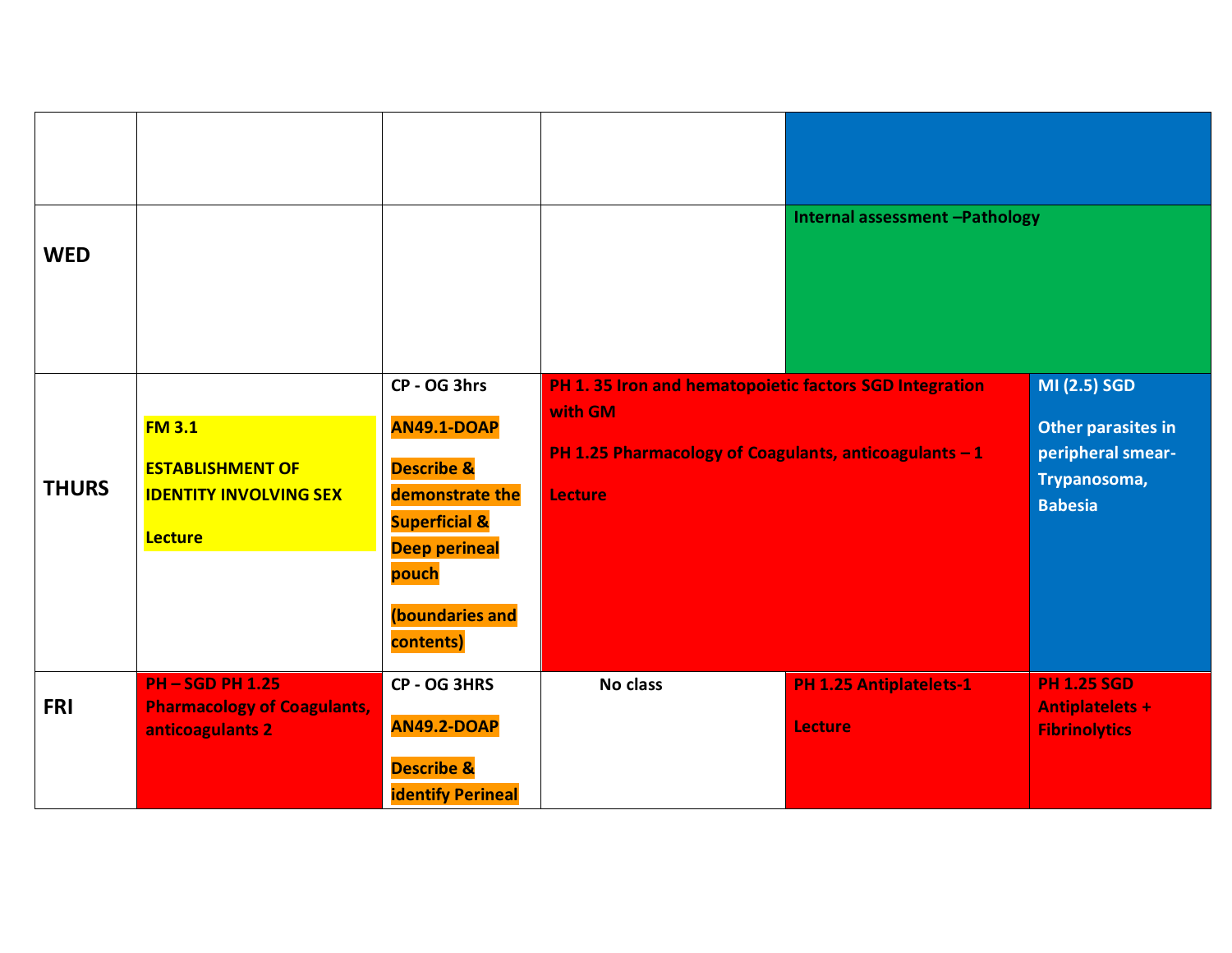| | | | | | |
|---|---|---|---|---|---|
| | | | | | |
| **WED** | | | | **Internal assessment –Pathology** | |
| **THURS** | **FM 3.1**<br>**ESTABLISHMENT OF IDENTITY INVOLVING SEX**<br>**Lecture** | **CP - OG 3hrs**<br>**AN49.1-DOAP**<br>**Describe & demonstrate the Superficial & Deep perineal pouch**<br>**(boundaries and contents)** | **PH 1. 35 Iron and hematopoietic factors SGD Integration with GM**<br>**PH 1.25 Pharmacology of Coagulants, anticoagulants – 1**<br>**Lecture** | | **MI (2.5) SGD**<br>**Other parasites in peripheral smear- Trypanosoma, Babesia** |
| **FRI** | **PH – SGD PH 1.25 Pharmacology of Coagulants, anticoagulants 2** | **CP - OG 3HRS**<br>**AN49.2-DOAP**<br>**Describe & identify Perineal** | **No class** | **PH 1.25 Antiplatelets-1**<br>**Lecture** | **PH 1.25 SGD Antiplatelets + Fibrinolytics** |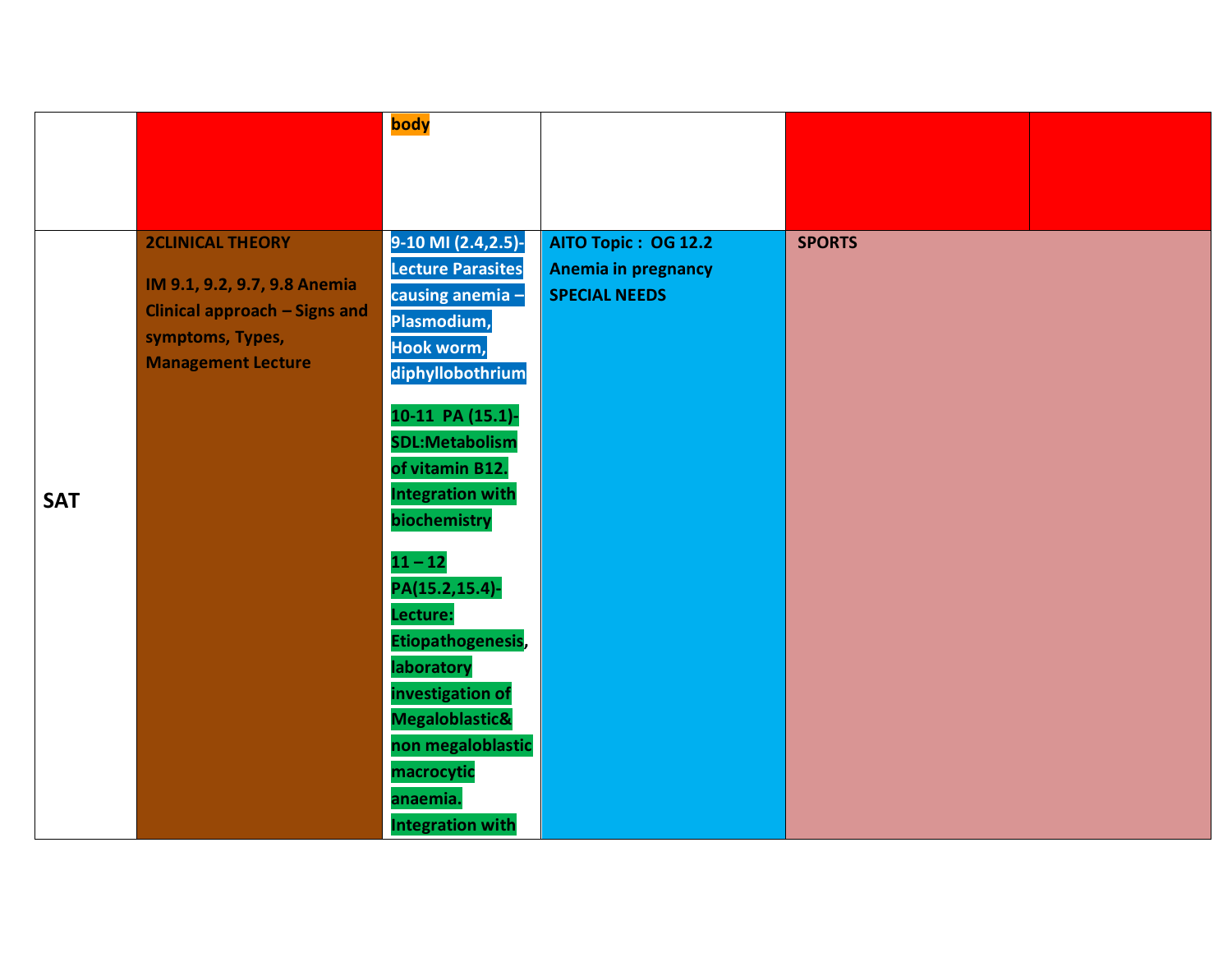|  |  |  |  |  |  |
|---|---|---|---|---|---|
|  |  | body |  |  |  |
| SAT | 2CLINICAL THEORY<br><br>IM 9.1, 9.2, 9.7, 9.8 Anemia Clinical approach – Signs and symptoms, Types, Management Lecture | 9-10 MI (2.4,2.5)-Lecture Parasites causing anemia – Plasmodium, Hook worm, diphyllobothrium<br><br>10-11 PA (15.1)-SDL:Metabolism of vitamin B12. Integration with biochemistry<br><br>11 – 12 PA(15.2,15.4)-Lecture: Etiopathogenesis, laboratory investigation of Megaloblastic& non megaloblastic macrocytic anaemia. Integration with | AITO Topic : OG 12.2 Anemia in pregnancy<br>SPECIAL NEEDS | SPORTS |  |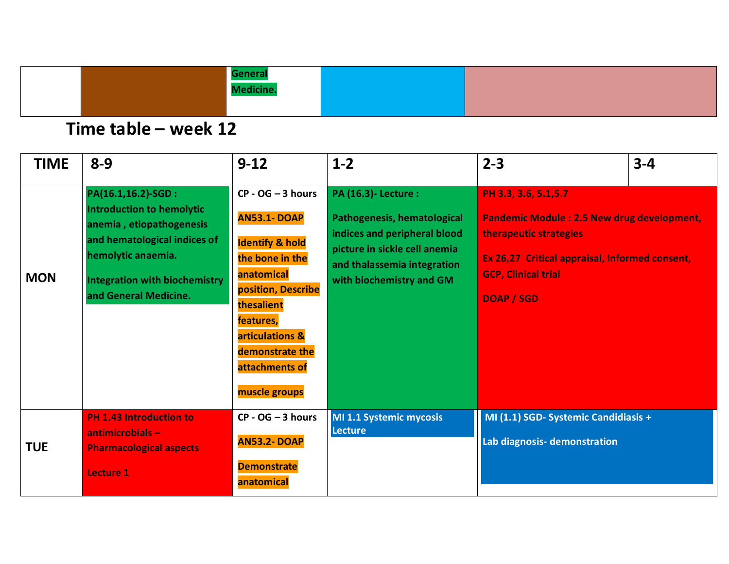|  |  | General Medicine. |  |  |
|---|---|---|---|---|

## Time table – week 12

| TIME | 8-9 | 9-12 | 1-2 | 2-3 | 3-4 |
|---|---|---|---|---|---|
| MON | PA(16.1,16.2)-SGD : Introduction to hemolytic anemia , etiopathogenesis and hematological indices of hemolytic anaemia. Integration with biochemistry and General Medicine. | CP - OG – 3 hours AN53.1- DOAP Identify & hold the bone in the anatomical position, Describe thesalient features, articulations & demonstrate the attachments of muscle groups | PA (16.3)- Lecture : Pathogenesis, hematological indices and peripheral blood picture in sickle cell anemia and thalassemia integration with biochemistry and GM | PH 3.3, 3.6, 5.1,5.7 Pandemic Module : 2.5 New drug development, therapeutic strategies Ex 26,27 Critical appraisal, Informed consent, GCP, Clinical trial DOAP / SGD | |
| TUE | PH 1.43 Introduction to antimicrobials – Pharmacological aspects Lecture 1 | CP - OG – 3 hours AN53.2- DOAP Demonstrate anatomical | MI 1.1 Systemic mycosis Lecture | MI (1.1) SGD- Systemic Candidiasis + Lab diagnosis- demonstration | |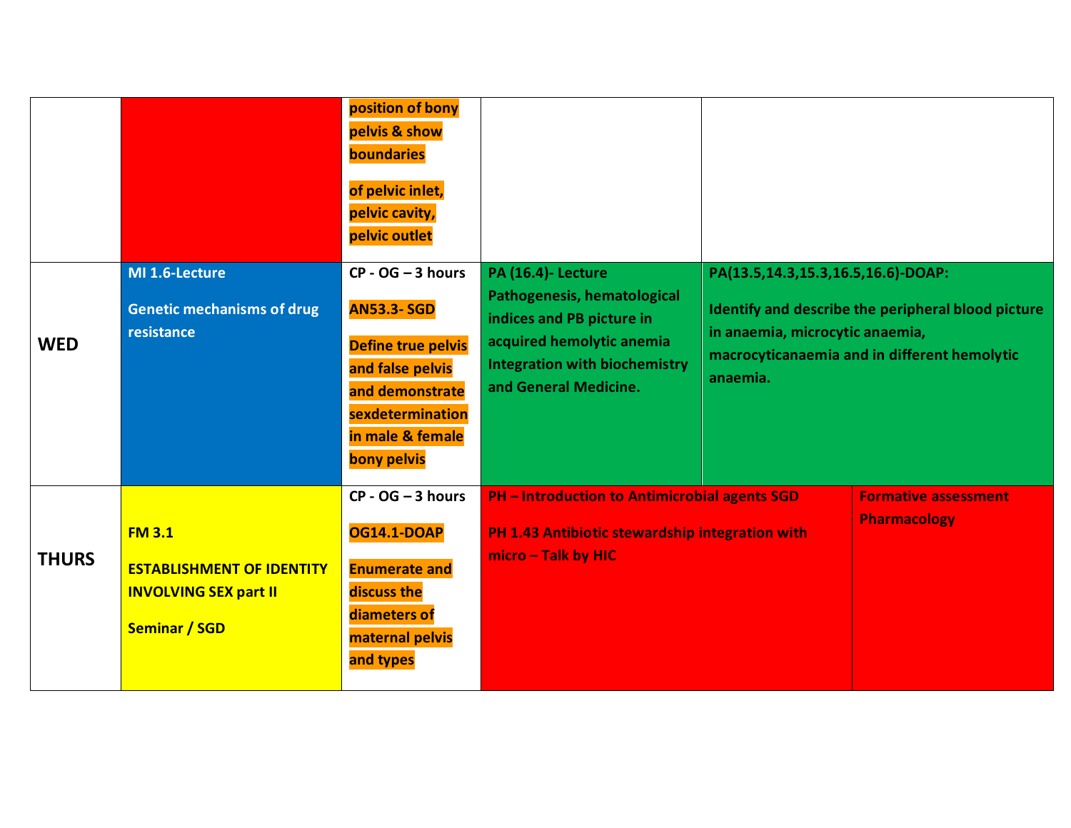| | | | | |
|---|---|---|---|---|
| | | position of bony pelvis & show boundaries<br><br>of pelvic inlet, pelvic cavity, pelvic outlet | | |
| **WED** | **MI 1.6-Lecture**<br><br>**Genetic mechanisms of drug resistance** | **CP - OG – 3 hours**<br><br>**AN53.3- SGD**<br><br>**Define true pelvis and false pelvis and demonstrate sexdetermination in male & female bony pelvis** | **PA (16.4)- Lecture Pathogenesis, hematological indices and PB picture in acquired hemolytic anemia Integration with biochemistry and General Medicine.** | **PA(13.5,14.3,15.3,16.5,16.6)-DOAP:**<br><br>**Identify and describe the peripheral blood picture in anaemia, microcytic anaemia, macrocyticanaemia and in different hemolytic anaemia.** |
| **THURS** | **FM 3.1**<br><br>**ESTABLISHMENT OF IDENTITY INVOLVING SEX part II**<br><br>**Seminar / SGD** | **CP - OG – 3 hours**<br><br>**OG14.1-DOAP**<br><br>**Enumerate and discuss the diameters of maternal pelvis and types** | **PH – Introduction to Antimicrobial agents SGD**<br><br>**PH 1.43 Antibiotic stewardship integration with micro – Talk by HIC** | **Formative assessment Pharmacology** |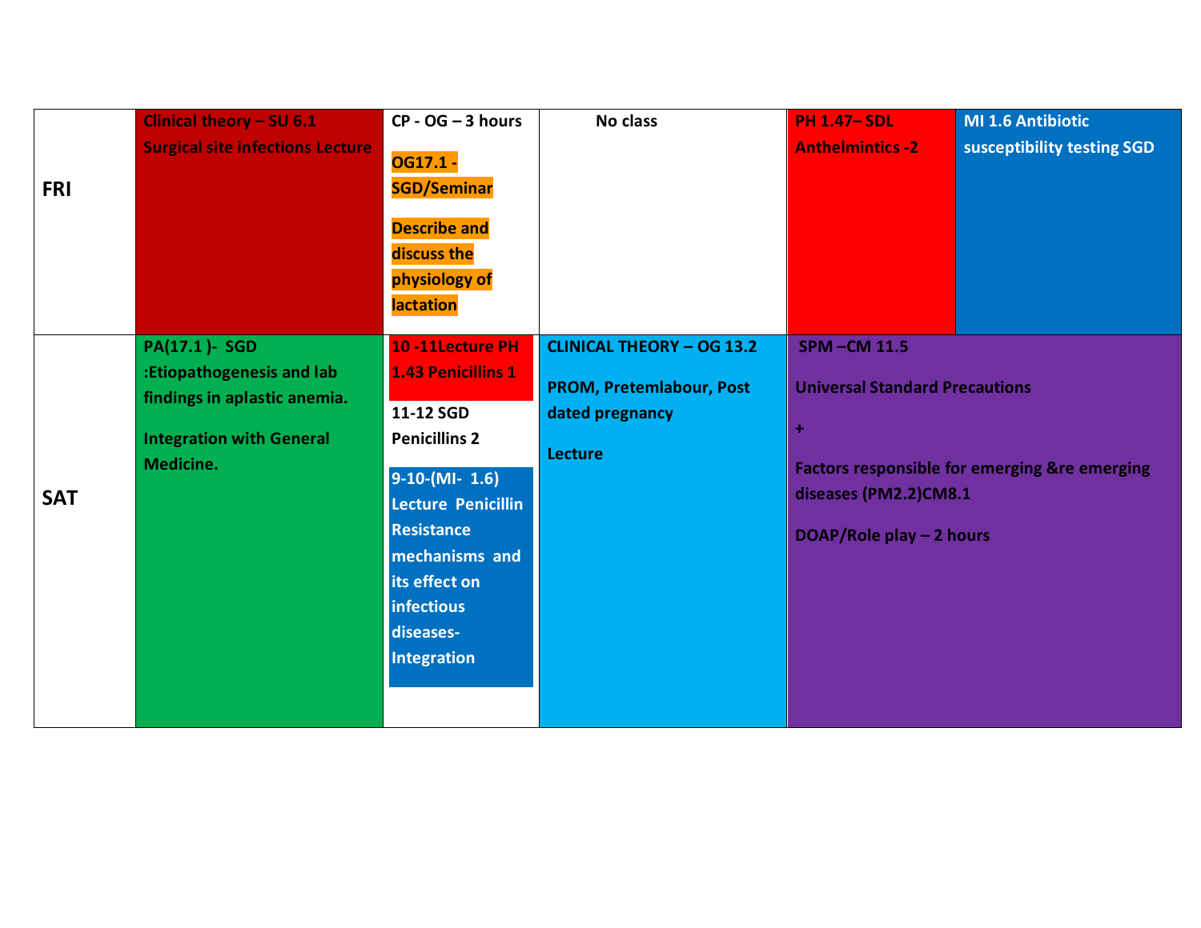| | | | | | |
|---|---|---|---|---|---|
| **FRI** | **Clinical theory – SU 6.1**<br>**Surgical site infections Lecture** | **CP - OG – 3 hours**<br>**OG17.1 - SGD/Seminar**<br>**Describe and discuss the physiology of lactation** | **No class** | **PH 1.47– SDL**<br>**Anthelmintics -2** | **MI 1.6 Antibiotic susceptibility testing SGD** |
| **SAT** | **PA(17.1 )- SGD :Etiopathogenesis and lab findings in aplastic anemia.**<br>**Integration with General Medicine.** | **10 -11Lecture PH 1.43 Penicillins 1**<br>**11-12 SGD Penicillins 2**<br>**9-10-(MI- 1.6) Lecture Penicillin Resistance mechanisms and its effect on infectious diseases- Integration** | **CLINICAL THEORY – OG 13.2**<br>**PROM, Pretemlabour, Post dated pregnancy**<br>**Lecture** | **SPM –CM 11.5**<br>**Universal Standard Precautions**<br>**+**<br>**Factors responsible for emerging &re emerging diseases (PM2.2)CM8.1**<br>**DOAP/Role play – 2 hours** | |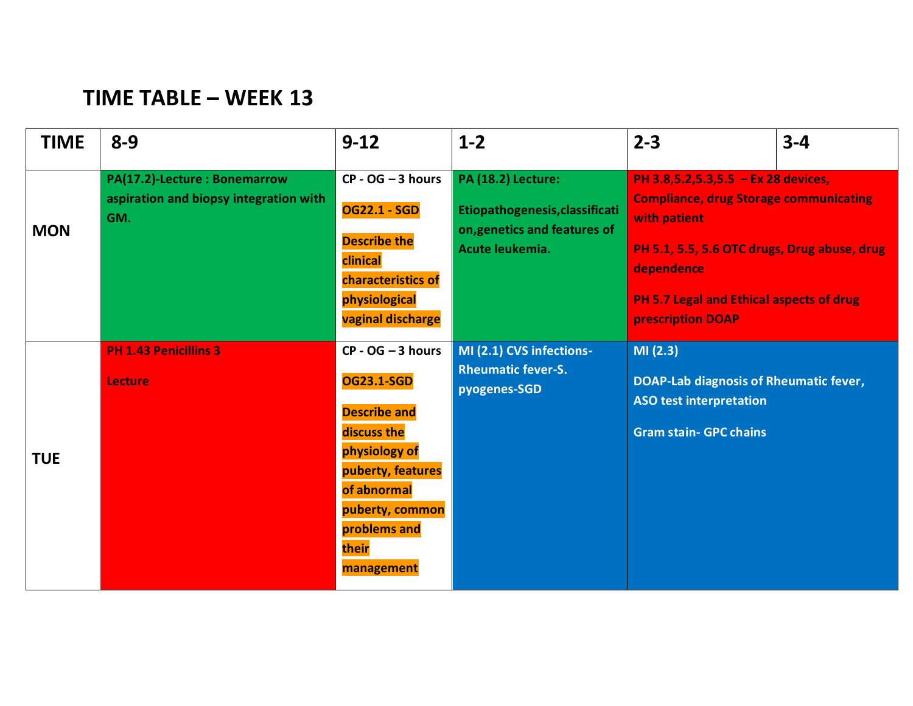# TIME TABLE – WEEK 13

| TIME | 8-9 | 9-12 | 1-2 | 2-3 | 3-4 |
|---|---|---|---|---|---|
| MON | PA(17.2)-Lecture : Bonemarrow aspiration and biopsy integration with GM. | CP - OG – 3 hours<br><br>OG22.1 - SGD<br><br>Describe the clinical characteristics of physiological vaginal discharge | PA (18.2) Lecture:<br><br>Etiopathogenesis,classification,genetics and features of Acute leukemia. | PH 3.8,5.2,5.3,5.5 – Ex 28 devices, Compliance, drug Storage communicating with patient<br><br>PH 5.1, 5.5, 5.6 OTC drugs, Drug abuse, drug dependence<br><br>PH 5.7 Legal and Ethical aspects of drug prescription DOAP | |
| TUE | PH 1.43 Penicillins 3<br><br>Lecture | CP - OG – 3 hours<br><br>OG23.1-SGD<br><br>Describe and discuss the physiology of puberty, features of abnormal puberty, common problems and their management | MI (2.1) CVS infections-Rheumatic fever-S. pyogenes-SGD | MI (2.3)<br><br>DOAP-Lab diagnosis of Rheumatic fever, ASO test interpretation<br><br>Gram stain- GPC chains | |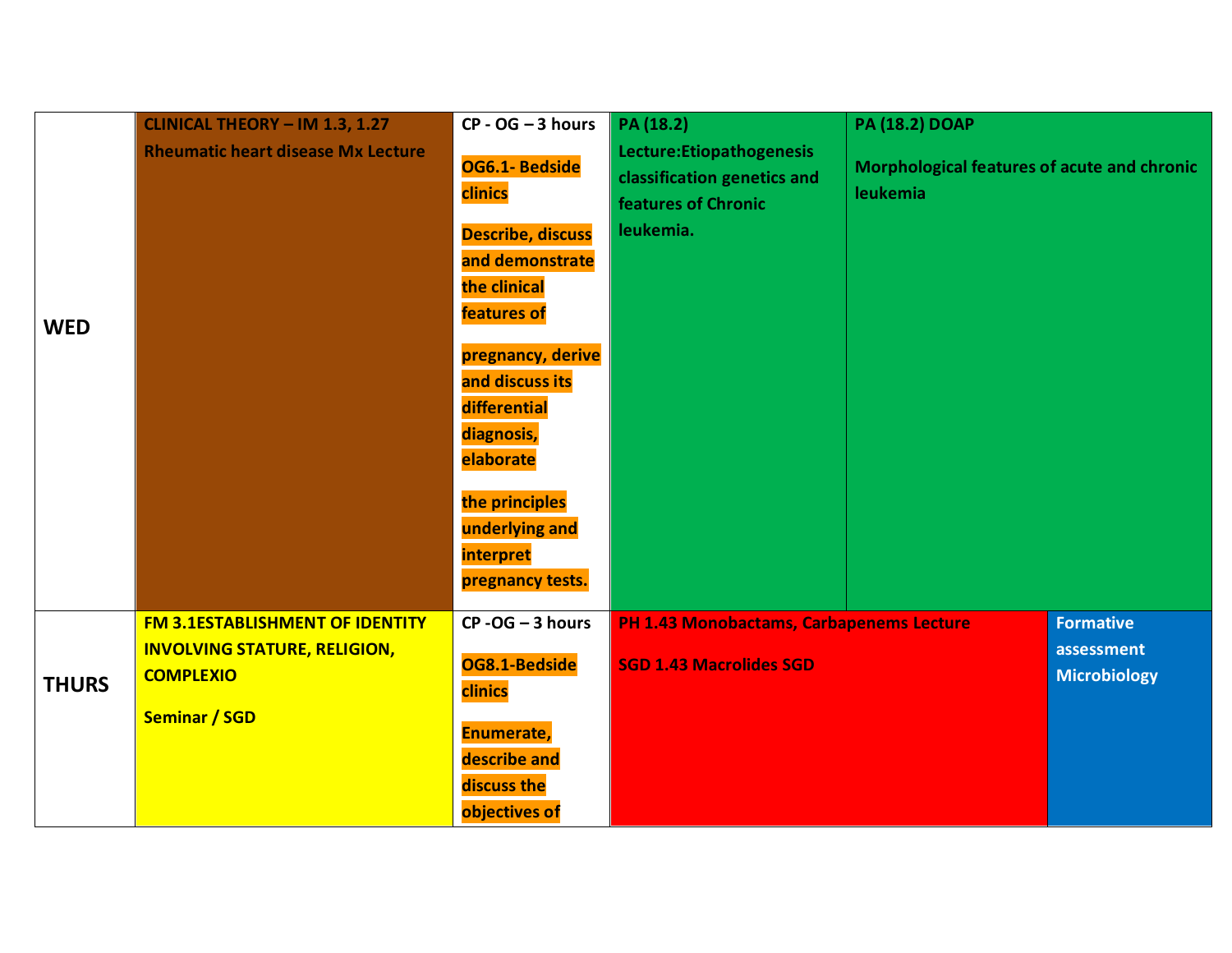| | | | | |
|---|---|---|---|---|
| **WED** | **CLINICAL THEORY – IM 1.3, 1.27** **Rheumatic heart disease Mx Lecture** | **CP - OG – 3 hours** **OG6.1- Bedside clinics** **Describe, discuss and demonstrate the clinical features of pregnancy, derive and discuss its differential diagnosis, elaborate the principles underlying and interpret pregnancy tests.** | **PA (18.2)** **Lecture:Etiopathogenesis classification genetics and features of Chronic leukemia.** | **PA (18.2) DOAP** **Morphological features of acute and chronic leukemia** |
| **THURS** | **FM 3.1ESTABLISHMENT OF IDENTITY INVOLVING STATURE, RELIGION, COMPLEXIO** **Seminar / SGD** | **CP -OG – 3 hours** **OG8.1-Bedside clinics** **Enumerate, describe and discuss the objectives of** | **PH 1.43 Monobactams, Carbapenems Lecture** **SGD 1.43 Macrolides SGD** | **Formative assessment Microbiology** |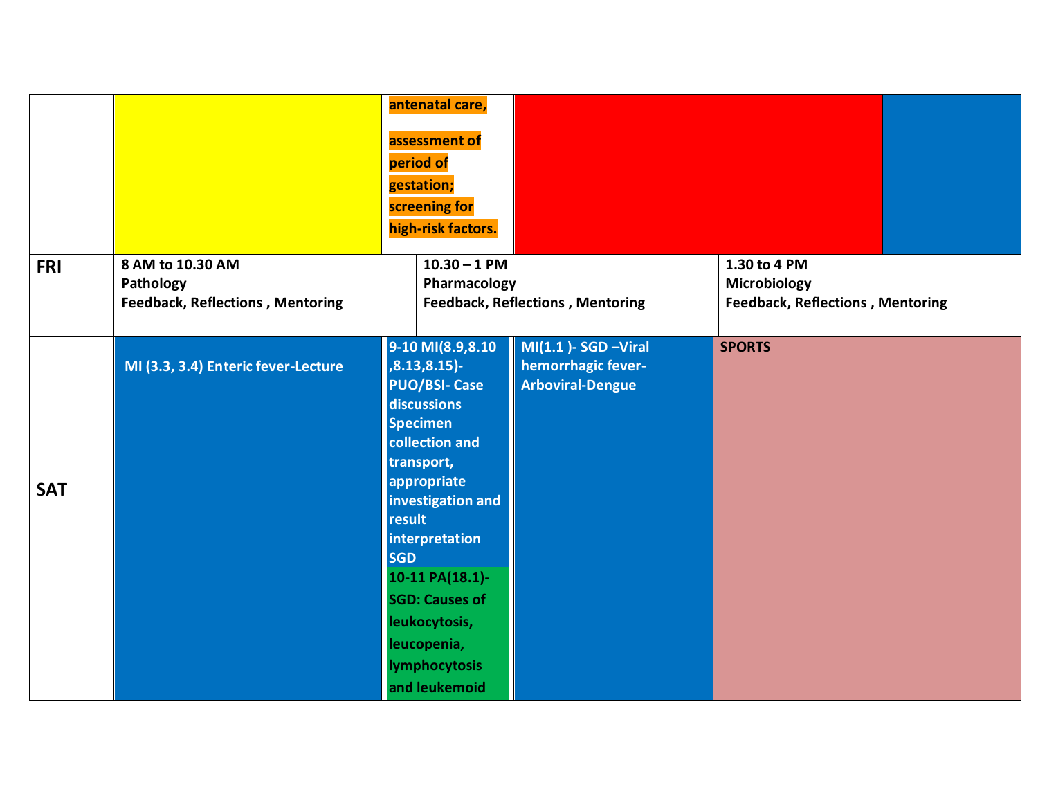| | | | | |
|---|---|---|---|---|
| | | antenatal care, assessment of period of gestation; screening for high-risk factors. | | |
| **FRI** | **8 AM to 10.30 AM Pathology Feedback, Reflections , Mentoring** | **10.30 – 1 PM Pharmacology Feedback, Reflections , Mentoring** | | **1.30 to 4 PM Microbiology Feedback, Reflections , Mentoring** |
| **SAT** | **MI (3.3, 3.4) Enteric fever-Lecture** | **9-10 MI(8.9,8.10 ,8.13,8.15)- PUO/BSI- Case discussions Specimen collection and transport, appropriate investigation and result interpretation SGD** **10-11 PA(18.1)- SGD: Causes of leukocytosis, leucopenia, lymphocytosis and leukemoid** | **MI(1.1 )- SGD –Viral hemorrhagic fever- Arboviral-Dengue** | **SPORTS** |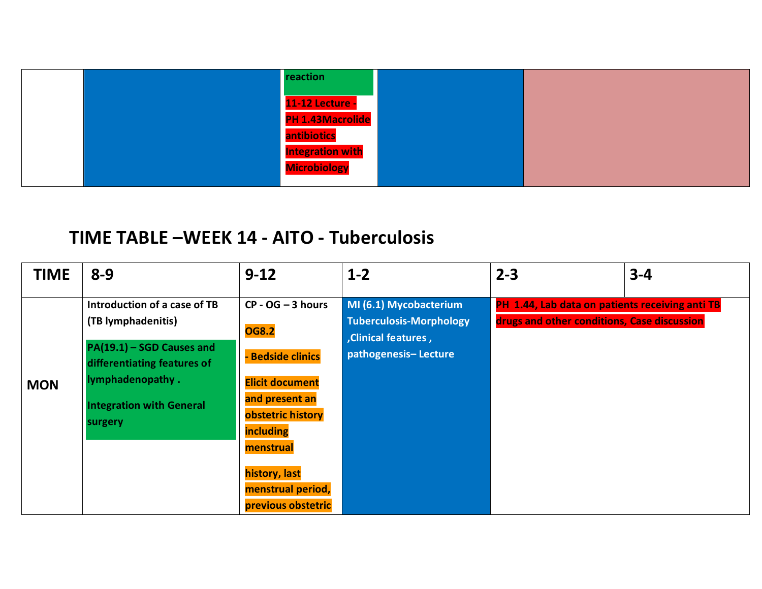| | | | | |
|---|---|---|---|---|
| | | reaction<br>11-12 Lecture - PH 1.43Macrolide antibiotics Integration with Microbiology | | |

## TIME TABLE –WEEK 14 - AITO - Tuberculosis

| TIME | 8-9 | 9-12 | 1-2 | 2-3 | 3-4 |
|---|---|---|---|---|---|
| MON | Introduction of a case of TB (TB lymphadenitis)<br>PA(19.1) – SGD Causes and differentiating features of lymphadenopathy .<br>Integration with General surgery | CP - OG – 3 hours<br>OG8.2<br>- Bedside clinics<br>Elicit document and present an obstetric history including menstrual<br>history, last menstrual period, previous obstetric | MI (6.1) Mycobacterium Tuberculosis-Morphology ,Clinical features , pathogenesis– Lecture | PH 1.44, Lab data on patients receiving anti TB drugs and other conditions, Case discussion | |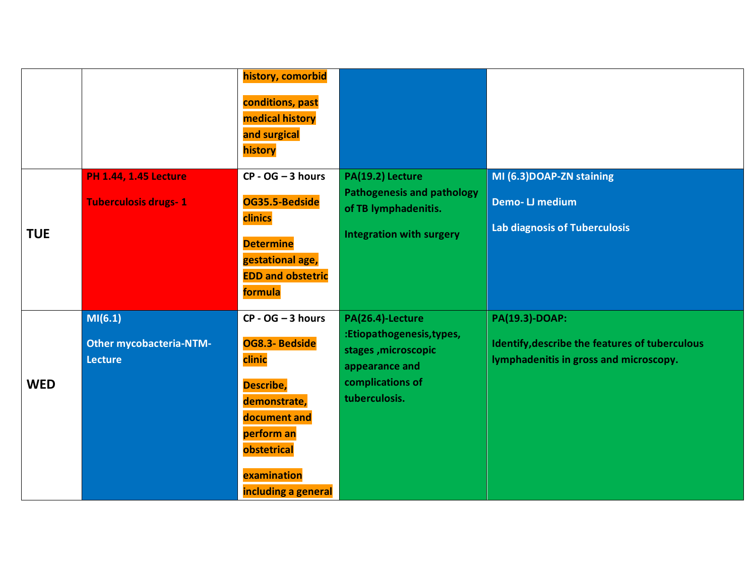| | | | | |
|---|---|---|---|---|
| | | history, comorbid conditions, past medical history and surgical history | | |
| **TUE** | PH 1.44, 1.45 Lecture<br><br>Tuberculosis drugs- 1 | CP - OG – 3 hours<br><br>OG35.5-Bedside clinics<br><br>Determine gestational age, EDD and obstetric formula | PA(19.2) Lecture Pathogenesis and pathology of TB lymphadenitis.<br><br>Integration with surgery | MI (6.3)DOAP-ZN staining<br><br>Demo- LJ medium<br><br>Lab diagnosis of Tuberculosis |
| **WED** | MI(6.1)<br><br>Other mycobacteria-NTM-Lecture | CP - OG – 3 hours<br><br>OG8.3- Bedside clinic<br><br>Describe, demonstrate, document and perform an obstetrical examination including a general | PA(26.4)-Lecture :Etiopathogenesis,types, stages ,microscopic appearance and complications of tuberculosis. | PA(19.3)-DOAP:<br><br>Identify,describe the features of tuberculous lymphadenitis in gross and microscopy. |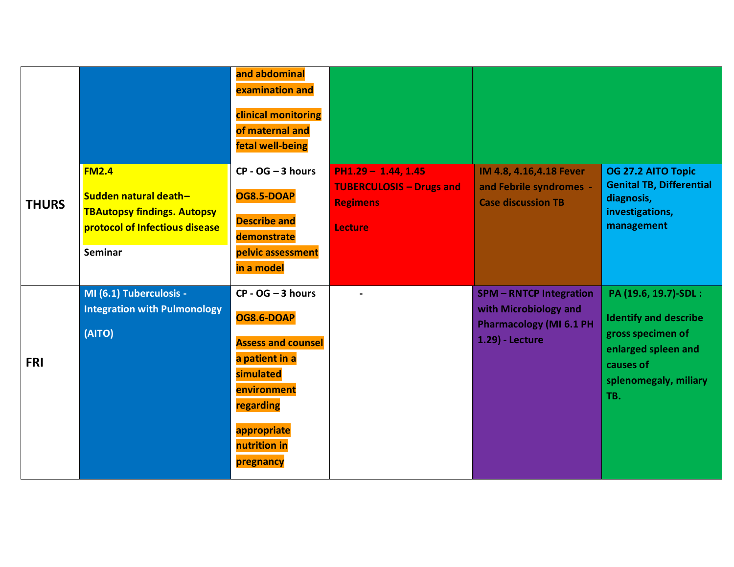|  |  |  |  |  |  |
|---|---|---|---|---|---|
|  |  | and abdominal examination and clinical monitoring of maternal and fetal well-being |  |  |  |
| **THURS** | **FM2.4** **Sudden natural death– TBAutopsy findings. Autopsy protocol of Infectious disease** **Seminar** | **CP - OG – 3 hours** **OG8.5-DOAP** **Describe and demonstrate pelvic assessment in a model** | **PH1.29 – 1.44, 1.45 TUBERCULOSIS – Drugs and Regimens** **Lecture** | **IM 4.8, 4.16,4.18 Fever and Febrile syndromes - Case discussion TB** | **OG 27.2 AITO Topic Genital TB, Differential diagnosis, investigations, management** |
| **FRI** | **MI (6.1) Tuberculosis - Integration with Pulmonology** **(AITO)** | **CP - OG – 3 hours** **OG8.6-DOAP** **Assess and counsel a patient in a simulated environment regarding appropriate nutrition in pregnancy** | **-** | **SPM – RNTCP Integration with Microbiology and Pharmacology (MI 6.1 PH 1.29) - Lecture** | **PA (19.6, 19.7)-SDL :** **Identify and describe gross specimen of enlarged spleen and causes of splenomegaly, miliary TB.** |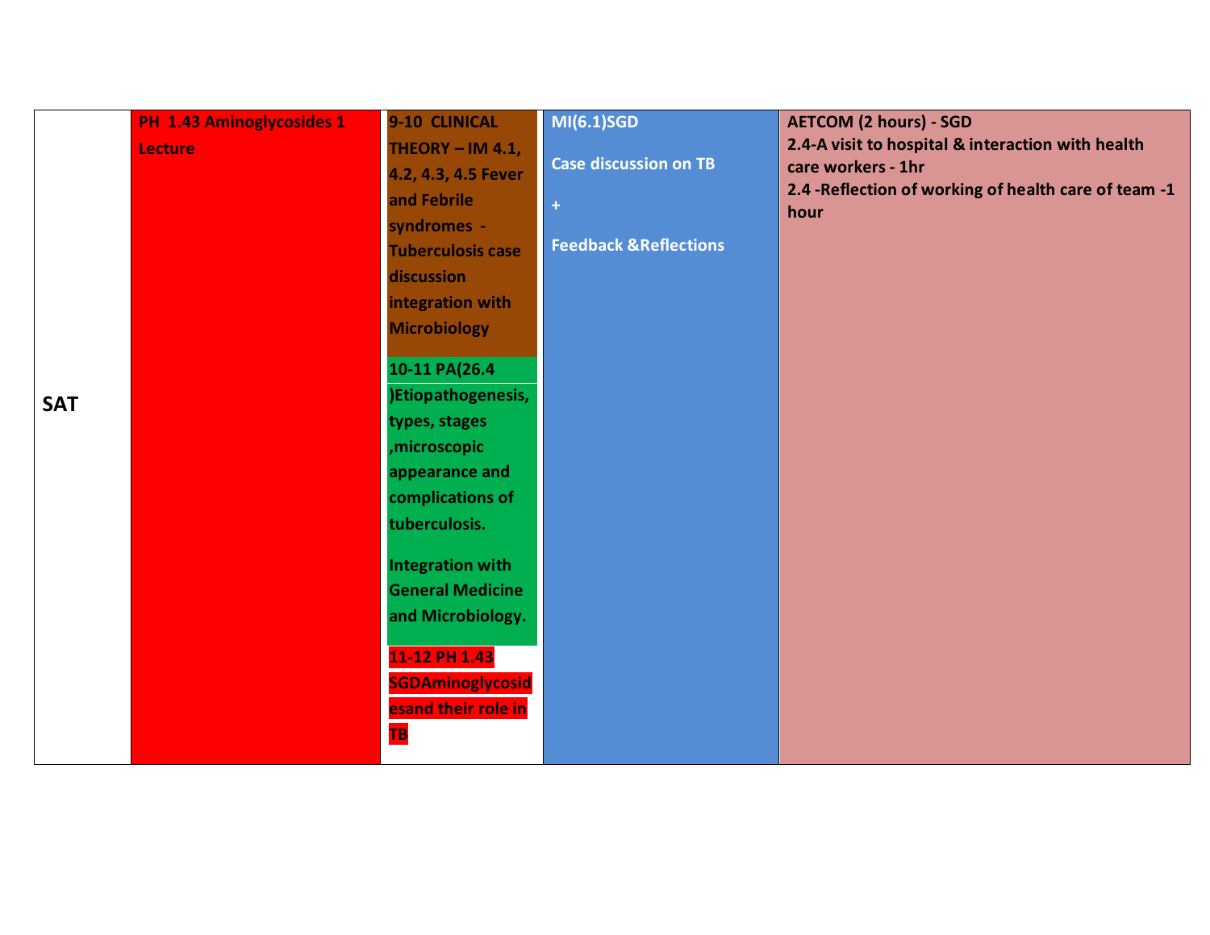| SAT | PH 1.43 Aminoglycosides 1 Lecture | 9-10 CLINICAL THEORY – IM 4.1, 4.2, 4.3, 4.5 Fever and Febrile syndromes - Tuberculosis case discussion integration with Microbiology<br><br>10-11 PA(26.4 )Etiopathogenesis, types, stages ,microscopic appearance and complications of tuberculosis.<br><br>Integration with General Medicine and Microbiology.<br><br>11-12 PH 1.43 SGDAminoglycosidesand their role in TB | MI(6.1)SGD<br><br>Case discussion on TB<br><br>+<br><br>Feedback &Reflections | AETCOM (2 hours) - SGD<br>2.4-A visit to hospital & interaction with health care workers - 1hr<br>2.4 -Reflection of working of health care of team -1 hour |
|---|---|---|---|---|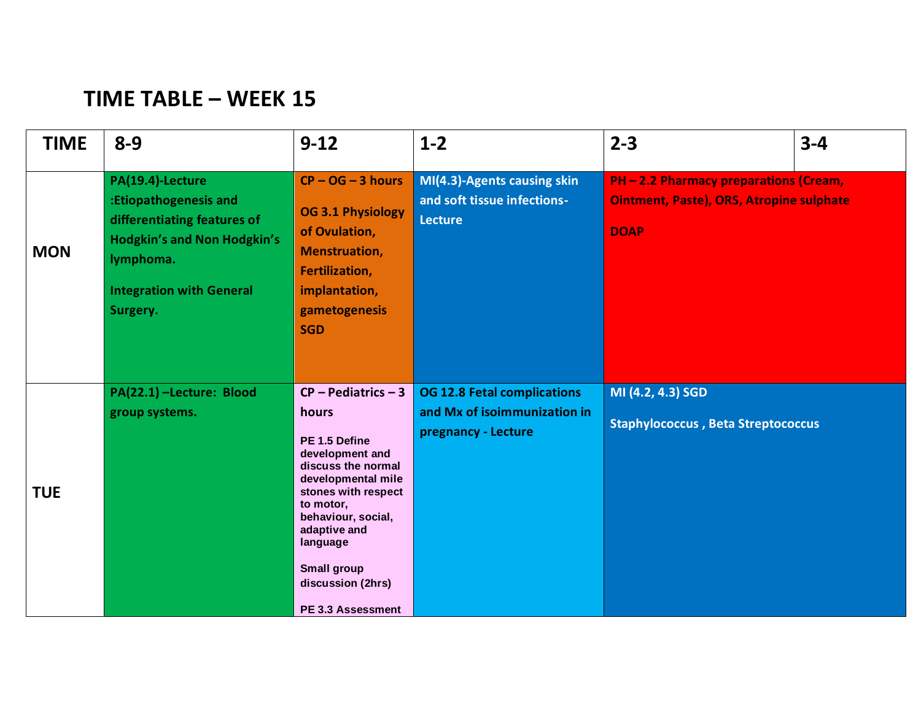# TIME TABLE – WEEK 15

| TIME | 8-9 | 9-12 | 1-2 | 2-3 | 3-4 |
|---|---|---|---|---|---|
| MON | PA(19.4)-Lecture :Etiopathogenesis and differentiating features of Hodgkin's and Non Hodgkin's lymphoma.<br><br>Integration with General Surgery. | CP – OG – 3 hours<br><br>OG 3.1 Physiology of Ovulation, Menstruation, Fertilization, implantation, gametogenesis SGD | MI(4.3)-Agents causing skin and soft tissue infections-Lecture | PH – 2.2 Pharmacy preparations (Cream, Ointment, Paste), ORS, Atropine sulphate<br><br>DOAP | |
| TUE | PA(22.1) –Lecture: Blood group systems. | CP – Pediatrics – 3 hours<br><br>PE 1.5 Define development and discuss the normal developmental mile stones with respect to motor, behaviour, social, adaptive and language<br><br>Small group discussion (2hrs)<br><br>PE 3.3 Assessment | OG 12.8 Fetal complications and Mx of isoimmunization in pregnancy - Lecture | MI (4.2, 4.3) SGD<br><br>Staphylococcus , Beta Streptococcus | |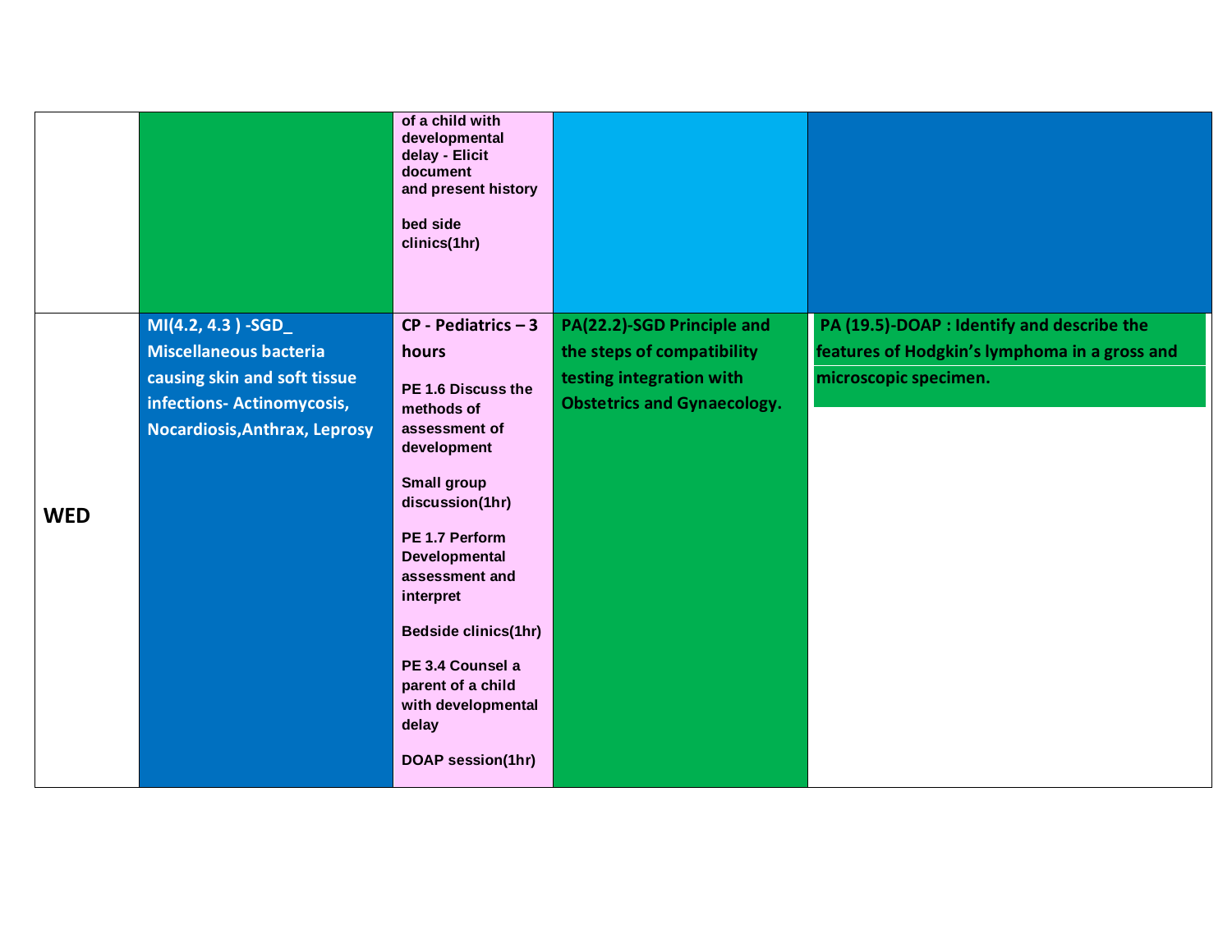| | | | | |
|---|---|---|---|---|
| | | of a child with developmental delay - Elicit document and present history<br><br>bed side clinics(1hr) | | |
| **WED** | **MI(4.2, 4.3 ) -SGD_ Miscellaneous bacteria causing skin and soft tissue infections- Actinomycosis, Nocardiosis,Anthrax, Leprosy** | **CP - Pediatrics – 3 hours**<br><br>**PE 1.6 Discuss the methods of assessment of development**<br><br>**Small group discussion(1hr)**<br><br>**PE 1.7 Perform Developmental assessment and interpret**<br><br>**Bedside clinics(1hr)**<br><br>**PE 3.4 Counsel a parent of a child with developmental delay**<br><br>**DOAP session(1hr)** | **PA(22.2)-SGD Principle and the steps of compatibility testing integration with Obstetrics and Gynaecology.** | **PA (19.5)-DOAP : Identify and describe the features of Hodgkin's lymphoma in a gross and microscopic specimen.** |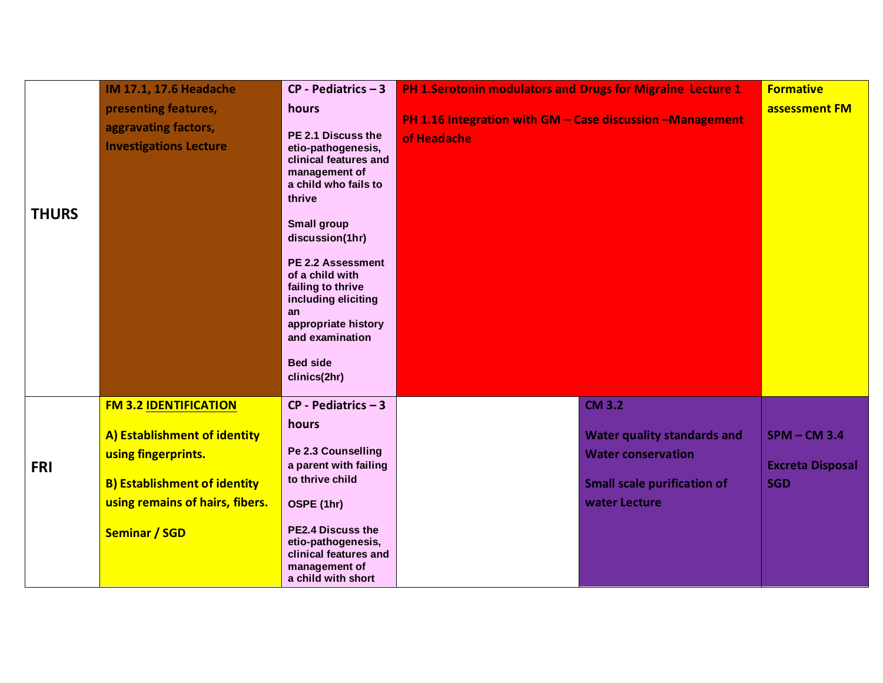| | | | | | |
|---|---|---|---|---|---|
| **THURS** | **IM 17.1, 17.6 Headache presenting features, aggravating factors, Investigations Lecture** | **CP - Pediatrics – 3 hours**<br><br>**PE 2.1 Discuss the etio-pathogenesis, clinical features and management of a child who fails to thrive**<br><br>**Small group discussion(1hr)**<br><br>**PE 2.2 Assessment of a child with failing to thrive including eliciting an appropriate history and examination**<br><br>**Bed side clinics(2hr)** | **PH 1.Serotonin modulators and Drugs for Migraine Lecture 1**<br><br>**PH 1.16 Integration with GM – Case discussion –Management of Headache** | | **Formative assessment FM** |
| **FRI** | **FM 3.2 IDENTIFICATION**<br><br>**A) Establishment of identity using fingerprints.**<br><br>**B) Establishment of identity using remains of hairs, fibers.**<br><br>**Seminar / SGD** | **CP - Pediatrics – 3 hours**<br><br>**Pe 2.3 Counselling a parent with failing to thrive child**<br><br>**OSPE (1hr)**<br><br>**PE2.4 Discuss the etio-pathogenesis, clinical features and management of a child with short** | | **CM 3.2**<br><br>**Water quality standards and Water conservation**<br><br>**Small scale purification of water Lecture** | **SPM – CM 3.4**<br><br>**Excreta Disposal SGD** |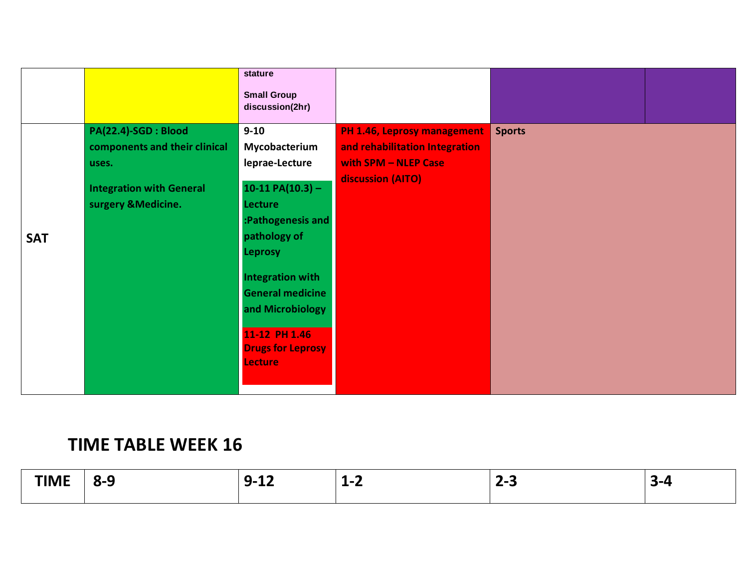| | | | | | |
|---|---|---|---|---|---|
| | | stature<br><br>Small Group discussion(2hr) | | | |
| **SAT** | **PA(22.4)-SGD : Blood components and their clinical uses.**<br><br>**Integration with General surgery &Medicine.** | **9-10 Mycobacterium leprae-Lecture**<br><br>**10-11 PA(10.3) – Lecture :Pathogenesis and pathology of Leprosy**<br><br>**Integration with General medicine and Microbiology**<br><br>**11-12 PH 1.46 Drugs for Leprosy Lecture** | **PH 1.46, Leprosy management and rehabilitation Integration with SPM – NLEP Case discussion (AITO)** | **Sports** | |

## TIME TABLE WEEK 16

| TIME | 8-9 | 9-12 | 1-2 | 2-3 | 3-4 |
|---|---|---|---|---|---|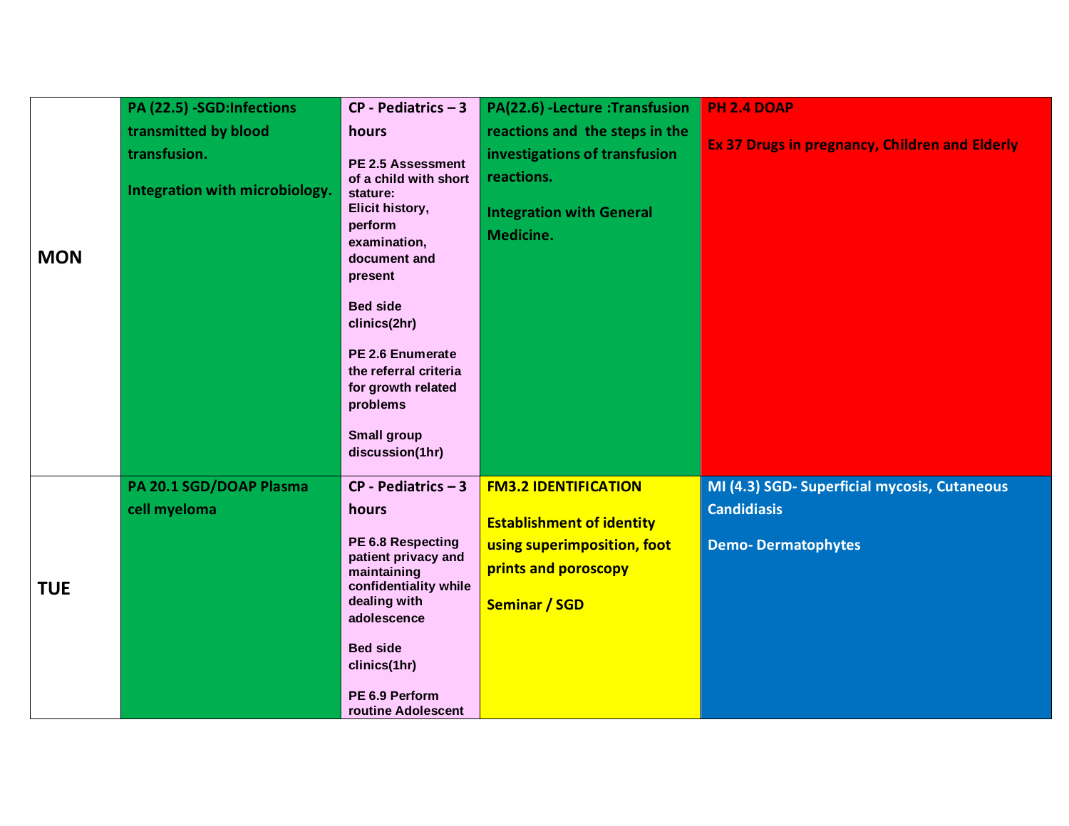| | | | | |
|---|---|---|---|---|
| **MON** | **PA (22.5) -SGD:Infections transmitted by blood transfusion.**<br><br>**Integration with microbiology.** | **CP - Pediatrics – 3 hours**<br><br>**PE 2.5 Assessment of a child with short stature: Elicit history, perform examination, document and present**<br><br>**Bed side clinics(2hr)**<br><br>**PE 2.6 Enumerate the referral criteria for growth related problems**<br><br>**Small group discussion(1hr)** | **PA(22.6) -Lecture :Transfusion reactions and the steps in the investigations of transfusion reactions.**<br><br>**Integration with General Medicine.** | **PH 2.4 DOAP**<br><br>**Ex 37 Drugs in pregnancy, Children and Elderly** |
| **TUE** | **PA 20.1 SGD/DOAP Plasma cell myeloma** | **CP - Pediatrics – 3 hours**<br><br>**PE 6.8 Respecting patient privacy and maintaining confidentiality while dealing with adolescence**<br><br>**Bed side clinics(1hr)**<br><br>**PE 6.9 Perform routine Adolescent** | **FM3.2 IDENTIFICATION**<br><br>**Establishment of identity using superimposition, foot prints and poroscopy**<br><br>**Seminar / SGD** | **MI (4.3) SGD- Superficial mycosis, Cutaneous Candidiasis**<br><br>**Demo- Dermatophytes** |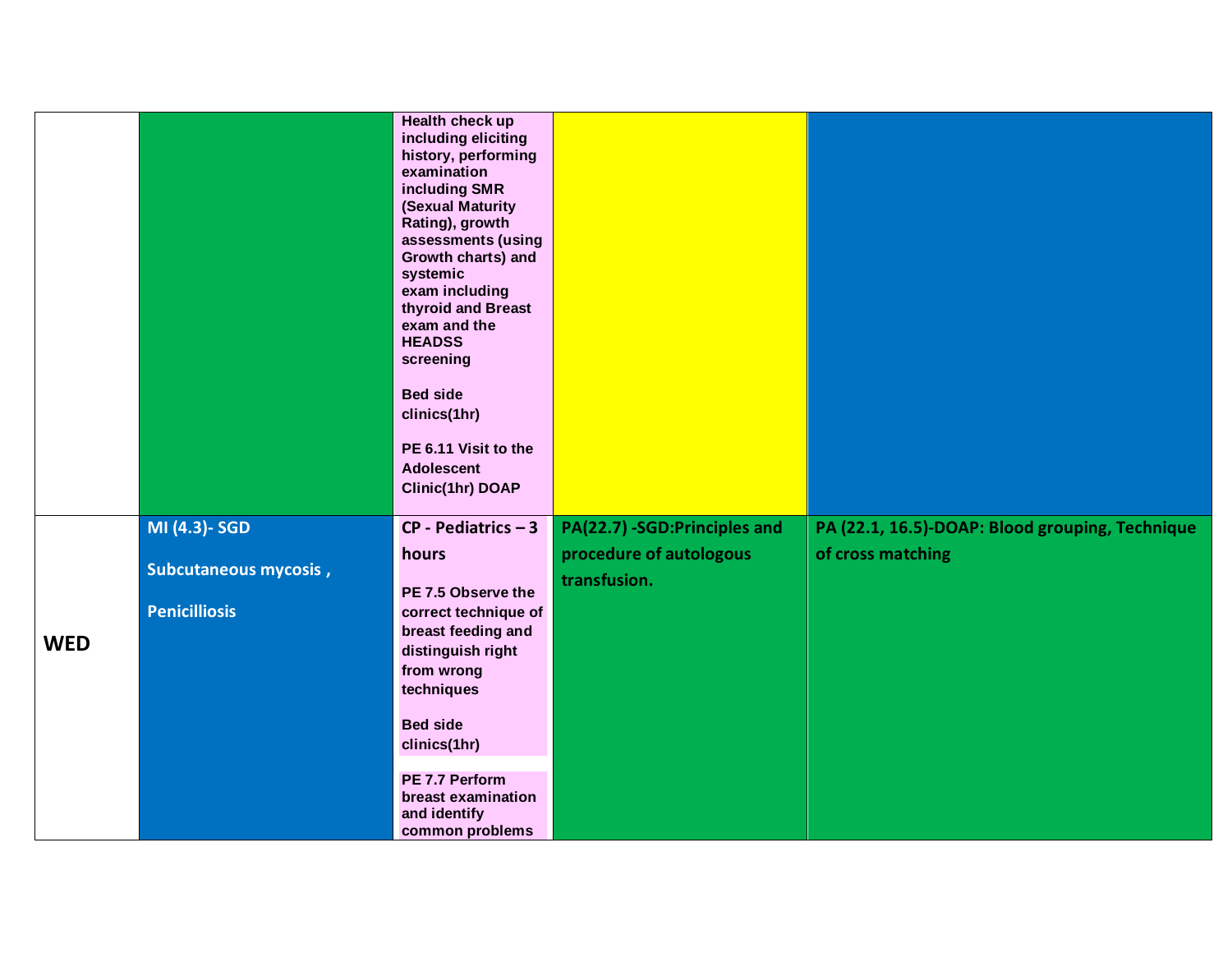| | | | | |
|---|---|---|---|---|
| | | Health check up including eliciting history, performing examination including SMR (Sexual Maturity Rating), growth assessments (using Growth charts) and systemic exam including thyroid and Breast exam and the HEADSS screening<br><br>Bed side clinics(1hr)<br><br>PE 6.11 Visit to the Adolescent Clinic(1hr) DOAP | | |
| **WED** | **MI (4.3)- SGD**<br><br>**Subcutaneous mycosis ,**<br><br>**Penicilliosis** | **CP - Pediatrics – 3 hours**<br><br>PE 7.5 Observe the correct technique of breast feeding and distinguish right from wrong techniques<br><br>Bed side clinics(1hr)<br><br>PE 7.7 Perform breast examination and identify common problems | **PA(22.7) -SGD:Principles and procedure of autologous transfusion.** | **PA (22.1, 16.5)-DOAP: Blood grouping, Technique of cross matching** |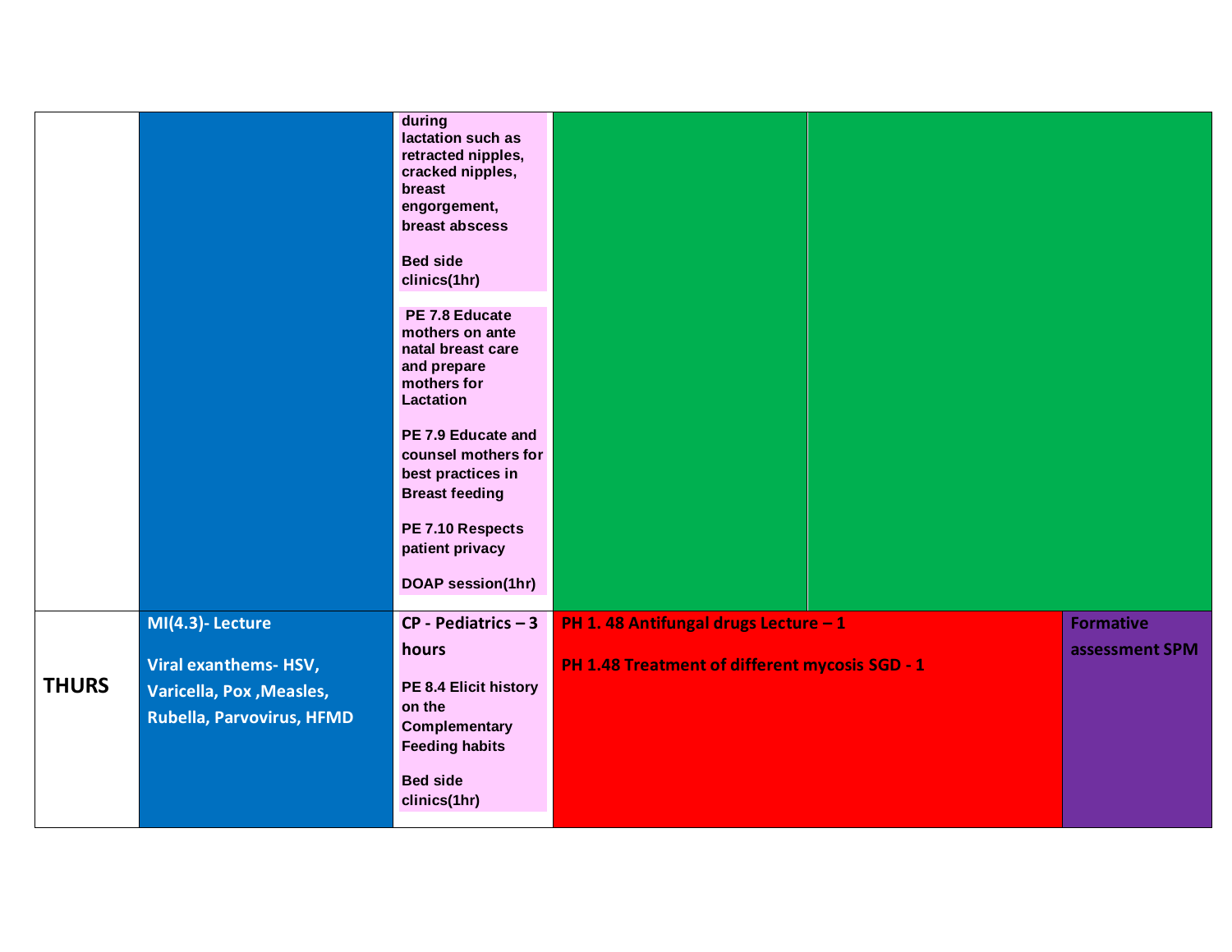|  |  |  |  |  |  |
|---|---|---|---|---|---|
|  |  | during lactation such as retracted nipples, cracked nipples, breast engorgement, breast abscess<br><br>Bed side clinics(1hr)<br><br>PE 7.8 Educate mothers on ante natal breast care and prepare mothers for Lactation<br><br>PE 7.9 Educate and counsel mothers for best practices in Breast feeding<br><br>PE 7.10 Respects patient privacy<br><br>DOAP session(1hr) |  |  |  |
| **THURS** | **MI(4.3)- Lecture**<br><br>**Viral exanthems- HSV, Varicella, Pox ,Measles, Rubella, Parvovirus, HFMD** | **CP - Pediatrics – 3 hours**<br><br>PE 8.4 Elicit history on the Complementary Feeding habits<br><br>Bed side clinics(1hr) | **PH 1. 48 Antifungal drugs Lecture – 1**<br><br>**PH 1.48 Treatment of different mycosis SGD - 1** |  | **Formative assessment SPM** |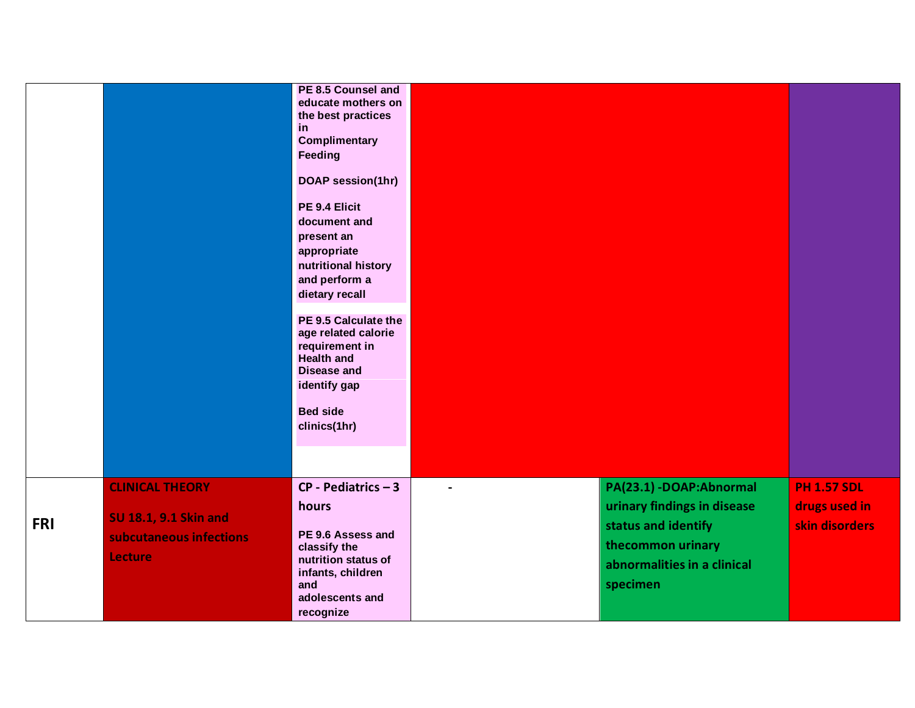| | | | | | |
|---|---|---|---|---|---|
| | | PE 8.5 Counsel and educate mothers on the best practices in Complimentary Feeding<br><br>DOAP session(1hr)<br><br>PE 9.4 Elicit document and present an appropriate nutritional history and perform a dietary recall<br><br>PE 9.5 Calculate the age related calorie requirement in Health and Disease and identify gap<br><br>Bed side clinics(1hr) | | | |
| **FRI** | **CLINICAL THEORY**<br><br>**SU 18.1, 9.1 Skin and subcutaneous infections Lecture** | **CP - Pediatrics – 3 hours**<br><br>PE 9.6 Assess and classify the nutrition status of infants, children and adolescents and recognize | - | **PA(23.1) -DOAP:Abnormal urinary findings in disease status and identify thecommon urinary abnormalities in a clinical specimen** | **PH 1.57 SDL drugs used in skin disorders** |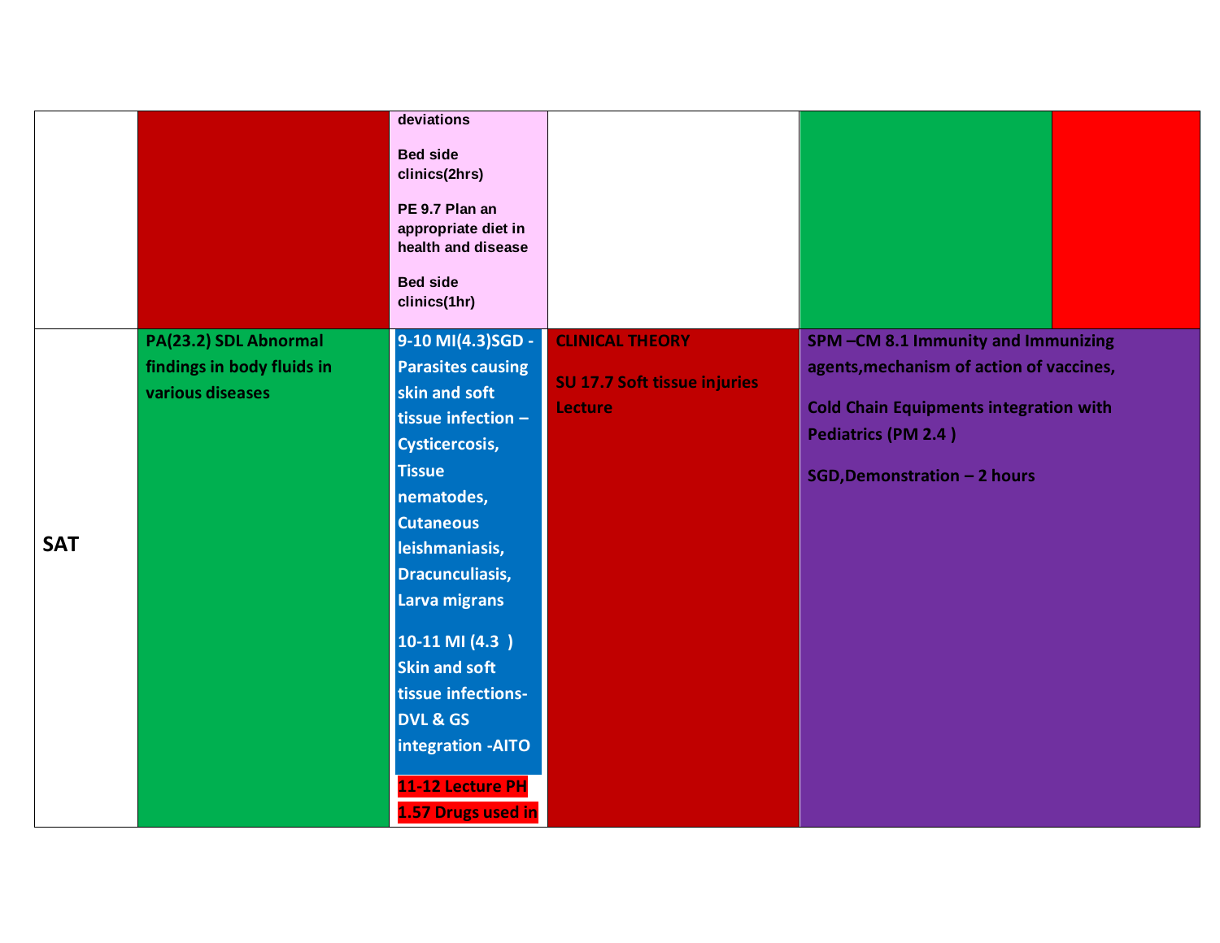| | | | | | |
|---|---|---|---|---|---|
| | | deviations<br><br>Bed side clinics(2hrs)<br><br>PE 9.7 Plan an appropriate diet in health and disease<br><br>Bed side clinics(1hr) | | | |
| **SAT** | **PA(23.2) SDL Abnormal findings in body fluids in various diseases** | **9-10 MI(4.3)SGD - Parasites causing skin and soft tissue infection – Cysticercosis, Tissue nematodes, Cutaneous leishmaniasis, Dracunculiasis, Larva migrans**<br><br>**10-11 MI (4.3 ) Skin and soft tissue infections- DVL & GS integration -AITO**<br><br>**11-12 Lecture PH 1.57 Drugs used in** | **CLINICAL THEORY**<br><br>**SU 17.7 Soft tissue injuries Lecture** | **SPM –CM 8.1 Immunity and Immunizing agents,mechanism of action of vaccines,**<br><br>**Cold Chain Equipments integration with Pediatrics (PM 2.4 )**<br><br>**SGD,Demonstration – 2 hours** | |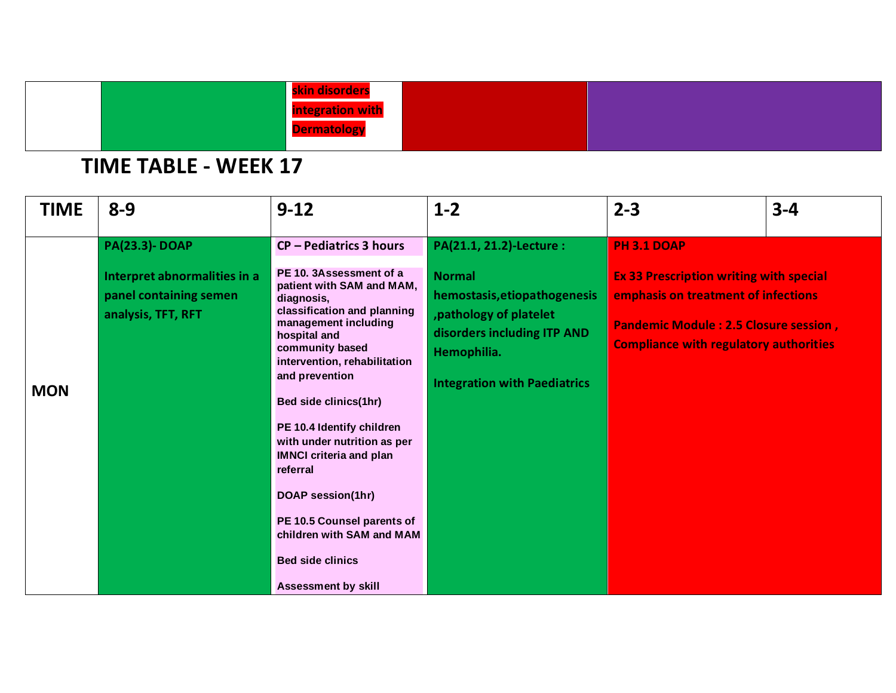| | | skin disorders integration with Dermatology | | |
|---|---|---|---|---|

## TIME TABLE - WEEK 17

| TIME | 8-9 | 9-12 | 1-2 | 2-3 | 3-4 |
|---|---|---|---|---|---|
| MON | **PA(23.3)- DOAP**<br><br>Interpret abnormalities in a panel containing semen analysis, TFT, RFT | **CP – Pediatrics 3 hours**<br><br>PE 10. 3Assessment of a patient with SAM and MAM, diagnosis, classification and planning management including hospital and community based intervention, rehabilitation and prevention<br><br>Bed side clinics(1hr)<br><br>PE 10.4 Identify children with under nutrition as per IMNCI criteria and plan referral<br><br>DOAP session(1hr)<br><br>PE 10.5 Counsel parents of children with SAM and MAM<br><br>Bed side clinics<br><br>Assessment by skill | **PA(21.1, 21.2)-Lecture :**<br><br>Normal hemostasis,etiopathogenesis ,pathology of platelet disorders including ITP AND Hemophilia.<br><br>Integration with Paediatrics | **PH 3.1 DOAP**<br><br>Ex 33 Prescription writing with special emphasis on treatment of infections<br><br>Pandemic Module : 2.5 Closure session , Compliance with regulatory authorities | |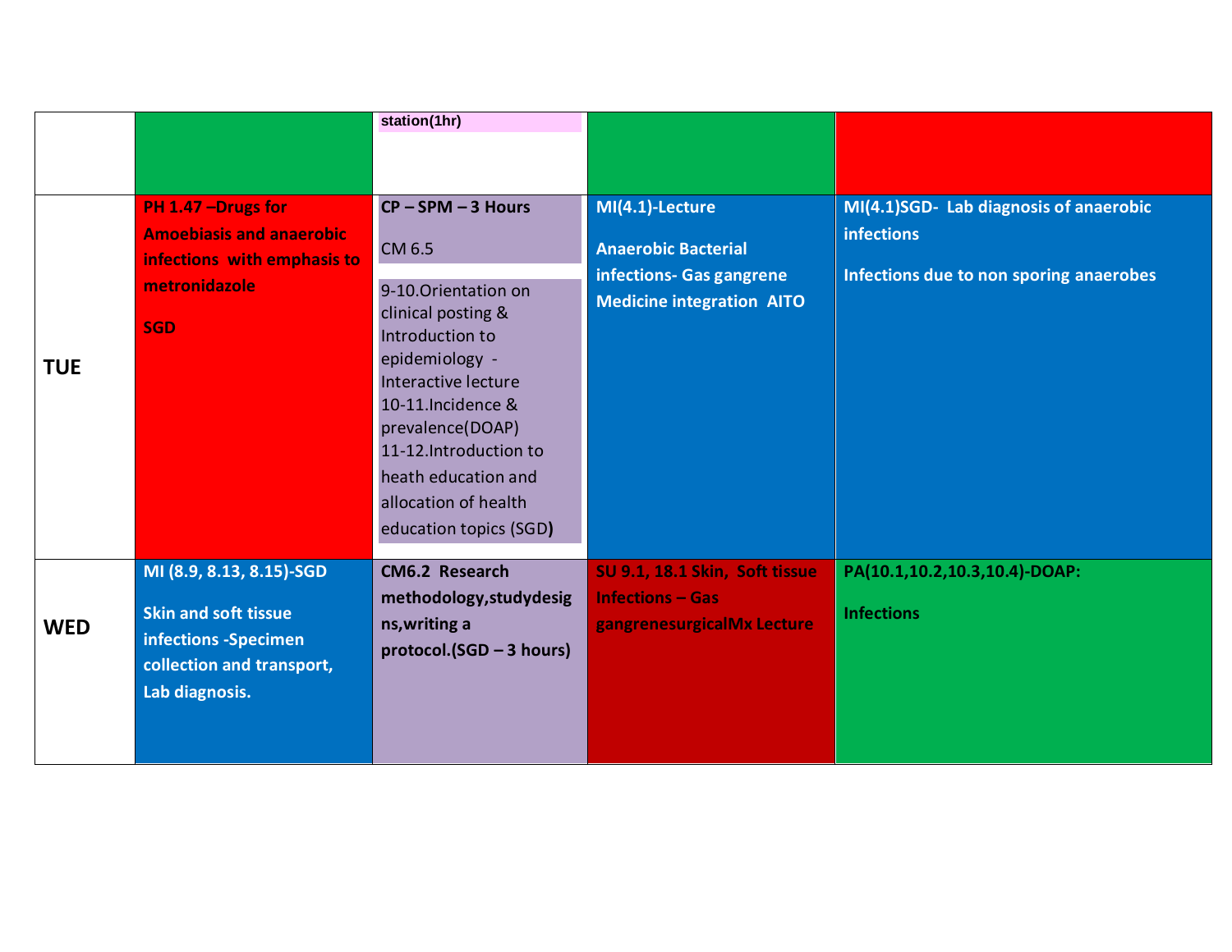|  |  |  |  |  |
|---|---|---|---|---|
|  |  | station(1hr) |  |  |
| **TUE** | **PH 1.47 –Drugs for Amoebiasis and anaerobic infections with emphasis to metronidazole**<br><br>**SGD** | **CP – SPM – 3 Hours**<br><br>CM 6.5<br><br>9-10.Orientation on clinical posting & Introduction to epidemiology - Interactive lecture<br>10-11.Incidence & prevalence(DOAP)<br>11-12.Introduction to heath education and allocation of health education topics (SGD**)** | **MI(4.1)-Lecture**<br><br>**Anaerobic Bacterial infections- Gas gangrene Medicine integration AITO** | **MI(4.1)SGD- Lab diagnosis of anaerobic infections**<br><br>**Infections due to non sporing anaerobes** |
| **WED** | **MI (8.9, 8.13, 8.15)-SGD**<br><br>**Skin and soft tissue infections -Specimen collection and transport, Lab diagnosis.** | **CM6.2 Research methodology,studydesigns,writing a protocol.(SGD – 3 hours)** | **SU 9.1, 18.1 Skin, Soft tissue Infections – Gas gangrenesurgicalMx Lecture** | **PA(10.1,10.2,10.3,10.4)-DOAP:**<br><br>**Infections** |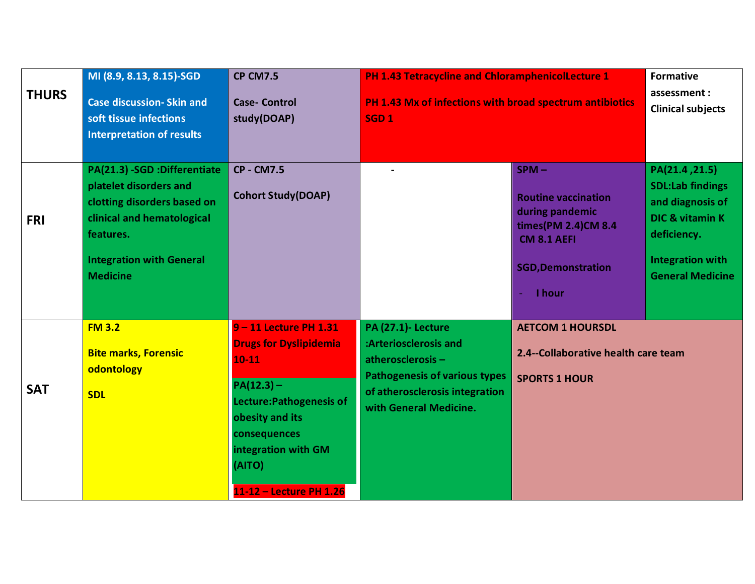| | | | | | |
|---|---|---|---|---|---|
| **THURS** | **MI (8.9, 8.13, 8.15)-SGD**<br><br>**Case discussion- Skin and soft tissue infections Interpretation of results** | **CP CM7.5**<br><br>**Case- Control study(DOAP)** | **PH 1.43 Tetracycline and ChloramphenicolLecture 1**<br><br>**PH 1.43 Mx of infections with broad spectrum antibiotics SGD 1** | | **Formative assessment : Clinical subjects** |
| **FRI** | **PA(21.3) -SGD :Differentiate platelet disorders and clotting disorders based on clinical and hematological features.**<br><br>**Integration with General Medicine** | **CP - CM7.5**<br><br>**Cohort Study(DOAP)** | **-** | **SPM –**<br><br>**Routine vaccination during pandemic times(PM 2.4)CM 8.4 CM 8.1 AEFI**<br><br>**SGD,Demonstration**<br><br>- **I hour** | **PA(21.4 ,21.5) SDL:Lab findings and diagnosis of DIC & vitamin K deficiency.**<br><br>**Integration with General Medicine** |
| **SAT** | **FM 3.2**<br><br>**Bite marks, Forensic odontology**<br><br>**SDL** | **9 – 11 Lecture PH 1.31 Drugs for Dyslipidemia 10-11**<br><br>**PA(12.3) – Lecture:Pathogenesis of obesity and its consequences integration with GM (AITO)**<br><br>**11-12 – Lecture PH 1.26** | **PA (27.1)- Lecture :Arteriosclerosis and atherosclerosis – Pathogenesis of various types of atherosclerosis integration with General Medicine.** | **AETCOM 1 HOURSDL**<br><br>**2.4--Collaborative health care team**<br><br>**SPORTS 1 HOUR** | |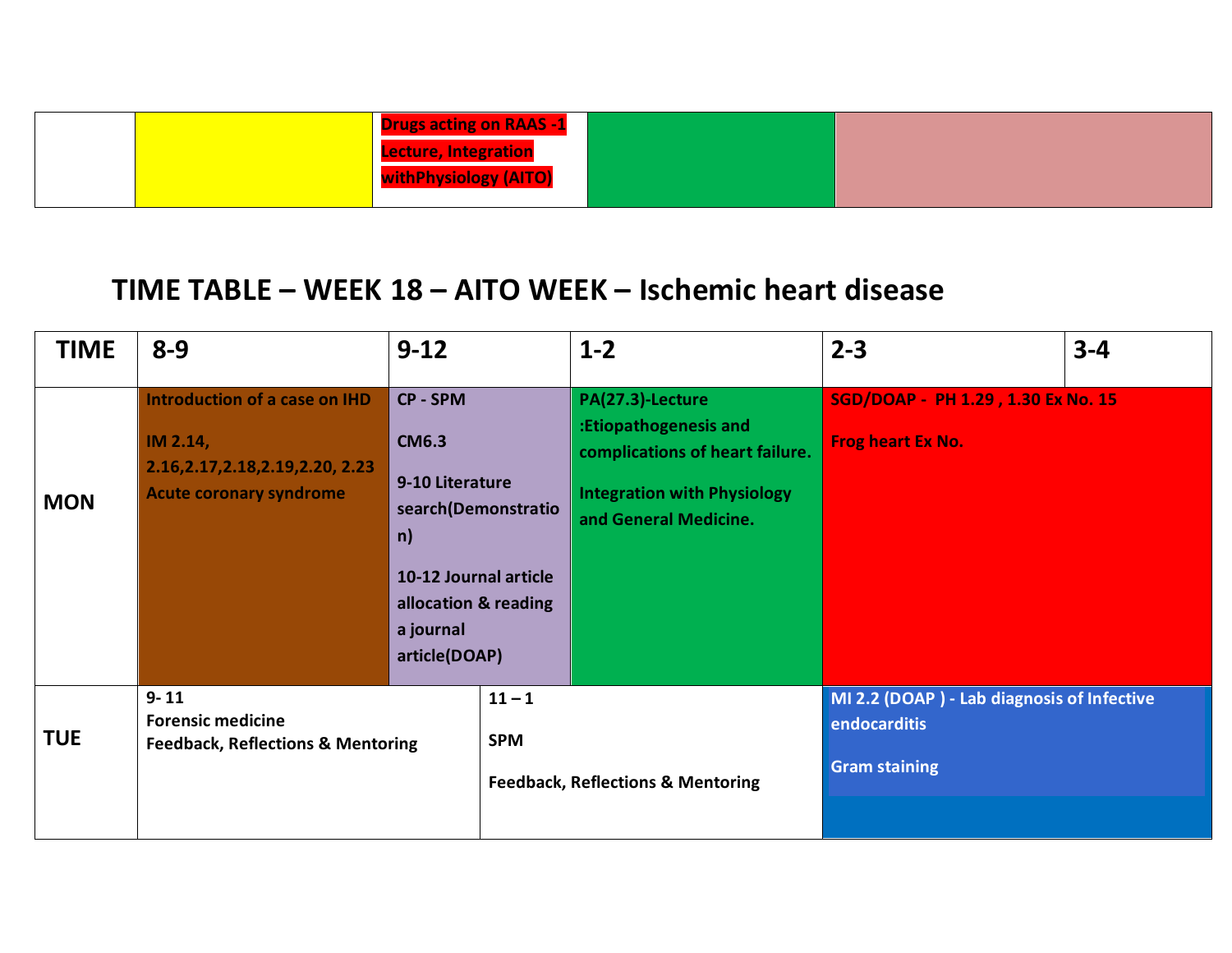| | | | | |
|---|---|---|---|---|
| | | Drugs acting on RAAS -1 Lecture, Integration withPhysiology (AITO) | | |

## TIME TABLE – WEEK 18 – AITO WEEK – Ischemic heart disease

| TIME | 8-9 | 9-12 | 1-2 | 2-3 | 3-4 |
|---|---|---|---|---|---|
| MON | Introduction of a case on IHD<br><br>IM 2.14, 2.16,2.17,2.18,2.19,2.20, 2.23 Acute coronary syndrome | CP - SPM<br><br>CM6.3<br><br>9-10 Literature search(Demonstration)<br><br>10-12 Journal article allocation & reading a journal article(DOAP) | PA(27.3)-Lecture :Etiopathogenesis and complications of heart failure.<br><br>Integration with Physiology and General Medicine. | SGD/DOAP - PH 1.29 , 1.30 Ex No. 15<br><br>Frog heart Ex No. | |
| TUE | 9- 11<br>Forensic medicine<br>Feedback, Reflections & Mentoring | 11 – 1<br><br>SPM<br><br>Feedback, Reflections & Mentoring | | MI 2.2 (DOAP ) - Lab diagnosis of Infective endocarditis<br><br>Gram staining | |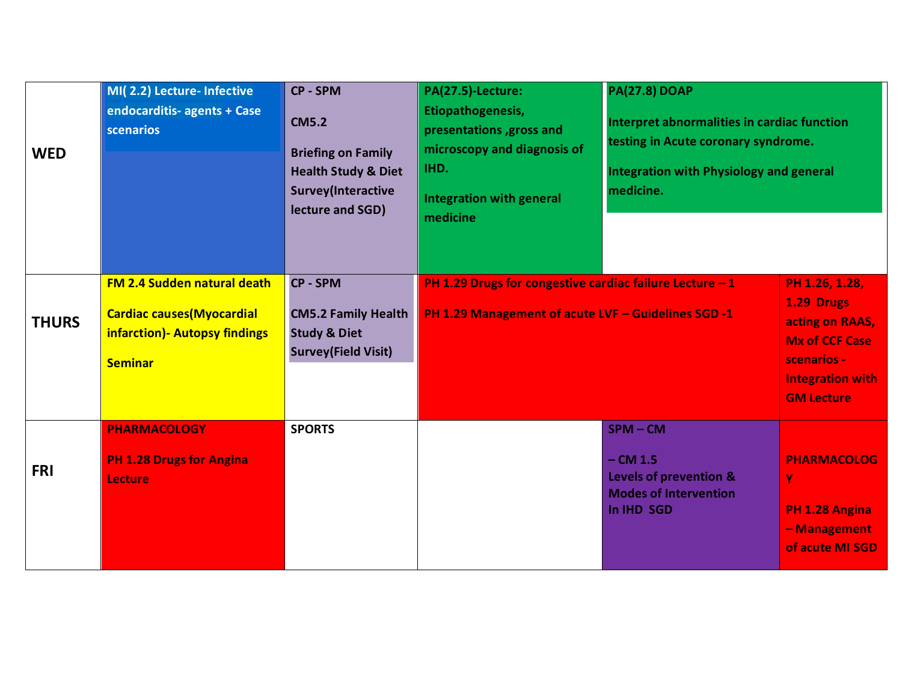| | | | | | |
|---|---|---|---|---|---|
| **WED** | **MI( 2.2) Lecture- Infective endocarditis- agents + Case scenarios** | **CP - SPM**<br>**CM5.2**<br>**Briefing on Family Health Study & Diet Survey(Interactive lecture and SGD)** | **PA(27.5)-Lecture: Etiopathogenesis, presentations ,gross and microscopy and diagnosis of IHD.**<br>**Integration with general medicine** | **PA(27.8) DOAP**<br>**Interpret abnormalities in cardiac function testing in Acute coronary syndrome.**<br>**Integration with Physiology and general medicine.** | |
| **THURS** | **FM 2.4 Sudden natural death**<br>**Cardiac causes(Myocardial infarction)- Autopsy findings**<br>**Seminar** | **CP - SPM**<br>**CM5.2 Family Health Study & Diet Survey(Field Visit)** | **PH 1.29 Drugs for congestive cardiac failure Lecture – 1**<br>**PH 1.29 Management of acute LVF – Guidelines SGD -1** | | **PH 1.26, 1.28, 1.29 Drugs acting on RAAS, Mx of CCF Case scenarios - Integration with GM Lecture** |
| **FRI** | **PHARMACOLOGY**<br>**PH 1.28 Drugs for Angina Lecture** | **SPORTS** | | **SPM – CM**<br>**– CM 1.5**<br>**Levels of prevention & Modes of Intervention In IHD SGD** | **PHARMACOLOGY**<br>**PH 1.28 Angina – Management of acute MI SGD** |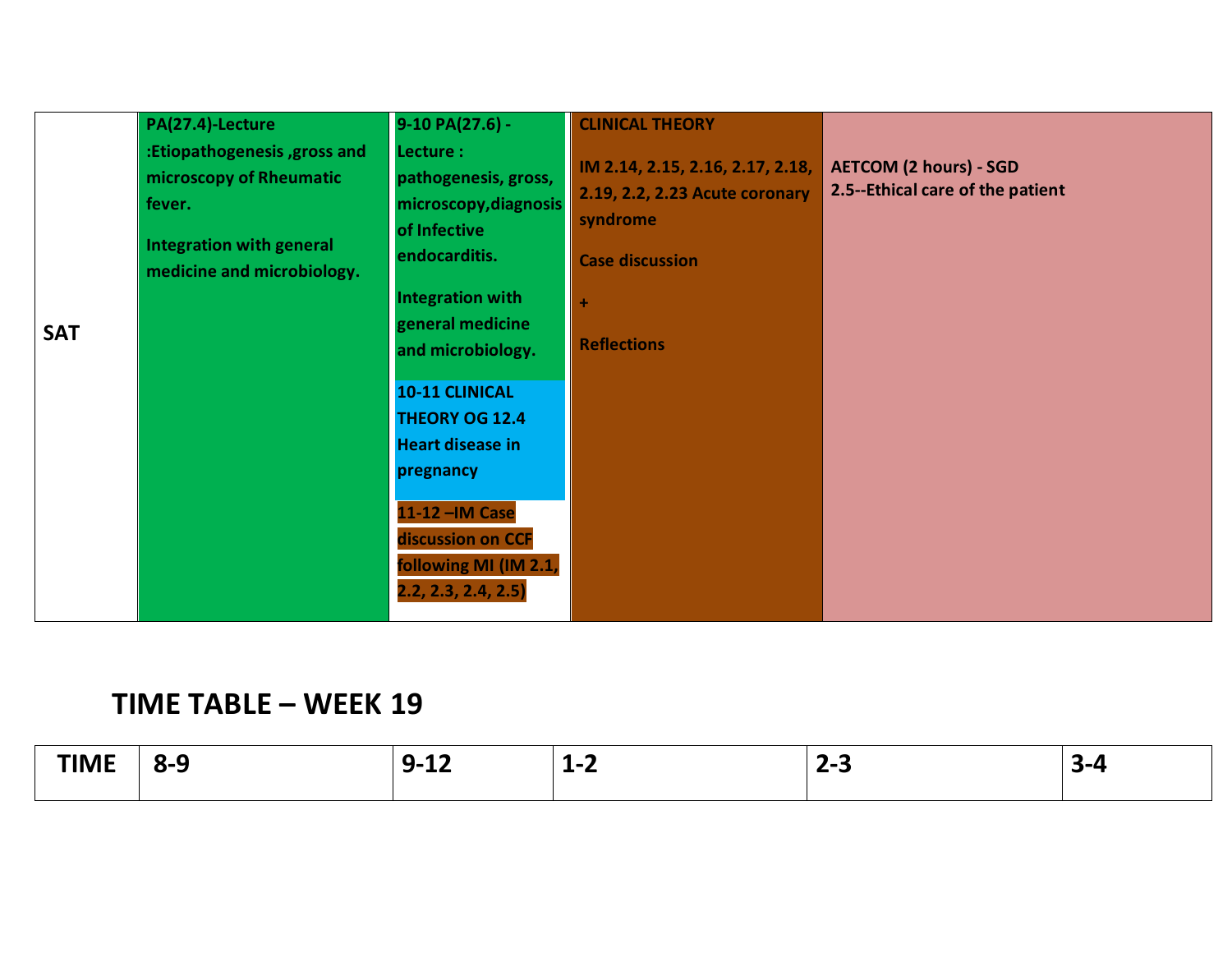| SAT | PA(27.4)-Lecture :Etiopathogenesis ,gross and microscopy of Rheumatic fever. Integration with general medicine and microbiology. | 9-10 PA(27.6) - Lecture : pathogenesis, gross, microscopy,diagnosis of Infective endocarditis. Integration with general medicine and microbiology. 10-11 CLINICAL THEORY OG 12.4 Heart disease in pregnancy 11-12 –IM Case discussion on CCF following MI (IM 2.1, 2.2, 2.3, 2.4, 2.5) | CLINICAL THEORY IM 2.14, 2.15, 2.16, 2.17, 2.18, 2.19, 2.2, 2.23 Acute coronary syndrome Case discussion + Reflections | AETCOM (2 hours) - SGD 2.5--Ethical care of the patient |
|---|---|---|---|---|

## TIME TABLE – WEEK 19

| TIME | 8-9 | 9-12 | 1-2 | 2-3 | 3-4 |
|---|---|---|---|---|---|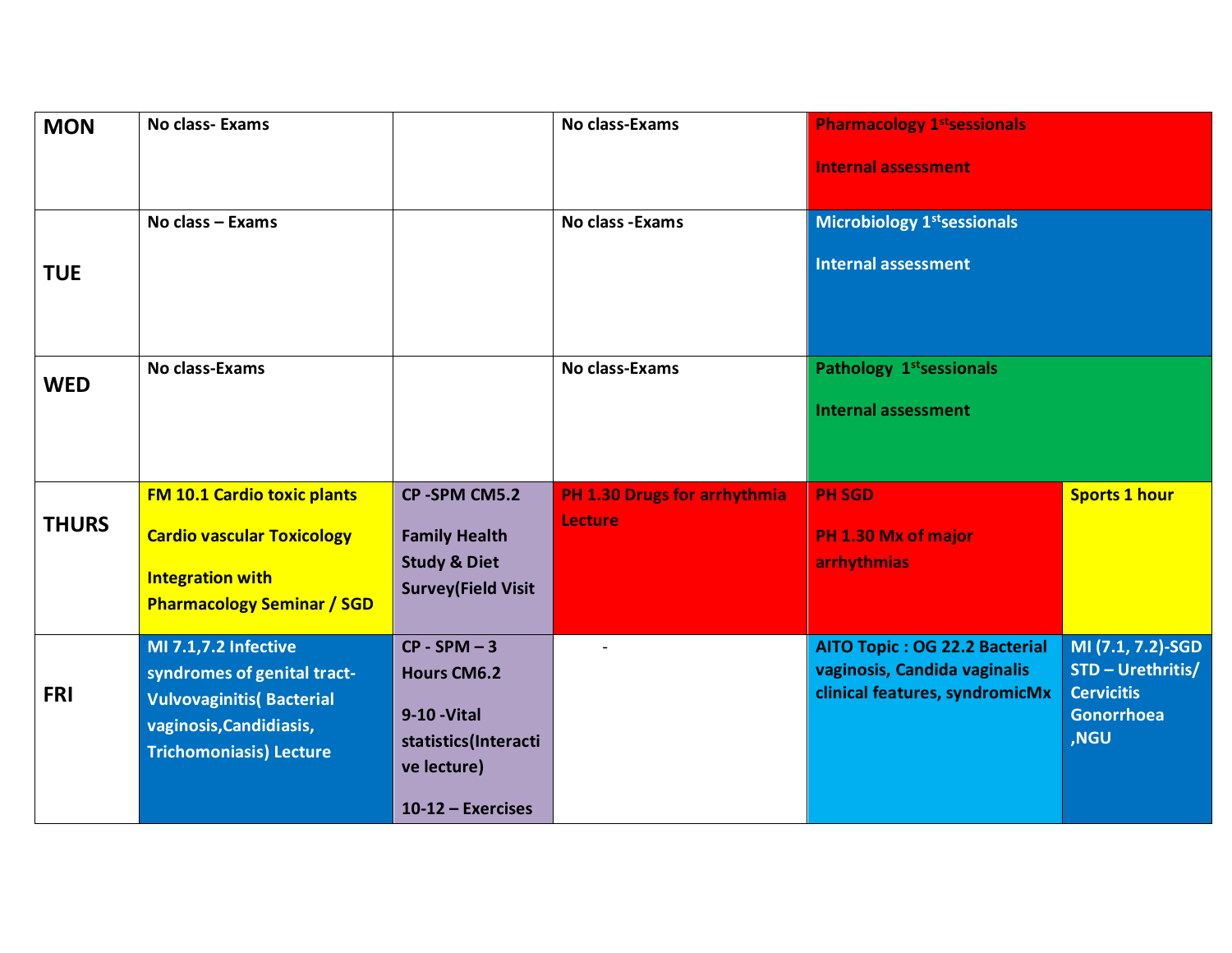| | | | | | |
|---|---|---|---|---|---|
| **MON** | **No class- Exams** | | **No class-Exams** | **Pharmacology 1st sessionals**<br><br>**Internal assessment** | |
| **TUE** | **No class – Exams** | | **No class -Exams** | **Microbiology 1st sessionals**<br><br>**Internal assessment** | |
| **WED** | **No class-Exams** | | **No class-Exams** | **Pathology 1st sessionals**<br><br>**Internal assessment** | |
| **THURS** | **FM 10.1 Cardio toxic plants**<br><br>**Cardio vascular Toxicology**<br><br>**Integration with Pharmacology Seminar / SGD** | **CP -SPM CM5.2**<br><br>**Family Health Study & Diet Survey(Field Visit** | **PH 1.30 Drugs for arrhythmia Lecture** | **PH SGD**<br><br>**PH 1.30 Mx of major arrhythmias** | **Sports 1 hour** |
| **FRI** | **MI 7.1,7.2 Infective syndromes of genital tract- Vulvovaginitis( Bacterial vaginosis,Candidiasis, Trichomoniasis) Lecture** | **CP - SPM – 3 Hours CM6.2**<br><br>**9-10 -Vital statistics(Interactive lecture)**<br><br>**10-12 – Exercises** | - | **AITO Topic : OG 22.2 Bacterial vaginosis, Candida vaginalis clinical features, syndromicMx** | **MI (7.1, 7.2)-SGD STD – Urethritis/ Cervicitis Gonorrhoea ,NGU** |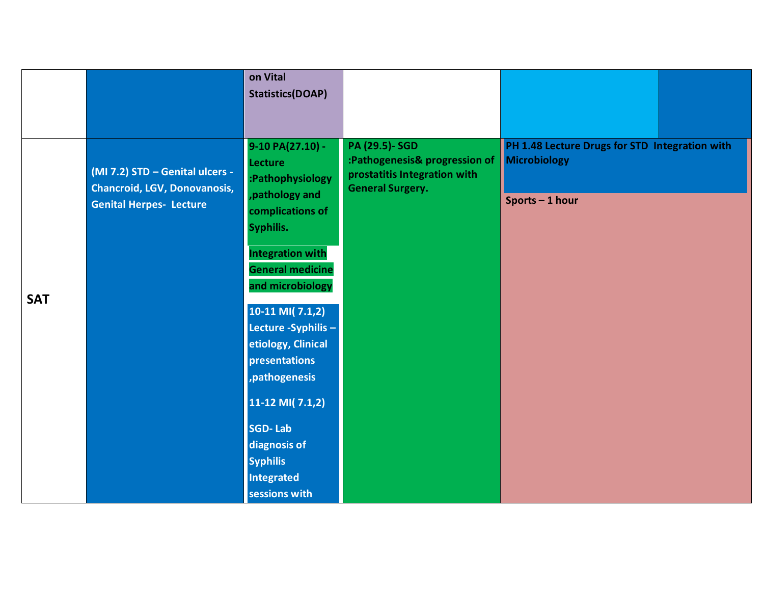|  |  |  |  |  |  |
|---|---|---|---|---|---|
|  |  | on Vital Statistics(DOAP) |  |  |  |
| **SAT** | (MI 7.2) STD – Genital ulcers - Chancroid, LGV, Donovanosis, Genital Herpes- Lecture | 9-10 PA(27.10) - Lecture :Pathophysiology ,pathology and complications of Syphilis. Integration with General medicine and microbiology<br>10-11 MI( 7.1,2) Lecture -Syphilis – etiology, Clinical presentations ,pathogenesis<br>11-12 MI( 7.1,2)<br>SGD- Lab diagnosis of Syphilis Integrated sessions with | PA (29.5)- SGD :Pathogenesis& progression of prostatitis Integration with General Surgery. | PH 1.48 Lecture Drugs for STD Integration with Microbiology<br>Sports – 1 hour | |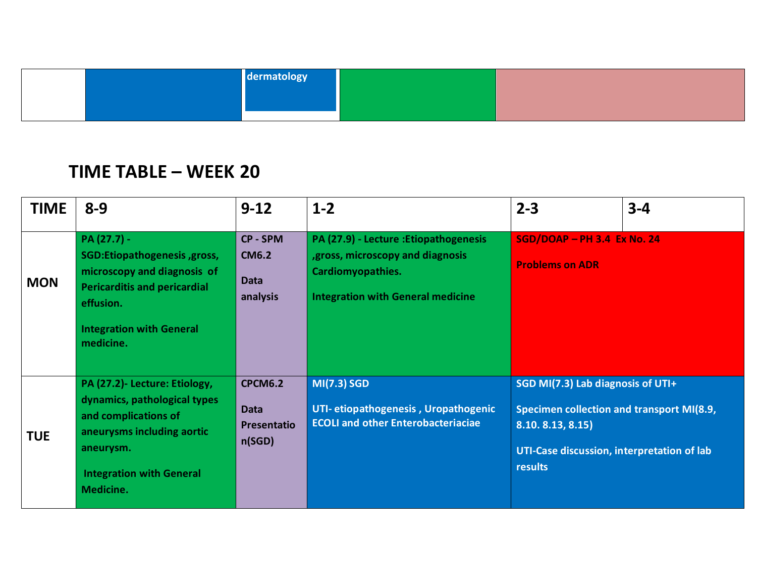| | | dermatology | | |
|---|---|---|---|---|

## TIME TABLE – WEEK 20

| TIME | 8-9 | 9-12 | 1-2 | 2-3 | 3-4 |
|---|---|---|---|---|---|
| MON | PA (27.7) - SGD:Etiopathogenesis ,gross, microscopy and diagnosis of Pericarditis and pericardial effusion. Integration with General medicine. | CP - SPM CM6.2 Data analysis | PA (27.9) - Lecture :Etiopathogenesis ,gross, microscopy and diagnosis Cardiomyopathies. Integration with General medicine | SGD/DOAP – PH 3.4 Ex No. 24 Problems on ADR | |
| TUE | PA (27.2)- Lecture: Etiology, dynamics, pathological types and complications of aneurysms including aortic aneurysm. Integration with General Medicine. | CPCM6.2 Data Presentation(SGD) | MI(7.3) SGD UTI- etiopathogenesis , Uropathogenic ECOLI and other Enterobacteriaciae | SGD MI(7.3) Lab diagnosis of UTI+ Specimen collection and transport MI(8.9, 8.10. 8.13, 8.15) UTI-Case discussion, interpretation of lab results | |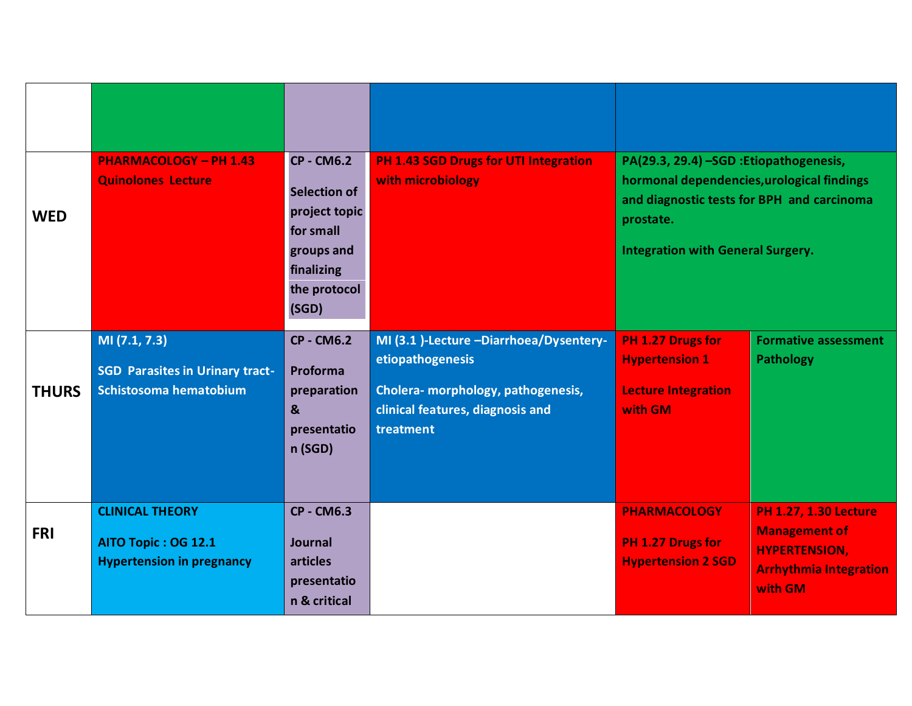| | | | | | |
|---|---|---|---|---|---|
| | | | | | |
| **WED** | **PHARMACOLOGY – PH 1.43 Quinolones Lecture** | **CP - CM6.2**<br><br>**Selection of project topic for small groups and finalizing the protocol (SGD)** | **PH 1.43 SGD Drugs for UTI Integration with microbiology** | **PA(29.3, 29.4) –SGD :Etiopathogenesis, hormonal dependencies,urological findings and diagnostic tests for BPH and carcinoma prostate.**<br><br>**Integration with General Surgery.** | |
| **THURS** | **MI (7.1, 7.3)**<br><br>**SGD Parasites in Urinary tract-Schistosoma hematobium** | **CP - CM6.2**<br><br>**Proforma preparation & presentation (SGD)** | **MI (3.1 )-Lecture –Diarrhoea/Dysentery-etiopathogenesis**<br><br>**Cholera- morphology, pathogenesis, clinical features, diagnosis and treatment** | **PH 1.27 Drugs for Hypertension 1**<br><br>**Lecture Integration with GM** | **Formative assessment Pathology** |
| **FRI** | **CLINICAL THEORY**<br><br>**AITO Topic : OG 12.1 Hypertension in pregnancy** | **CP - CM6.3**<br><br>**Journal articles presentation & critical** | | **PHARMACOLOGY**<br><br>**PH 1.27 Drugs for Hypertension 2 SGD** | **PH 1.27, 1.30 Lecture Management of HYPERTENSION, Arrhythmia Integration with GM** |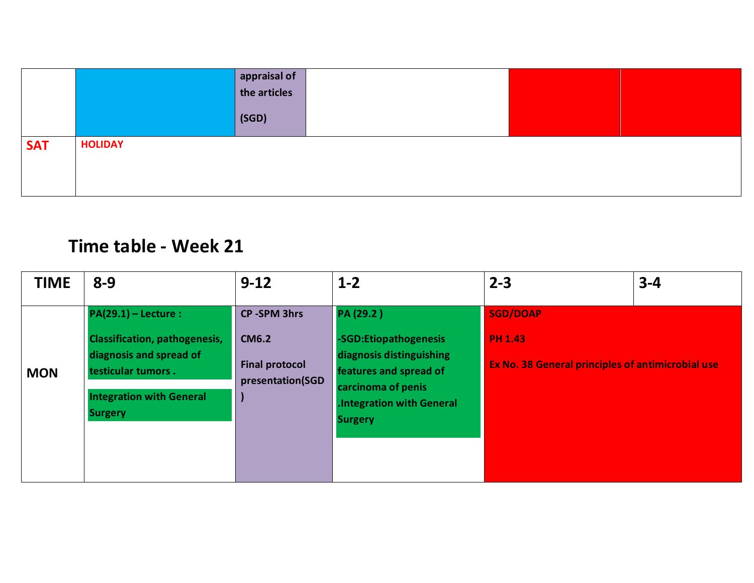| | | | | | |
|---|---|---|---|---|---|
| | | appraisal of the articles (SGD) | | | |
| **SAT** | **HOLIDAY** | | | | |

## Time table - Week 21

| TIME | 8-9 | 9-12 | 1-2 | 2-3 | 3-4 |
|---|---|---|---|---|---|
| **MON** | **PA(29.1) – Lecture : Classification, pathogenesis, diagnosis and spread of testicular tumors . Integration with General Surgery** | **CP -SPM 3hrs CM6.2 Final protocol presentation(SGD )** | **PA (29.2 ) -SGD:Etiopathogenesis diagnosis distinguishing features and spread of carcinoma of penis .Integration with General Surgery** | **SGD/DOAP PH 1.43 Ex No. 38 General principles of antimicrobial use** | |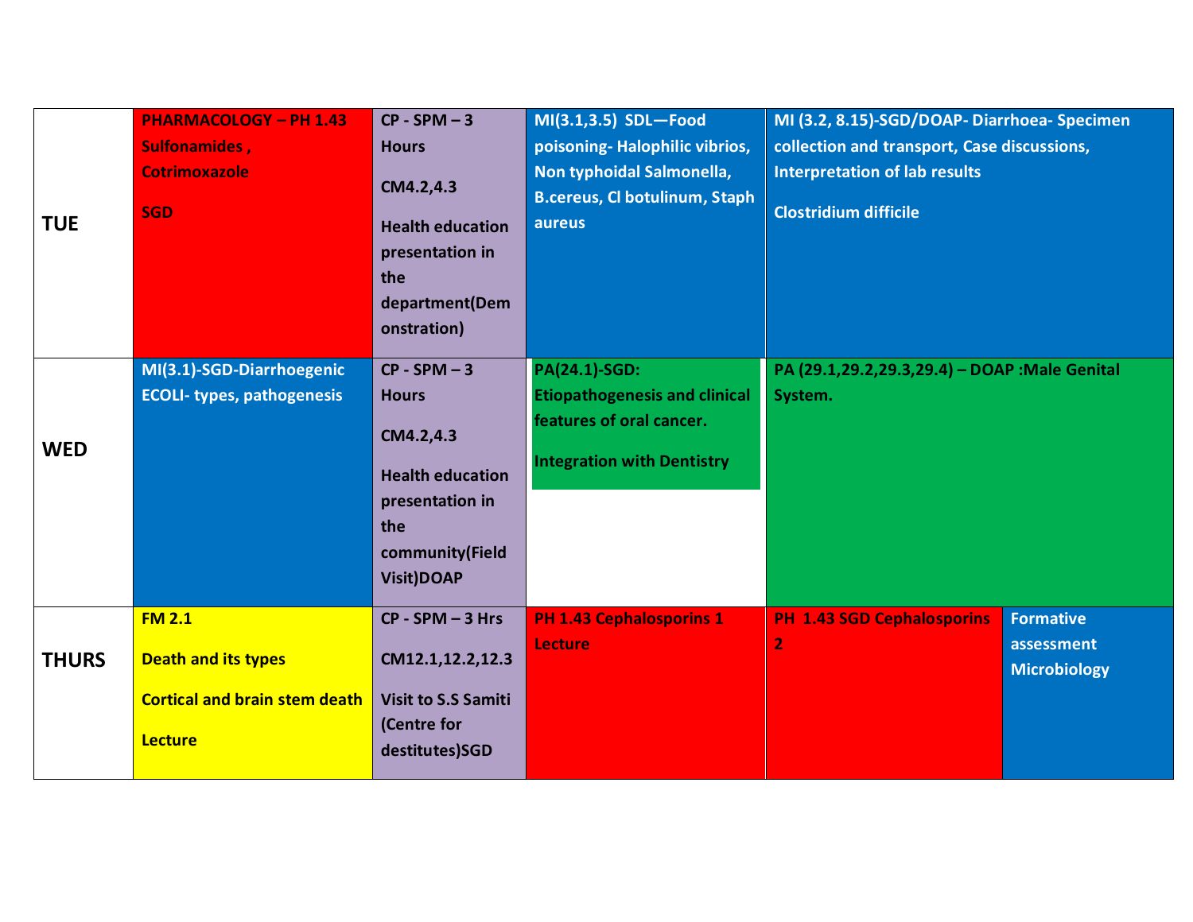| | | | | | |
|---|---|---|---|---|---|
| **TUE** | **PHARMACOLOGY – PH 1.43 Sulfonamides , Cotrimoxazole** **SGD** | **CP - SPM – 3 Hours** **CM4.2,4.3** **Health education presentation in the department(Demonstration)** | **MI(3.1,3.5) SDL—Food poisoning- Halophilic vibrios, Non typhoidal Salmonella, B.cereus, Cl botulinum, Staph aureus** | **MI (3.2, 8.15)-SGD/DOAP- Diarrhoea- Specimen collection and transport, Case discussions, Interpretation of lab results** **Clostridium difficile** | |
| **WED** | **MI(3.1)-SGD-Diarrhoegenic ECOLI- types, pathogenesis** | **CP - SPM – 3 Hours** **CM4.2,4.3** **Health education presentation in the community(Field Visit)DOAP** | **PA(24.1)-SGD: Etiopathogenesis and clinical features of oral cancer.** **Integration with Dentistry** | **PA (29.1,29.2,29.3,29.4) – DOAP :Male Genital System.** | |
| **THURS** | **FM 2.1** **Death and its types** **Cortical and brain stem death** **Lecture** | **CP - SPM – 3 Hrs** **CM12.1,12.2,12.3** **Visit to S.S Samiti (Centre for destitutes)SGD** | **PH 1.43 Cephalosporins 1 Lecture** | **PH 1.43 SGD Cephalosporins 2** | **Formative assessment Microbiology** |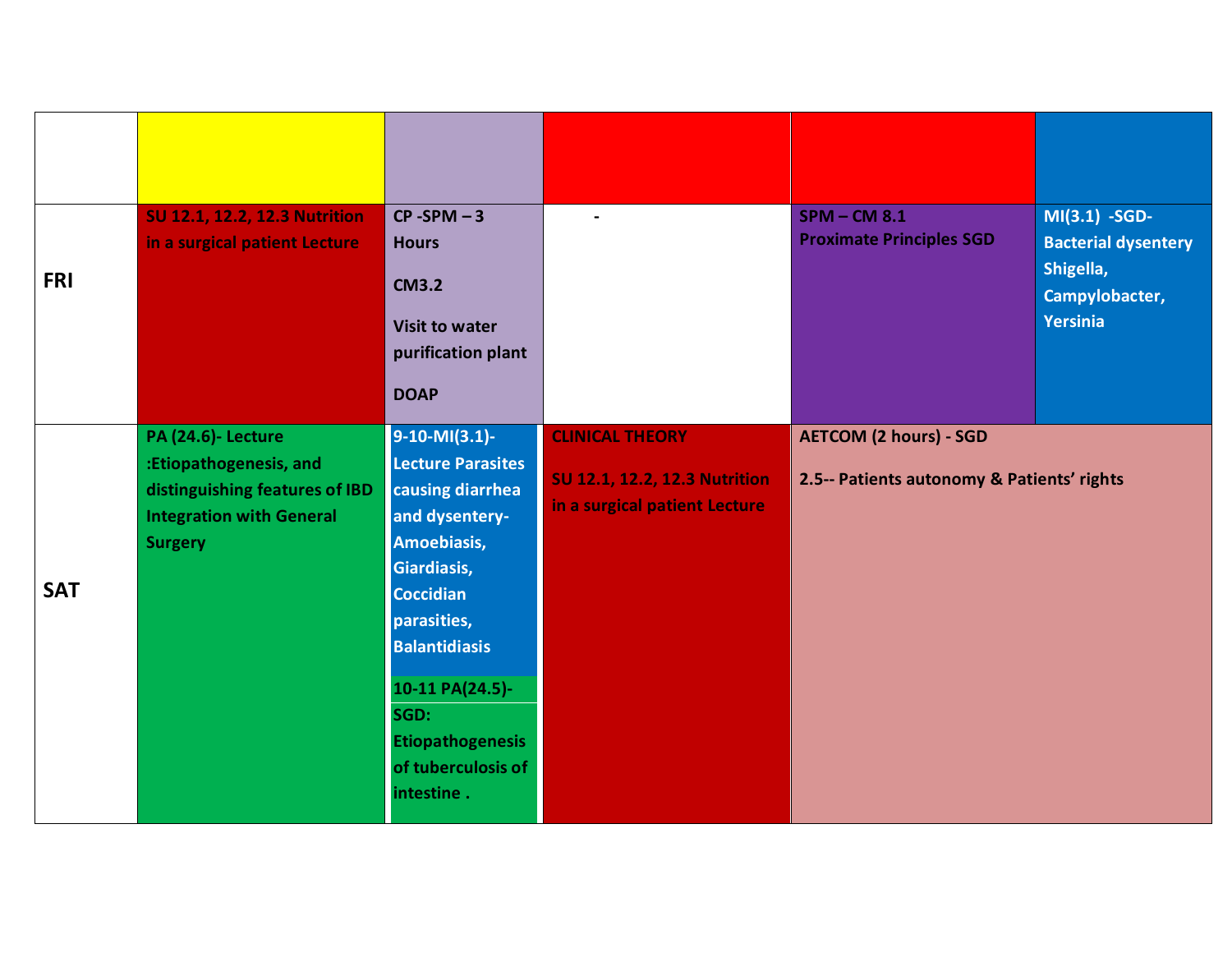| | | | | | |
|---|---|---|---|---|---|
| **FRI** | **SU 12.1, 12.2, 12.3 Nutrition in a surgical patient Lecture** | **CP -SPM – 3 Hours**<br><br>**CM3.2**<br><br>**Visit to water purification plant**<br><br>**DOAP** | **-** | **SPM – CM 8.1**<br>**Proximate Principles SGD** | **MI(3.1) -SGD- Bacterial dysentery Shigella, Campylobacter, Yersinia** |
| **SAT** | **PA (24.6)- Lecture :Etiopathogenesis, and distinguishing features of IBD Integration with General Surgery** | **9-10-MI(3.1)- Lecture Parasites causing diarrhea and dysentery- Amoebiasis, Giardiasis, Coccidian parasities, Balantidiasis**<br><br>**10-11 PA(24.5)- SGD: Etiopathogenesis of tuberculosis of intestine .** | **CLINICAL THEORY**<br><br>**SU 12.1, 12.2, 12.3 Nutrition in a surgical patient Lecture** | **AETCOM (2 hours) - SGD**<br><br>**2.5-- Patients autonomy & Patients' rights** | |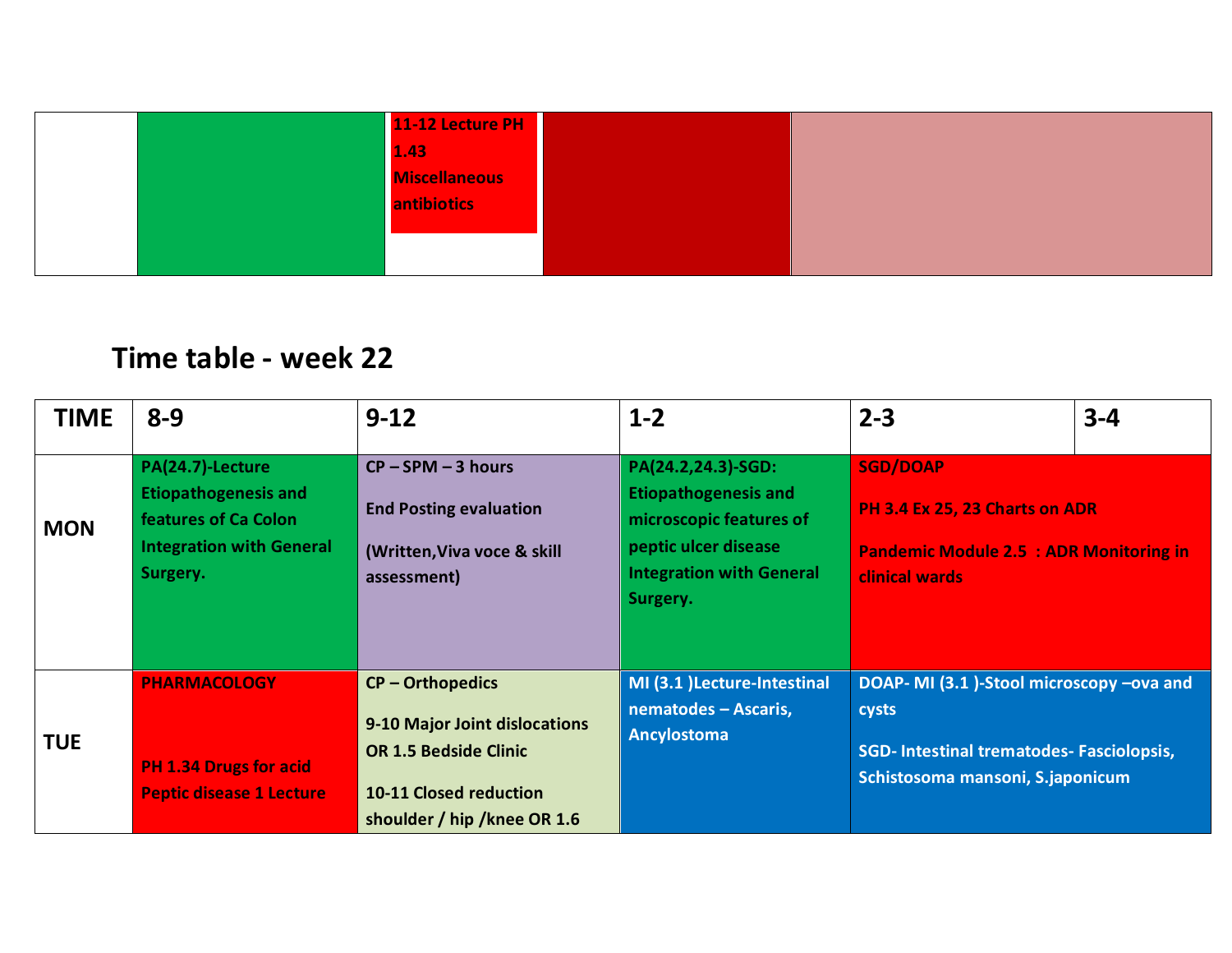|  |  | 11-12 Lecture PH 1.43 Miscellaneous antibiotics |  |  |
|---|---|---|---|---|

## Time table - week 22

| TIME | 8-9 | 9-12 | 1-2 | 2-3 | 3-4 |
|---|---|---|---|---|---|
| MON | PA(24.7)-Lecture Etiopathogenesis and features of Ca Colon Integration with General Surgery. | CP – SPM – 3 hours<br>End Posting evaluation<br>(Written,Viva voce & skill assessment) | PA(24.2,24.3)-SGD: Etiopathogenesis and microscopic features of peptic ulcer disease Integration with General Surgery. | SGD/DOAP<br>PH 3.4 Ex 25, 23 Charts on ADR<br>Pandemic Module 2.5 : ADR Monitoring in clinical wards | |
| TUE | PHARMACOLOGY<br>PH 1.34 Drugs for acid Peptic disease 1 Lecture | CP – Orthopedics<br>9-10 Major Joint dislocations OR 1.5 Bedside Clinic<br>10-11 Closed reduction shoulder / hip /knee OR 1.6 | MI (3.1 )Lecture-Intestinal nematodes – Ascaris, Ancylostoma | DOAP- MI (3.1 )-Stool microscopy –ova and cysts<br>SGD- Intestinal trematodes- Fasciolopsis, Schistosoma mansoni, S.japonicum | |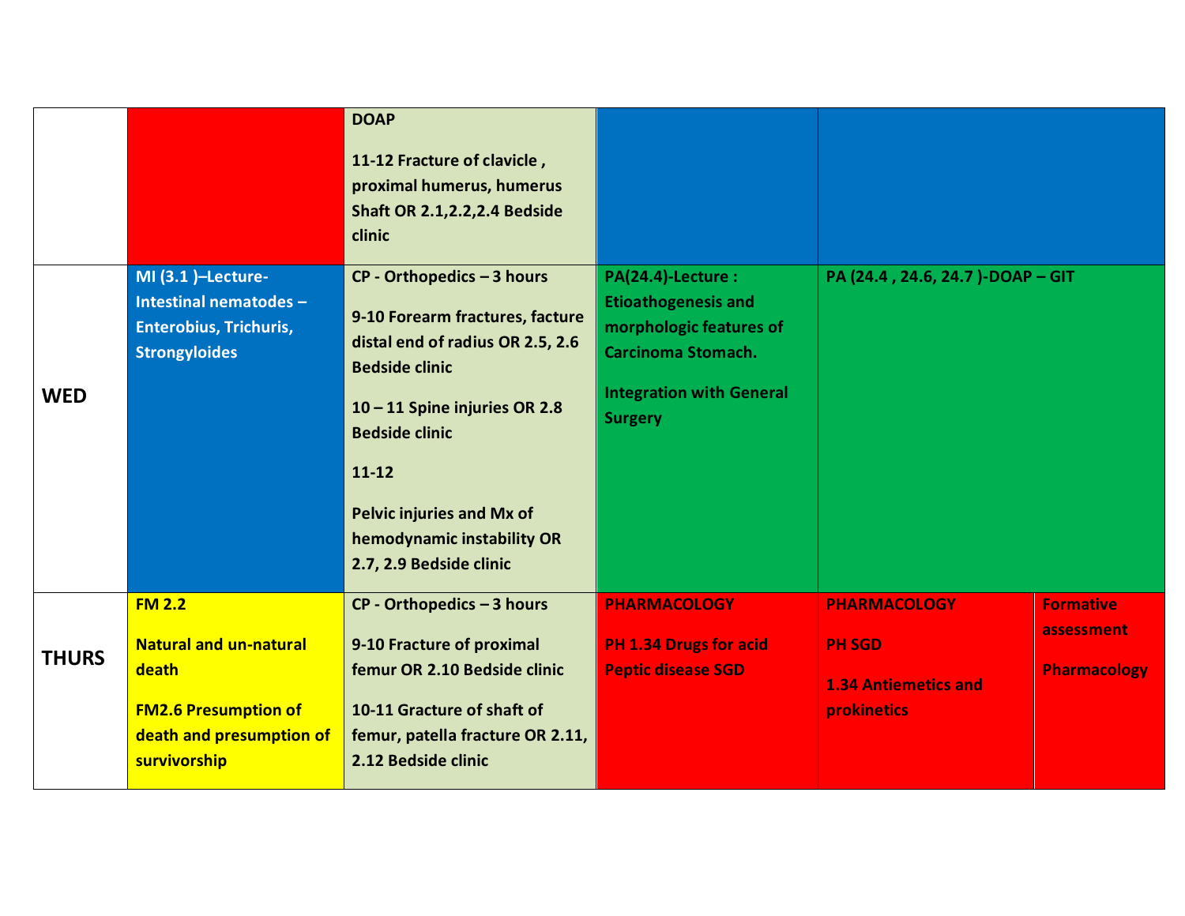| | | | | | |
|---|---|---|---|---|---|
| | | **DOAP**<br><br>**11-12 Fracture of clavicle , proximal humerus, humerus Shaft OR 2.1,2.2,2.4 Bedside clinic** | | | |
| **WED** | **MI (3.1 )–Lecture- Intestinal nematodes – Enterobius, Trichuris, Strongyloides** | **CP - Orthopedics – 3 hours**<br><br>**9-10 Forearm fractures, facture distal end of radius OR 2.5, 2.6 Bedside clinic**<br><br>**10 – 11 Spine injuries OR 2.8 Bedside clinic**<br><br>**11-12**<br><br>**Pelvic injuries and Mx of hemodynamic instability OR 2.7, 2.9 Bedside clinic** | **PA(24.4)-Lecture : Etioathogenesis and morphologic features of Carcinoma Stomach.**<br><br>**Integration with General Surgery** | **PA (24.4 , 24.6, 24.7 )-DOAP – GIT** | |
| **THURS** | **FM 2.2**<br><br>**Natural and un-natural death**<br><br>**FM2.6 Presumption of death and presumption of survivorship** | **CP - Orthopedics – 3 hours**<br><br>**9-10 Fracture of proximal femur OR 2.10 Bedside clinic**<br><br>**10-11 Gracture of shaft of femur, patella fracture OR 2.11, 2.12 Bedside clinic** | **PHARMACOLOGY**<br><br>**PH 1.34 Drugs for acid Peptic disease SGD** | **PHARMACOLOGY**<br><br>**PH SGD**<br><br>**1.34 Antiemetics and prokinetics** | **Formative assessment**<br><br>**Pharmacology** |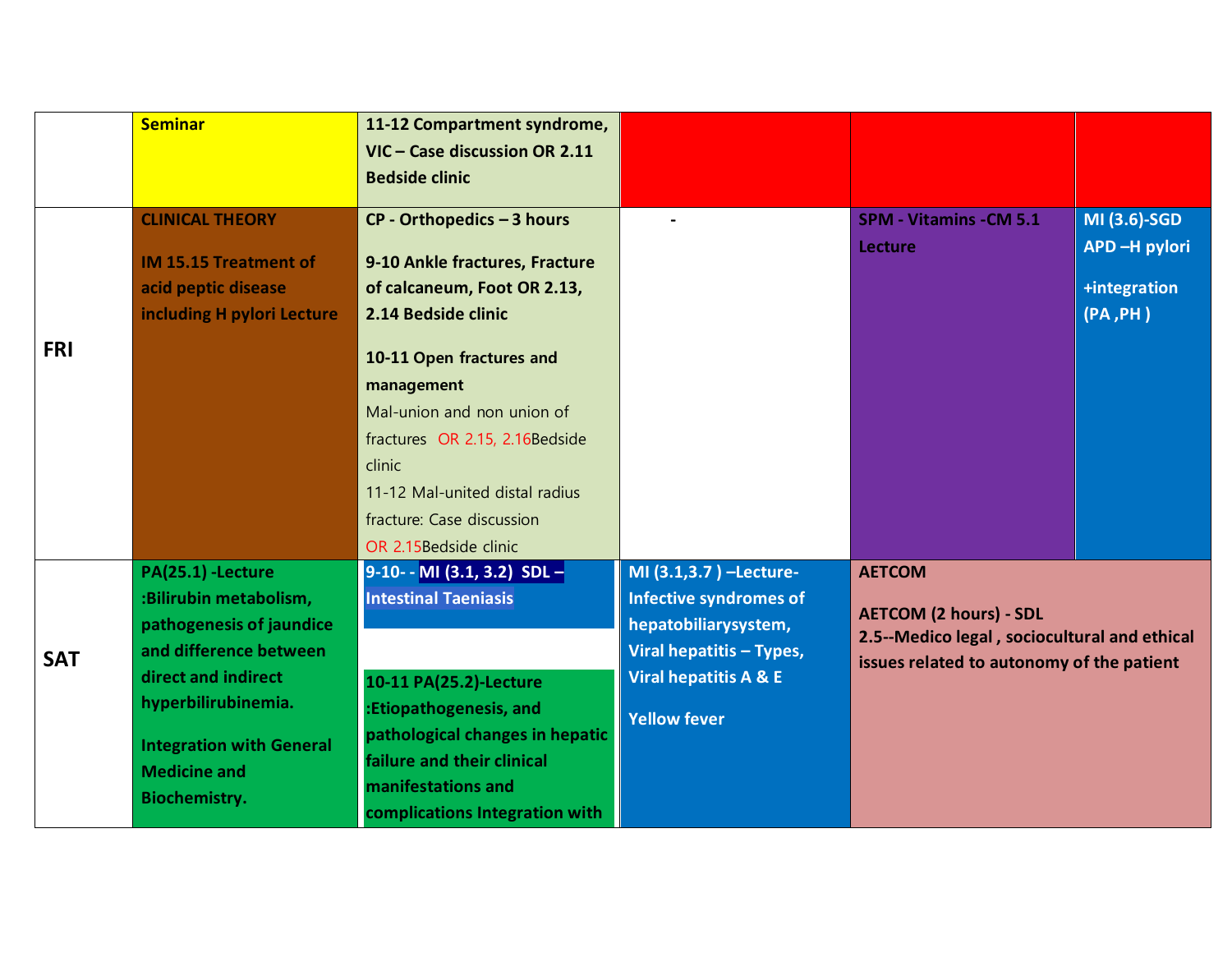| | | | | | |
|---|---|---|---|---|---|
| | **Seminar** | **11-12 Compartment syndrome, VIC – Case discussion OR 2.11 Bedside clinic** | | | |
| **FRI** | **CLINICAL THEORY**<br><br>**IM 15.15 Treatment of acid peptic disease including H pylori Lecture** | **CP - Orthopedics – 3 hours**<br><br>**9-10 Ankle fractures, Fracture of calcaneum, Foot OR 2.13, 2.14 Bedside clinic**<br><br>**10-11 Open fractures and management**<br>Mal-union and non union of fractures OR 2.15, 2.16Bedside clinic<br>11-12 Mal-united distal radius fracture: Case discussion<br>OR 2.15Bedside clinic | - | **SPM - Vitamins -CM 5.1 Lecture** | **MI (3.6)-SGD APD –H pylori**<br><br>**+integration (PA ,PH )** |
| **SAT** | **PA(25.1) -Lecture :Bilirubin metabolism, pathogenesis of jaundice and difference between direct and indirect hyperbilirubinemia.**<br><br>**Integration with General Medicine and Biochemistry.** | **9-10- - MI (3.1, 3.2) SDL – Intestinal Taeniasis**<br><br>**10-11 PA(25.2)-Lecture :Etiopathogenesis, and pathological changes in hepatic failure and their clinical manifestations and complications Integration with** | **MI (3.1,3.7 ) –Lecture- Infective syndromes of hepatobiliarysystem, Viral hepatitis – Types, Viral hepatitis A & E**<br><br>**Yellow fever** | **AETCOM**<br><br>**AETCOM (2 hours) - SDL**<br>**2.5--Medico legal , sociocultural and ethical issues related to autonomy of the patient** | |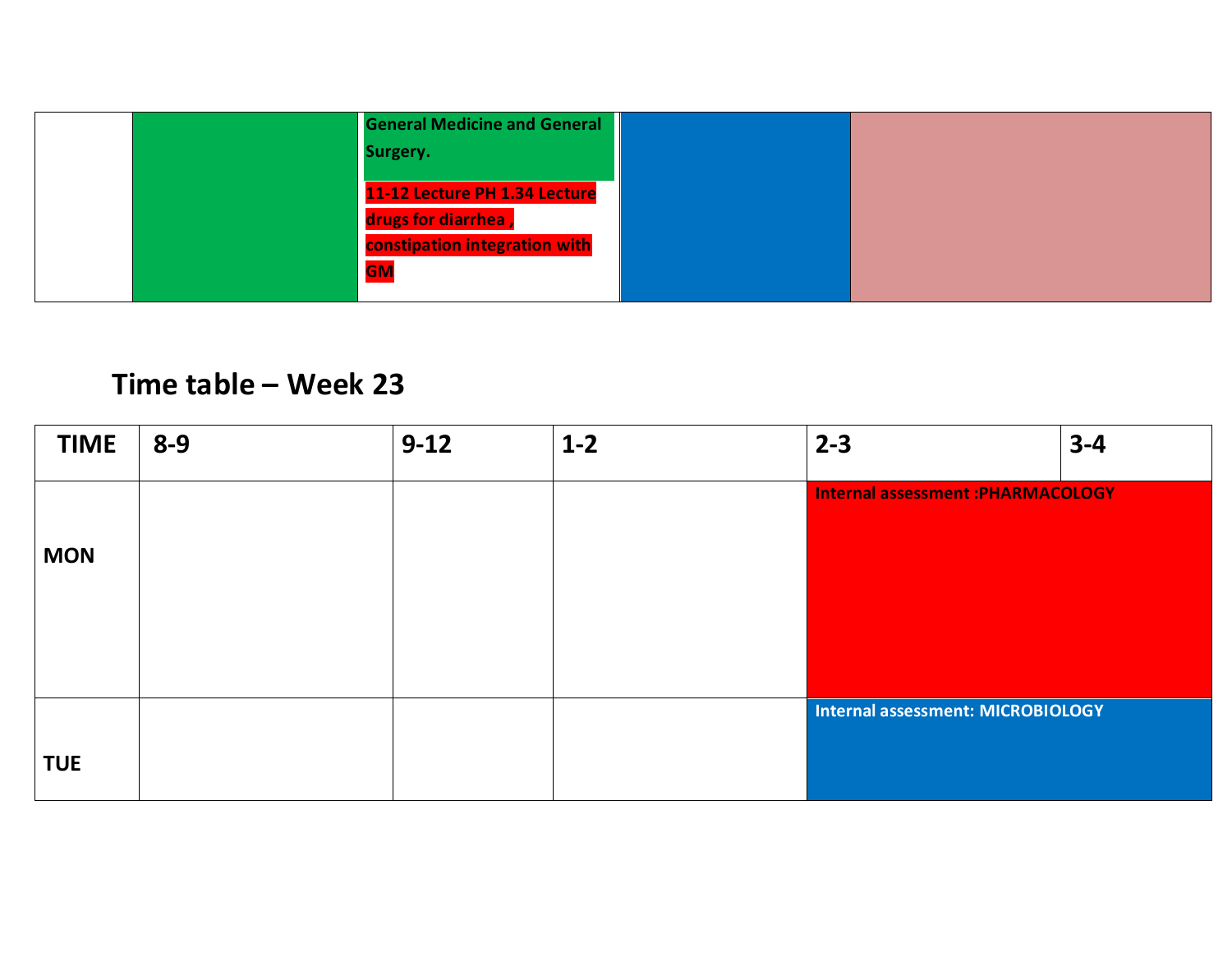| | | General Medicine and General Surgery. 11-12 Lecture PH 1.34 Lecture drugs for diarrhea , constipation integration with GM | | |
|---|---|---|---|---|

## Time table – Week 23

| TIME | 8-9 | 9-12 | 1-2 | 2-3 | 3-4 |
|---|---|---|---|---|---|
| MON | | | | Internal assessment :PHARMACOLOGY | |
| TUE | | | | Internal assessment: MICROBIOLOGY | |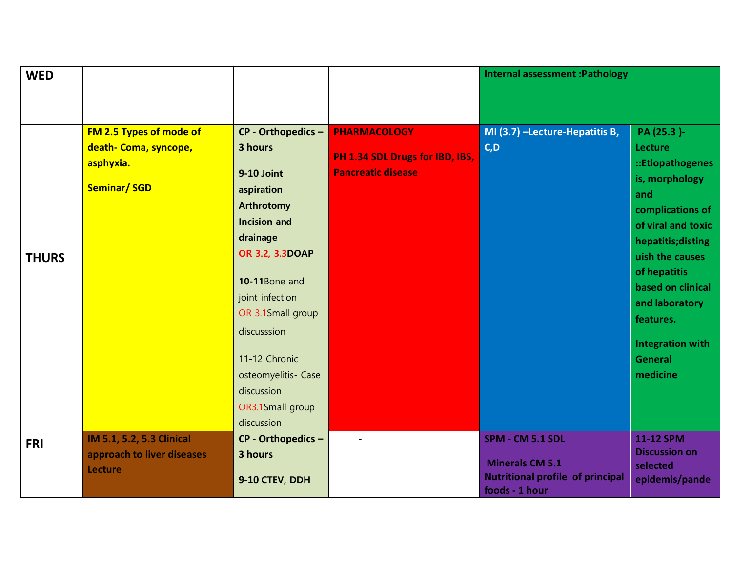| WED | | | | Internal assessment :Pathology | |
|---|---|---|---|---|---|
| THURS | FM 2.5 Types of mode of death- Coma, syncope, asphyxia. Seminar/ SGD | CP - Orthopedics – 3 hours<br>9-10 Joint aspiration Arthrotomy Incision and drainage OR 3.2, 3.3DOAP<br>10-11Bone and joint infection OR 3.1Small group discusssion<br>11-12 Chronic osteomyelitis- Case discussion OR3.1Small group discussion | PHARMACOLOGY<br>PH 1.34 SDL Drugs for IBD, IBS, Pancreatic disease | MI (3.7) –Lecture-Hepatitis B, C,D | PA (25.3 )- Lecture ::Etiopathogenesis, morphology and complications of of viral and toxic hepatitis;distinguish the causes of hepatitis based on clinical and laboratory features.<br>Integration with General medicine |
| FRI | IM 5.1, 5.2, 5.3 Clinical approach to liver diseases Lecture | CP - Orthopedics – 3 hours<br>9-10 CTEV, DDH | - | SPM - CM 5.1 SDL<br>Minerals CM 5.1 Nutritional profile of principal foods - 1 hour | 11-12 SPM Discussion on selected epidemis/pande |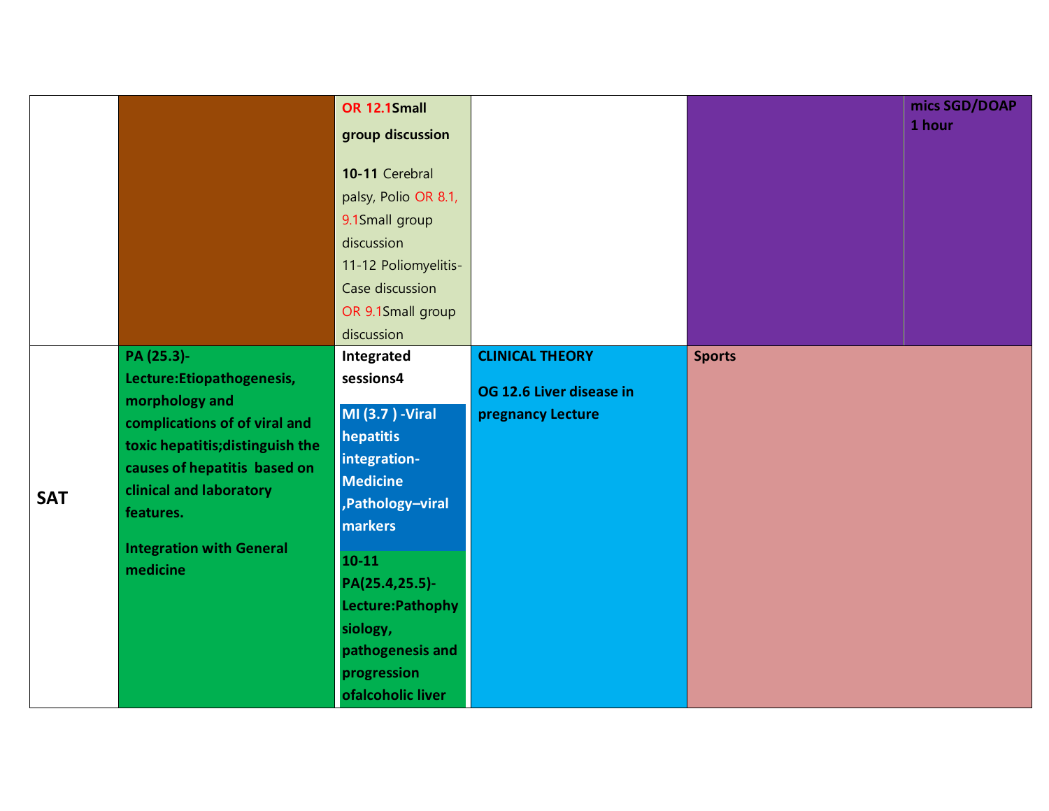|  |  |  |  |  |  |
|---|---|---|---|---|---|
|  |  | **OR 12.1Small group discussion**<br><br>**10-11** Cerebral palsy, Polio OR 8.1, 9.1Small group discussion<br>11-12 Poliomyelitis-Case discussion OR 9.1Small group discussion |  |  | **mics SGD/DOAP 1 hour** |
| **SAT** | **PA (25.3)-Lecture:Etiopathogenesis, morphology and complications of of viral and toxic hepatitis;distinguish the causes of hepatitis based on clinical and laboratory features.**<br><br>**Integration with General medicine** | **Integrated sessions4**<br><br>**MI (3.7 ) -Viral hepatitis integration-Medicine ,Pathology–viral markers**<br><br>**10-11 PA(25.4,25.5)-Lecture:Pathophysiology, pathogenesis and progression ofalcoholic liver** | **CLINICAL THEORY**<br><br>**OG 12.6 Liver disease in pregnancy Lecture** | **Sports** |  |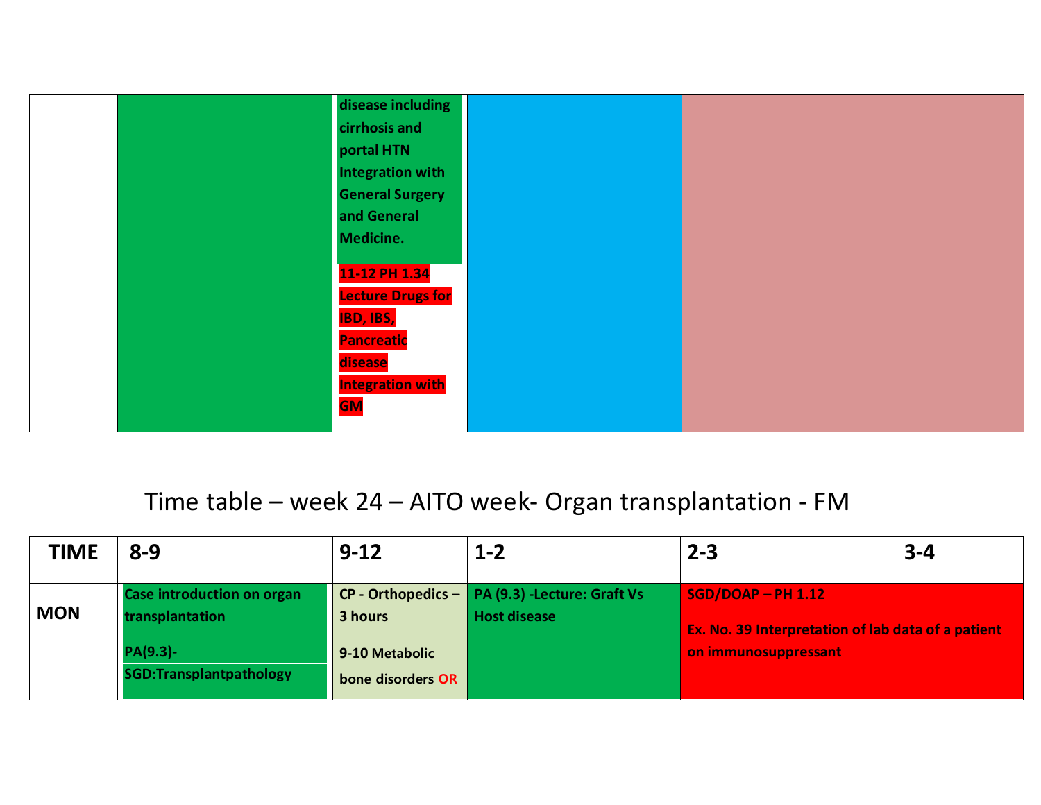| | | | | |
|---|---|---|---|---|
| | | disease including cirrhosis and portal HTN Integration with General Surgery and General Medicine.<br><br>11-12 PH 1.34 Lecture Drugs for IBD, IBS, Pancreatic disease Integration with GM | | |

## Time table – week 24 – AITO week- Organ transplantation - FM

| TIME | 8-9 | 9-12 | 1-2 | 2-3 | 3-4 |
|---|---|---|---|---|---|
| MON | Case introduction on organ transplantation<br><br>PA(9.3)- SGD:Transplantpathology | CP - Orthopedics – 3 hours<br><br>9-10 Metabolic bone disorders OR | PA (9.3) -Lecture: Graft Vs Host disease | SGD/DOAP – PH 1.12<br><br>Ex. No. 39 Interpretation of lab data of a patient on immunosuppressant | |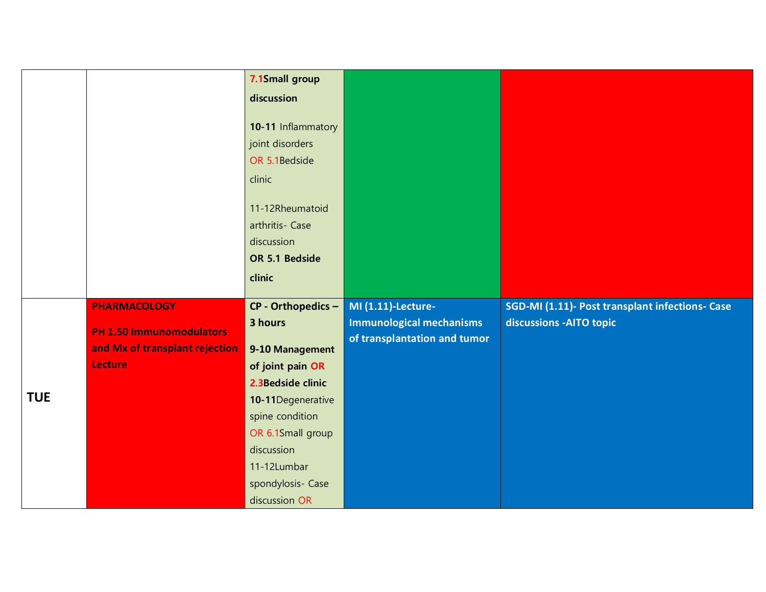| | | | | |
|---|---|---|---|---|
| | | **7.1Small group discussion** **10-11** Inflammatory joint disorders OR 5.1Bedside clinic 11-12Rheumatoid arthritis- Case discussion **OR 5.1 Bedside clinic** | | |
| **TUE** | **PHARMACOLOGY** **PH 1.50 Immunomodulators and Mx of transplant rejection Lecture** | **CP - Orthopedics – 3 hours** **9-10 Management of joint pain OR 2.3Bedside clinic** **10-11**Degenerative spine condition OR 6.1Small group discussion 11-12Lumbar spondylosis- Case discussion OR | **MI (1.11)-Lecture- Immunological mechanisms of transplantation and tumor** | **SGD-MI (1.11)- Post transplant infections- Case discussions -AITO topic** |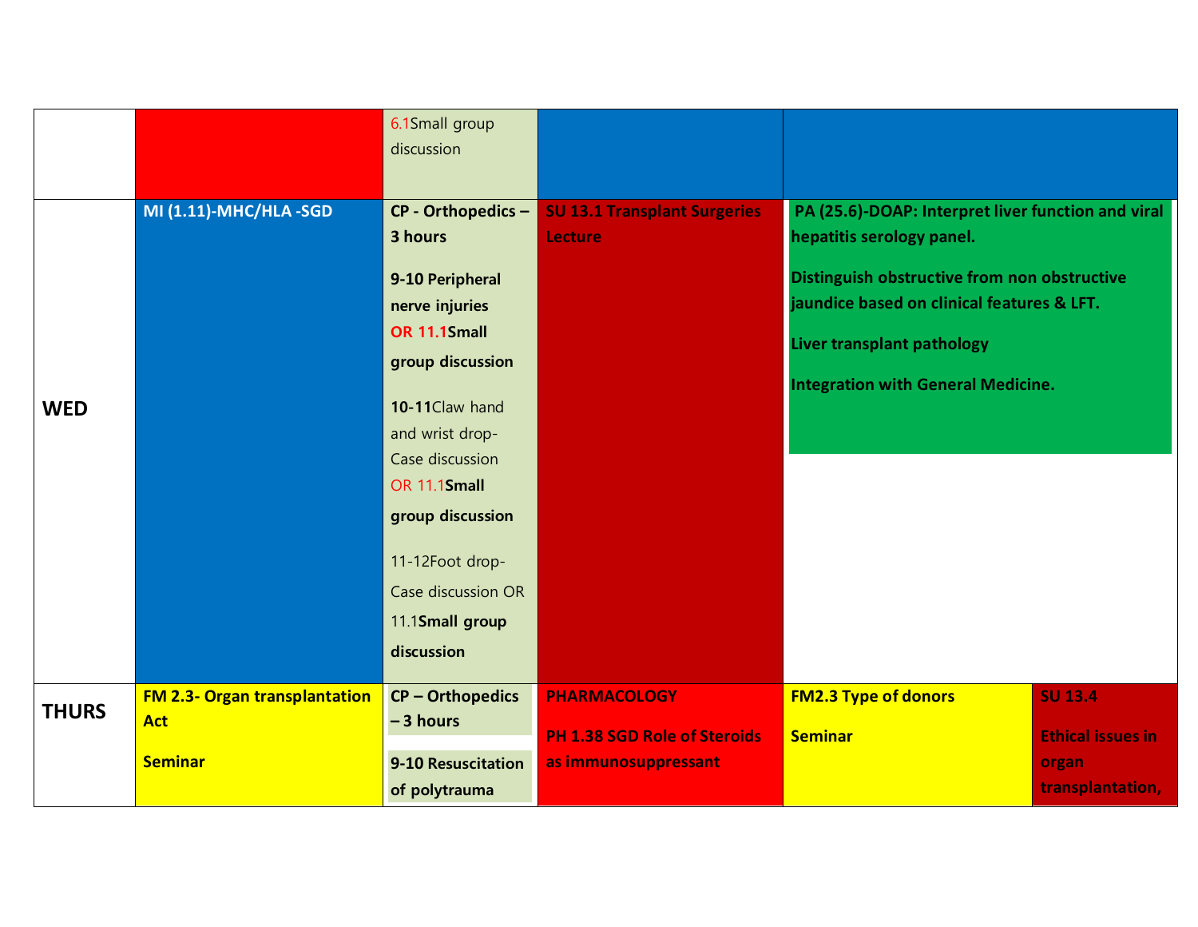|  |  |  |  |  |  |
|---|---|---|---|---|---|
|  |  | 6.1Small group discussion |  |  |  |
| **WED** | **MI (1.11)-MHC/HLA -SGD** | **CP - Orthopedics – 3 hours**<br><br>**9-10 Peripheral nerve injuries OR 11.1Small group discussion**<br><br>**10-11**Claw hand and wrist drop- Case discussion OR 11.1**Small group discussion**<br><br>11-12Foot drop- Case discussion OR 11.1**Small group discussion** | **SU 13.1 Transplant Surgeries Lecture** | **PA (25.6)-DOAP: Interpret liver function and viral hepatitis serology panel.**<br><br>**Distinguish obstructive from non obstructive jaundice based on clinical features & LFT.**<br><br>**Liver transplant pathology**<br><br>**Integration with General Medicine.** |  |
| **THURS** | **FM 2.3- Organ transplantation Act**<br><br>**Seminar** | **CP – Orthopedics – 3 hours**<br><br>**9-10 Resuscitation of polytrauma** | **PHARMACOLOGY**<br><br>**PH 1.38 SGD Role of Steroids as immunosuppressant** | **FM2.3 Type of donors**<br><br>**Seminar** | **SU 13.4**<br><br>**Ethical issues in organ transplantation,** |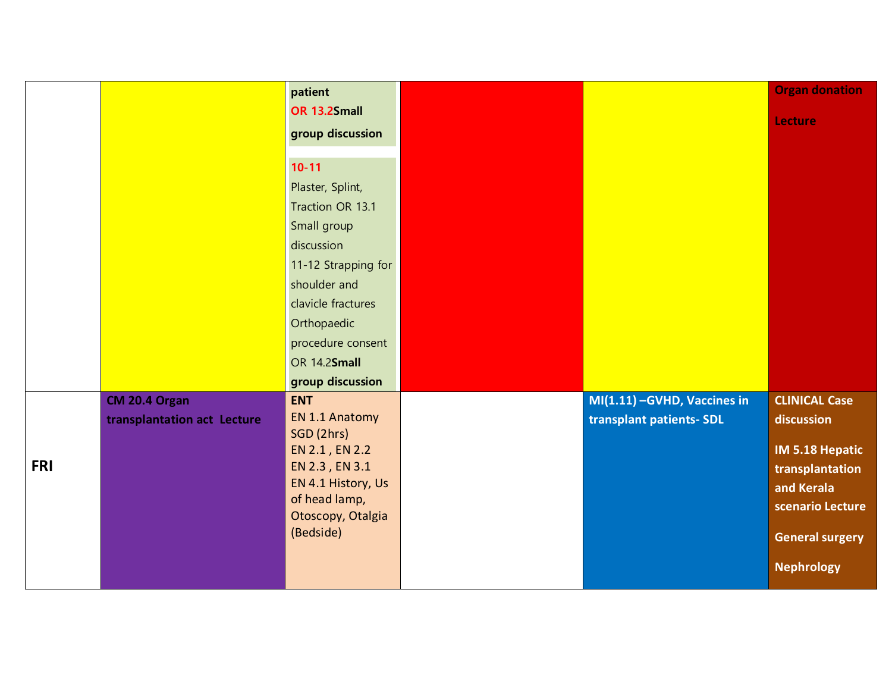| | | | | | |
|---|---|---|---|---|---|
| | | patient<br>OR 13.2 **Small group discussion**<br><br>10-11<br>Plaster, Splint, Traction OR 13.1 Small group discussion<br>11-12 Strapping for shoulder and clavicle fractures<br>Orthopaedic procedure consent OR 14.2 **Small group discussion** | | | **Organ donation Lecture** |
| **FRI** | **CM 20.4 Organ transplantation act Lecture** | **ENT**<br>EN 1.1 Anatomy SGD (2hrs)<br>EN 2.1 , EN 2.2<br>EN 2.3 , EN 3.1<br>EN 4.1 History, Us of head lamp, Otoscopy, Otalgia (Bedside) | | **MI(1.11) –GVHD, Vaccines in transplant patients- SDL** | **CLINICAL Case discussion**<br>**IM 5.18 Hepatic transplantation and Kerala scenario Lecture**<br>**General surgery**<br>**Nephrology** |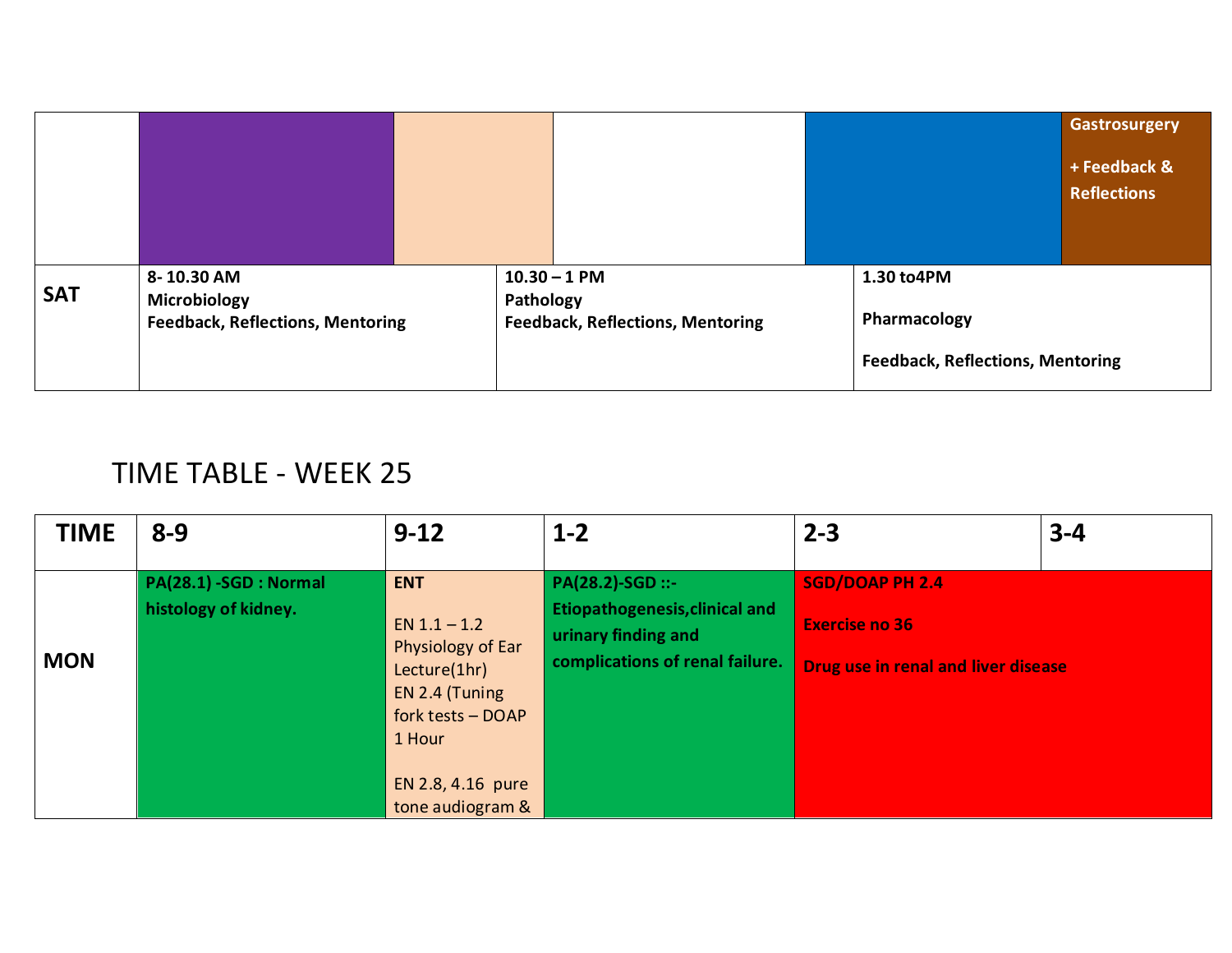| | | | | | |
|---|---|---|---|---|---|
| | | | | | Gastrosurgery<br><br>+ Feedback & Reflections |
| SAT | 8- 10.30 AM<br>Microbiology<br>Feedback, Reflections, Mentoring | | 10.30 – 1 PM<br>Pathology<br>Feedback, Reflections, Mentoring | | 1.30 to4PM<br><br>Pharmacology<br><br>Feedback, Reflections, Mentoring |

## TIME TABLE - WEEK 25

| TIME | 8-9 | 9-12 | 1-2 | 2-3 | 3-4 |
|---|---|---|---|---|---|
| MON | PA(28.1) -SGD : Normal histology of kidney. | ENT<br><br>EN 1.1 – 1.2 Physiology of Ear Lecture(1hr)<br>EN 2.4 (Tuning fork tests – DOAP 1 Hour<br><br>EN 2.8, 4.16 pure tone audiogram & | PA(28.2)-SGD ::- Etiopathogenesis,clinical and urinary finding and complications of renal failure. | SGD/DOAP PH 2.4<br><br>Exercise no 36<br><br>Drug use in renal and liver disease | |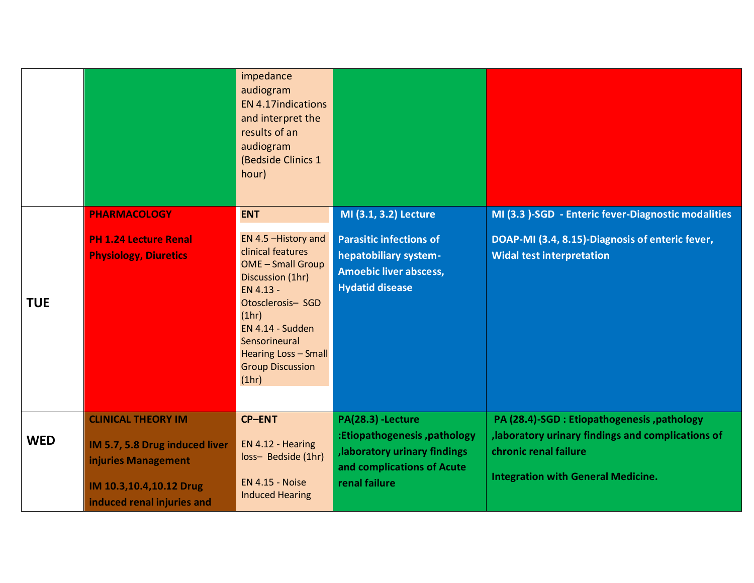| | | | | |
|---|---|---|---|---|
| | | impedance audiogram<br>EN 4.17indications and interpret the results of an audiogram (Bedside Clinics 1 hour) | | |
| **TUE** | **PHARMACOLOGY**<br><br>**PH 1.24 Lecture Renal Physiology, Diuretics** | **ENT**<br><br>EN 4.5 –History and clinical features OME – Small Group Discussion (1hr)<br>EN 4.13 - Otosclerosis– SGD (1hr)<br>EN 4.14 - Sudden Sensorineural Hearing Loss – Small Group Discussion (1hr) | **MI (3.1, 3.2) Lecture**<br><br>**Parasitic infections of hepatobiliary system- Amoebic liver abscess, Hydatid disease** | **MI (3.3 )-SGD - Enteric fever-Diagnostic modalities**<br><br>**DOAP-MI (3.4, 8.15)-Diagnosis of enteric fever, Widal test interpretation** |
| **WED** | **CLINICAL THEORY IM**<br><br>**IM 5.7, 5.8 Drug induced liver injuries Management**<br><br>**IM 10.3,10.4,10.12 Drug induced renal injuries and** | **CP–ENT**<br><br>EN 4.12 - Hearing loss– Bedside (1hr)<br><br>EN 4.15 - Noise Induced Hearing | **PA(28.3) -Lecture :Etiopathogenesis ,pathology ,laboratory urinary findings and complications of Acute renal failure** | **PA (28.4)-SGD : Etiopathogenesis ,pathology ,laboratory urinary findings and complications of chronic renal failure**<br><br>**Integration with General Medicine.** |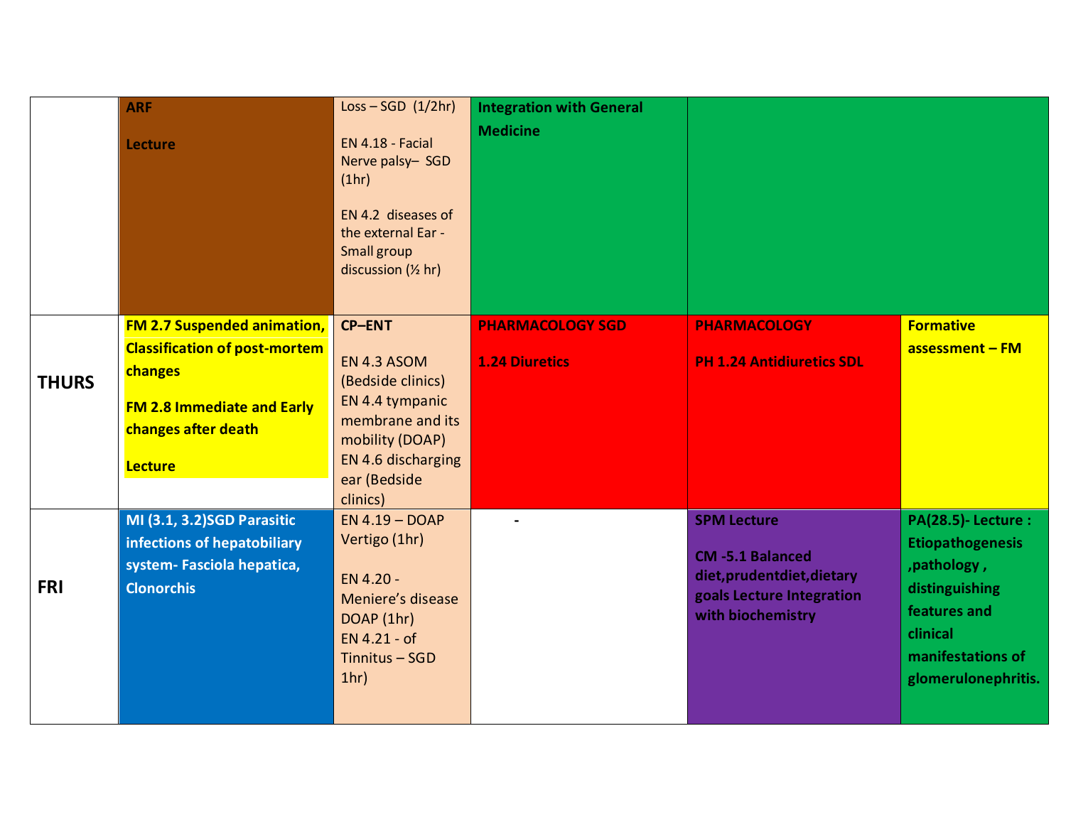| | | | | | |
|---|---|---|---|---|---|
| | **ARF**<br><br>**Lecture** | Loss – SGD (1/2hr)<br><br>EN 4.18 - Facial Nerve palsy– SGD (1hr)<br><br>EN 4.2 diseases of the external Ear - Small group discussion (½ hr) | **Integration with General Medicine** | | |
| **THURS** | **FM 2.7 Suspended animation, Classification of post-mortem changes**<br><br>**FM 2.8 Immediate and Early changes after death**<br><br>**Lecture** | **CP–ENT**<br><br>EN 4.3 ASOM (Bedside clinics)<br>EN 4.4 tympanic membrane and its mobility (DOAP)<br>EN 4.6 discharging ear (Bedside clinics) | **PHARMACOLOGY SGD**<br><br>**1.24 Diuretics** | **PHARMACOLOGY**<br><br>**PH 1.24 Antidiuretics SDL** | **Formative assessment – FM** |
| **FRI** | **MI (3.1, 3.2)SGD Parasitic infections of hepatobiliary system- Fasciola hepatica, Clonorchis** | EN 4.19 – DOAP Vertigo (1hr)<br><br>EN 4.20 - Meniere's disease DOAP (1hr)<br>EN 4.21 - of Tinnitus – SGD 1hr) | - | **SPM Lecture**<br><br>**CM -5.1 Balanced diet,prudentdiet,dietary goals Lecture Integration with biochemistry** | **PA(28.5)- Lecture : Etiopathogenesis ,pathology , distinguishing features and clinical manifestations of glomerulonephritis.** |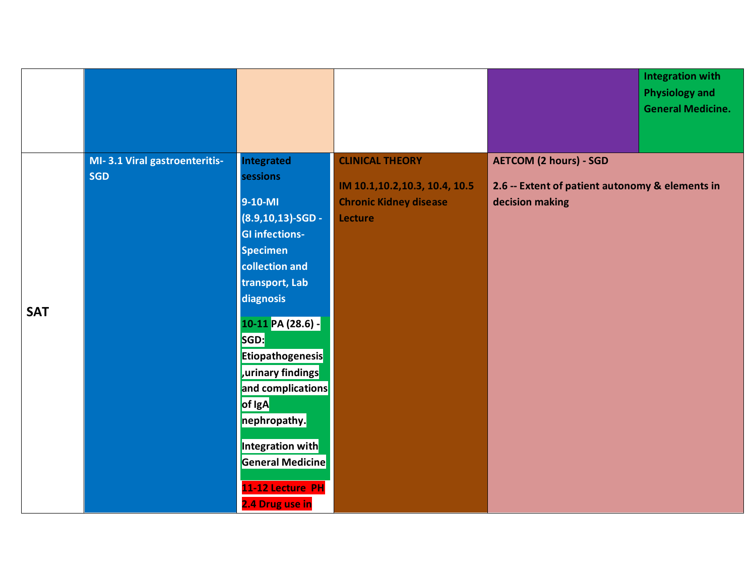| | | | | | |
|---|---|---|---|---|---|
| | | | | | Integration with Physiology and General Medicine. |
| SAT | MI- 3.1 Viral gastroenteritis-SGD | Integrated sessions<br><br>9-10-MI (8.9,10,13)-SGD - GI infections-Specimen collection and transport, Lab diagnosis<br><br>10-11 PA (28.6) - SGD: Etiopathogenesis ,urinary findings and complications of IgA nephropathy.<br><br>Integration with General Medicine<br><br>11-12 Lecture PH 2.4 Drug use in | CLINICAL THEORY<br><br>IM 10.1,10.2,10.3, 10.4, 10.5 Chronic Kidney disease Lecture | AETCOM (2 hours) - SGD<br><br>2.6 -- Extent of patient autonomy & elements in decision making | |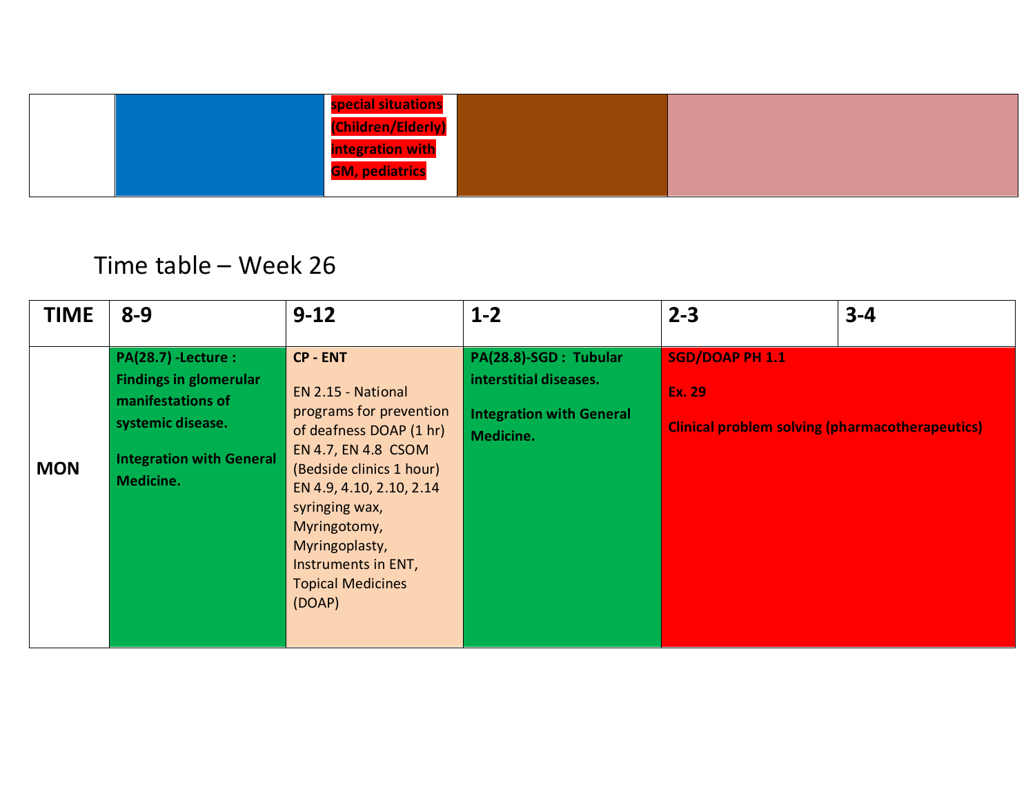| | | special situations (Children/Elderly) integration with GM, pediatrics | | |
|---|---|---|---|---|

# Time table – Week 26

| TIME | 8-9 | 9-12 | 1-2 | 2-3 | 3-4 |
|---|---|---|---|---|---|
| MON | **PA(28.7) -Lecture : Findings in glomerular manifestations of systemic disease.** <br><br> **Integration with General Medicine.** | **CP - ENT** <br><br> EN 2.15 - National programs for prevention of deafness DOAP (1 hr) EN 4.7, EN 4.8 CSOM (Bedside clinics 1 hour) EN 4.9, 4.10, 2.10, 2.14 syringing wax, Myringotomy, Myringoplasty, Instruments in ENT, Topical Medicines (DOAP) | **PA(28.8)-SGD : Tubular interstitial diseases.** <br><br> **Integration with General Medicine.** | **SGD/DOAP PH 1.1** <br><br> **Ex. 29** <br><br> **Clinical problem solving (pharmacotherapeutics)** | |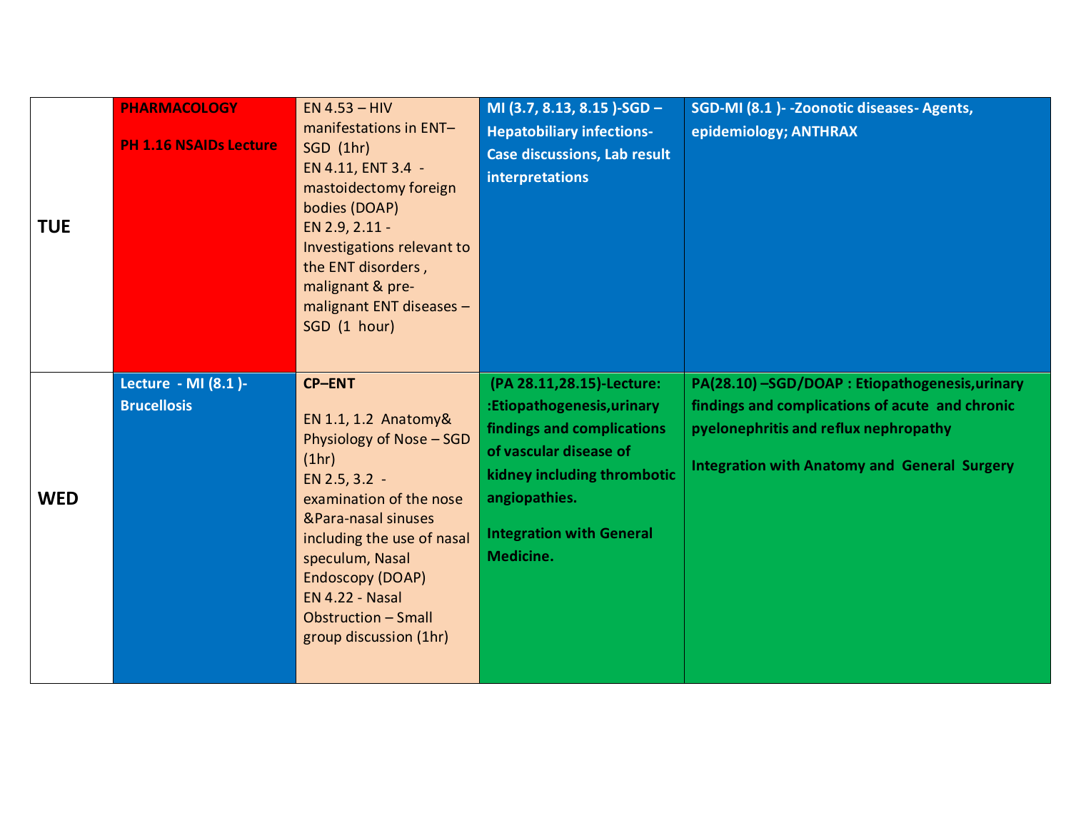| | | | | |
|---|---|---|---|---|
| **TUE** | **PHARMACOLOGY**<br><br>**PH 1.16 NSAIDs Lecture** | EN 4.53 – HIV manifestations in ENT– SGD (1hr)<br>EN 4.11, ENT 3.4 - mastoidectomy foreign bodies (DOAP)<br>EN 2.9, 2.11 - Investigations relevant to the ENT disorders , malignant & pre-malignant ENT diseases – SGD (1 hour) | **MI (3.7, 8.13, 8.15 )-SGD – Hepatobiliary infections- Case discussions, Lab result interpretations** | **SGD-MI (8.1 )- -Zoonotic diseases- Agents, epidemiology; ANTHRAX** |
| **WED** | **Lecture - MI (8.1 )- Brucellosis** | **CP–ENT**<br><br>EN 1.1, 1.2 Anatomy& Physiology of Nose – SGD (1hr)<br>EN 2.5, 3.2 - examination of the nose &Para-nasal sinuses including the use of nasal speculum, Nasal Endoscopy (DOAP)<br>EN 4.22 - Nasal Obstruction – Small group discussion (1hr) | **(PA 28.11,28.15)-Lecture: :Etiopathogenesis,urinary findings and complications of vascular disease of kidney including thrombotic angiopathies.**<br><br>**Integration with General Medicine.** | **PA(28.10) –SGD/DOAP : Etiopathogenesis,urinary findings and complications of acute and chronic pyelonephritis and reflux nephropathy**<br><br>**Integration with Anatomy and General Surgery** |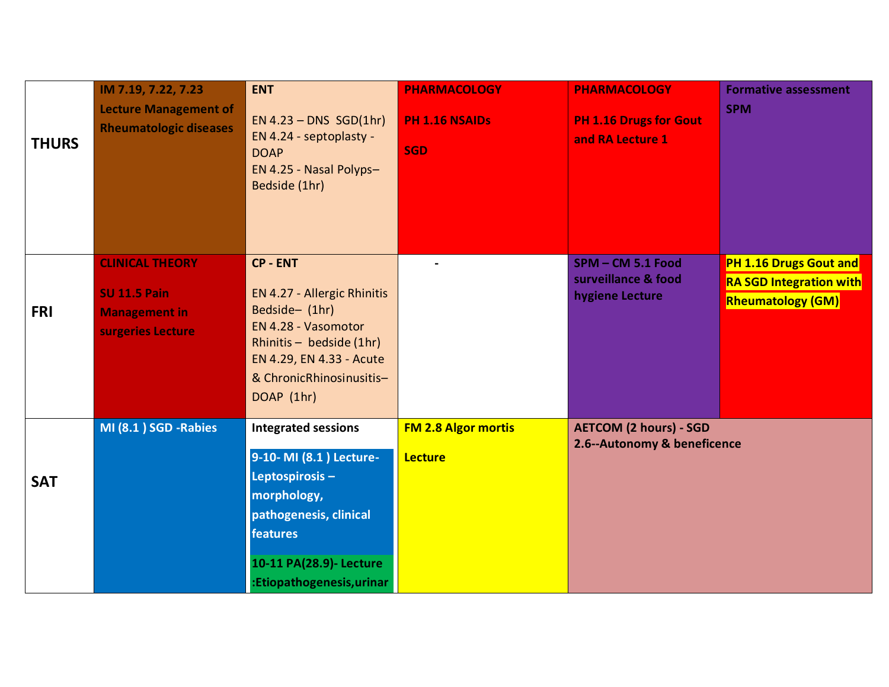| | | | | | |
|---|---|---|---|---|---|
| **THURS** | **IM 7.19, 7.22, 7.23 Lecture Management of Rheumatologic diseases** | **ENT**<br><br>EN 4.23 – DNS SGD(1hr)<br>EN 4.24 - septoplasty - DOAP<br>EN 4.25 - Nasal Polyps– Bedside (1hr) | **PHARMACOLOGY**<br><br>**PH 1.16 NSAIDs**<br><br>**SGD** | **PHARMACOLOGY**<br><br>**PH 1.16 Drugs for Gout and RA Lecture 1** | **Formative assessment SPM** |
| **FRI** | **CLINICAL THEORY**<br><br>**SU 11.5 Pain Management in surgeries Lecture** | **CP - ENT**<br><br>EN 4.27 - Allergic Rhinitis Bedside– (1hr)<br>EN 4.28 - Vasomotor Rhinitis – bedside (1hr)<br>EN 4.29, EN 4.33 - Acute & ChronicRhinosinusitis– DOAP (1hr) | - | **SPM – CM 5.1 Food surveillance & food hygiene Lecture** | **PH 1.16 Drugs Gout and RA SGD Integration with Rheumatology (GM)** |
| **SAT** | **MI (8.1 ) SGD -Rabies** | **Integrated sessions**<br><br>**9-10- MI (8.1 ) Lecture-Leptospirosis – morphology, pathogenesis, clinical features**<br><br>**10-11 PA(28.9)- Lecture :Etiopathogenesis,urinar** | **FM 2.8 Algor mortis**<br><br>**Lecture** | **AETCOM (2 hours) - SGD 2.6--Autonomy & beneficence** | |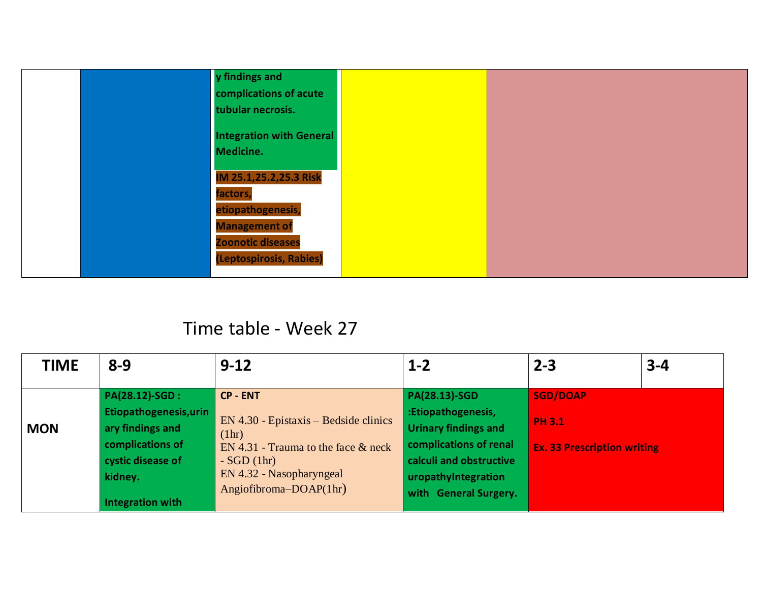| | | | | |
|---|---|---|---|---|
| | | y findings and complications of acute tubular necrosis.<br><br>Integration with General Medicine.<br><br>IM 25.1,25.2,25.3 Risk factors, etiopathogenesis, Management of Zoonotic diseases (Leptospirosis, Rabies) | | |

## Time table - Week 27

| TIME | 8-9 | 9-12 | 1-2 | 2-3 | 3-4 |
|---|---|---|---|---|---|
| MON | **PA(28.12)-SGD : Etiopathogenesis,urinary findings and complications of cystic disease of kidney.**<br><br>**Integration with** | **CP - ENT**<br><br>EN 4.30 - Epistaxis – Bedside clinics (1hr)<br>EN 4.31 - Trauma to the face & neck - SGD (1hr)<br>EN 4.32 - Nasopharyngeal Angiofibroma–DOAP(1hr) | **PA(28.13)-SGD :Etiopathogenesis, Urinary findings and complications of renal calculi and obstructive uropathyIntegration with General Surgery.** | **SGD/DOAP**<br><br>**PH 3.1**<br><br>**Ex. 33 Prescription writing** | |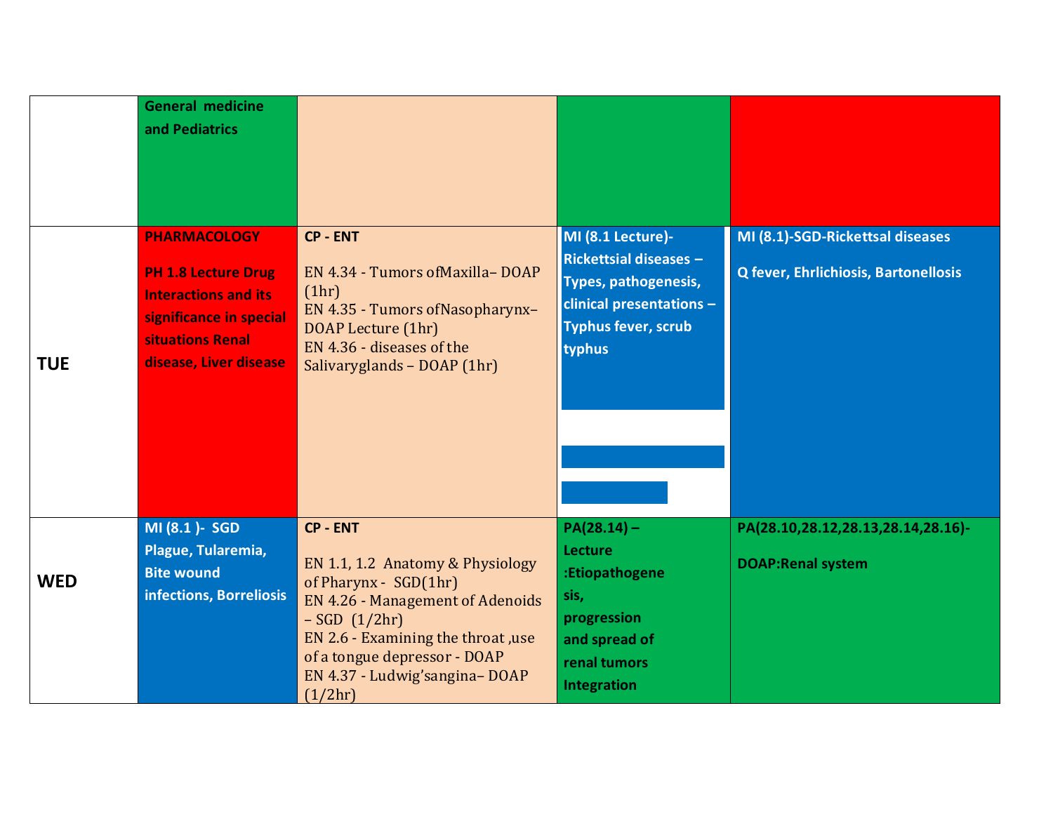| | | | | |
|---|---|---|---|---|
| | General medicine and Pediatrics | | | |
| TUE | **PHARMACOLOGY**<br><br>**PH 1.8 Lecture Drug Interactions and its significance in special situations Renal disease, Liver disease** | **CP - ENT**<br><br>EN 4.34 - Tumors ofMaxilla– DOAP (1hr)<br>EN 4.35 - Tumors ofNasopharynx– DOAP Lecture (1hr)<br>EN 4.36 - diseases of the Salivaryglands – DOAP (1hr) | **MI (8.1 Lecture)- Rickettsial diseases – Types, pathogenesis, clinical presentations – Typhus fever, scrub typhus** | **MI (8.1)-SGD-Rickettsal diseases**<br><br>**Q fever, Ehrlichiosis, Bartonellosis** |
| WED | **MI (8.1 )- SGD Plague, Tularemia, Bite wound infections, Borreliosis** | **CP - ENT**<br><br>EN 1.1, 1.2 Anatomy & Physiology of Pharynx - SGD(1hr)<br>EN 4.26 - Management of Adenoids – SGD (1/2hr)<br>EN 2.6 - Examining the throat ,use of a tongue depressor - DOAP<br>EN 4.37 - Ludwig'sangina– DOAP (1/2hr) | **PA(28.14) – Lecture :Etiopathogenesis, progression and spread of renal tumors Integration** | **PA(28.10,28.12,28.13,28.14,28.16)-**<br><br>**DOAP:Renal system** |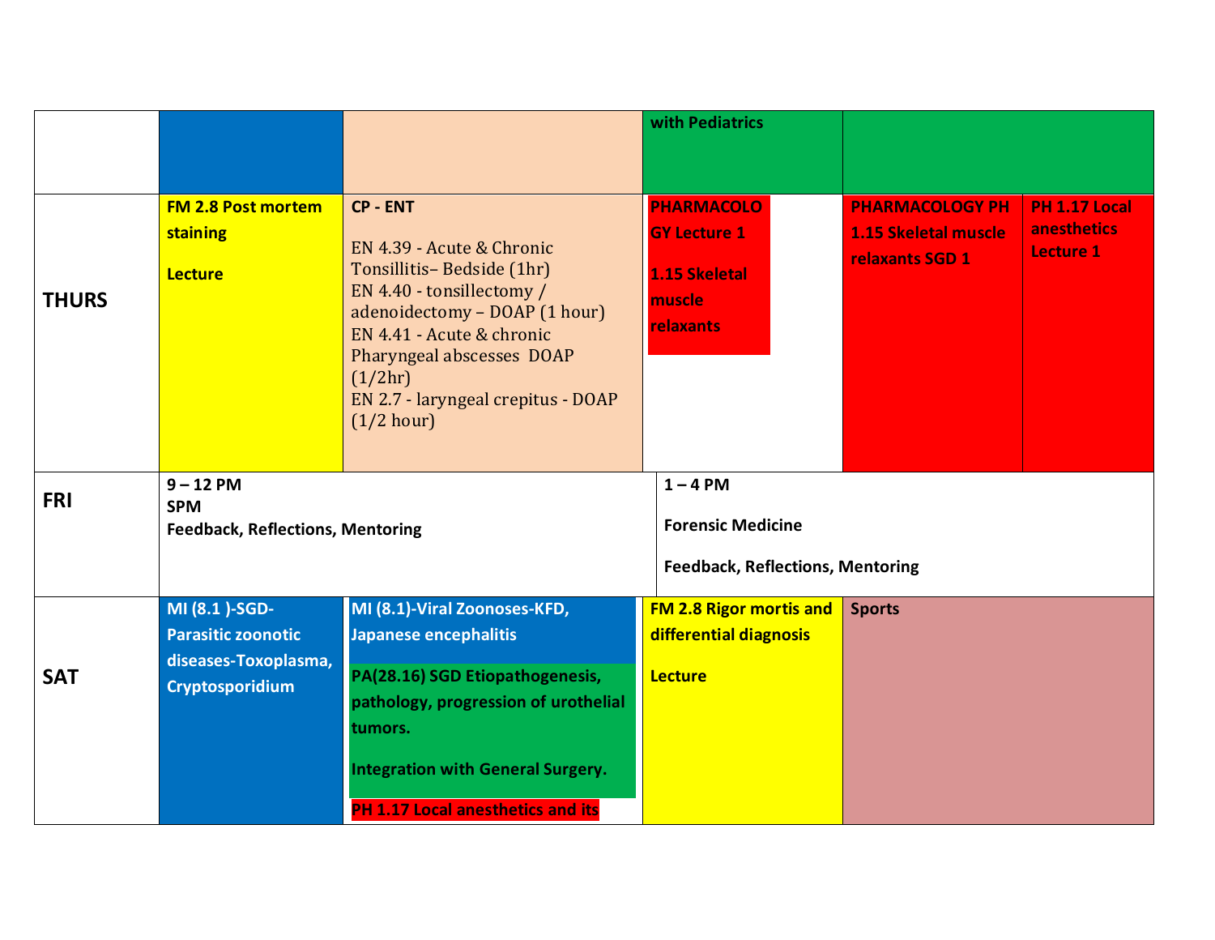| | | | | | |
|---|---|---|---|---|---|
| | | | with Pediatrics | | |
| **THURS** | **FM 2.8 Post mortem staining**<br><br>**Lecture** | **CP - ENT**<br><br>EN 4.39 - Acute & Chronic Tonsillitis– Bedside (1hr)<br>EN 4.40 - tonsillectomy / adenoidectomy – DOAP (1 hour)<br>EN 4.41 - Acute & chronic Pharyngeal abscesses DOAP (1/2hr)<br>EN 2.7 - laryngeal crepitus - DOAP (1/2 hour) | **PHARMACOLOGY Lecture 1**<br><br>**1.15 Skeletal muscle relaxants** | **PHARMACOLOGY PH 1.15 Skeletal muscle relaxants SGD 1** | **PH 1.17 Local anesthetics Lecture 1** |
| **FRI** | **9 – 12 PM**<br>**SPM**<br>**Feedback, Reflections, Mentoring** | | **1 – 4 PM**<br><br>**Forensic Medicine**<br><br>**Feedback, Reflections, Mentoring** | | |
| **SAT** | **MI (8.1 )-SGD- Parasitic zoonotic diseases-Toxoplasma, Cryptosporidium** | **MI (8.1)-Viral Zoonoses-KFD, Japanese encephalitis**<br><br>**PA(28.16) SGD Etiopathogenesis, pathology, progression of urothelial tumors.**<br><br>**Integration with General Surgery.**<br><br>**PH 1.17 Local anesthetics and its** | **FM 2.8 Rigor mortis and differential diagnosis**<br><br>**Lecture** | **Sports** | |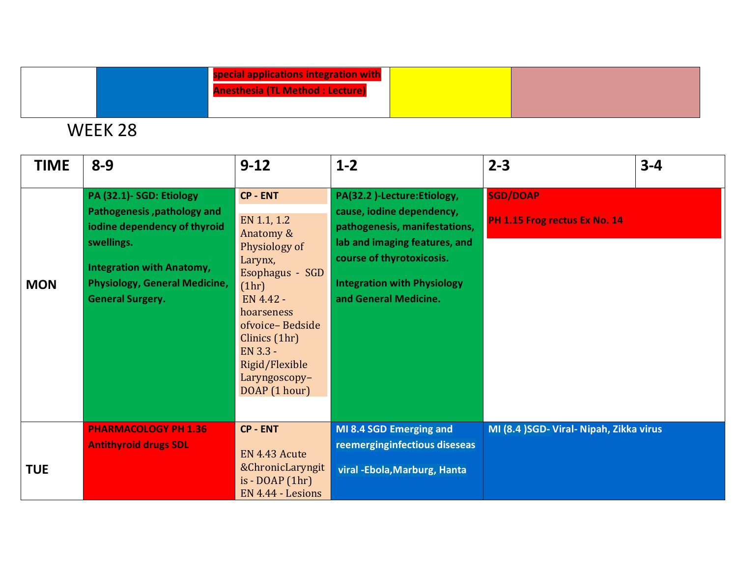| | | special applications integration with Anesthesia (TL Method : Lecture) | | |
|---|---|---|---|---|

# WEEK 28

| TIME | 8-9 | 9-12 | 1-2 | 2-3 | 3-4 |
|---|---|---|---|---|---|
| MON | **PA (32.1)- SGD: Etiology Pathogenesis ,pathology and iodine dependency of thyroid swellings.** **Integration with Anatomy, Physiology, General Medicine, General Surgery.** | **CP - ENT** EN 1.1, 1.2 Anatomy & Physiology of Larynx, Esophagus - SGD (1hr) EN 4.42 - hoarseness ofvoice– Bedside Clinics (1hr) EN 3.3 - Rigid/Flexible Laryngoscopy– DOAP (1 hour) | **PA(32.2 )-Lecture:Etiology, cause, iodine dependency, pathogenesis, manifestations, lab and imaging features, and course of thyrotoxicosis.** **Integration with Physiology and General Medicine.** | **SGD/DOAP** **PH 1.15 Frog rectus Ex No. 14** | |
| TUE | **PHARMACOLOGY PH 1.36 Antithyroid drugs SDL** | **CP - ENT** EN 4.43 Acute &ChronicLaryngitis - DOAP (1hr) EN 4.44 - Lesions | **MI 8.4 SGD Emerging and reemerginginfectious diseseas** **viral -Ebola,Marburg, Hanta** | **MI (8.4 )SGD- Viral- Nipah, Zikka virus** | |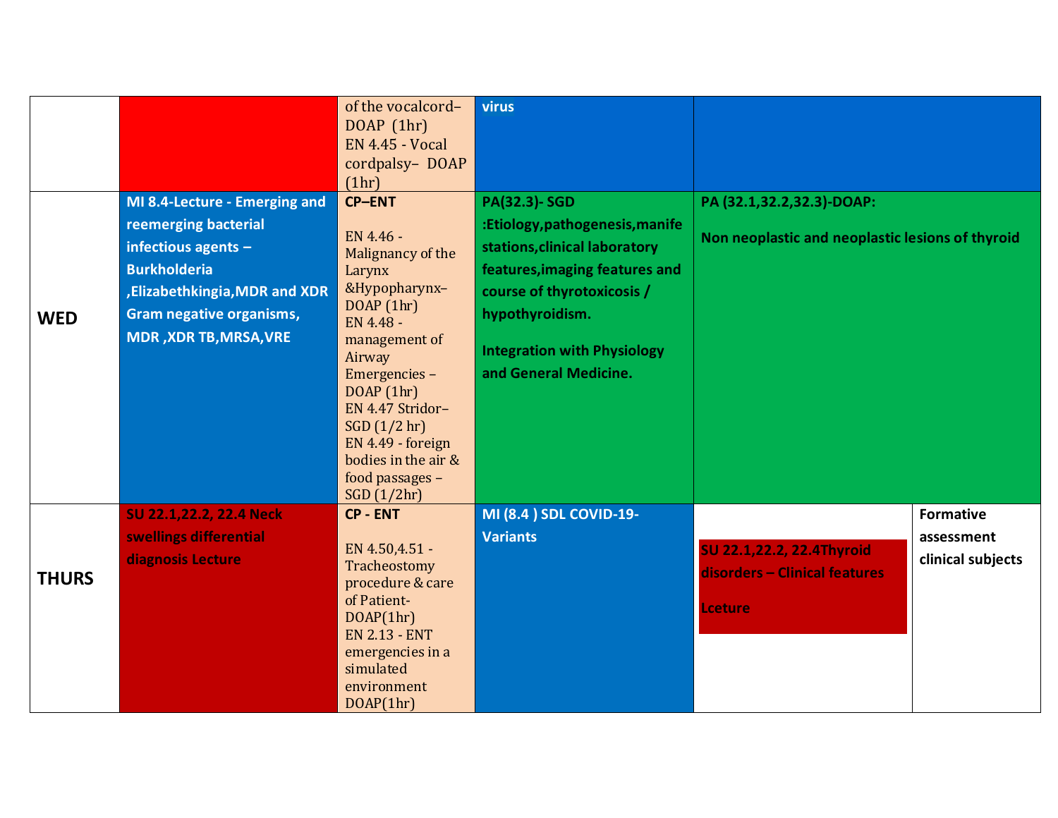|  |  |  |  |  |  |
|---|---|---|---|---|---|
|  |  | of the vocalcord–DOAP (1hr)<br>EN 4.45 - Vocal cordpalsy– DOAP (1hr) | virus |  |  |
| WED | **MI 8.4-Lecture - Emerging and reemerging bacterial infectious agents – Burkholderia ,Elizabethkingia,MDR and XDR Gram negative organisms, MDR ,XDR TB,MRSA,VRE** | **CP–ENT**<br><br>EN 4.46 - Malignancy of the Larynx &Hypopharynx– DOAP (1hr)<br>EN 4.48 - management of Airway Emergencies – DOAP (1hr)<br>EN 4.47 Stridor– SGD (1/2 hr)<br>EN 4.49 - foreign bodies in the air & food passages – SGD (1/2hr) | **PA(32.3)- SGD :Etiology,pathogenesis,manifestations,clinical laboratory features,imaging features and course of thyrotoxicosis / hypothyroidism.**<br><br>**Integration with Physiology and General Medicine.** | **PA (32.1,32.2,32.3)-DOAP:**<br><br>**Non neoplastic and neoplastic lesions of thyroid** |  |
| THURS | **SU 22.1,22.2, 22.4 Neck swellings differential diagnosis Lecture** | **CP - ENT**<br><br>EN 4.50,4.51 - Tracheostomy procedure & care of Patient- DOAP(1hr)<br>EN 2.13 - ENT emergencies in a simulated environment DOAP(1hr) | **MI (8.4 ) SDL COVID-19- Variants** | **SU 22.1,22.2, 22.4Thyroid disorders – Clinical features**<br><br>**Lceture** | **Formative assessment clinical subjects** |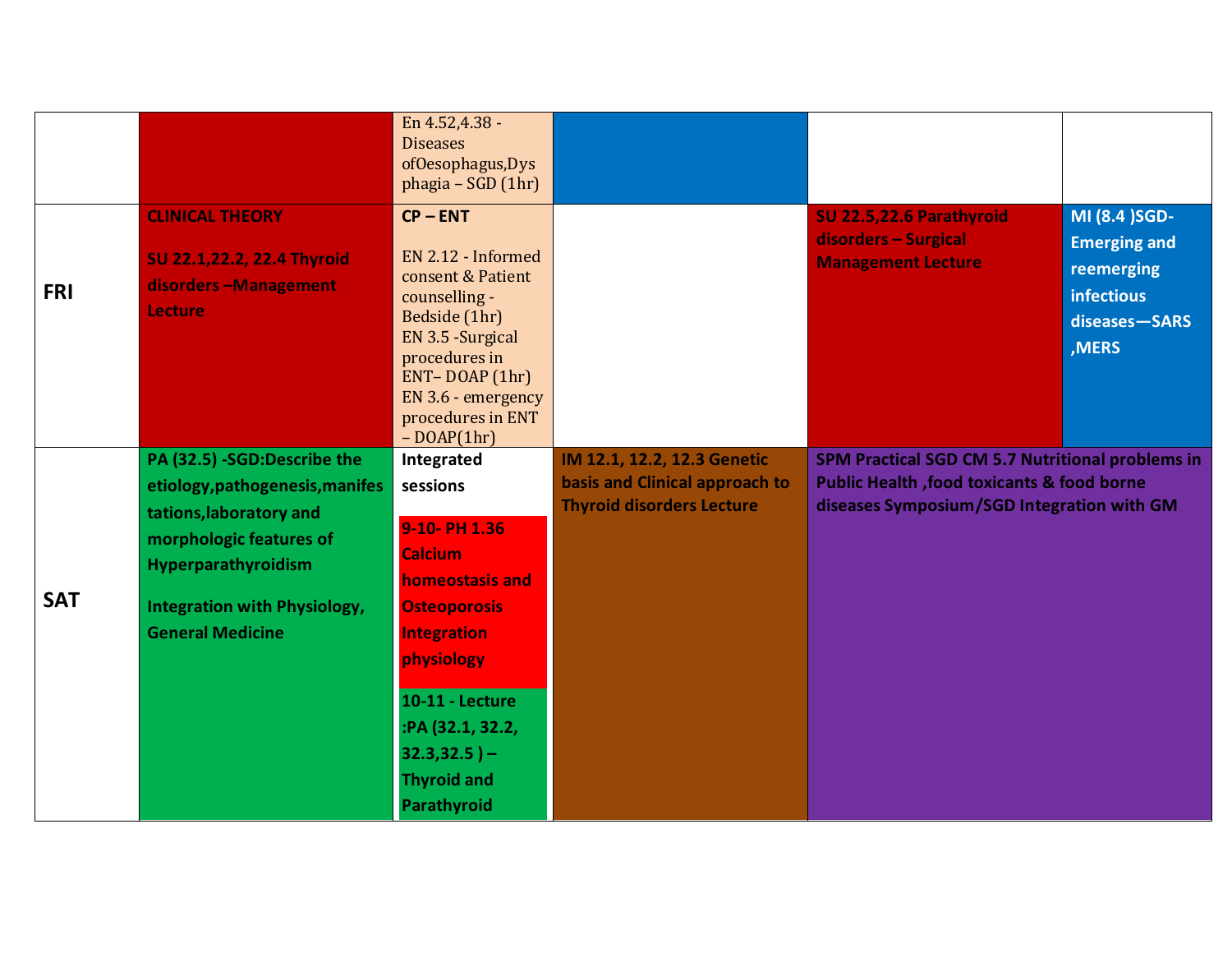| | | | | | |
|---|---|---|---|---|---|
| | | En 4.52,4.38 - Diseases ofOesophagus,Dysphagia – SGD (1hr) | | | |
| **FRI** | **CLINICAL THEORY**<br><br>**SU 22.1,22.2, 22.4 Thyroid disorders –Management Lecture** | **CP – ENT**<br><br>EN 2.12 - Informed consent & Patient counselling - Bedside (1hr)<br>EN 3.5 -Surgical procedures in ENT– DOAP (1hr)<br>EN 3.6 - emergency procedures in ENT – DOAP(1hr) | | **SU 22.5,22.6 Parathyroid disorders – Surgical Management Lecture** | **MI (8.4 )SGD- Emerging and reemerging infectious diseases—SARS ,MERS** |
| **SAT** | **PA (32.5) -SGD:Describe the etiology,pathogenesis,manifestations,laboratory and morphologic features of Hyperparathyroidism**<br><br>**Integration with Physiology, General Medicine** | **Integrated sessions**<br><br>**9-10- PH 1.36 Calcium homeostasis and Osteoporosis Integration physiology**<br><br>**10-11 - Lecture :PA (32.1, 32.2, 32.3,32.5 ) – Thyroid and Parathyroid** | **IM 12.1, 12.2, 12.3 Genetic basis and Clinical approach to Thyroid disorders Lecture** | **SPM Practical SGD CM 5.7 Nutritional problems in Public Health ,food toxicants & food borne diseases Symposium/SGD Integration with GM** | |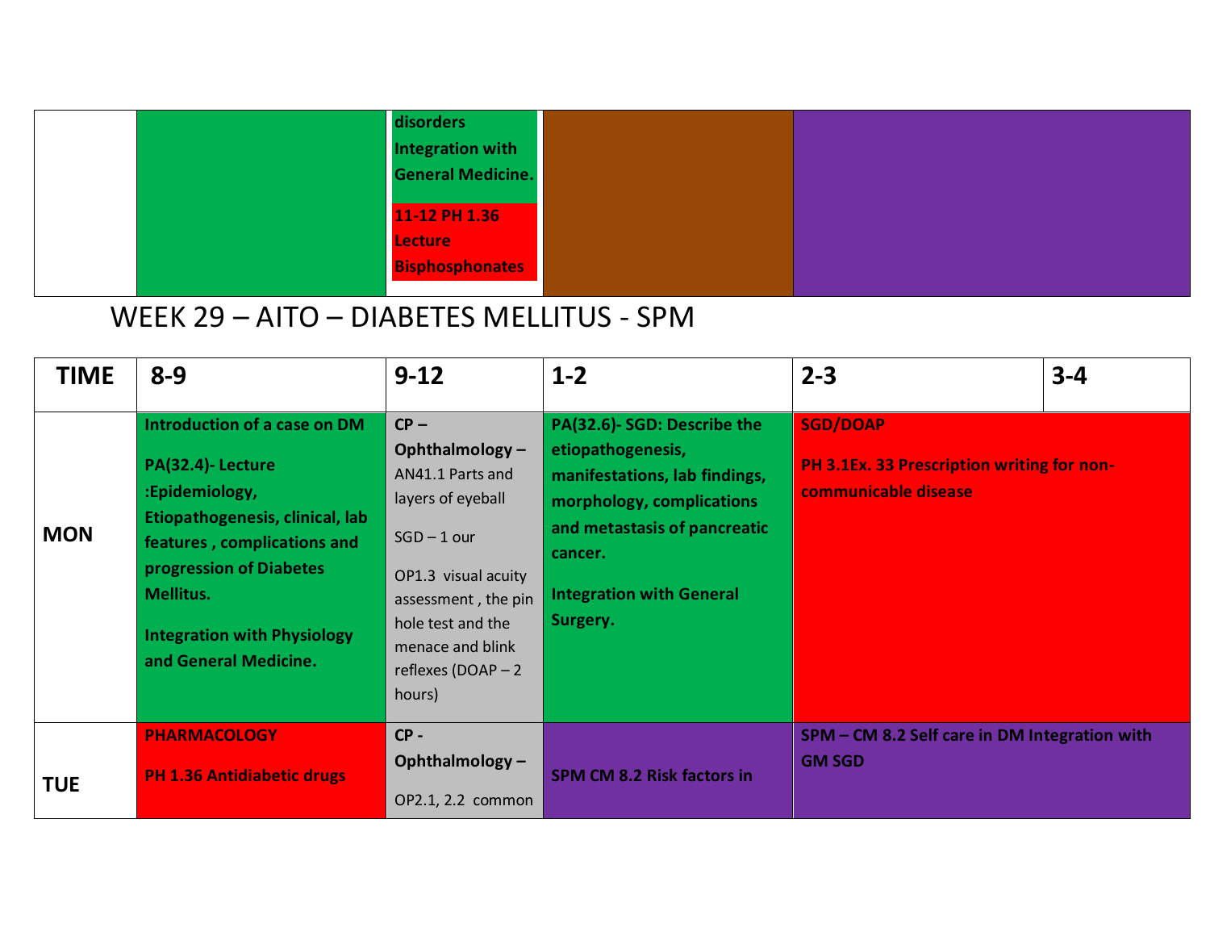| | | | | |
|---|---|---|---|---|
| | | **disorders Integration with General Medicine.** **11-12 PH 1.36 Lecture Bisphosphonates** | | |

# WEEK 29 – AITO – DIABETES MELLITUS - SPM

| TIME | 8-9 | 9-12 | 1-2 | 2-3 | 3-4 |
|---|---|---|---|---|---|
| **MON** | **Introduction of a case on DM** **PA(32.4)- Lecture :Epidemiology, Etiopathogenesis, clinical, lab features , complications and progression of Diabetes Mellitus.** **Integration with Physiology and General Medicine.** | **CP – Ophthalmology –** AN41.1 Parts and layers of eyeball SGD – 1 our OP1.3 visual acuity assessment , the pin hole test and the menace and blink reflexes (DOAP – 2 hours) | **PA(32.6)- SGD: Describe the etiopathogenesis, manifestations, lab findings, morphology, complications and metastasis of pancreatic cancer.** **Integration with General Surgery.** | **SGD/DOAP** **PH 3.1Ex. 33 Prescription writing for non-communicable disease** | |
| **TUE** | **PHARMACOLOGY** **PH 1.36 Antidiabetic drugs** | **CP - Ophthalmology –** OP2.1, 2.2 common | **SPM CM 8.2 Risk factors in** | **SPM – CM 8.2 Self care in DM Integration with GM SGD** | |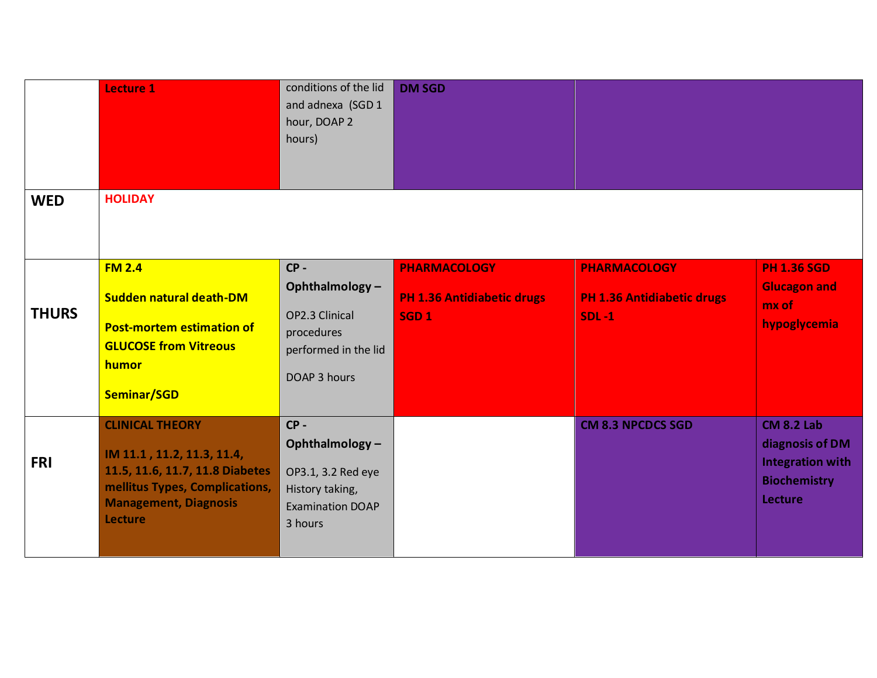|  |  |  |  |  |  |
|---|---|---|---|---|---|
|  | **Lecture 1** | conditions of the lid and adnexa (SGD 1 hour, DOAP 2 hours) | **DM SGD** |  |  |
| **WED** | **HOLIDAY** |  |  |  |  |
| **THURS** | **FM 2.4**<br><br>**Sudden natural death-DM**<br><br>**Post-mortem estimation of GLUCOSE from Vitreous humor**<br><br>**Seminar/SGD** | **CP - Ophthalmology –**<br><br>OP2.3 Clinical procedures performed in the lid<br><br>DOAP 3 hours | **PHARMACOLOGY**<br><br>**PH 1.36 Antidiabetic drugs SGD 1** | **PHARMACOLOGY**<br><br>**PH 1.36 Antidiabetic drugs SDL -1** | **PH 1.36 SGD Glucagon and mx of hypoglycemia** |
| **FRI** | **CLINICAL THEORY**<br><br>**IM 11.1 , 11.2, 11.3, 11.4, 11.5, 11.6, 11.7, 11.8 Diabetes mellitus Types, Complications, Management, Diagnosis Lecture** | **CP - Ophthalmology –**<br><br>OP3.1, 3.2 Red eye History taking, Examination DOAP 3 hours |  | **CM 8.3 NPCDCS SGD** | **CM 8.2 Lab diagnosis of DM Integration with Biochemistry Lecture** |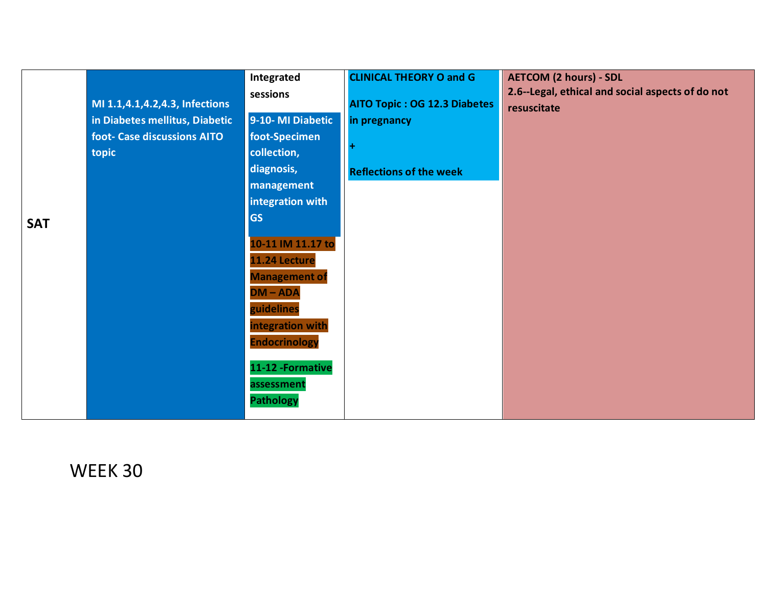| SAT | MI 1.1,4.1,4.2,4.3, Infections in Diabetes mellitus, Diabetic foot- Case discussions AITO topic | Integrated sessions<br><br>9-10- MI Diabetic foot-Specimen collection, diagnosis, management integration with GS<br><br>10-11 IM 11.17 to 11.24 Lecture Management of DM – ADA guidelines integration with Endocrinology<br><br>11-12 -Formative assessment Pathology | CLINICAL THEORY O and G<br><br>AITO Topic : OG 12.3 Diabetes in pregnancy<br><br>+<br><br>Reflections of the week | AETCOM (2 hours) - SDL<br>2.6--Legal, ethical and social aspects of do not resuscitate |
|---|---|---|---|---|

WEEK 30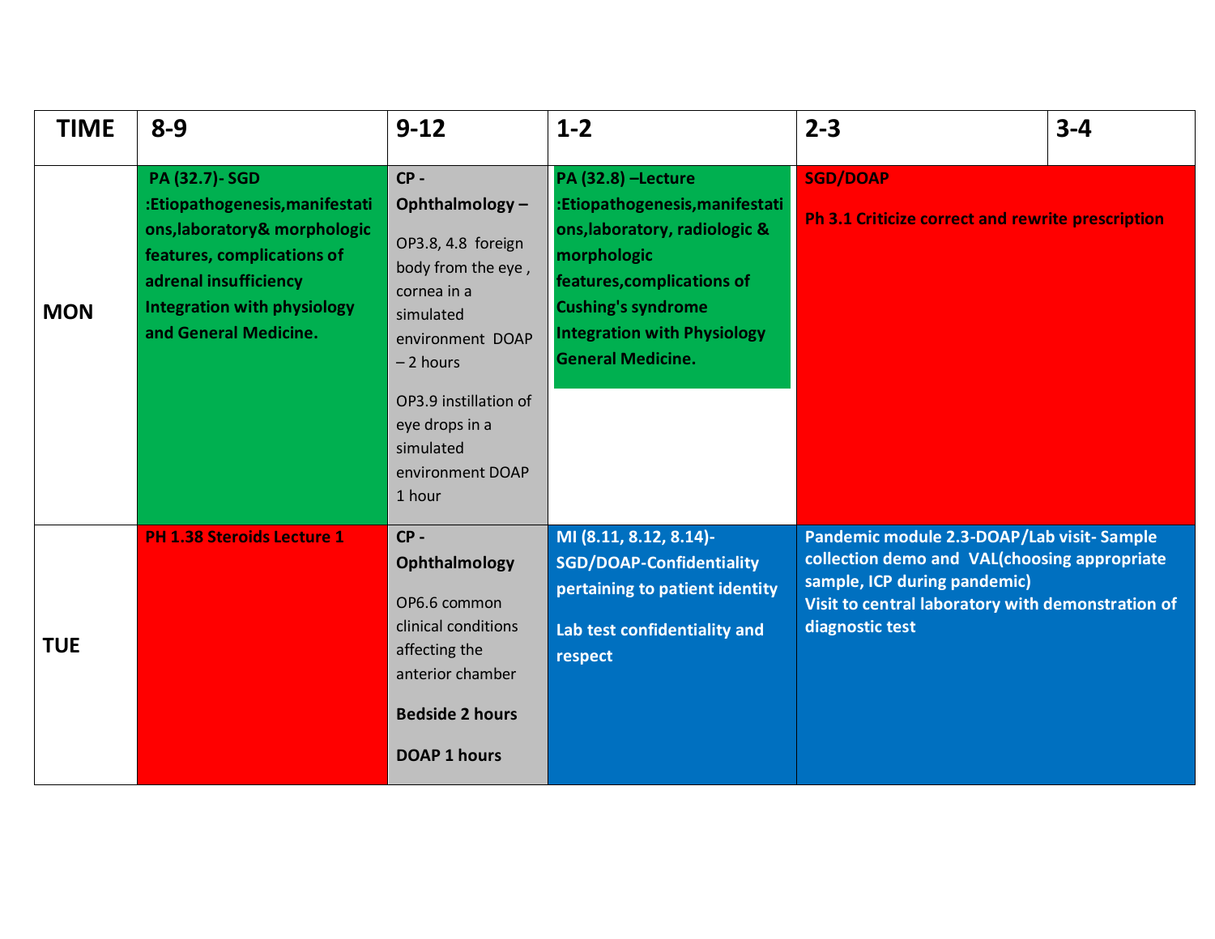| TIME | 8-9 | 9-12 | 1-2 | 2-3 | 3-4 |
|---|---|---|---|---|---|
| MON | **PA (32.7)- SGD :Etiopathogenesis,manifestations,laboratory& morphologic features, complications of adrenal insufficiency Integration with physiology and General Medicine.** | **CP - Ophthalmology –** OP3.8, 4.8 foreign body from the eye , cornea in a simulated environment DOAP – 2 hours OP3.9 instillation of eye drops in a simulated environment DOAP 1 hour | **PA (32.8) –Lecture :Etiopathogenesis,manifestations,laboratory, radiologic & morphologic features,complications of Cushing's syndrome Integration with Physiology General Medicine.** | **SGD/DOAP** **Ph 3.1 Criticize correct and rewrite prescription** | |
| TUE | **PH 1.38 Steroids Lecture 1** | **CP - Ophthalmology** OP6.6 common clinical conditions affecting the anterior chamber **Bedside 2 hours** **DOAP 1 hours** | **MI (8.11, 8.12, 8.14)- SGD/DOAP-Confidentiality pertaining to patient identity** **Lab test confidentiality and respect** | **Pandemic module 2.3-DOAP/Lab visit- Sample collection demo and VAL(choosing appropriate sample, ICP during pandemic) Visit to central laboratory with demonstration of diagnostic test** | |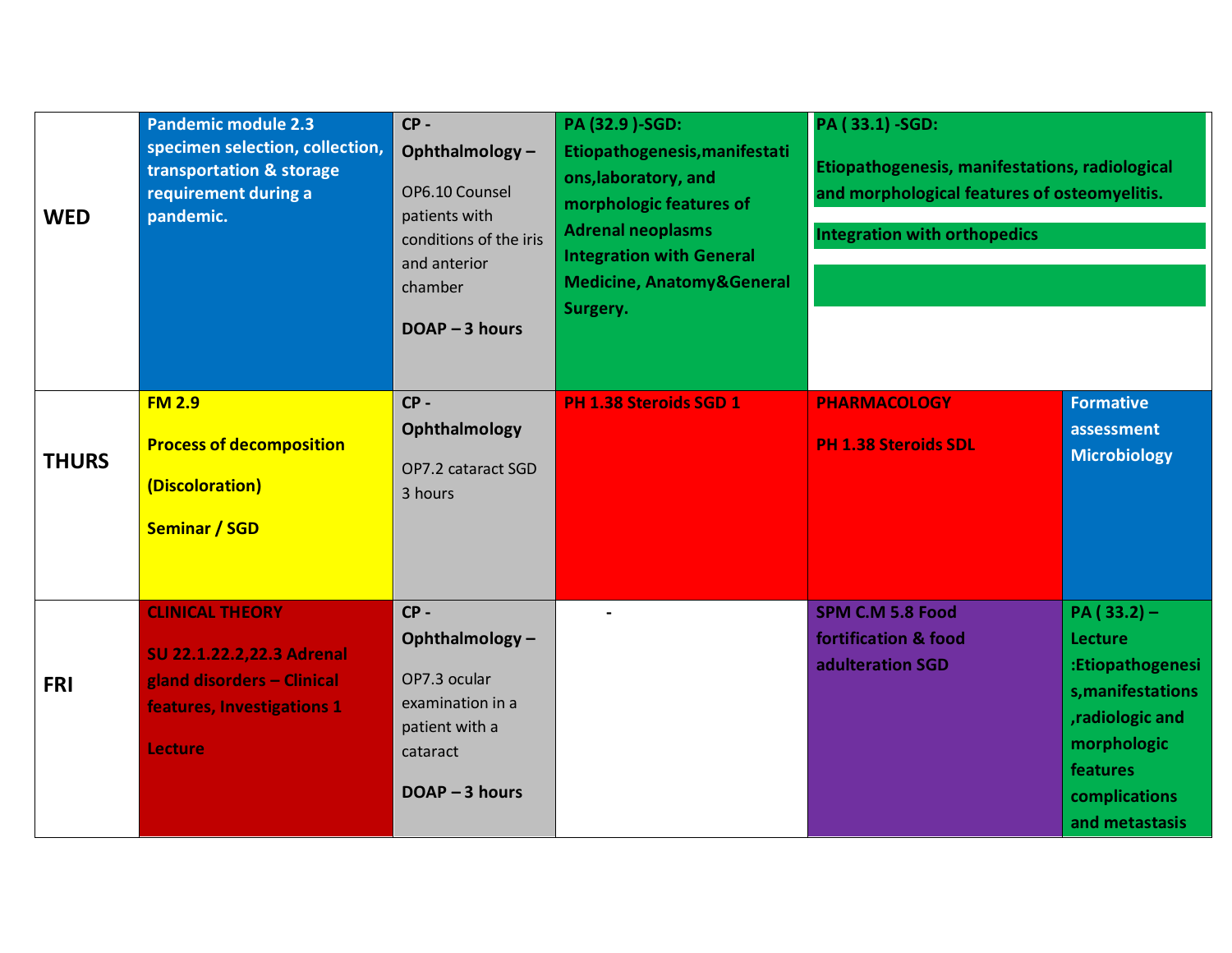| | | | | | |
|---|---|---|---|---|---|
| **WED** | **Pandemic module 2.3 specimen selection, collection, transportation & storage requirement during a pandemic.** | **CP - Ophthalmology –**<br><br>OP6.10 Counsel patients with conditions of the iris and anterior chamber<br><br>**DOAP – 3 hours** | **PA (32.9 )-SGD: Etiopathogenesis,manifestations,laboratory, and morphologic features of Adrenal neoplasms Integration with General Medicine, Anatomy&General Surgery.** | **PA ( 33.1) -SGD:**<br><br>**Etiopathogenesis, manifestations, radiological and morphological features of osteomyelitis.**<br><br>**Integration with orthopedics** | |
| **THURS** | **FM 2.9**<br><br>**Process of decomposition**<br><br>**(Discoloration)**<br><br>**Seminar / SGD** | **CP - Ophthalmology**<br><br>OP7.2 cataract SGD 3 hours | **PH 1.38 Steroids SGD 1** | **PHARMACOLOGY**<br><br>**PH 1.38 Steroids SDL** | **Formative assessment Microbiology** |
| **FRI** | **CLINICAL THEORY**<br><br>**SU 22.1.22.2,22.3 Adrenal gland disorders – Clinical features, Investigations 1**<br><br>**Lecture** | **CP - Ophthalmology –**<br><br>OP7.3 ocular examination in a patient with a cataract<br><br>**DOAP – 3 hours** | - | **SPM C.M 5.8 Food fortification & food adulteration SGD** | **PA ( 33.2) – Lecture :Etiopathogenesis,manifestations ,radiologic and morphologic features complications and metastasis** |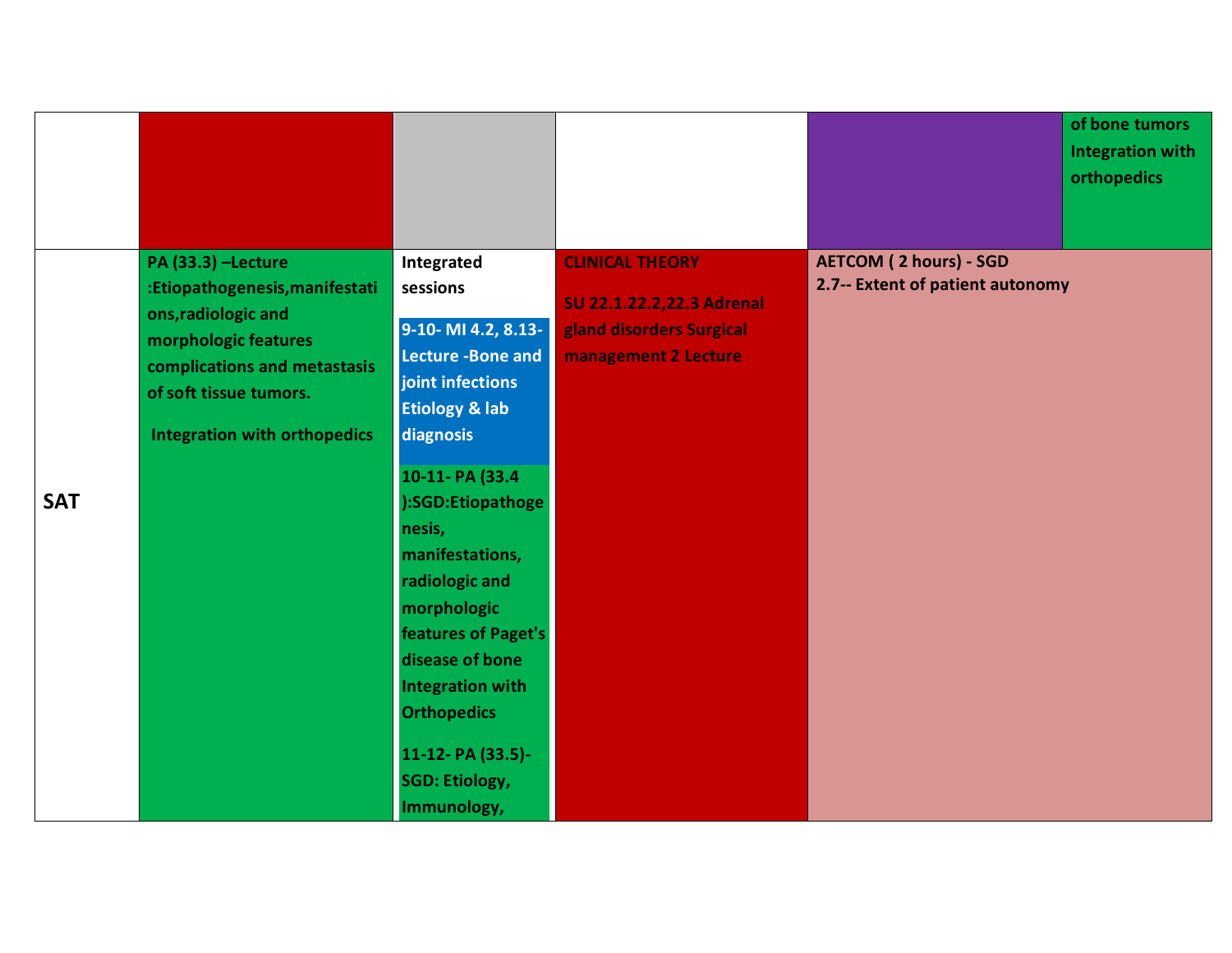|  |  |  |  |  |  |
|---|---|---|---|---|---|
|  |  |  |  |  | of bone tumors Integration with orthopedics |
| **SAT** | **PA (33.3) –Lecture :Etiopathogenesis,manifestations,radiologic and morphologic features complications and metastasis of soft tissue tumors.**<br><br>**Integration with orthopedics** | **Integrated sessions**<br><br>**9-10- MI 4.2, 8.13- Lecture -Bone and joint infections Etiology & lab diagnosis**<br><br>**10-11- PA (33.4 ):SGD:Etiopathogenesis, manifestations, radiologic and morphologic features of Paget's disease of bone Integration with Orthopedics**<br><br>**11-12- PA (33.5)- SGD: Etiology, Immunology,** | **CLINICAL THEORY**<br><br>**SU 22.1.22.2,22.3 Adrenal gland disorders Surgical management 2 Lecture** | **AETCOM ( 2 hours) - SGD**<br>**2.7-- Extent of patient autonomy** | |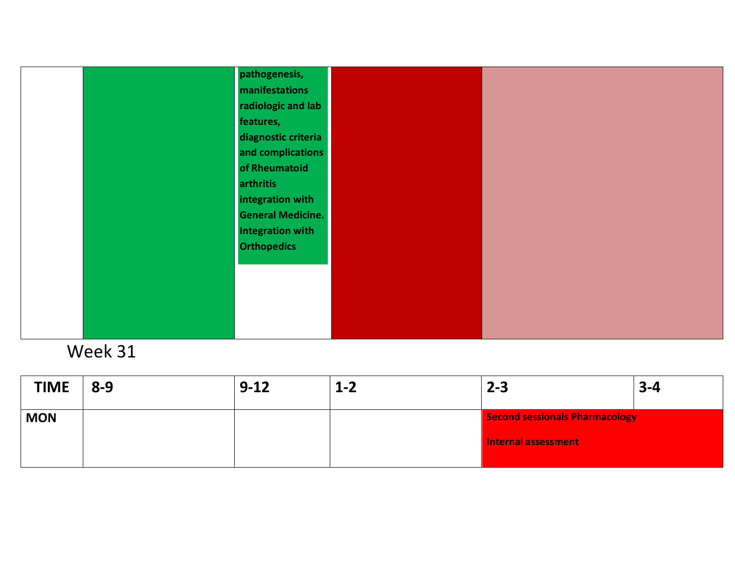| | | | | |
|---|---|---|---|---|
| | | pathogenesis, manifestations radiologic and lab features, diagnostic criteria and complications of Rheumatoid arthritis integration with General Medicine. Integration with Orthopedics | | |

Week 31

| TIME | 8-9 | 9-12 | 1-2 | 2-3 | 3-4 |
|---|---|---|---|---|---|
| **MON** | | | | **Second sessionals Pharmacology**<br><br>**Internal assessment** | |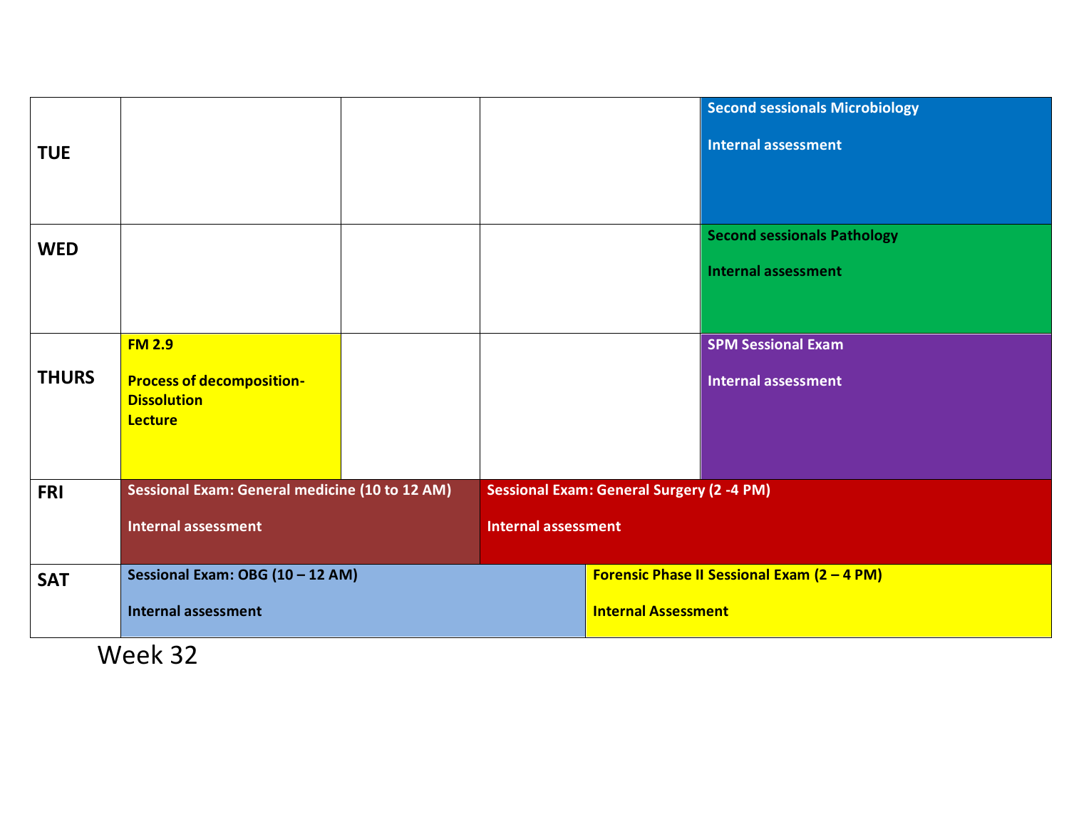| | | | | |
|---|---|---|---|---|
| **TUE** | | | | **Second sessionals Microbiology**<br><br>**Internal assessment** |
| **WED** | | | | **Second sessionals Pathology**<br><br>**Internal assessment** |
| **THURS** | **FM 2.9**<br><br>**Process of decomposition-Dissolution**<br>**Lecture** | | | **SPM Sessional Exam**<br><br>**Internal assessment** |
| **FRI** | **Sessional Exam: General medicine (10 to 12 AM)**<br><br>**Internal assessment** | | **Sessional Exam: General Surgery (2 -4 PM)**<br><br>**Internal assessment** | |
| **SAT** | **Sessional Exam: OBG (10 – 12 AM)**<br><br>**Internal assessment** | | | **Forensic Phase II Sessional Exam (2 – 4 PM)**<br><br>**Internal Assessment** |

Week 32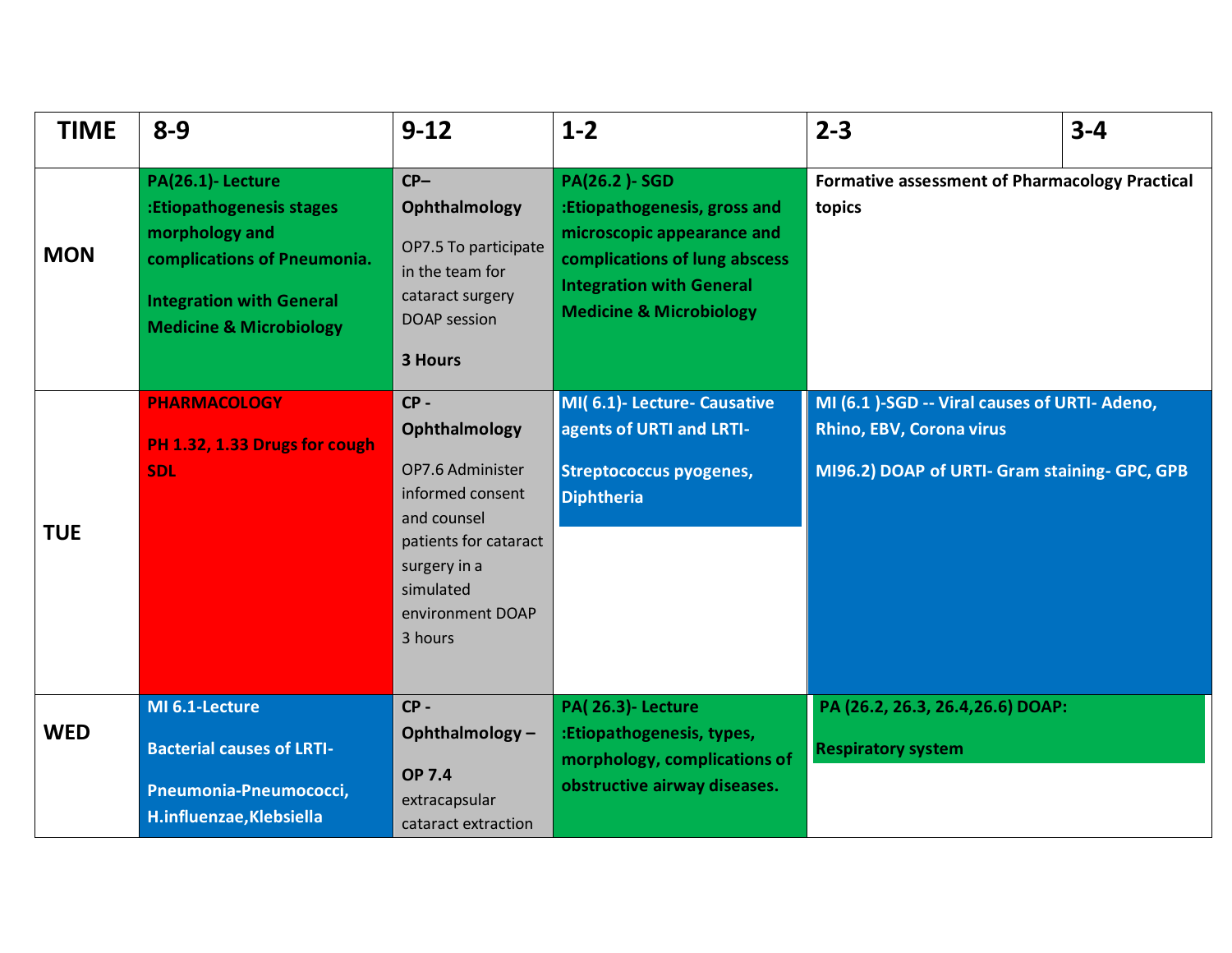| TIME | 8-9 | 9-12 | 1-2 | 2-3 | 3-4 |
|---|---|---|---|---|---|
| MON | **PA(26.1)- Lecture :Etiopathogenesis stages morphology and complications of Pneumonia.** **Integration with General Medicine & Microbiology** | **CP– Ophthalmology** OP7.5 To participate in the team for cataract surgery DOAP session **3 Hours** | **PA(26.2 )- SGD :Etiopathogenesis, gross and microscopic appearance and complications of lung abscess Integration with General Medicine & Microbiology** | **Formative assessment of Pharmacology Practical topics** | |
| TUE | **PHARMACOLOGY** **PH 1.32, 1.33 Drugs for cough SDL** | **CP - Ophthalmology** OP7.6 Administer informed consent and counsel patients for cataract surgery in a simulated environment DOAP 3 hours | **MI( 6.1)- Lecture- Causative agents of URTI and LRTI-** **Streptococcus pyogenes, Diphtheria** | **MI (6.1 )-SGD -- Viral causes of URTI- Adeno, Rhino, EBV, Corona virus** **MI96.2) DOAP of URTI- Gram staining- GPC, GPB** | |
| WED | **MI 6.1-Lecture** **Bacterial causes of LRTI-** **Pneumonia-Pneumococci, H.influenzae,Klebsiella** | **CP - Ophthalmology –** **OP 7.4** extracapsular cataract extraction | **PA( 26.3)- Lecture :Etiopathogenesis, types, morphology, complications of obstructive airway diseases.** | **PA (26.2, 26.3, 26.4,26.6) DOAP:** **Respiratory system** | |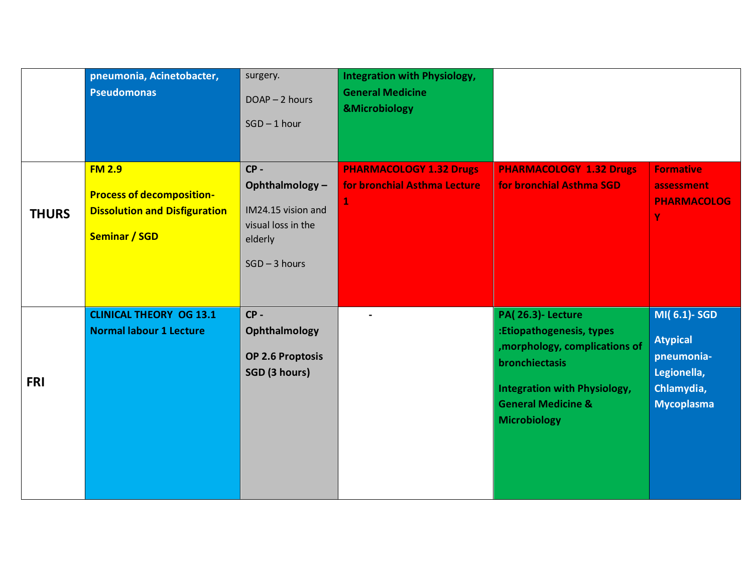|  |  |  |  |  |  |
|---|---|---|---|---|---|
|  | **pneumonia, Acinetobacter, Pseudomonas** | surgery.<br><br>DOAP – 2 hours<br><br>SGD – 1 hour | **Integration with Physiology, General Medicine &Microbiology** |  |  |
| **THURS** | **FM 2.9**<br><br>**Process of decomposition-Dissolution and Disfiguration**<br><br>**Seminar / SGD** | **CP - Ophthalmology –**<br><br>IM24.15 vision and visual loss in the elderly<br><br>SGD – 3 hours | **PHARMACOLOGY 1.32 Drugs for bronchial Asthma Lecture 1** | **PHARMACOLOGY 1.32 Drugs for bronchial Asthma SGD** | **Formative assessment PHARMACOLOGY** |
| **FRI** | **CLINICAL THEORY OG 13.1 Normal labour 1 Lecture** | **CP - Ophthalmology**<br><br>**OP 2.6 Proptosis SGD (3 hours)** | - | **PA( 26.3)- Lecture :Etiopathogenesis, types ,morphology, complications of bronchiectasis**<br><br>**Integration with Physiology, General Medicine & Microbiology** | **MI( 6.1)- SGD**<br><br>**Atypical pneumonia- Legionella, Chlamydia, Mycoplasma** |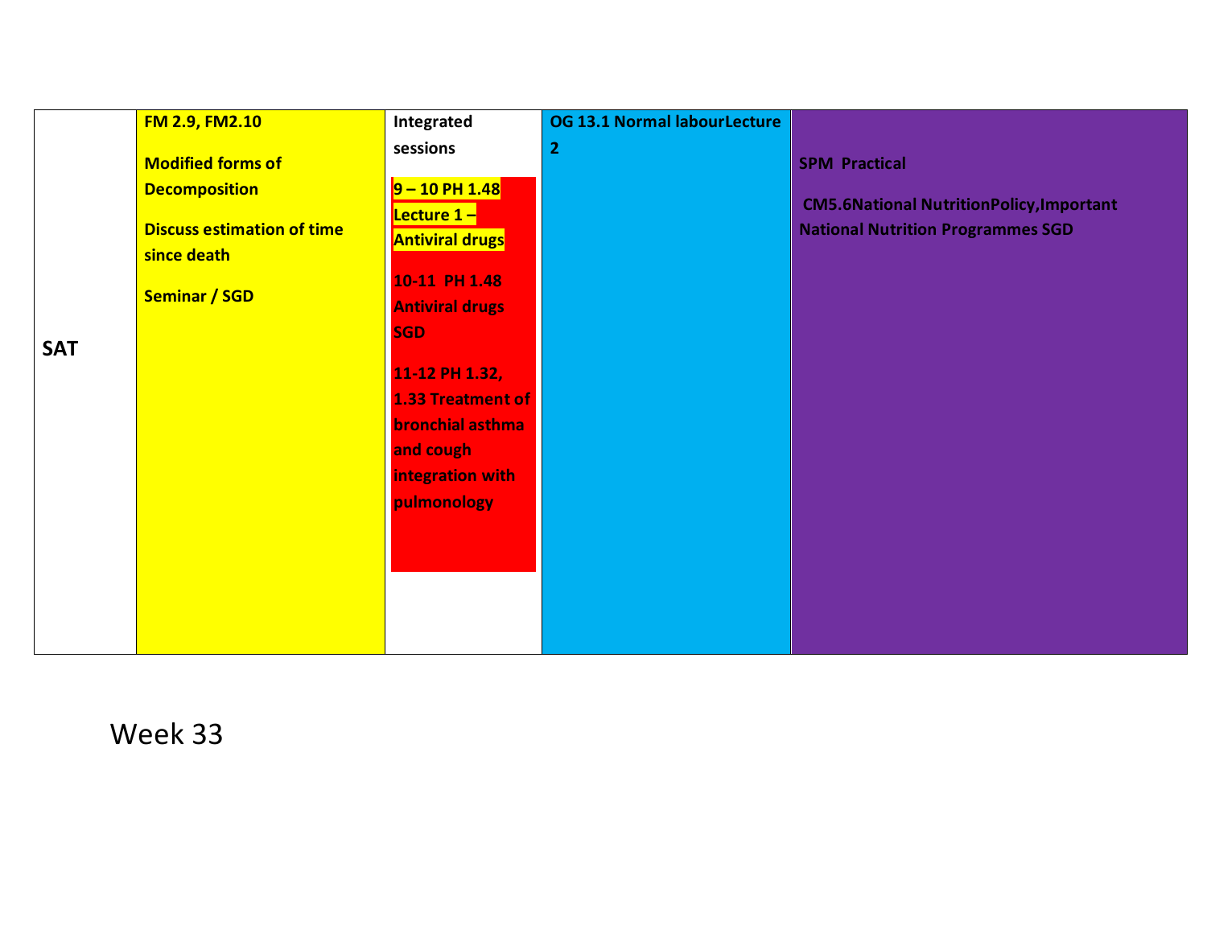| SAT | FM 2.9, FM2.10<br><br>Modified forms of Decomposition<br><br>Discuss estimation of time since death<br><br>Seminar / SGD | Integrated sessions<br><br>9 – 10 PH 1.48 Lecture 1 – Antiviral drugs<br><br>10-11 PH 1.48 Antiviral drugs SGD<br><br>11-12 PH 1.32, 1.33 Treatment of bronchial asthma and cough integration with pulmonology | OG 13.1 Normal labourLecture 2 | SPM Practical<br><br>CM5.6National NutritionPolicy,Important National Nutrition Programmes SGD |
|---|---|---|---|---|

Week 33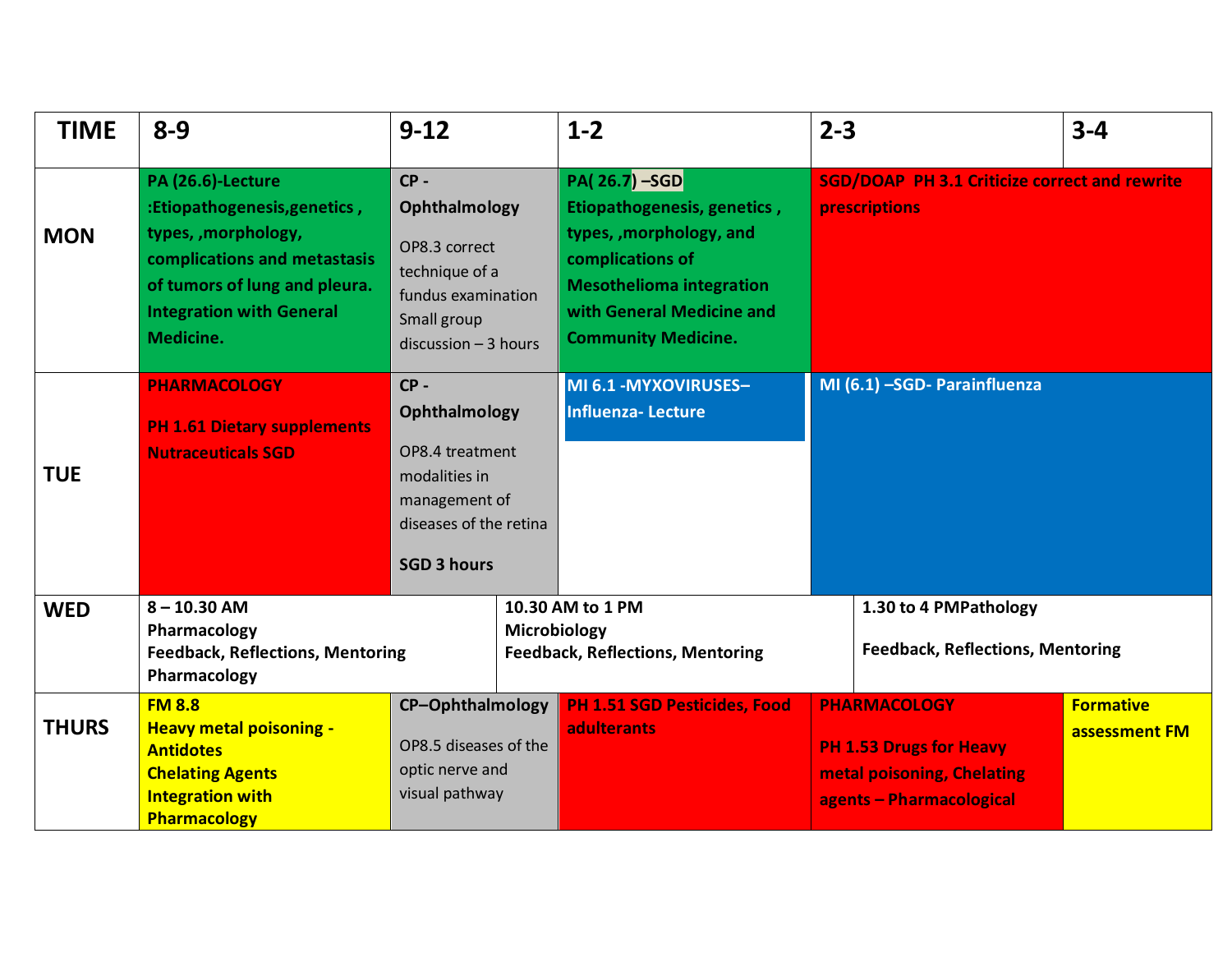| TIME | 8-9 | 9-12 | 1-2 | 2-3 | 3-4 |
|---|---|---|---|---|---|
| MON | **PA (26.6)-Lecture :Etiopathogenesis,genetics , types, ,morphology, complications and metastasis of tumors of lung and pleura. Integration with General Medicine.** | **CP - Ophthalmology** OP8.3 correct technique of a fundus examination Small group discussion – 3 hours | **PA( 26.7) –SGD Etiopathogenesis, genetics , types, ,morphology, and complications of Mesothelioma integration with General Medicine and Community Medicine.** | **SGD/DOAP PH 3.1 Criticize correct and rewrite prescriptions** | |
| TUE | **PHARMACOLOGY** **PH 1.61 Dietary supplements Nutraceuticals SGD** | **CP - Ophthalmology** OP8.4 treatment modalities in management of diseases of the retina **SGD 3 hours** | **MI 6.1 -MYXOVIRUSES– Influenza- Lecture** | **MI (6.1) –SGD- Parainfluenza** | |
| WED | **8 – 10.30 AM Pharmacology Feedback, Reflections, Mentoring Pharmacology** | **10.30 AM to 1 PM Microbiology Feedback, Reflections, Mentoring** | | **1.30 to 4 PMPathology** **Feedback, Reflections, Mentoring** | |
| THURS | **FM 8.8 Heavy metal poisoning - Antidotes Chelating Agents Integration with Pharmacology** | **CP–Ophthalmology** OP8.5 diseases of the optic nerve and visual pathway | **PH 1.51 SGD Pesticides, Food adulterants** | **PHARMACOLOGY** **PH 1.53 Drugs for Heavy metal poisoning, Chelating agents – Pharmacological** | **Formative assessment FM** |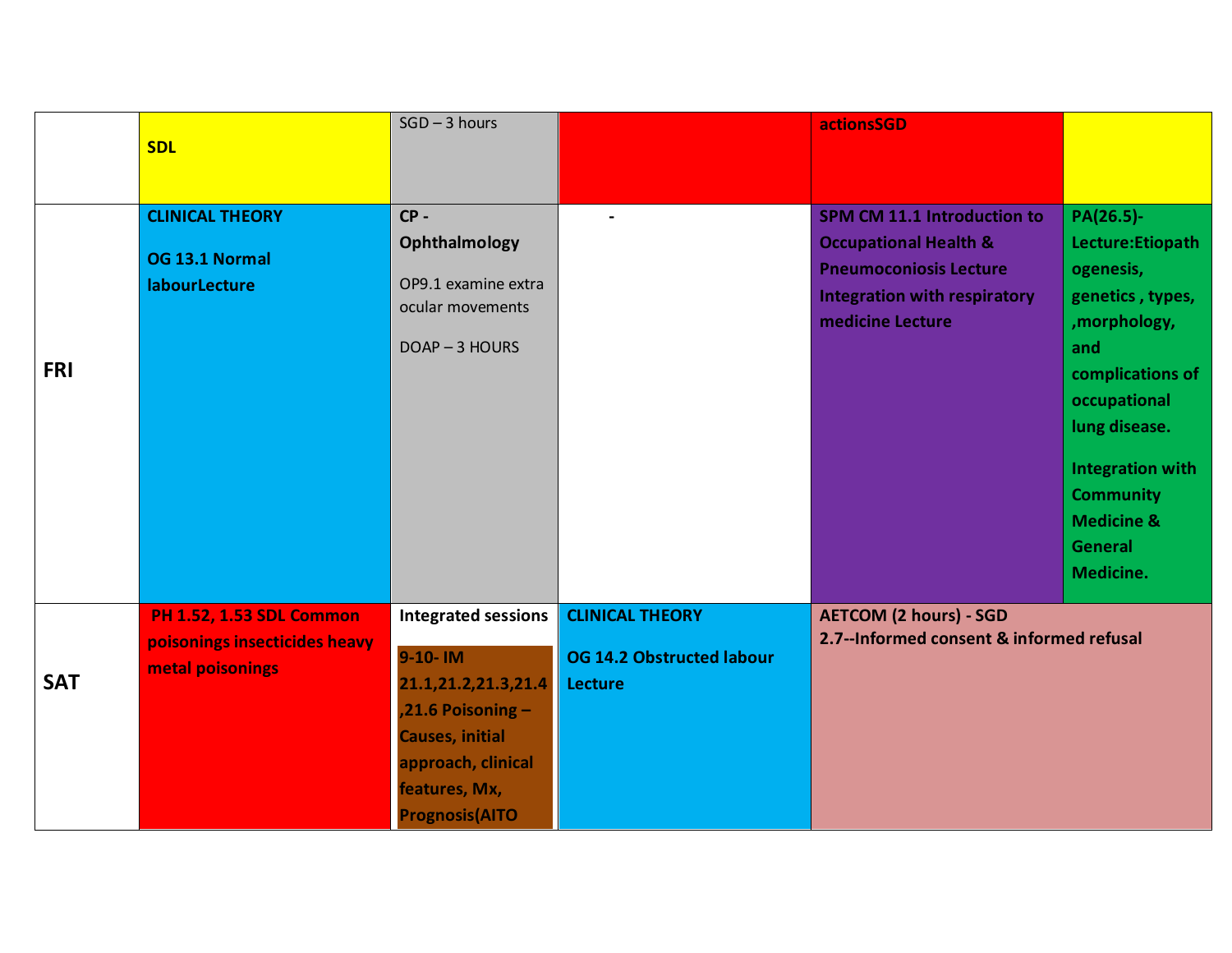|  |  |  |  |  |  |
|---|---|---|---|---|---|
|  | **SDL** | SGD – 3 hours |  | **actionsSGD** |  |
| **FRI** | **CLINICAL THEORY**<br><br>**OG 13.1 Normal labourLecture** | **CP - Ophthalmology**<br><br>OP9.1 examine extra ocular movements<br><br>DOAP – 3 HOURS | - | **SPM CM 11.1 Introduction to Occupational Health & Pneumoconiosis Lecture Integration with respiratory medicine Lecture** | **PA(26.5)- Lecture:Etiopathogenesis, genetics , types, ,morphology, and complications of occupational lung disease.**<br><br>**Integration with Community Medicine & General Medicine.** |
| **SAT** | **PH 1.52, 1.53 SDL Common poisonings insecticides heavy metal poisonings** | **Integrated sessions**<br><br>**9-10- IM 21.1,21.2,21.3,21.4,21.6 Poisoning – Causes, initial approach, clinical features, Mx, Prognosis(AITO** | **CLINICAL THEORY**<br><br>**OG 14.2 Obstructed labour Lecture** | **AETCOM (2 hours) - SGD**<br>**2.7--Informed consent & informed refusal** |  |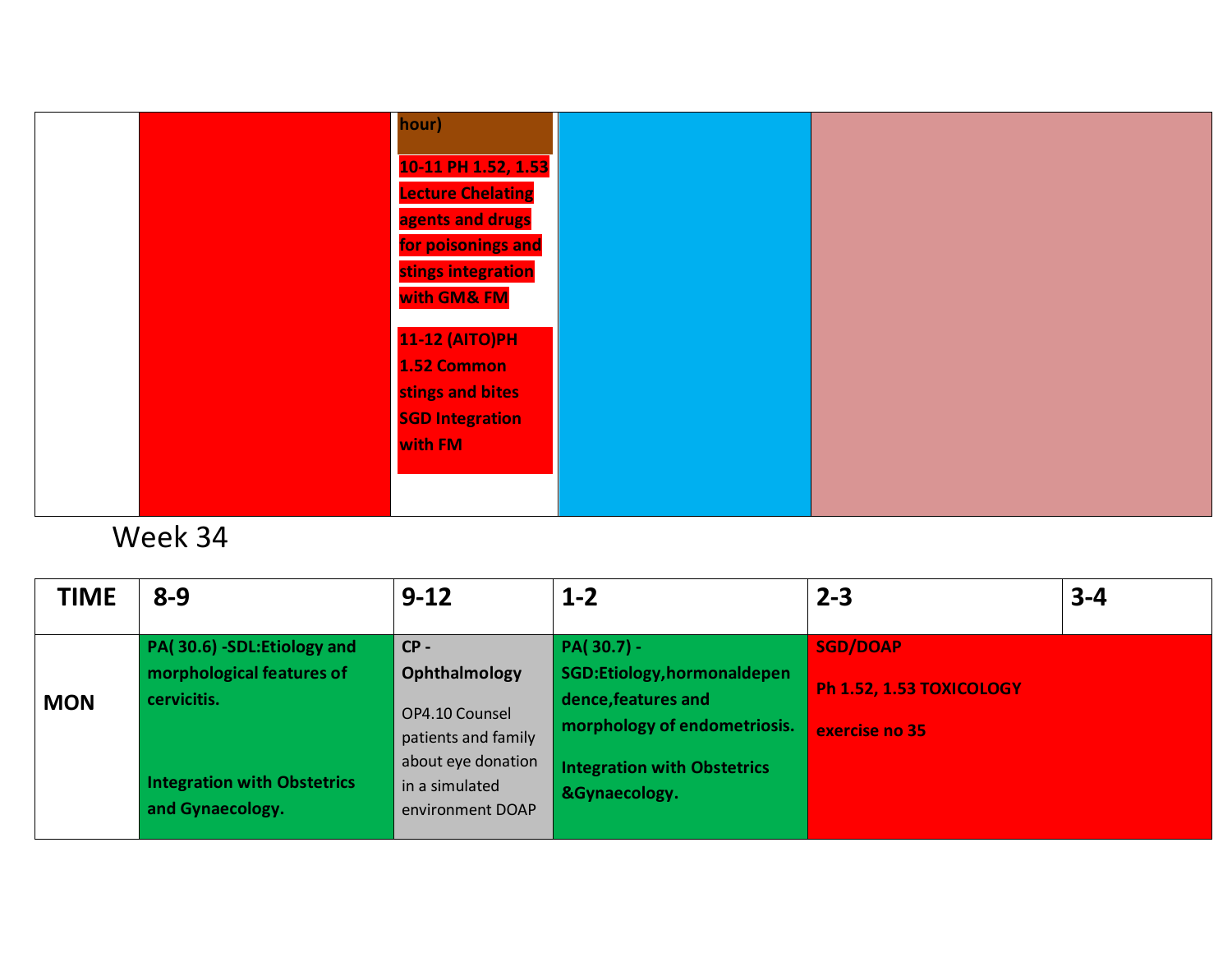|  |  |  |  |  |
|---|---|---|---|---|
|  |  | hour)<br><br>10-11 PH 1.52, 1.53 Lecture Chelating agents and drugs for poisonings and stings integration with GM& FM<br><br>11-12 (AITO)PH 1.52 Common stings and bites SGD Integration with FM |  |  |

Week 34

| TIME | 8-9 | 9-12 | 1-2 | 2-3 | 3-4 |
|---|---|---|---|---|---|
| MON | **PA( 30.6) -SDL:Etiology and morphological features of cervicitis.**<br><br>**Integration with Obstetrics and Gynaecology.** | **CP - Ophthalmology**<br><br>OP4.10 Counsel patients and family about eye donation in a simulated environment DOAP | **PA( 30.7) - SGD:Etiology,hormonaldependence,features and morphology of endometriosis.**<br><br>**Integration with Obstetrics &Gynaecology.** | **SGD/DOAP**<br><br>**Ph 1.52, 1.53 TOXICOLOGY**<br><br>**exercise no 35** | |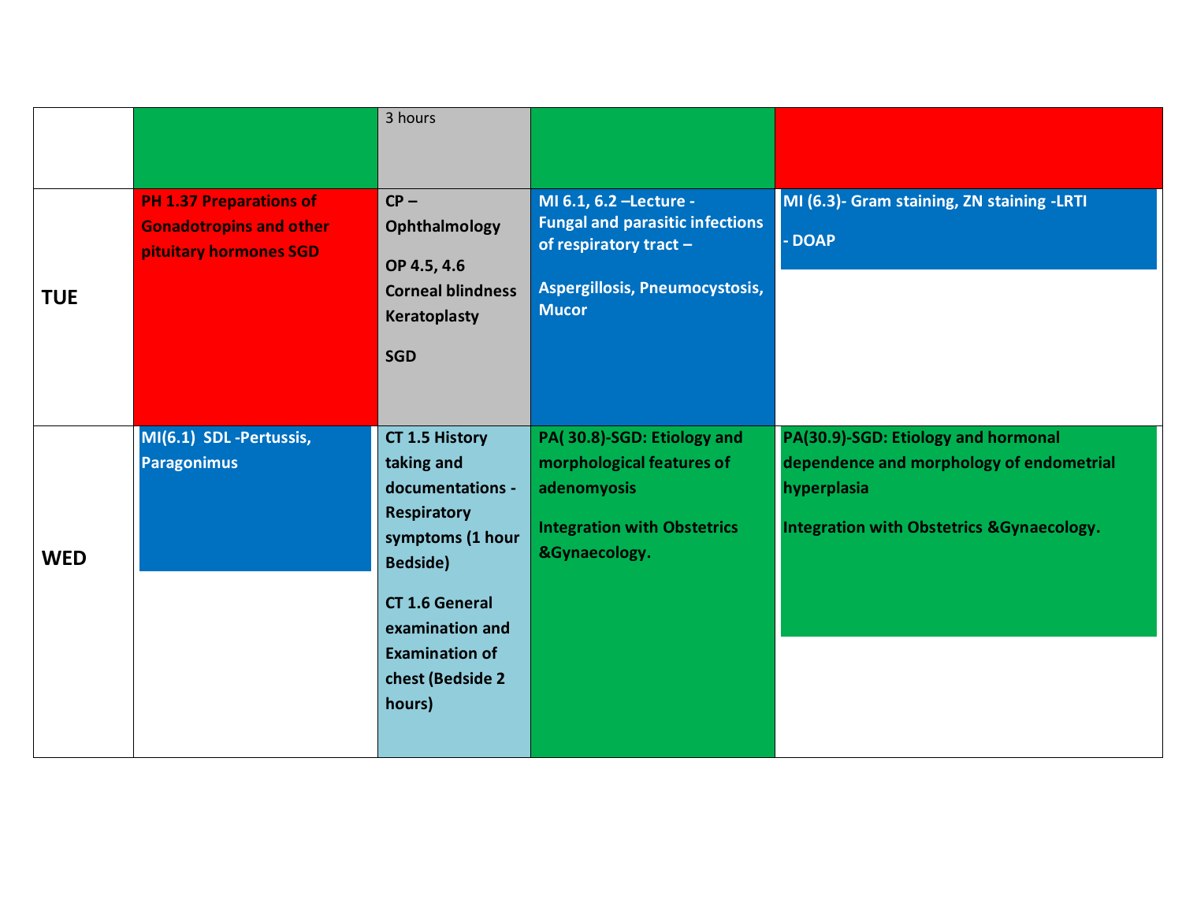|  |  | 3 hours |  |  |
|---|---|---|---|---|
| **TUE** | **PH 1.37 Preparations of Gonadotropins and other pituitary hormones SGD** | **CP – Ophthalmology**<br><br>**OP 4.5, 4.6 Corneal blindness Keratoplasty**<br><br>**SGD** | **MI 6.1, 6.2 –Lecture - Fungal and parasitic infections of respiratory tract –**<br><br>**Aspergillosis, Pneumocystosis, Mucor** | **MI (6.3)- Gram staining, ZN staining -LRTI**<br><br>**- DOAP** |
| **WED** | **MI(6.1) SDL -Pertussis, Paragonimus** | **CT 1.5 History taking and documentations - Respiratory symptoms (1 hour Bedside)**<br><br>**CT 1.6 General examination and Examination of chest (Bedside 2 hours)** | **PA( 30.8)-SGD: Etiology and morphological features of adenomyosis**<br><br>**Integration with Obstetrics &Gynaecology.** | **PA(30.9)-SGD: Etiology and hormonal dependence and morphology of endometrial hyperplasia**<br><br>**Integration with Obstetrics &Gynaecology.** |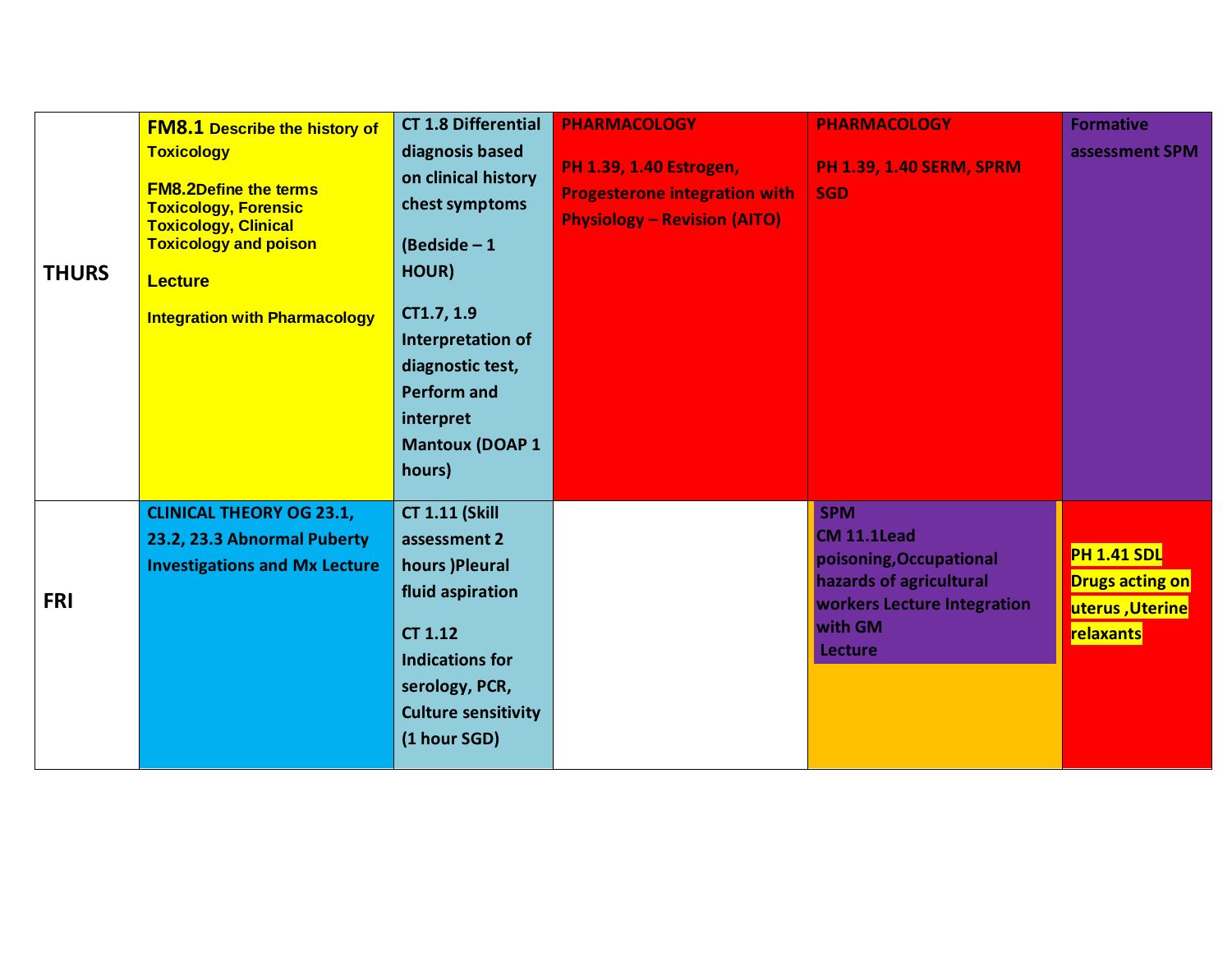| | | | | | |
|---|---|---|---|---|---|
| **THURS** | **FM8.1 Describe the history of Toxicology**<br><br>**FM8.2Define the terms Toxicology, Forensic Toxicology, Clinical Toxicology and poison**<br><br>**Lecture**<br><br>**Integration with Pharmacology** | **CT 1.8 Differential diagnosis based on clinical history chest symptoms**<br><br>**(Bedside – 1 HOUR)**<br><br>**CT1.7, 1.9 Interpretation of diagnostic test, Perform and interpret Mantoux (DOAP 1 hours)** | **PHARMACOLOGY**<br><br>**PH 1.39, 1.40 Estrogen, Progesterone integration with Physiology – Revision (AITO)** | **PHARMACOLOGY**<br><br>**PH 1.39, 1.40 SERM, SPRM SGD** | **Formative assessment SPM** |
| **FRI** | **CLINICAL THEORY OG 23.1, 23.2, 23.3 Abnormal Puberty Investigations and Mx Lecture** | **CT 1.11 (Skill assessment 2 hours )Pleural fluid aspiration**<br><br>**CT 1.12 Indications for serology, PCR, Culture sensitivity (1 hour SGD)** | | **SPM**<br>**CM 11.1Lead poisoning,Occupational hazards of agricultural workers Lecture Integration with GM**<br>**Lecture** | **PH 1.41 SDL Drugs acting on uterus ,Uterine relaxants** |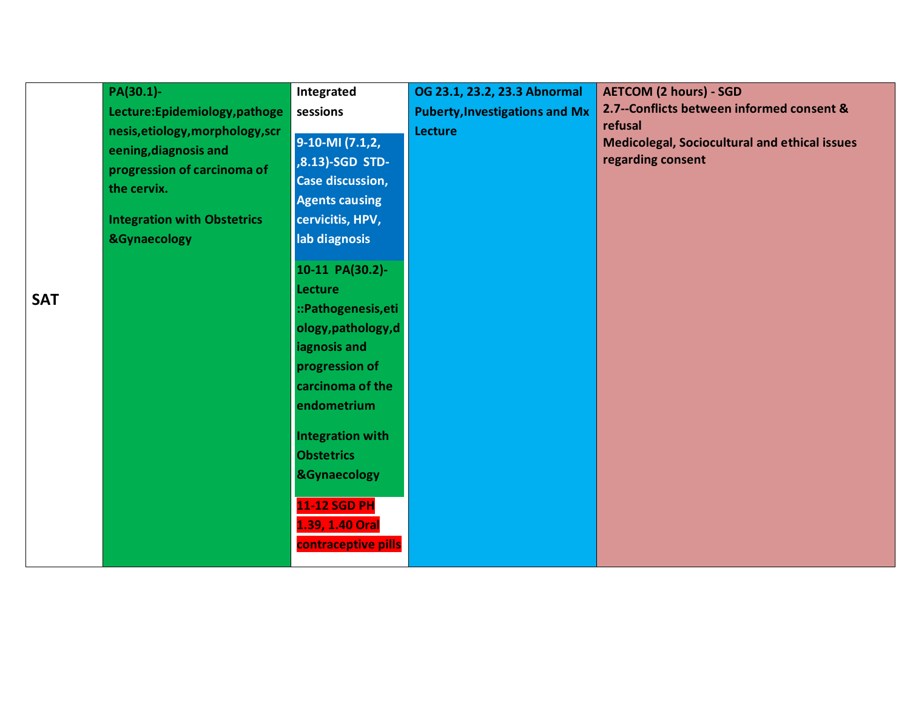| SAT | PA(30.1)-Lecture:Epidemiology,pathogenesis,etiology,morphology,screening,diagnosis and progression of carcinoma of the cervix.<br><br>Integration with Obstetrics &Gynaecology | Integrated sessions<br><br>9-10-MI (7.1,2, ,8.13)-SGD STD-Case discussion, Agents causing cervicitis, HPV, lab diagnosis<br><br>10-11 PA(30.2)-Lecture ::Pathogenesis,etiology,pathology,diagnosis and progression of carcinoma of the endometrium<br><br>Integration with Obstetrics &Gynaecology<br><br>11-12 SGD PH 1.39, 1.40 Oral contraceptive pills | OG 23.1, 23.2, 23.3 Abnormal Puberty,Investigations and Mx Lecture | AETCOM (2 hours) - SGD<br>2.7--Conflicts between informed consent & refusal<br>Medicolegal, Sociocultural and ethical issues regarding consent |
|---|---|---|---|---|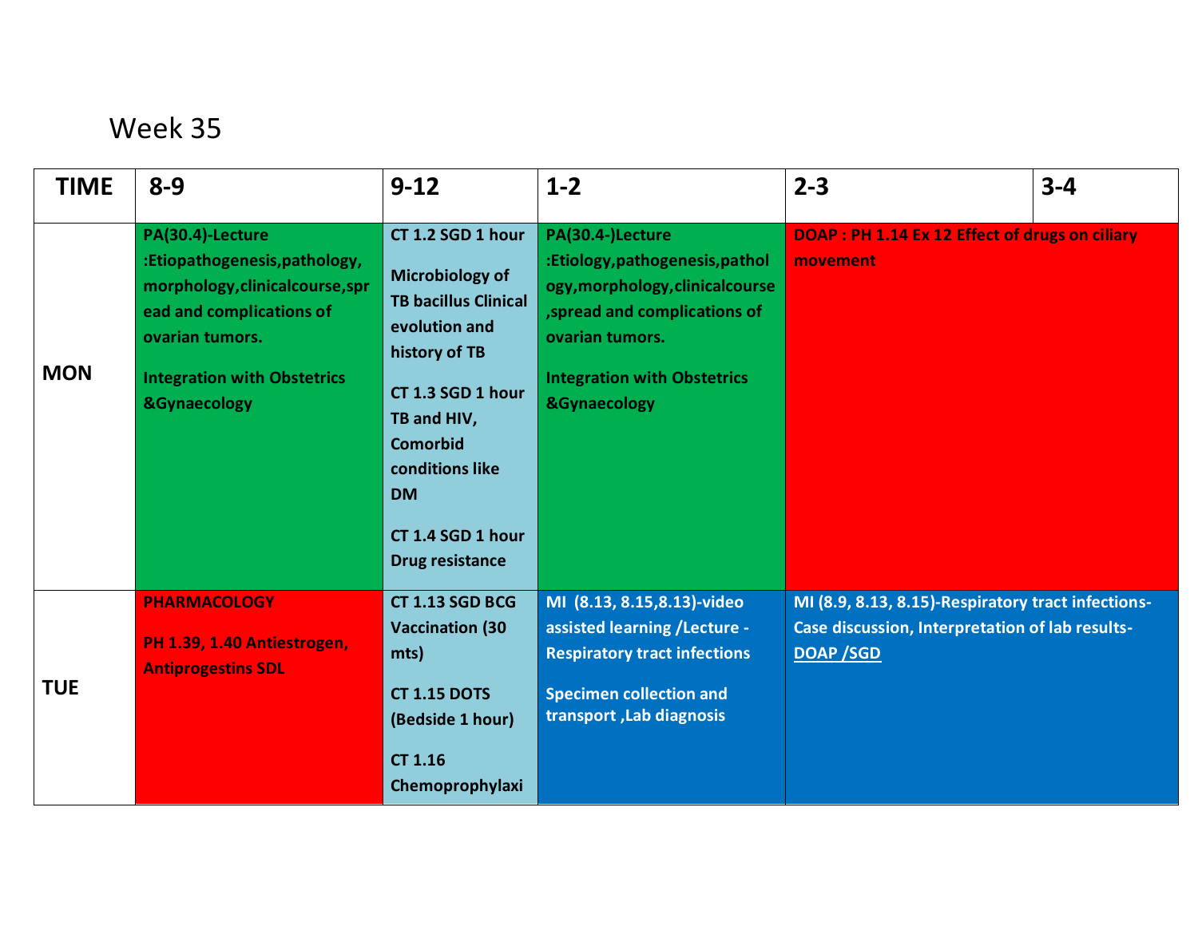# Week 35

| TIME | 8-9 | 9-12 | 1-2 | 2-3 | 3-4 |
|---|---|---|---|---|---|
| MON | PA(30.4)-Lecture :Etiopathogenesis,pathology, morphology,clinicalcourse,spread and complications of ovarian tumors. Integration with Obstetrics &Gynaecology | CT 1.2 SGD 1 hour Microbiology of TB bacillus Clinical evolution and history of TB CT 1.3 SGD 1 hour TB and HIV, Comorbid conditions like DM CT 1.4 SGD 1 hour Drug resistance | PA(30.4-)Lecture :Etiology,pathogenesis,pathology,morphology,clinicalcourse,spread and complications of ovarian tumors. Integration with Obstetrics &Gynaecology | DOAP : PH 1.14 Ex 12 Effect of drugs on ciliary movement | |
| TUE | PHARMACOLOGY PH 1.39, 1.40 Antiestrogen, Antiprogestins SDL | CT 1.13 SGD BCG Vaccination (30 mts) CT 1.15 DOTS (Bedside 1 hour) CT 1.16 Chemoprophylaxi | MI (8.13, 8.15,8.13)-video assisted learning /Lecture - Respiratory tract infections Specimen collection and transport ,Lab diagnosis | MI (8.9, 8.13, 8.15)-Respiratory tract infections-Case discussion, Interpretation of lab results- DOAP /SGD | |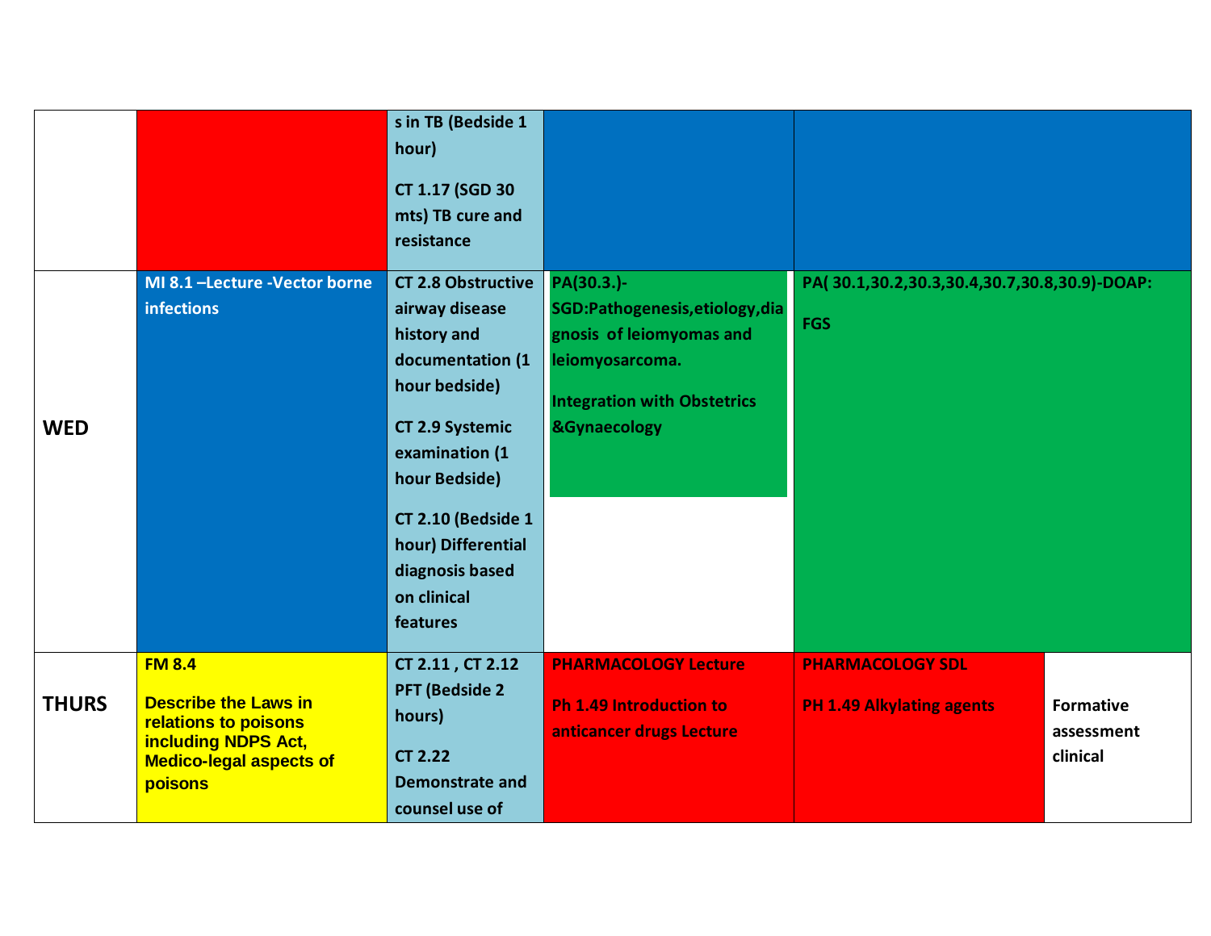| | | | | | |
|---|---|---|---|---|---|
| | | s in TB (Bedside 1 hour)<br>CT 1.17 (SGD 30 mts) TB cure and resistance | | | |
| **WED** | MI 8.1 –Lecture -Vector borne infections | CT 2.8 Obstructive airway disease history and documentation (1 hour bedside)<br>CT 2.9 Systemic examination (1 hour Bedside)<br>CT 2.10 (Bedside 1 hour) Differential diagnosis based on clinical features | PA(30.3.)-SGD:Pathogenesis,etiology,diagnosis of leiomyomas and leiomyosarcoma.<br>Integration with Obstetrics &Gynaecology | PA( 30.1,30.2,30.3,30.4,30.7,30.8,30.9)-DOAP:<br>FGS | |
| **THURS** | FM 8.4<br>Describe the Laws in relations to poisons including NDPS Act, Medico-legal aspects of poisons | CT 2.11 , CT 2.12 PFT (Bedside 2 hours)<br>CT 2.22 Demonstrate and counsel use of | PHARMACOLOGY Lecture<br>Ph 1.49 Introduction to anticancer drugs Lecture | PHARMACOLOGY SDL<br>PH 1.49 Alkylating agents | Formative assessment clinical |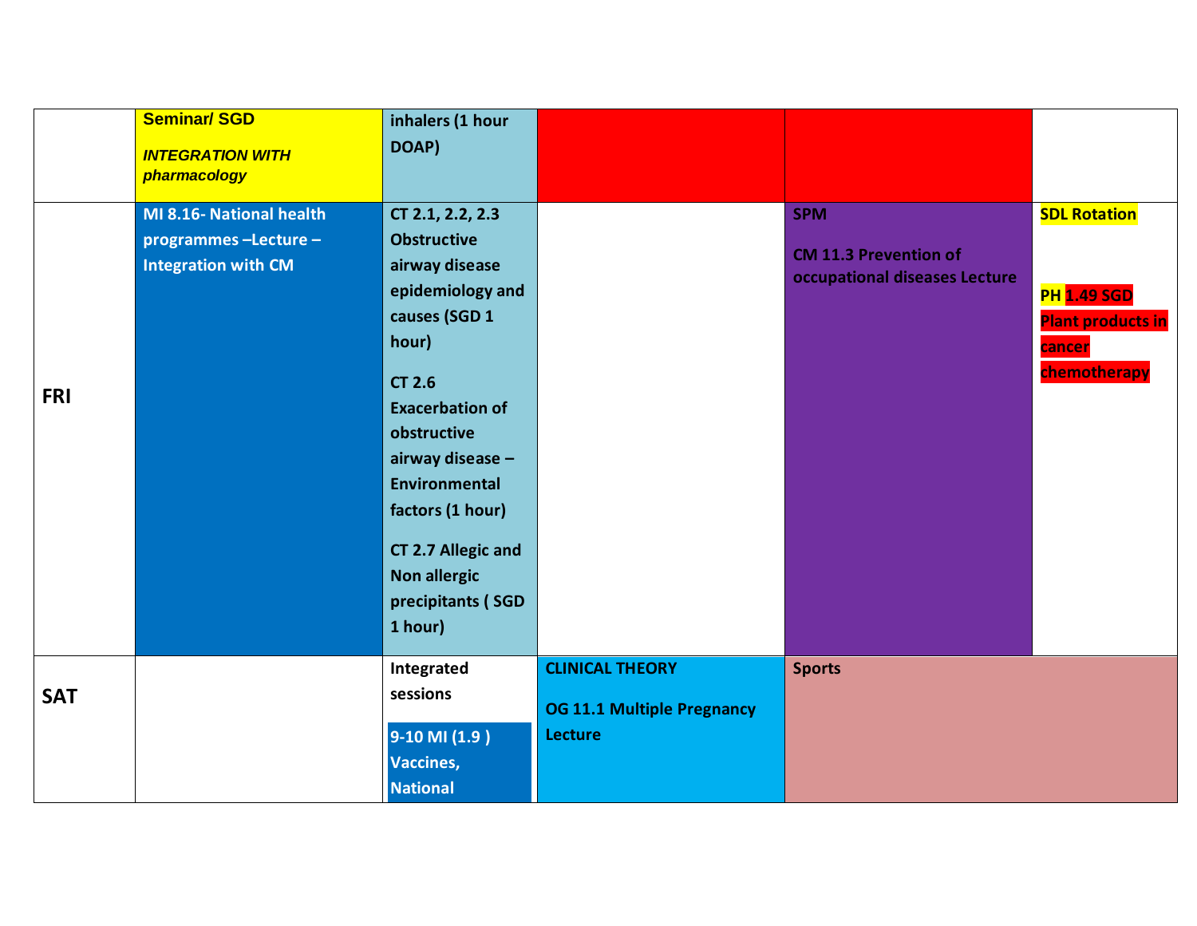| | | | | | |
|---|---|---|---|---|---|
| | **Seminar/ SGD**<br>***INTEGRATION WITH pharmacology*** | **inhalers (1 hour DOAP)** | | | |
| **FRI** | **MI 8.16- National health programmes –Lecture – Integration with CM** | **CT 2.1, 2.2, 2.3 Obstructive airway disease epidemiology and causes (SGD 1 hour)**<br>**CT 2.6 Exacerbation of obstructive airway disease – Environmental factors (1 hour)**<br>**CT 2.7 Allegic and Non allergic precipitants ( SGD 1 hour)** | | **SPM**<br>**CM 11.3 Prevention of occupational diseases Lecture** | **SDL Rotation**<br>**PH 1.49 SGD Plant products in cancer chemotherapy** |
| **SAT** | | **Integrated sessions**<br>**9-10 MI (1.9 ) Vaccines, National** | **CLINICAL THEORY**<br>**OG 11.1 Multiple Pregnancy Lecture** | **Sports** | |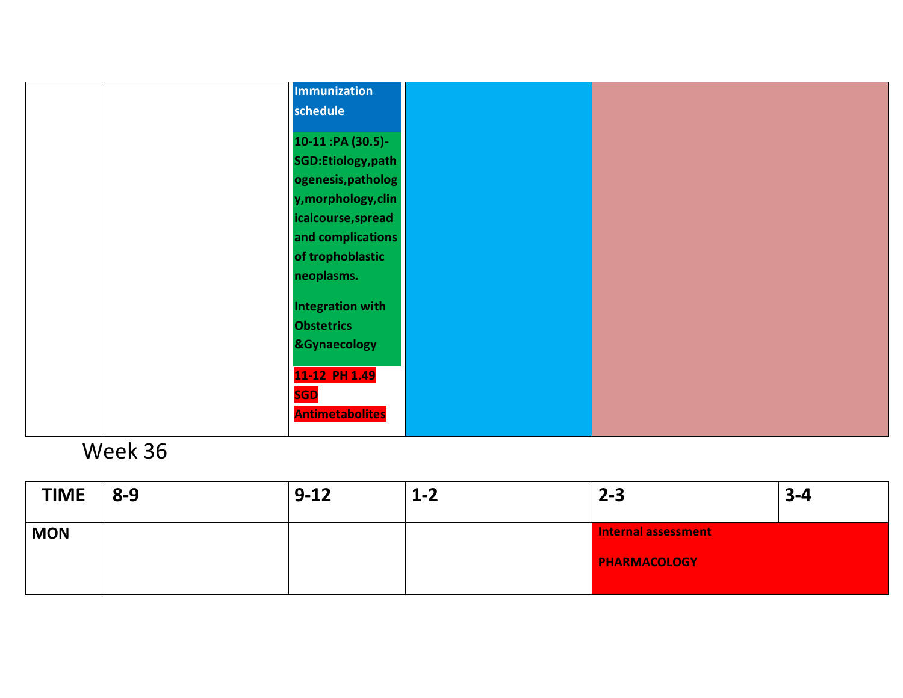| | | | | | |
|---|---|---|---|---|---|
| | | Immunization schedule<br><br>10-11 :PA (30.5)-SGD:Etiology,pathogenesis,pathology,morphology,clinicalcourse,spread and complications of trophoblastic neoplasms.<br><br>Integration with Obstetrics &Gynaecology<br><br>11-12 PH 1.49 SGD Antimetabolites | | | |

Week 36

| TIME | 8-9 | 9-12 | 1-2 | 2-3 | 3-4 |
|---|---|---|---|---|---|
| MON | | | | Internal assessment<br><br>PHARMACOLOGY | |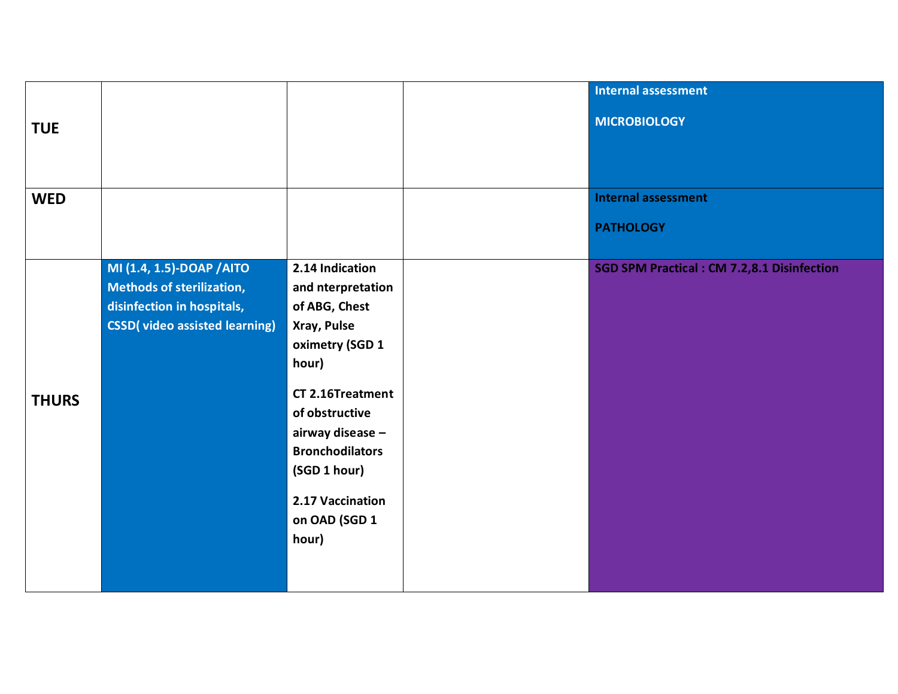| TUE | | | | Internal assessment<br><br>MICROBIOLOGY |
|---|---|---|---|---|
| WED | | | | Internal assessment<br><br>PATHOLOGY |
| THURS | MI (1.4, 1.5)-DOAP /AITO Methods of sterilization, disinfection in hospitals, CSSD( video assisted learning) | 2.14 Indication and nterpretation of ABG, Chest Xray, Pulse oximetry (SGD 1 hour)<br><br>CT 2.16Treatment of obstructive airway disease – Bronchodilators (SGD 1 hour)<br><br>2.17 Vaccination on OAD (SGD 1 hour) | | SGD SPM Practical : CM 7.2,8.1 Disinfection |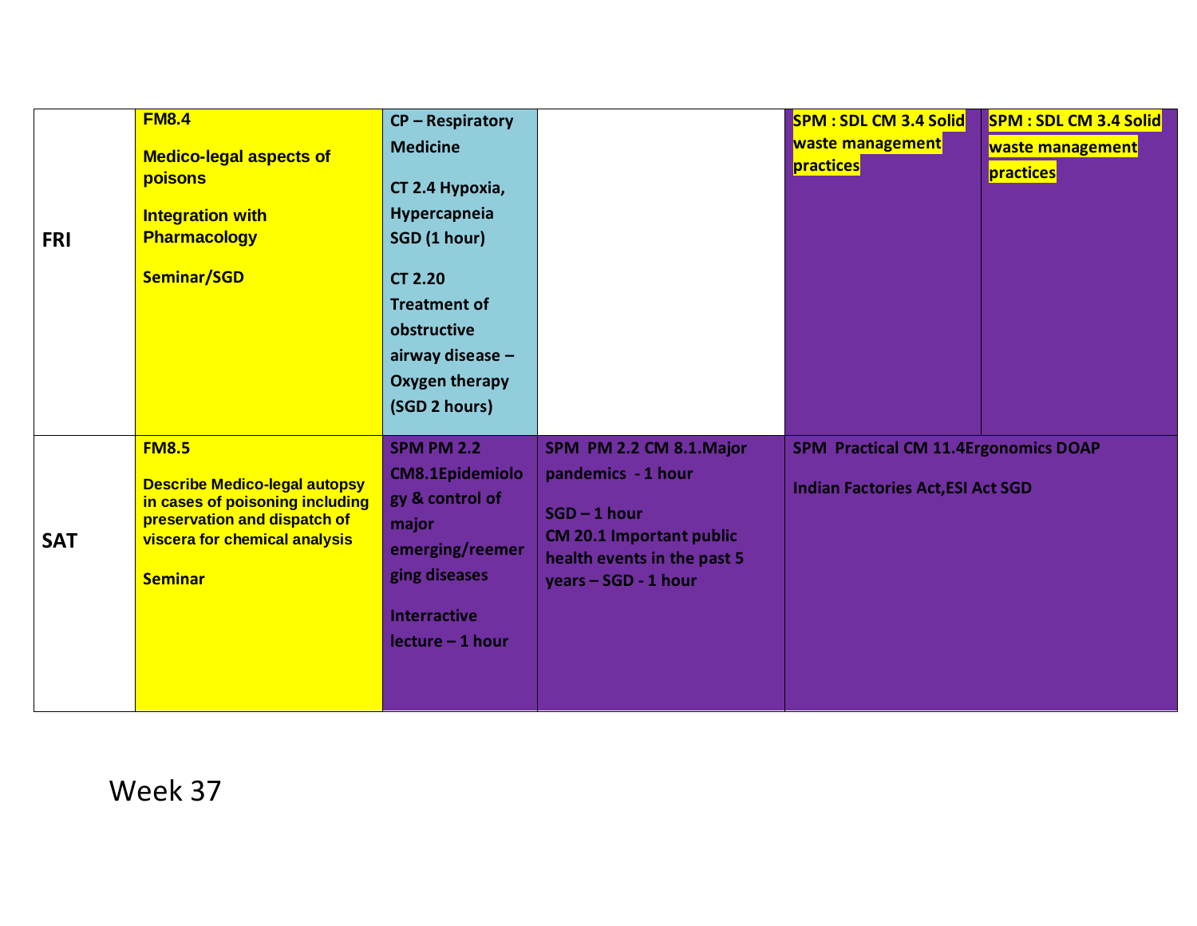| | | | | | |
|---|---|---|---|---|---|
| **FRI** | **FM8.4**<br><br>**Medico-legal aspects of poisons**<br><br>**Integration with Pharmacology**<br><br>**Seminar/SGD** | **CP – Respiratory Medicine**<br><br>**CT 2.4 Hypoxia, Hypercapneia SGD (1 hour)**<br><br>**CT 2.20 Treatment of obstructive airway disease – Oxygen therapy (SGD 2 hours)** | | **SPM : SDL CM 3.4 Solid waste management practices** | **SPM : SDL CM 3.4 Solid waste management practices** |
| **SAT** | **FM8.5**<br><br>**Describe Medico-legal autopsy in cases of poisoning including preservation and dispatch of viscera for chemical analysis**<br><br>**Seminar** | **SPM PM 2.2 CM8.1Epidemiology & control of major emerging/reemerging diseases**<br><br>**Interractive lecture – 1 hour** | **SPM PM 2.2 CM 8.1.Major pandemics - 1 hour**<br><br>**SGD – 1 hour**<br>**CM 20.1 Important public health events in the past 5 years – SGD - 1 hour** | **SPM Practical CM 11.4Ergonomics DOAP**<br><br>**Indian Factories Act,ESI Act SGD** | |

Week 37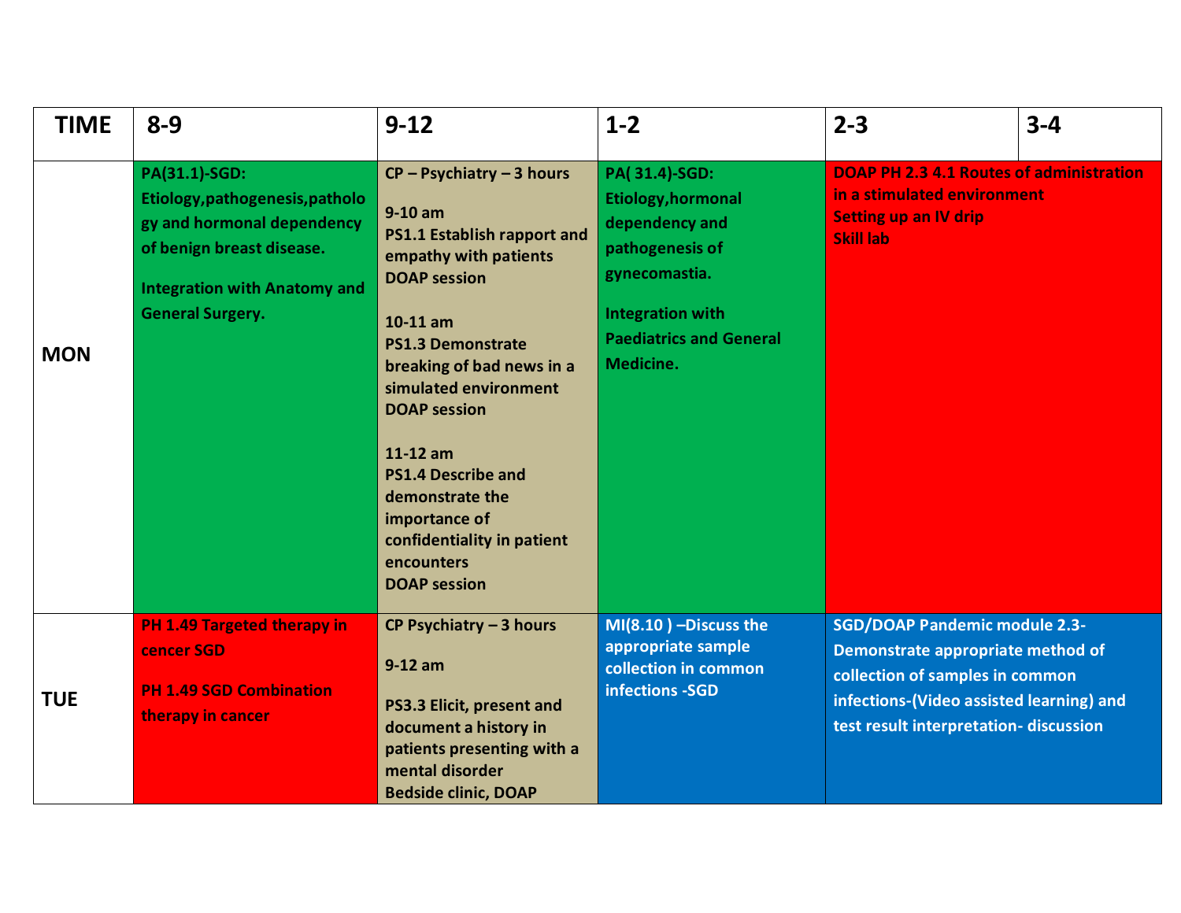| TIME | 8-9 | 9-12 | 1-2 | 2-3 | 3-4 |
|---|---|---|---|---|---|
| MON | **PA(31.1)-SGD: Etiology,pathogenesis,patholo gy and hormonal dependency of benign breast disease.** <br><br> **Integration with Anatomy and General Surgery.** | **CP – Psychiatry – 3 hours** <br><br> **9-10 am** <br> **PS1.1 Establish rapport and empathy with patients** <br> **DOAP session** <br><br> **10-11 am** <br> **PS1.3 Demonstrate breaking of bad news in a simulated environment** <br> **DOAP session** <br><br> **11-12 am** <br> **PS1.4 Describe and demonstrate the importance of confidentiality in patient encounters** <br> **DOAP session** | **PA( 31.4)-SGD: Etiology,hormonal dependency and pathogenesis of gynecomastia.** <br><br> **Integration with Paediatrics and General Medicine.** | **DOAP PH 2.3 4.1 Routes of administration in a stimulated environment** <br> **Setting up an IV drip** <br> **Skill lab** | |
| TUE | **PH 1.49 Targeted therapy in cencer SGD** <br><br> **PH 1.49 SGD Combination therapy in cancer** | **CP Psychiatry – 3 hours** <br><br> **9-12 am** <br><br> **PS3.3 Elicit, present and document a history in patients presenting with a mental disorder** <br> **Bedside clinic, DOAP** | **MI(8.10 ) –Discuss the appropriate sample collection in common infections -SGD** | **SGD/DOAP Pandemic module 2.3- Demonstrate appropriate method of collection of samples in common infections-(Video assisted learning) and test result interpretation- discussion** | |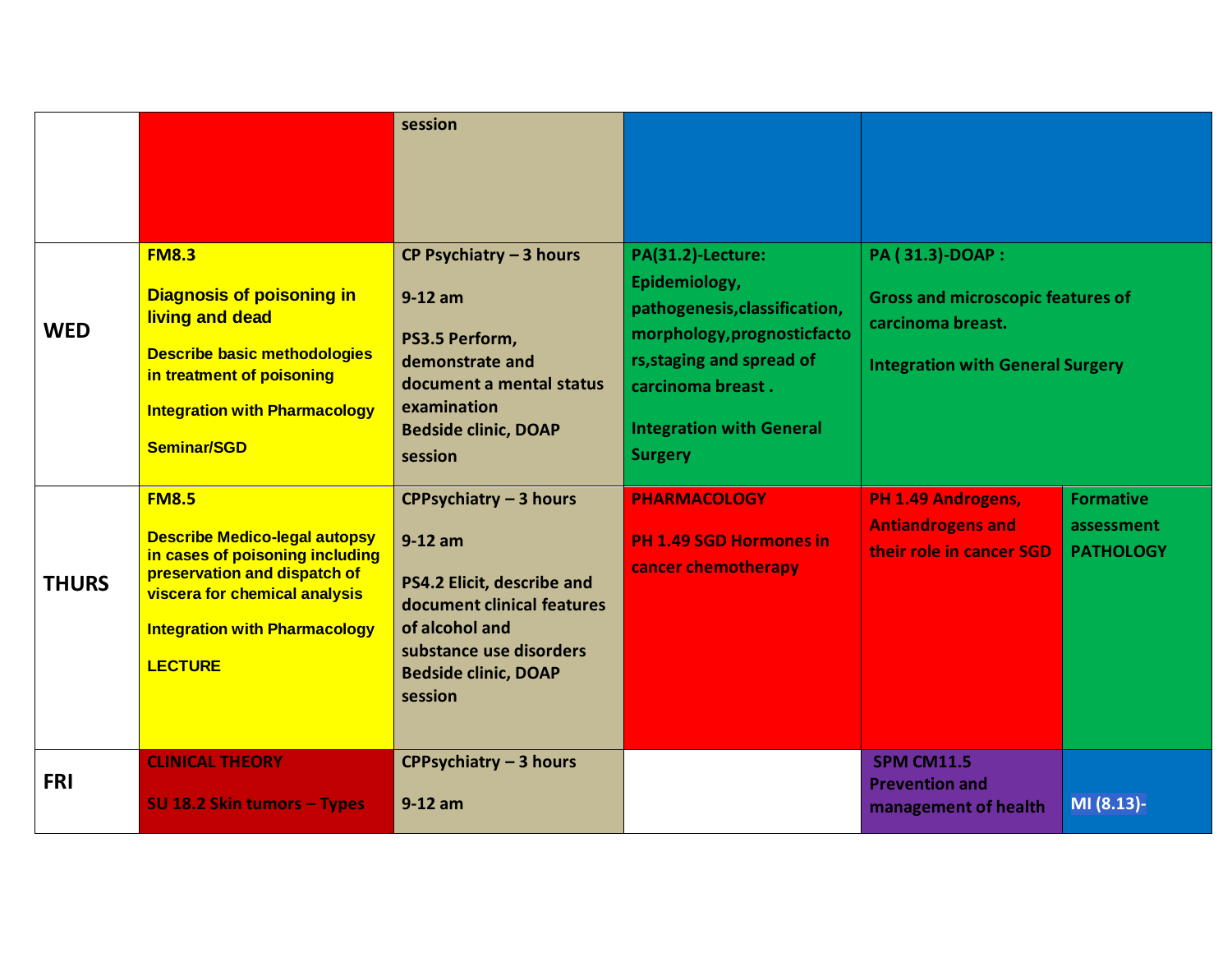| | | | | | |
|---|---|---|---|---|---|
| | | session | | | |
| **WED** | **FM8.3**<br><br>**Diagnosis of poisoning in living and dead**<br><br>**Describe basic methodologies in treatment of poisoning**<br><br>**Integration with Pharmacology**<br><br>**Seminar/SGD** | **CP Psychiatry – 3 hours**<br><br>**9-12 am**<br><br>**PS3.5 Perform, demonstrate and document a mental status examination**<br>**Bedside clinic, DOAP session** | **PA(31.2)-Lecture: Epidemiology, pathogenesis,classification, morphology,prognosticfactors,staging and spread of carcinoma breast .**<br><br>**Integration with General Surgery** | **PA ( 31.3)-DOAP :**<br><br>**Gross and microscopic features of carcinoma breast.**<br><br>**Integration with General Surgery** | |
| **THURS** | **FM8.5**<br><br>**Describe Medico-legal autopsy in cases of poisoning including preservation and dispatch of viscera for chemical analysis**<br><br>**Integration with Pharmacology**<br><br>**LECTURE** | **CPPsychiatry – 3 hours**<br><br>**9-12 am**<br><br>**PS4.2 Elicit, describe and document clinical features of alcohol and substance use disorders**<br>**Bedside clinic, DOAP session** | **PHARMACOLOGY**<br><br>**PH 1.49 SGD Hormones in cancer chemotherapy** | **PH 1.49 Androgens, Antiandrogens and their role in cancer SGD** | **Formative assessment PATHOLOGY** |
| **FRI** | **CLINICAL THEORY**<br><br>**SU 18.2 Skin tumors – Types** | **CPPsychiatry – 3 hours**<br><br>**9-12 am** | | **SPM CM11.5 Prevention and management of health** | **MI (8.13)-** |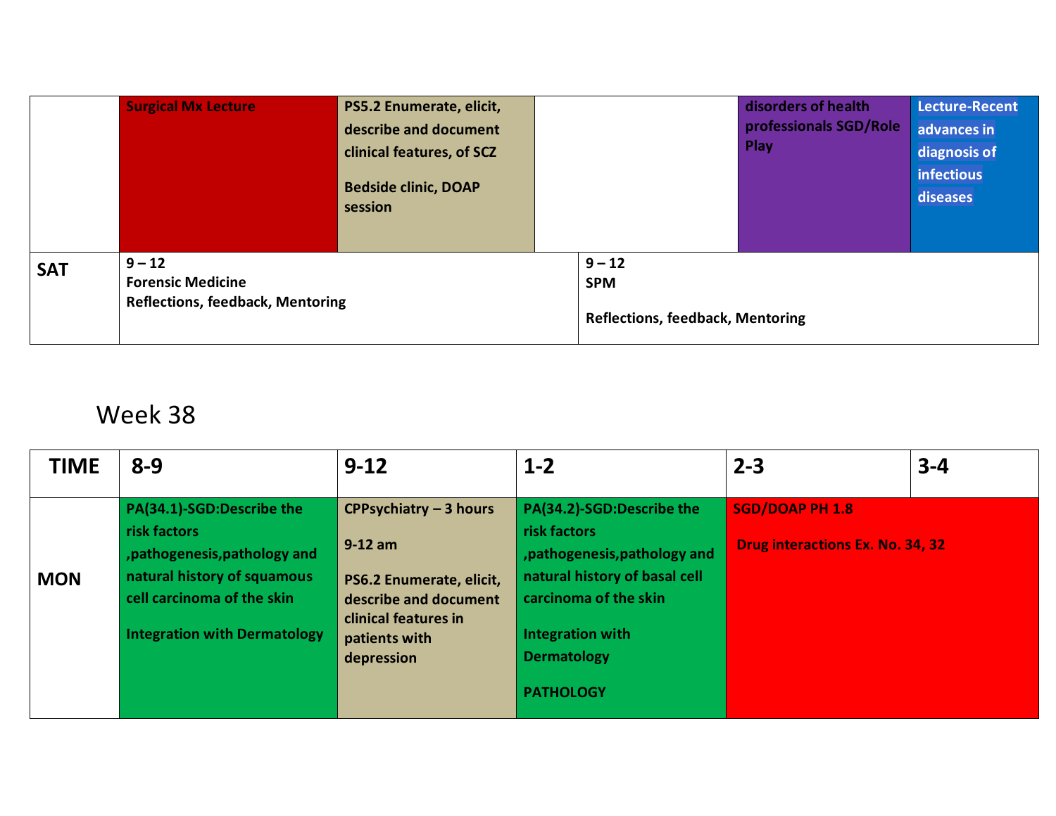| | | | | | |
|---|---|---|---|---|---|
| | Surgical Mx Lecture | PS5.2 Enumerate, elicit, describe and document clinical features, of SCZ<br><br>Bedside clinic, DOAP session | | disorders of health professionals SGD/Role Play | Lecture-Recent advances in diagnosis of infectious diseases |
| **SAT** | 9 – 12<br>Forensic Medicine<br>Reflections, feedback, Mentoring | | 9 – 12<br>SPM<br><br>Reflections, feedback, Mentoring | | |

# Week 38

| TIME | 8-9 | 9-12 | 1-2 | 2-3 | 3-4 |
|---|---|---|---|---|---|
| **MON** | PA(34.1)-SGD:Describe the risk factors ,pathogenesis,pathology and natural history of squamous cell carcinoma of the skin<br><br>Integration with Dermatology | CPPsychiatry – 3 hours<br><br>9-12 am<br><br>PS6.2 Enumerate, elicit, describe and document clinical features in patients with depression | PA(34.2)-SGD:Describe the risk factors ,pathogenesis,pathology and natural history of basal cell carcinoma of the skin<br><br>Integration with Dermatology<br><br>PATHOLOGY | SGD/DOAP PH 1.8<br><br>Drug interactions Ex. No. 34, 32 | |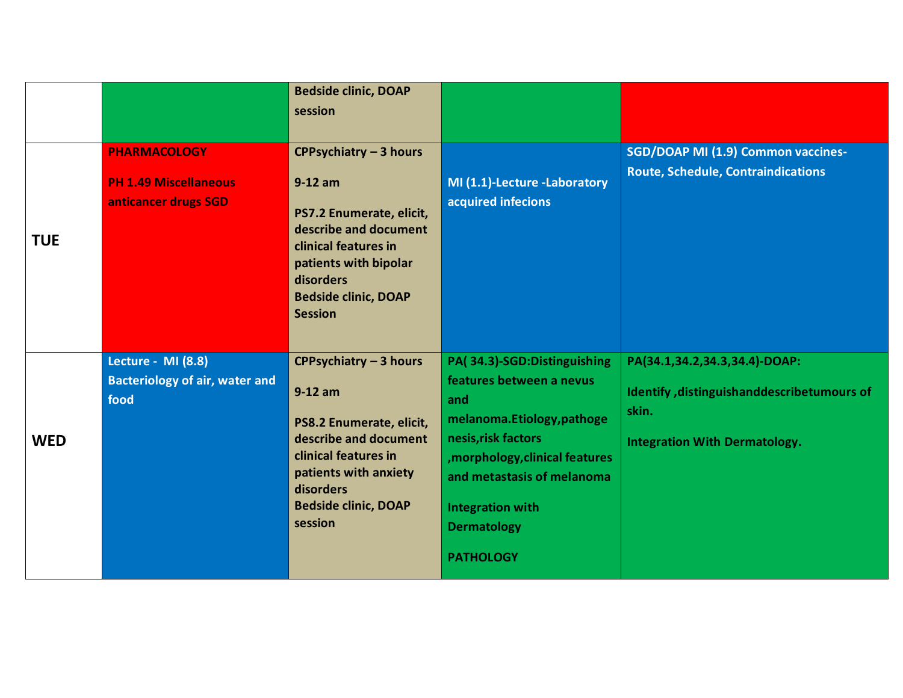| | | | | |
|---|---|---|---|---|
| | | Bedside clinic, DOAP session | | |
| **TUE** | **PHARMACOLOGY**<br><br>**PH 1.49 Miscellaneous anticancer drugs SGD** | **CPPsychiatry – 3 hours**<br><br>**9-12 am**<br><br>**PS7.2 Enumerate, elicit, describe and document clinical features in patients with bipolar disorders**<br>**Bedside clinic, DOAP Session** | **MI (1.1)-Lecture -Laboratory acquired infecions** | **SGD/DOAP MI (1.9) Common vaccines- Route, Schedule, Contraindications** |
| **WED** | **Lecture - MI (8.8)**<br>**Bacteriology of air, water and food** | **CPPsychiatry – 3 hours**<br><br>**9-12 am**<br><br>**PS8.2 Enumerate, elicit, describe and document clinical features in patients with anxiety disorders**<br>**Bedside clinic, DOAP session** | **PA( 34.3)-SGD:Distinguishing features between a nevus and melanoma.Etiology,pathogenesis,risk factors ,morphology,clinical features and metastasis of melanoma**<br><br>**Integration with Dermatology**<br><br>**PATHOLOGY** | **PA(34.1,34.2,34.3,34.4)-DOAP:**<br><br>**Identify ,distinguishanddescribetumours of skin.**<br><br>**Integration With Dermatology.** |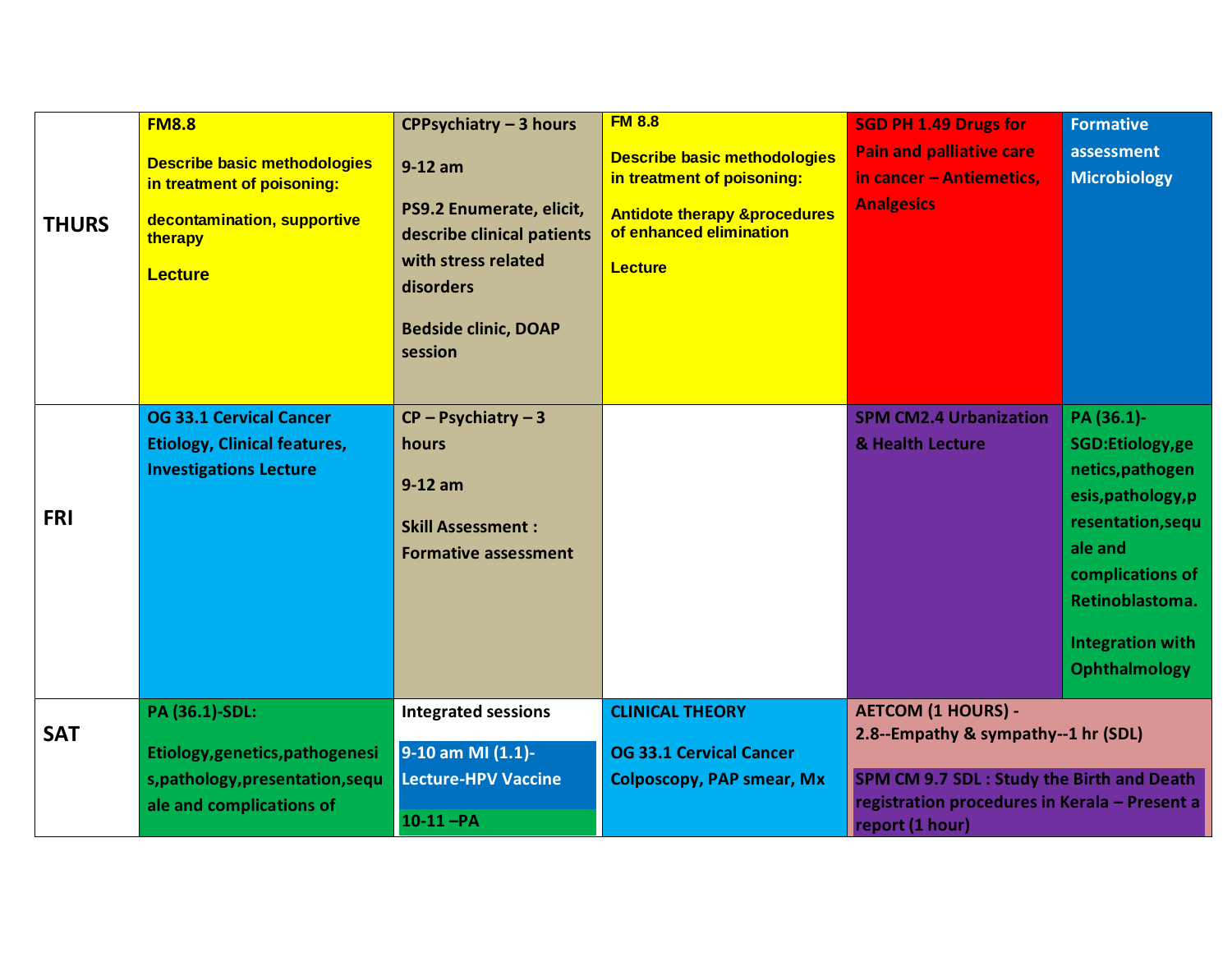| | | | | | |
|---|---|---|---|---|---|
| THURS | FM8.8<br><br>Describe basic methodologies in treatment of poisoning:<br><br>decontamination, supportive therapy<br><br>Lecture | CPPsychiatry – 3 hours<br><br>9-12 am<br><br>PS9.2 Enumerate, elicit, describe clinical patients with stress related disorders<br><br>Bedside clinic, DOAP session | FM 8.8<br><br>Describe basic methodologies in treatment of poisoning:<br><br>Antidote therapy &procedures of enhanced elimination<br><br>Lecture | SGD PH 1.49 Drugs for Pain and palliative care in cancer – Antiemetics, Analgesics | Formative assessment Microbiology |
| FRI | OG 33.1 Cervical Cancer Etiology, Clinical features, Investigations Lecture | CP – Psychiatry – 3 hours<br><br>9-12 am<br><br>Skill Assessment : Formative assessment | | SPM CM2.4 Urbanization & Health Lecture | PA (36.1)-SGD:Etiology,genetics,pathogenesis,pathology,presentation,sequale and complications of Retinoblastoma.<br><br>Integration with Ophthalmology |
| SAT | PA (36.1)-SDL:<br><br>Etiology,genetics,pathogenesis,pathology,presentation,sequale and complications of | Integrated sessions<br><br>9-10 am MI (1.1)-Lecture-HPV Vaccine<br><br>10-11 –PA | CLINICAL THEORY<br><br>OG 33.1 Cervical Cancer Colposcopy, PAP smear, Mx | AETCOM (1 HOURS) -<br>2.8--Empathy & sympathy--1 hr (SDL)<br><br>SPM CM 9.7 SDL : Study the Birth and Death registration procedures in Kerala – Present a report (1 hour) | |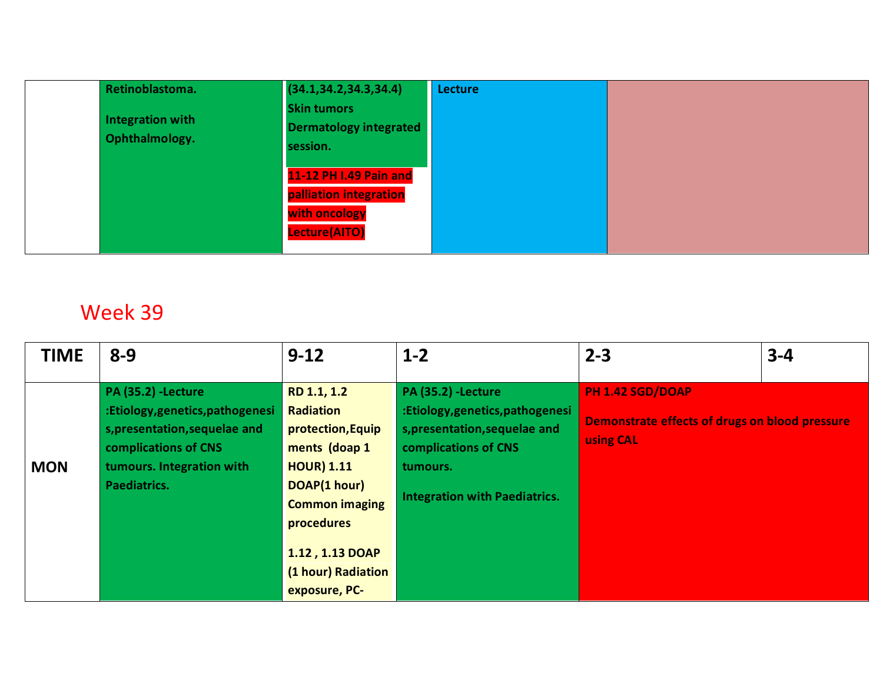| | | | | |
|---|---|---|---|---|
| | **Retinoblastoma.**<br><br>**Integration with Ophthalmology.** | **(34.1,34.2,34.3,34.4) Skin tumors Dermatology integrated session.**<br><br>**11-12 PH I.49 Pain and palliation integration with oncology Lecture(AITO)** | **Lecture** | |

# Week 39

| TIME | 8-9 | 9-12 | 1-2 | 2-3 | 3-4 |
|---|---|---|---|---|---|
| **MON** | **PA (35.2) -Lecture :Etiology,genetics,pathogenesis,presentation,sequelae and complications of CNS tumours. Integration with Paediatrics.** | **RD 1.1, 1.2 Radiation protection,Equipments (doap 1 HOUR) 1.11 DOAP(1 hour) Common imaging procedures**<br><br>**1.12 , 1.13 DOAP (1 hour) Radiation exposure, PC-** | **PA (35.2) -Lecture :Etiology,genetics,pathogenesis,presentation,sequelae and complications of CNS tumours.**<br><br>**Integration with Paediatrics.** | **PH 1.42 SGD/DOAP**<br><br>**Demonstrate effects of drugs on blood pressure using CAL** | |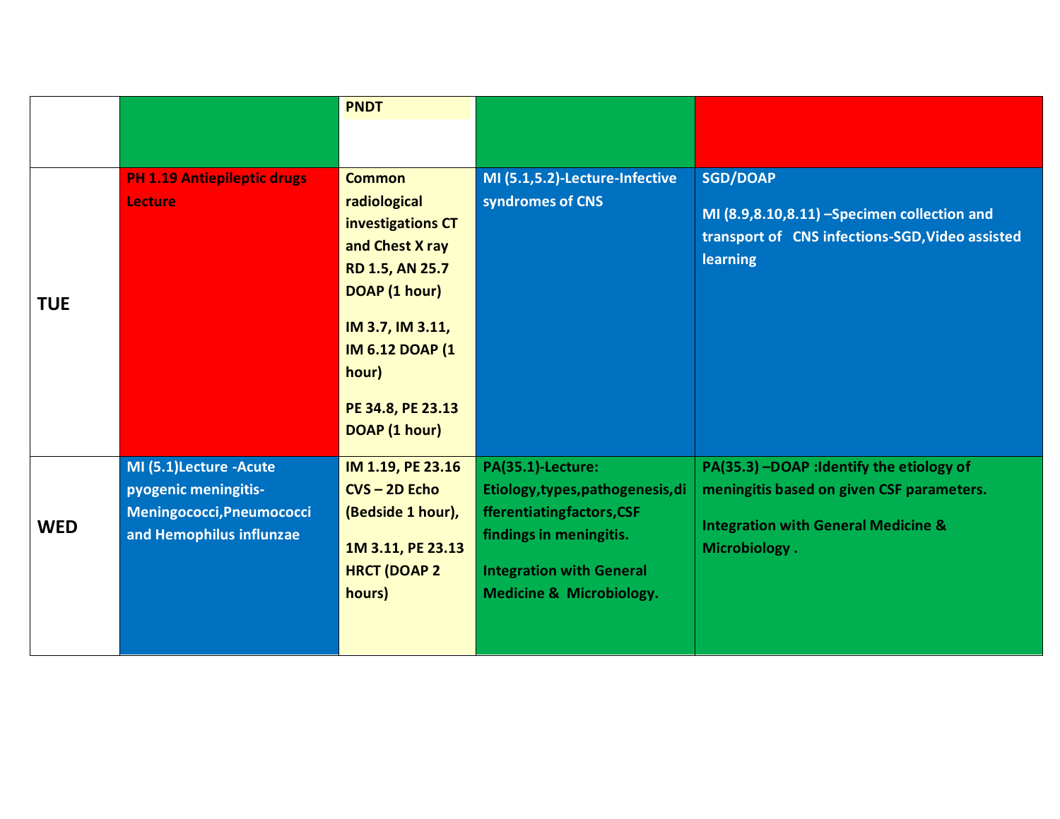| | | PNDT | | |
|---|---|---|---|---|
| **TUE** | PH 1.19 Antiepileptic drugs Lecture | Common radiological investigations CT and Chest X ray RD 1.5, AN 25.7 DOAP (1 hour)<br><br>IM 3.7, IM 3.11, IM 6.12 DOAP (1 hour)<br><br>PE 34.8, PE 23.13 DOAP (1 hour) | MI (5.1,5.2)-Lecture-Infective syndromes of CNS | SGD/DOAP<br><br>MI (8.9,8.10,8.11) –Specimen collection and transport of CNS infections-SGD,Video assisted learning |
| **WED** | MI (5.1)Lecture -Acute pyogenic meningitis-Meningococci,Pneumococci and Hemophilus influnzae | IM 1.19, PE 23.16 CVS – 2D Echo (Bedside 1 hour),<br><br>1M 3.11, PE 23.13 HRCT (DOAP 2 hours) | PA(35.1)-Lecture: Etiology,types,pathogenesis,differentiatingfactors,CSF findings in meningitis.<br><br>Integration with General Medicine & Microbiology. | PA(35.3) –DOAP :Identify the etiology of meningitis based on given CSF parameters.<br><br>Integration with General Medicine & Microbiology . |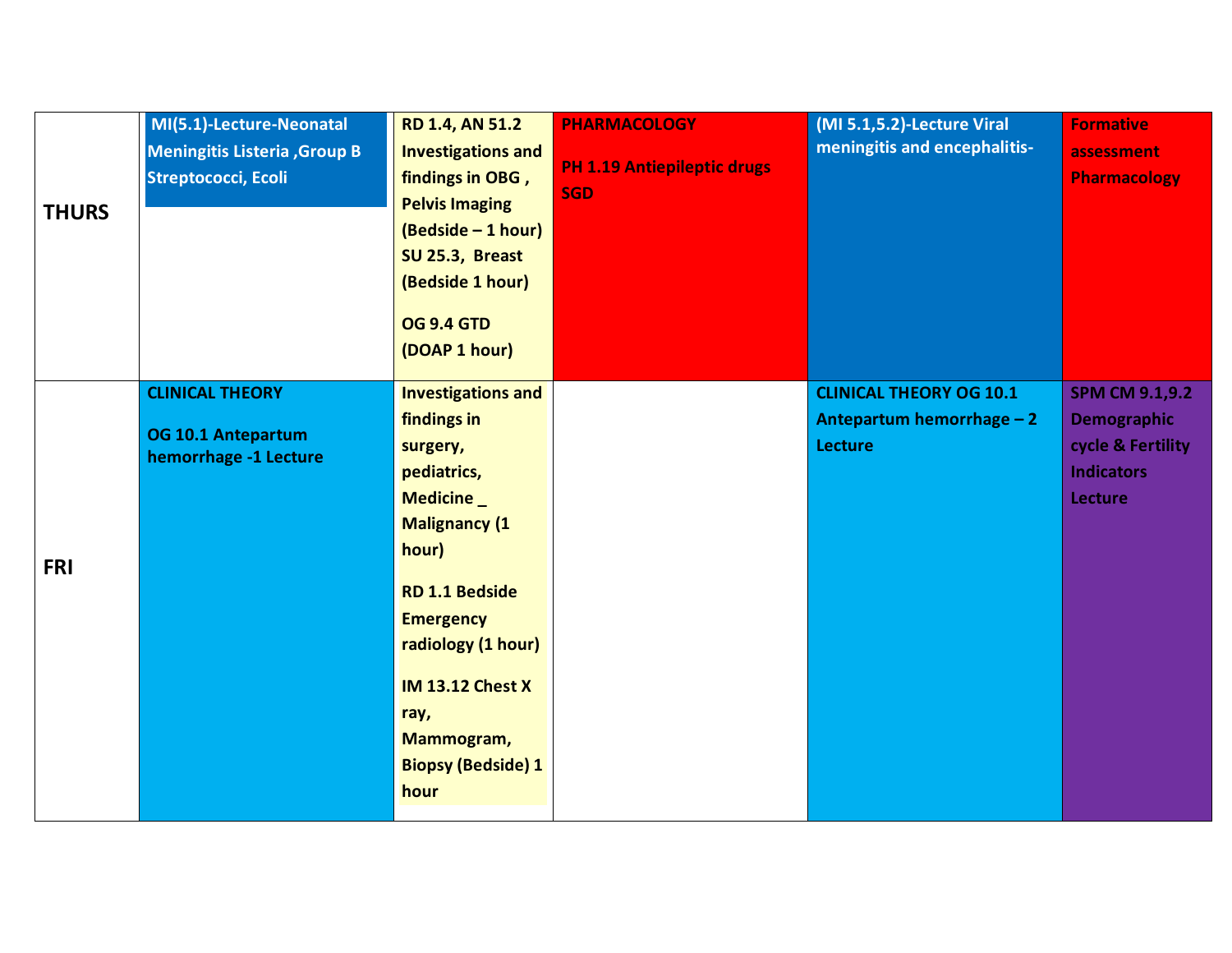| | | | | | |
|---|---|---|---|---|---|
| **THURS** | **MI(5.1)-Lecture-Neonatal Meningitis Listeria ,Group B Streptococci, Ecoli** | **RD 1.4, AN 51.2 Investigations and findings in OBG , Pelvis Imaging (Bedside – 1 hour) SU 25.3, Breast (Bedside 1 hour)**<br><br>**OG 9.4 GTD (DOAP 1 hour)** | **PHARMACOLOGY**<br><br>**PH 1.19 Antiepileptic drugs SGD** | **(MI 5.1,5.2)-Lecture Viral meningitis and encephalitis-** | **Formative assessment Pharmacology** |
| **FRI** | **CLINICAL THEORY**<br><br>**OG 10.1 Antepartum hemorrhage -1 Lecture** | **Investigations and findings in surgery, pediatrics, Medicine _ Malignancy (1 hour)**<br><br>**RD 1.1 Bedside Emergency radiology (1 hour)**<br><br>**IM 13.12 Chest X ray, Mammogram, Biopsy (Bedside) 1 hour** | | **CLINICAL THEORY OG 10.1 Antepartum hemorrhage – 2 Lecture** | **SPM CM 9.1,9.2 Demographic cycle & Fertility Indicators Lecture** |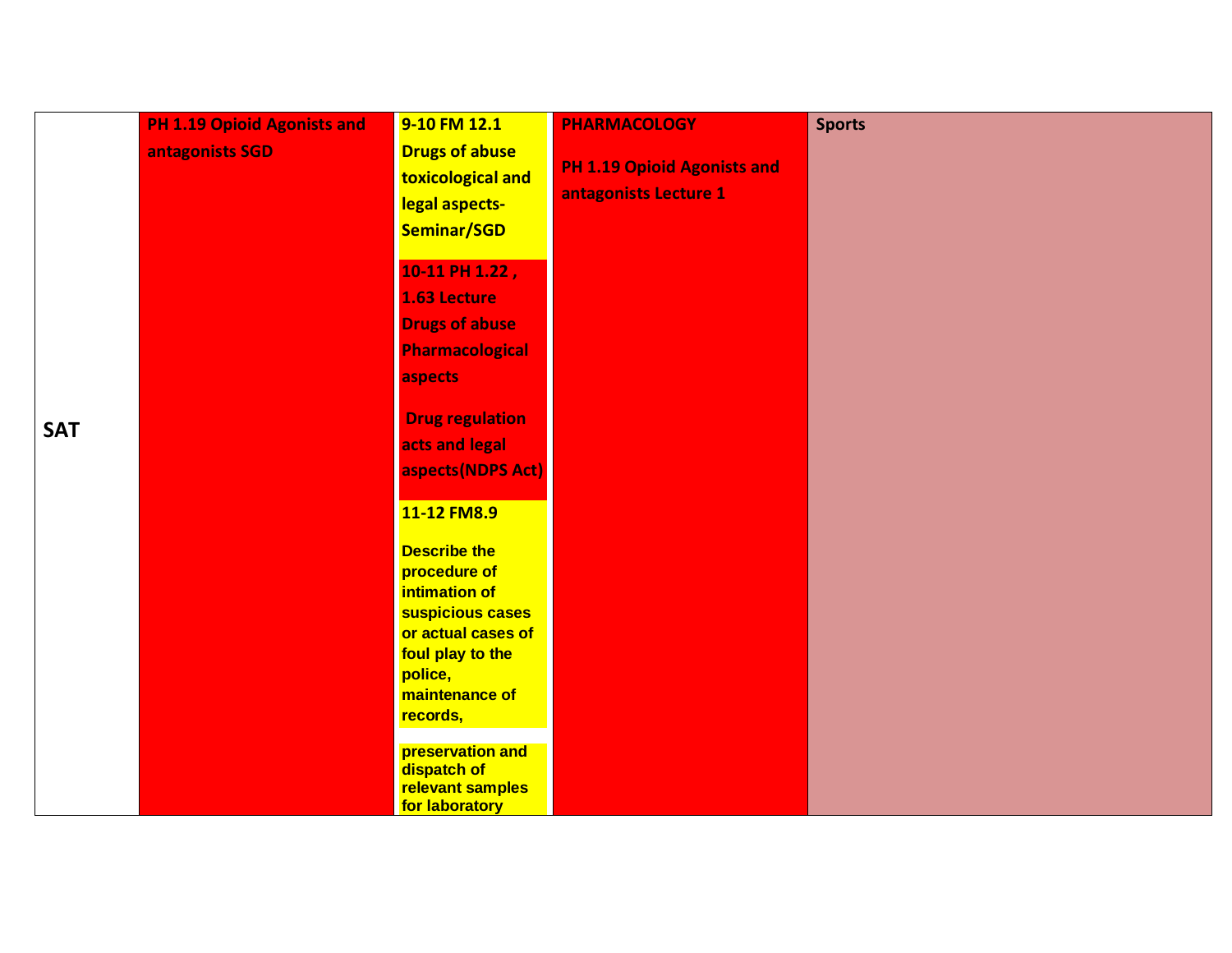| SAT | PH 1.19 Opioid Agonists and antagonists SGD | 9-10 FM 12.1 Drugs of abuse toxicological and legal aspects-Seminar/SGD<br><br>10-11 PH 1.22 , 1.63 Lecture Drugs of abuse Pharmacological aspects<br><br>Drug regulation acts and legal aspects(NDPS Act)<br><br>11-12 FM8.9<br><br>Describe the procedure of intimation of suspicious cases or actual cases of foul play to the police, maintenance of records,<br><br>preservation and dispatch of relevant samples for laboratory | PHARMACOLOGY<br><br>PH 1.19 Opioid Agonists and antagonists Lecture 1 | Sports |
|---|---|---|---|---|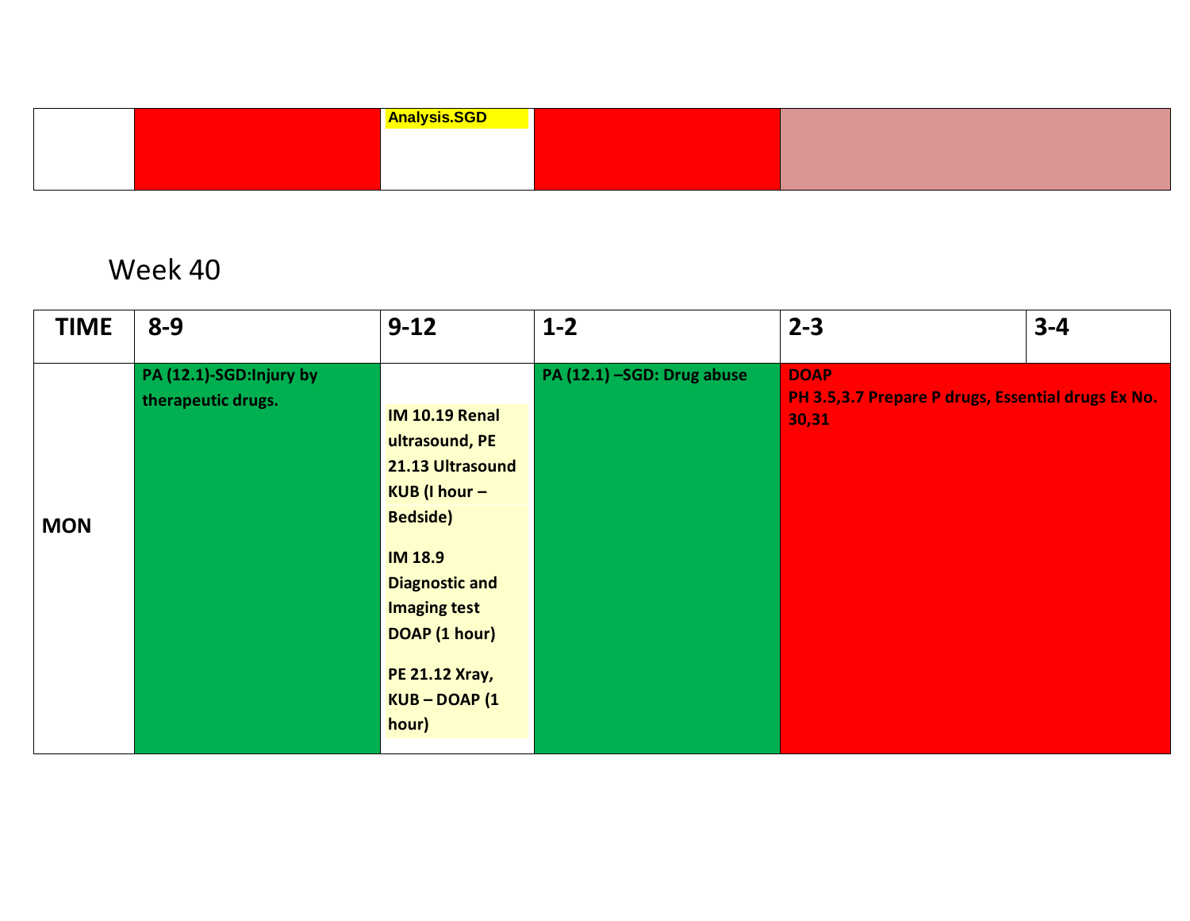| | | Analysis.SGD | | |
|---|---|---|---|---|

## Week 40

| TIME | 8-9 | 9-12 | 1-2 | 2-3 | 3-4 |
|---|---|---|---|---|---|
| **MON** | **PA (12.1)-SGD:Injury by therapeutic drugs.** | **IM 10.19 Renal ultrasound, PE 21.13 Ultrasound KUB (I hour – Bedside)**<br><br>**IM 18.9 Diagnostic and Imaging test DOAP (1 hour)**<br><br>**PE 21.12 Xray, KUB – DOAP (1 hour)** | **PA (12.1) –SGD: Drug abuse** | **DOAP**<br>**PH 3.5,3.7 Prepare P drugs, Essential drugs Ex No. 30,31** | |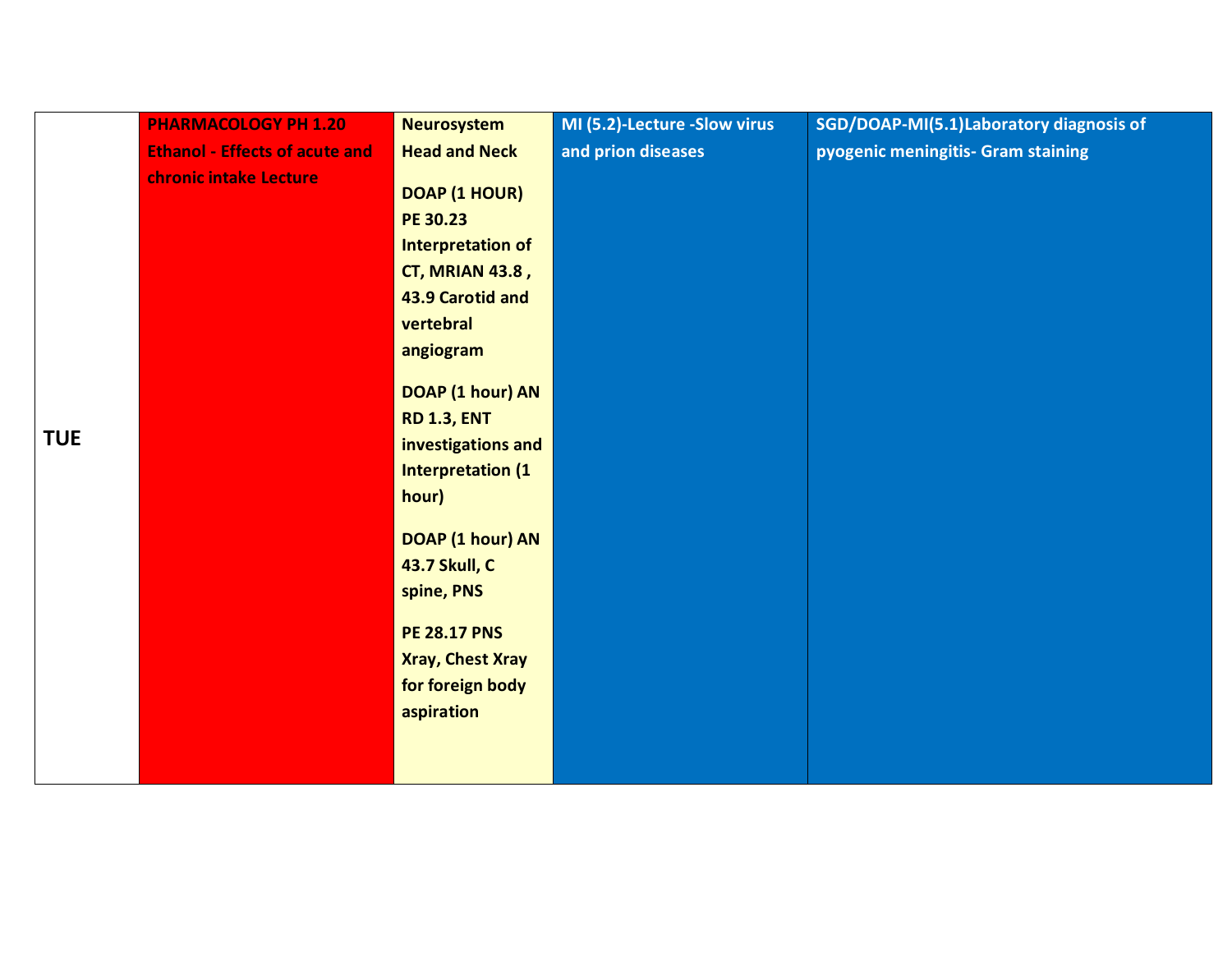| TUE | PHARMACOLOGY PH 1.20 Ethanol - Effects of acute and chronic intake Lecture | Neurosystem Head and Neck<br><br>DOAP (1 HOUR) PE 30.23 Interpretation of CT, MRIAN 43.8 , 43.9 Carotid and vertebral angiogram<br><br>DOAP (1 hour) AN RD 1.3, ENT investigations and Interpretation (1 hour)<br><br>DOAP (1 hour) AN 43.7 Skull, C spine, PNS<br><br>PE 28.17 PNS Xray, Chest Xray for foreign body aspiration | MI (5.2)-Lecture -Slow virus and prion diseases | SGD/DOAP-MI(5.1)Laboratory diagnosis of pyogenic meningitis- Gram staining |
|---|---|---|---|---|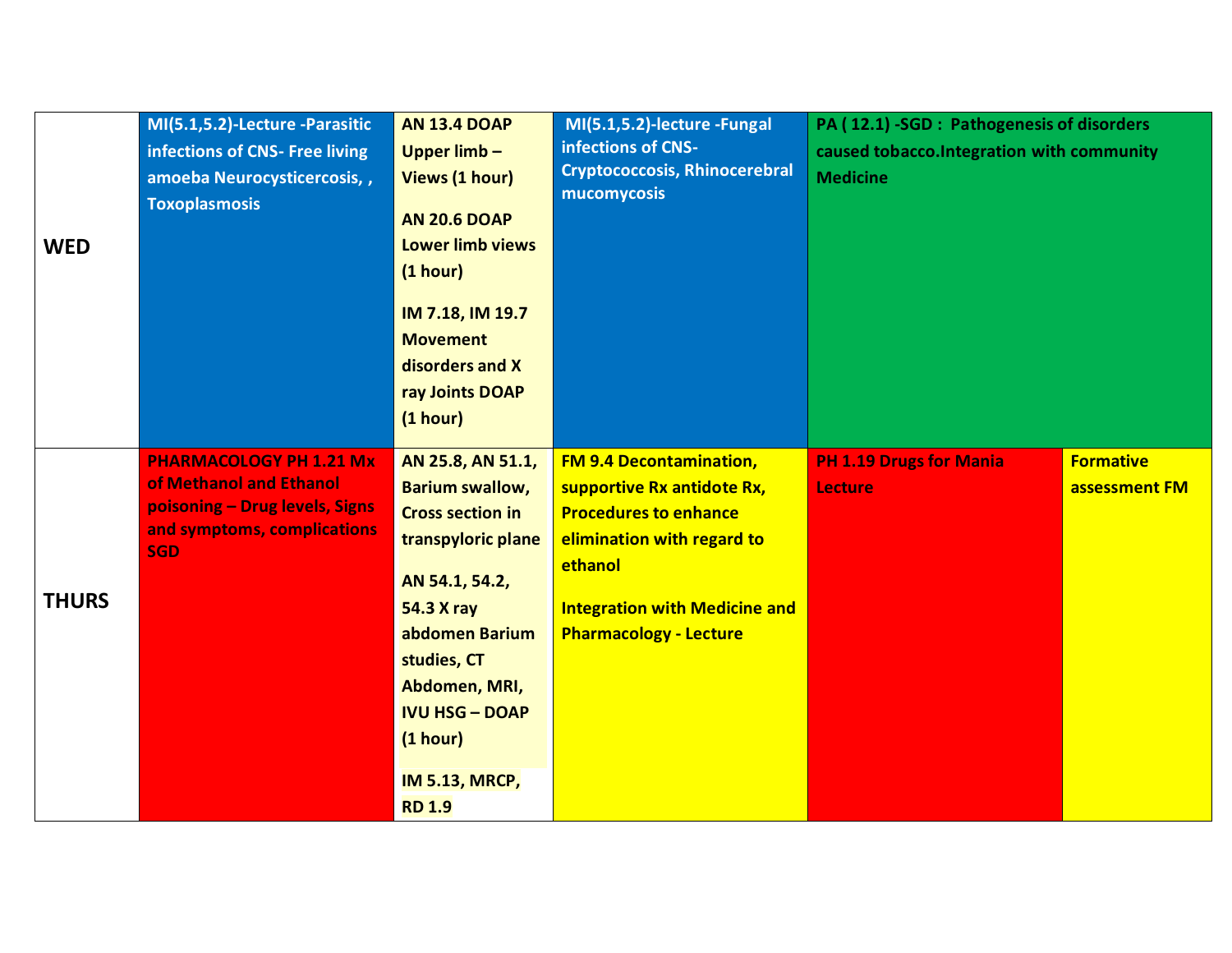| | | | | | |
|---|---|---|---|---|---|
| **WED** | **MI(5.1,5.2)-Lecture -Parasitic infections of CNS- Free living amoeba Neurocysticercosis, , Toxoplasmosis** | **AN 13.4 DOAP Upper limb – Views (1 hour)**<br><br>**AN 20.6 DOAP Lower limb views (1 hour)**<br><br>**IM 7.18, IM 19.7 Movement disorders and X ray Joints DOAP (1 hour)** | **MI(5.1,5.2)-lecture -Fungal infections of CNS- Cryptococcosis, Rhinocerebral mucomycosis** | **PA ( 12.1) -SGD : Pathogenesis of disorders caused tobacco.Integration with community Medicine** | |
| **THURS** | **PHARMACOLOGY PH 1.21 Mx of Methanol and Ethanol poisoning – Drug levels, Signs and symptoms, complications SGD** | **AN 25.8, AN 51.1, Barium swallow, Cross section in transpyloric plane**<br><br>**AN 54.1, 54.2, 54.3 X ray abdomen Barium studies, CT Abdomen, MRI, IVU HSG – DOAP (1 hour)**<br><br>**IM 5.13, MRCP, RD 1.9** | **FM 9.4 Decontamination, supportive Rx antidote Rx, Procedures to enhance elimination with regard to ethanol**<br><br>**Integration with Medicine and Pharmacology - Lecture** | **PH 1.19 Drugs for Mania Lecture** | **Formative assessment FM** |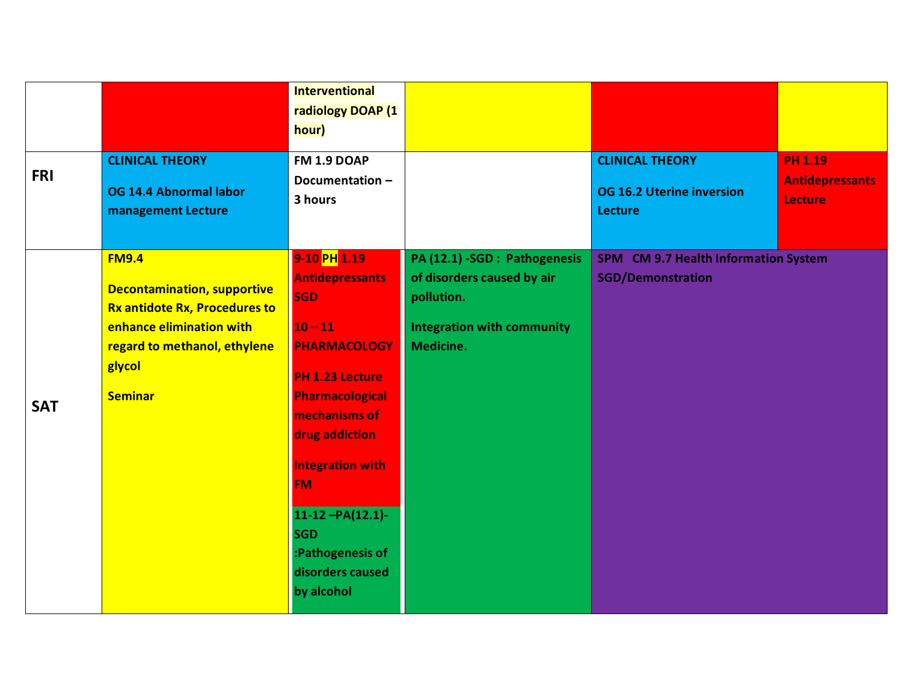| | | | | | |
|---|---|---|---|---|---|
| | | **Interventional radiology DOAP (1 hour)** | | | |
| **FRI** | **CLINICAL THEORY**<br><br>**OG 14.4 Abnormal labor management Lecture** | **FM 1.9 DOAP Documentation – 3 hours** | | **CLINICAL THEORY**<br><br>**OG 16.2 Uterine inversion Lecture** | **PH 1.19 Antidepressants Lecture** |
| **SAT** | **FM9.4**<br><br>**Decontamination, supportive Rx antidote Rx, Procedures to enhance elimination with regard to methanol, ethylene glycol**<br><br>**Seminar** | **9-10 PH 1.19 Antidepressants SGD**<br><br>**10 – 11 PHARMACOLOGY**<br><br>**PH 1.23 Lecture Pharmacological mechanisms of drug addiction**<br><br>**Integration with FM**<br><br>**11-12 –PA(12.1)- SGD :Pathogenesis of disorders caused by alcohol** | **PA (12.1) -SGD : Pathogenesis of disorders caused by air pollution.**<br><br>**Integration with community Medicine.** | **SPM CM 9.7 Health Information System SGD/Demonstration** | |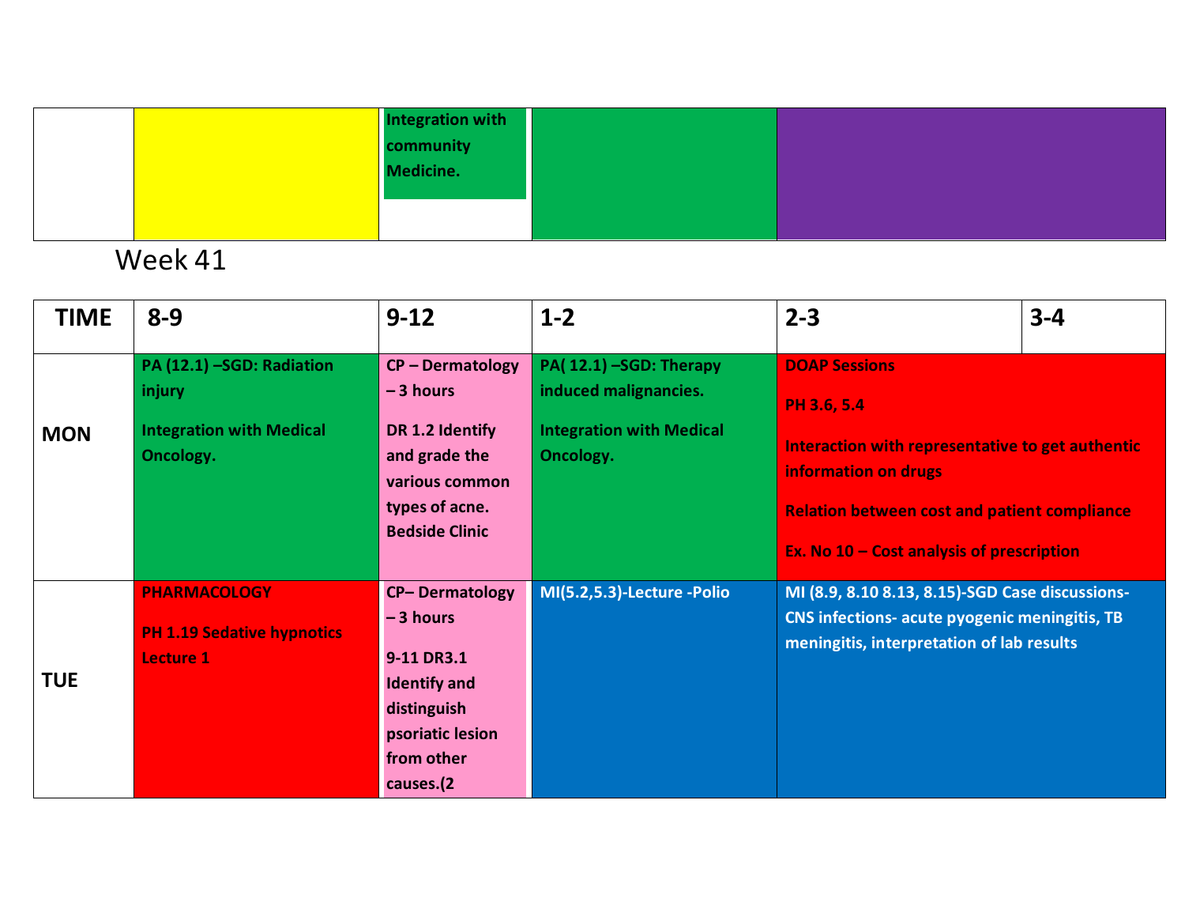| | | Integration with community Medicine. | | |
|---|---|---|---|---|

Week 41

| TIME | 8-9 | 9-12 | 1-2 | 2-3 | 3-4 |
|---|---|---|---|---|---|
| MON | PA (12.1) –SGD: Radiation injury<br><br>Integration with Medical Oncology. | CP – Dermatology – 3 hours<br><br>DR 1.2 Identify and grade the various common types of acne. Bedside Clinic | PA( 12.1) –SGD: Therapy induced malignancies.<br><br>Integration with Medical Oncology. | DOAP Sessions<br><br>PH 3.6, 5.4<br><br>Interaction with representative to get authentic information on drugs<br><br>Relation between cost and patient compliance<br><br>Ex. No 10 – Cost analysis of prescription | |
| TUE | PHARMACOLOGY<br><br>PH 1.19 Sedative hypnotics Lecture 1 | CP– Dermatology – 3 hours<br><br>9-11 DR3.1 Identify and distinguish psoriatic lesion from other causes.(2 | MI(5.2,5.3)-Lecture -Polio | MI (8.9, 8.10 8.13, 8.15)-SGD Case discussions- CNS infections- acute pyogenic meningitis, TB meningitis, interpretation of lab results | |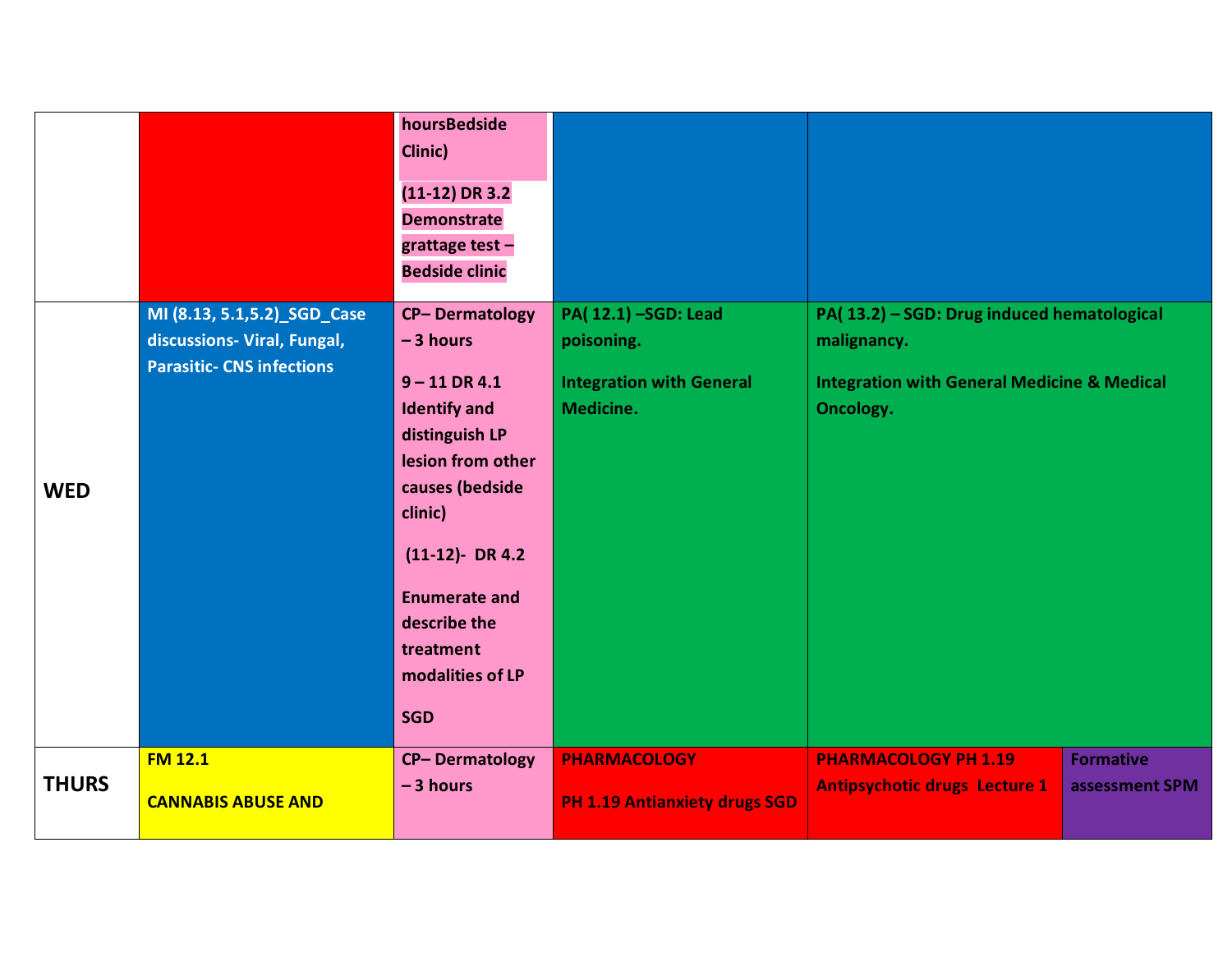|  |  |  |  |  |  |
|---|---|---|---|---|---|
|  |  | hoursBedside Clinic)<br><br>(11-12) DR 3.2 Demonstrate grattage test – Bedside clinic |  |  |  |
| **WED** | MI (8.13, 5.1,5.2)_SGD_Case discussions- Viral, Fungal, Parasitic- CNS infections | CP– Dermatology – 3 hours<br><br>9 – 11 DR 4.1 Identify and distinguish LP lesion from other causes (bedside clinic)<br><br>(11-12)- DR 4.2<br><br>Enumerate and describe the treatment modalities of LP<br><br>SGD | PA( 12.1) –SGD: Lead poisoning.<br><br>Integration with General Medicine. | PA( 13.2) – SGD: Drug induced hematological malignancy.<br><br>Integration with General Medicine & Medical Oncology. |  |
| **THURS** | FM 12.1<br><br>CANNABIS ABUSE AND | CP– Dermatology – 3 hours | PHARMACOLOGY<br><br>PH 1.19 Antianxiety drugs SGD | PHARMACOLOGY PH 1.19 Antipsychotic drugs Lecture 1 | Formative assessment SPM |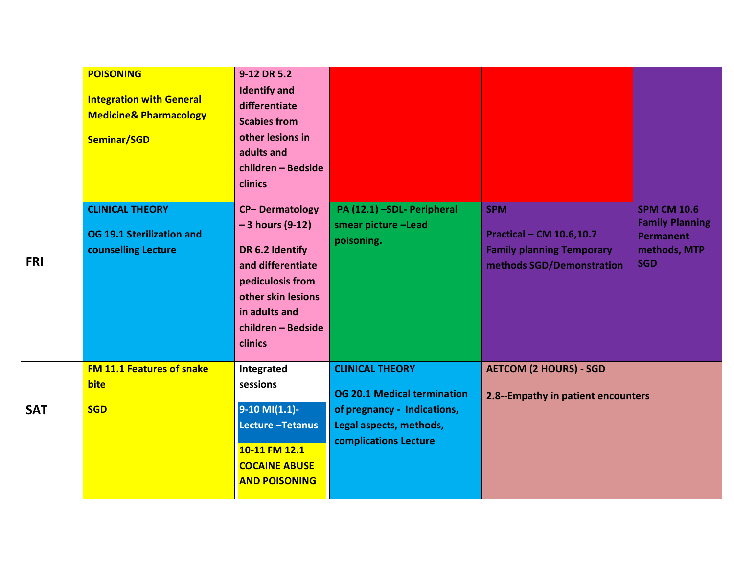|  |  |  |  |  |  |
|---|---|---|---|---|---|
|  | **POISONING** **Integration with General Medicine& Pharmacology** **Seminar/SGD** | **9-12 DR 5.2 Identify and differentiate Scabies from other lesions in adults and children – Bedside clinics** |  |  |  |
| **FRI** | **CLINICAL THEORY** **OG 19.1 Sterilization and counselling Lecture** | **CP– Dermatology – 3 hours (9-12)** **DR 6.2 Identify and differentiate pediculosis from other skin lesions in adults and children – Bedside clinics** | **PA (12.1) –SDL- Peripheral smear picture –Lead poisoning.** | **SPM** **Practical – CM 10.6,10.7 Family planning Temporary methods SGD/Demonstration** | **SPM CM 10.6 Family Planning Permanent methods, MTP SGD** |
| **SAT** | **FM 11.1 Features of snake bite** **SGD** | **Integrated sessions** **9-10 MI(1.1)- Lecture –Tetanus** **10-11 FM 12.1 COCAINE ABUSE AND POISONING** | **CLINICAL THEORY** **OG 20.1 Medical termination of pregnancy - Indications, Legal aspects, methods, complications Lecture** | **AETCOM (2 HOURS) - SGD** **2.8--Empathy in patient encounters** |  |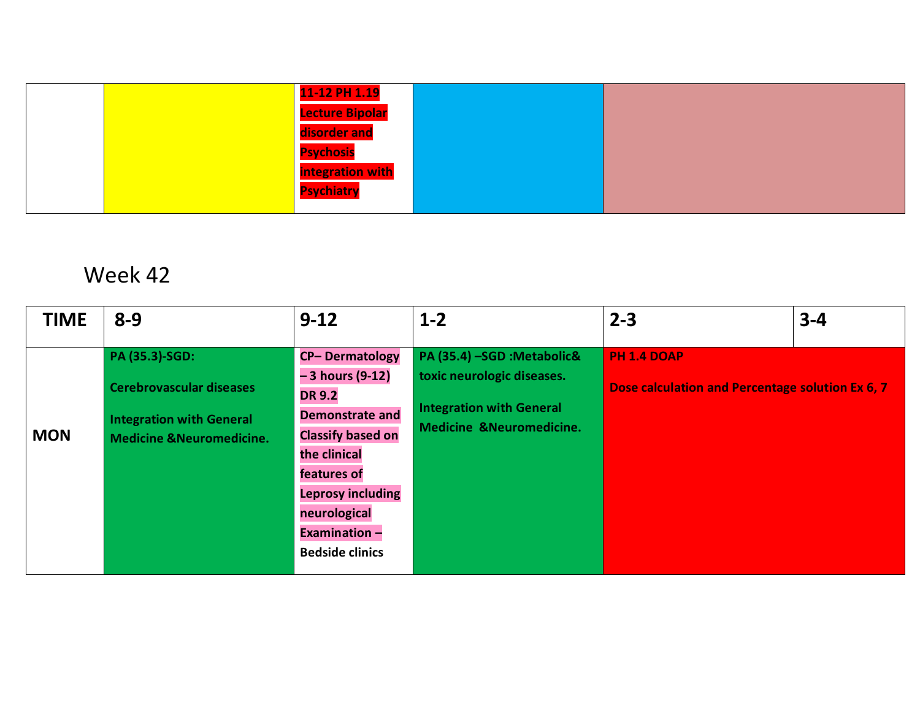| | | | | |
|---|---|---|---|---|
| | | 11-12 PH 1.19 Lecture Bipolar disorder and Psychosis integration with Psychiatry | | |

Week 42

| TIME | 8-9 | 9-12 | 1-2 | 2-3 | 3-4 |
|---|---|---|---|---|---|
| MON | **PA (35.3)-SGD:** **Cerebrovascular diseases** **Integration with General Medicine &Neuromedicine.** | **CP– Dermatology – 3 hours (9-12) DR 9.2 Demonstrate and Classify based on the clinical features of Leprosy including neurological Examination – Bedside clinics** | **PA (35.4) –SGD :Metabolic& toxic neurologic diseases.** **Integration with General Medicine &Neuromedicine.** | **PH 1.4 DOAP** **Dose calculation and Percentage solution Ex 6, 7** | |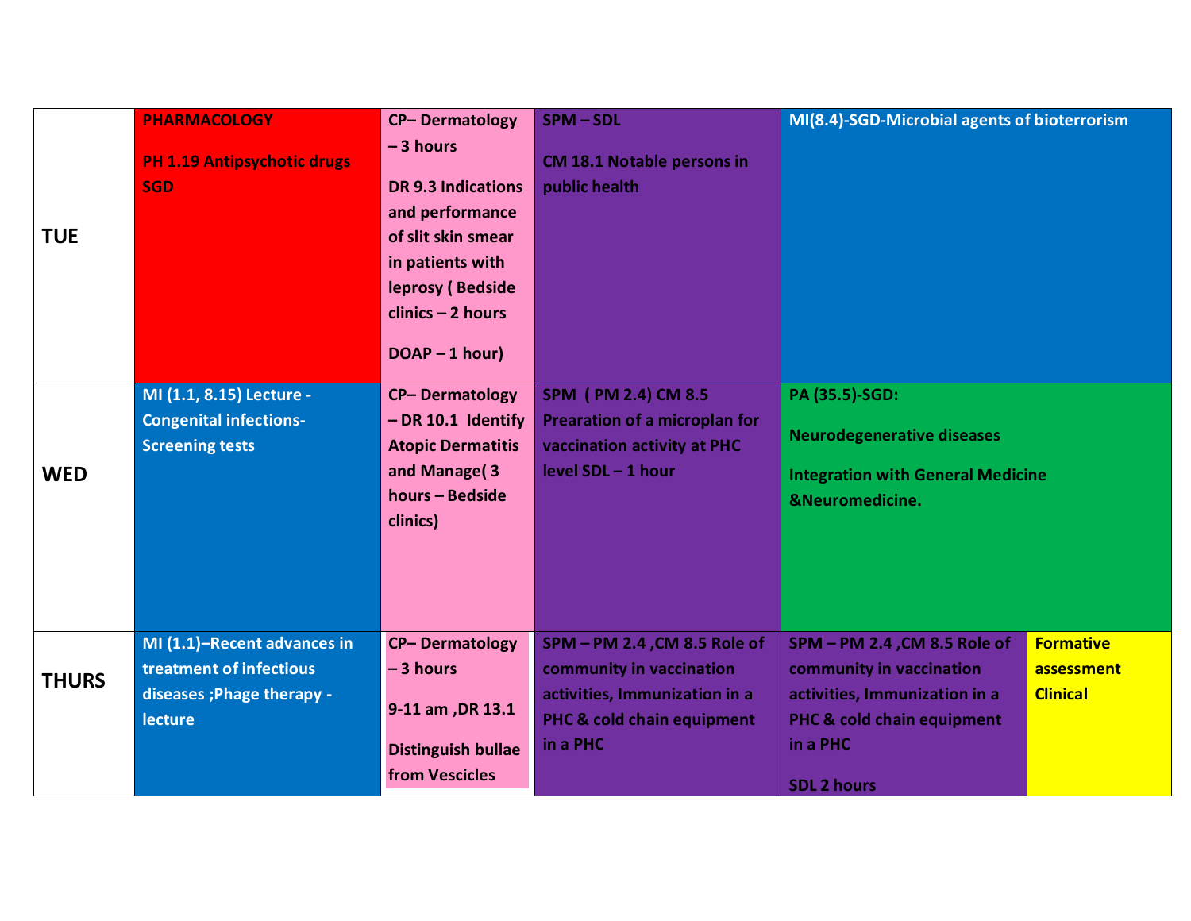| | | | | | |
|---|---|---|---|---|---|
| **TUE** | **PHARMACOLOGY**<br><br>**PH 1.19 Antipsychotic drugs SGD** | **CP– Dermatology – 3 hours**<br><br>**DR 9.3 Indications and performance of slit skin smear in patients with leprosy ( Bedside clinics – 2 hours**<br><br>**DOAP – 1 hour)** | **SPM – SDL**<br><br>**CM 18.1 Notable persons in public health** | **MI(8.4)-SGD-Microbial agents of bioterrorism** | |
| **WED** | **MI (1.1, 8.15) Lecture - Congenital infections-Screening tests** | **CP– Dermatology – DR 10.1 Identify Atopic Dermatitis and Manage( 3 hours – Bedside clinics)** | **SPM ( PM 2.4) CM 8.5 Prearation of a microplan for vaccination activity at PHC level SDL – 1 hour** | **PA (35.5)-SGD:**<br><br>**Neurodegenerative diseases**<br><br>**Integration with General Medicine &Neuromedicine.** | |
| **THURS** | **MI (1.1)–Recent advances in treatment of infectious diseases ;Phage therapy - lecture** | **CP– Dermatology – 3 hours**<br><br>**9-11 am ,DR 13.1**<br><br>**Distinguish bullae from Vescicles** | **SPM – PM 2.4 ,CM 8.5 Role of community in vaccination activities, Immunization in a PHC & cold chain equipment in a PHC** | **SPM – PM 2.4 ,CM 8.5 Role of community in vaccination activities, Immunization in a PHC & cold chain equipment in a PHC**<br><br>**SDL 2 hours** | **Formative assessment Clinical** |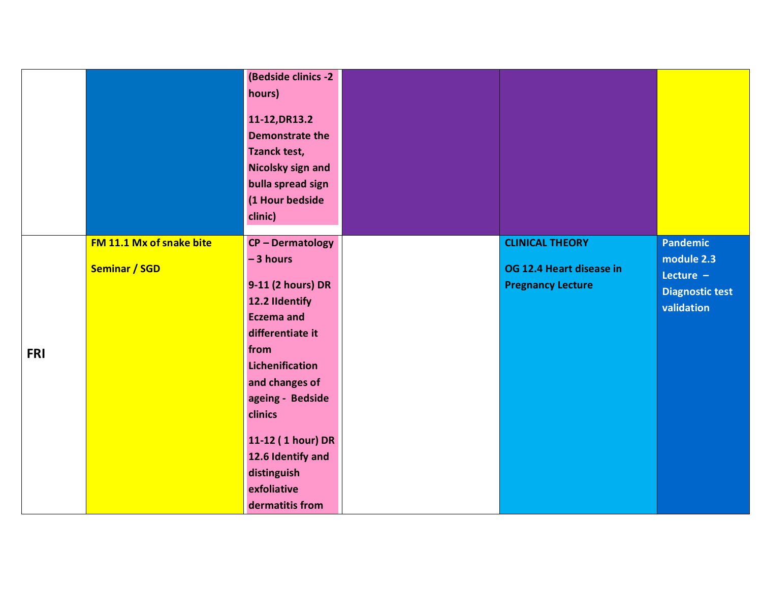| | | | | | |
|---|---|---|---|---|---|
| | | (Bedside clinics -2 hours)<br><br>11-12,DR13.2 Demonstrate the Tzanck test, Nicolsky sign and bulla spread sign (1 Hour bedside clinic) | | | |
| **FRI** | **FM 11.1 Mx of snake bite**<br><br>**Seminar / SGD** | **CP – Dermatology – 3 hours**<br><br>**9-11 (2 hours) DR 12.2 IIdentify Eczema and differentiate it from Lichenification and changes of ageing - Bedside clinics**<br><br>**11-12 ( 1 hour) DR 12.6 Identify and distinguish exfoliative dermatitis from** | | **CLINICAL THEORY**<br><br>**OG 12.4 Heart disease in Pregnancy Lecture** | **Pandemic module 2.3 Lecture – Diagnostic test validation** |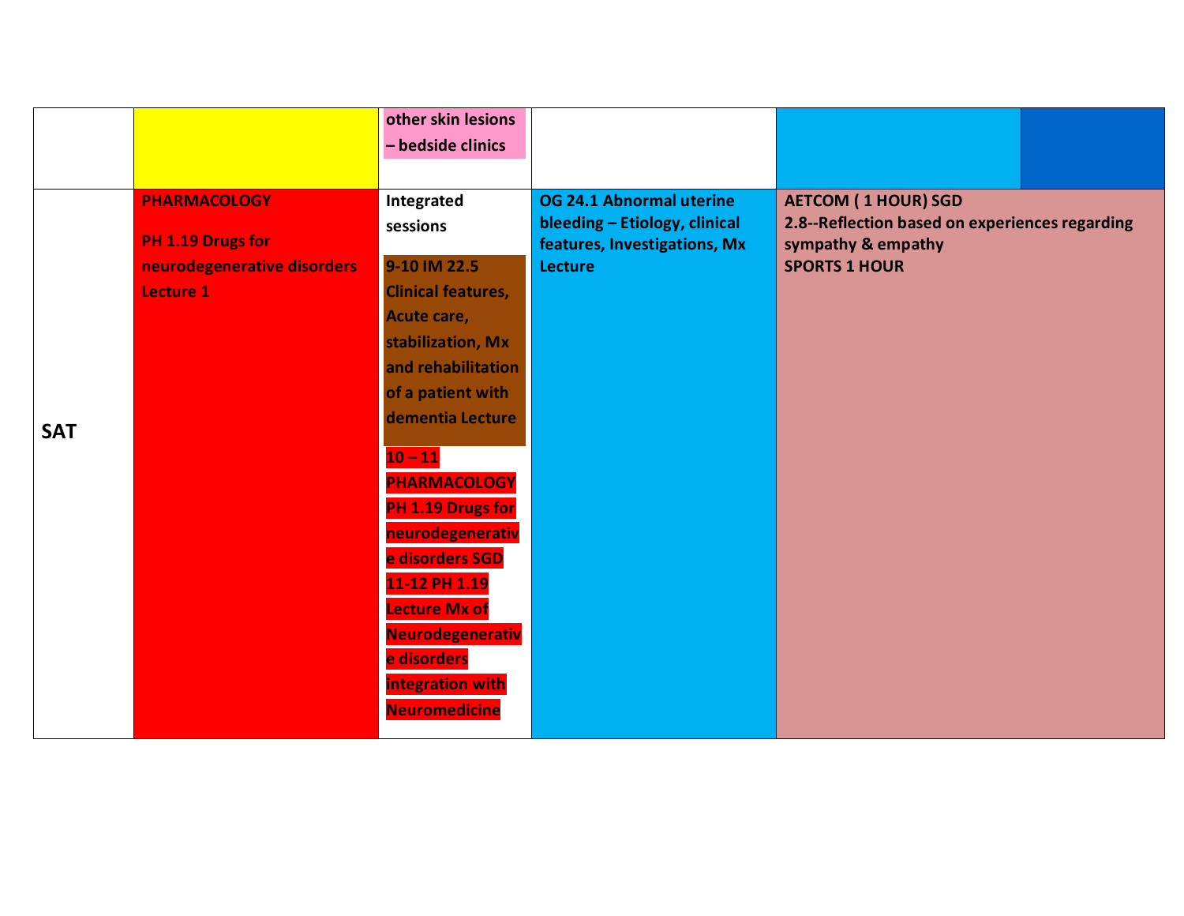|  |  |  |  |  |  |
|---|---|---|---|---|---|
|  |  | other skin lesions – bedside clinics |  |  |  |
| **SAT** | **PHARMACOLOGY**<br><br>**PH 1.19 Drugs for neurodegenerative disorders Lecture 1** | **Integrated sessions**<br><br>**9-10 IM 22.5 Clinical features, Acute care, stabilization, Mx and rehabilitation of a patient with dementia Lecture**<br><br>**10 – 11 PHARMACOLOGY PH 1.19 Drugs for neurodegenerative disorders SGD**<br>**11-12 PH 1.19 Lecture Mx of Neurodegenerative disorders integration with Neuromedicine** | **OG 24.1 Abnormal uterine bleeding – Etiology, clinical features, Investigations, Mx Lecture** | **AETCOM ( 1 HOUR) SGD**<br>**2.8--Reflection based on experiences regarding sympathy & empathy**<br>**SPORTS 1 HOUR** |  |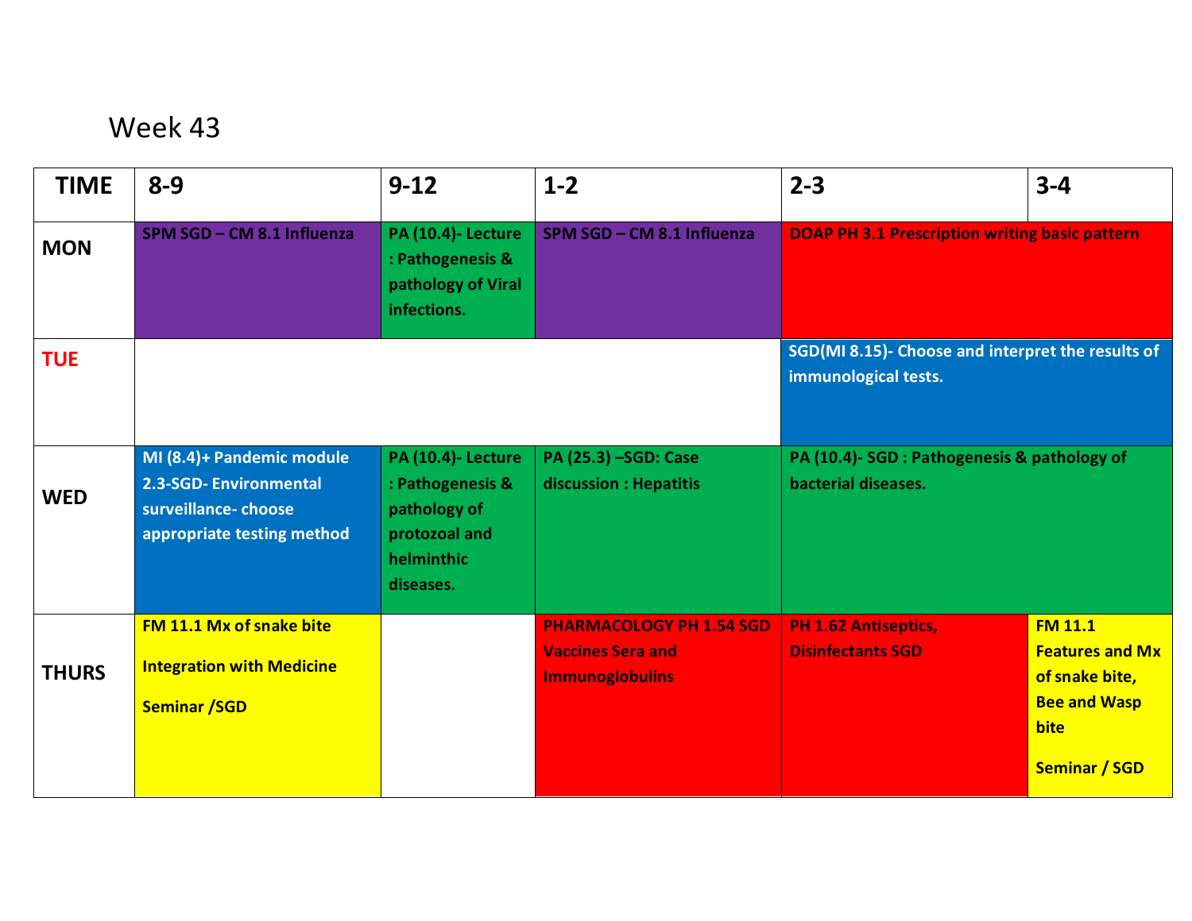# Week 43

| TIME | 8-9 | 9-12 | 1-2 | 2-3 | 3-4 |
|---|---|---|---|---|---|
| MON | SPM SGD – CM 8.1 Influenza | PA (10.4)- Lecture : Pathogenesis & pathology of Viral infections. | SPM SGD – CM 8.1 Influenza | DOAP PH 3.1 Prescription writing basic pattern | |
| TUE | | | | SGD(MI 8.15)- Choose and interpret the results of immunological tests. | |
| WED | MI (8.4)+ Pandemic module 2.3-SGD- Environmental surveillance- choose appropriate testing method | PA (10.4)- Lecture : Pathogenesis & pathology of protozoal and helminthic diseases. | PA (25.3) –SGD: Case discussion : Hepatitis | PA (10.4)- SGD : Pathogenesis & pathology of bacterial diseases. | |
| THURS | FM 11.1 Mx of snake bite Integration with Medicine Seminar /SGD | | PHARMACOLOGY PH 1.54 SGD Vaccines Sera and Immunoglobulins | PH 1.62 Antiseptics, Disinfectants SGD | FM 11.1 Features and Mx of snake bite, Bee and Wasp bite Seminar / SGD |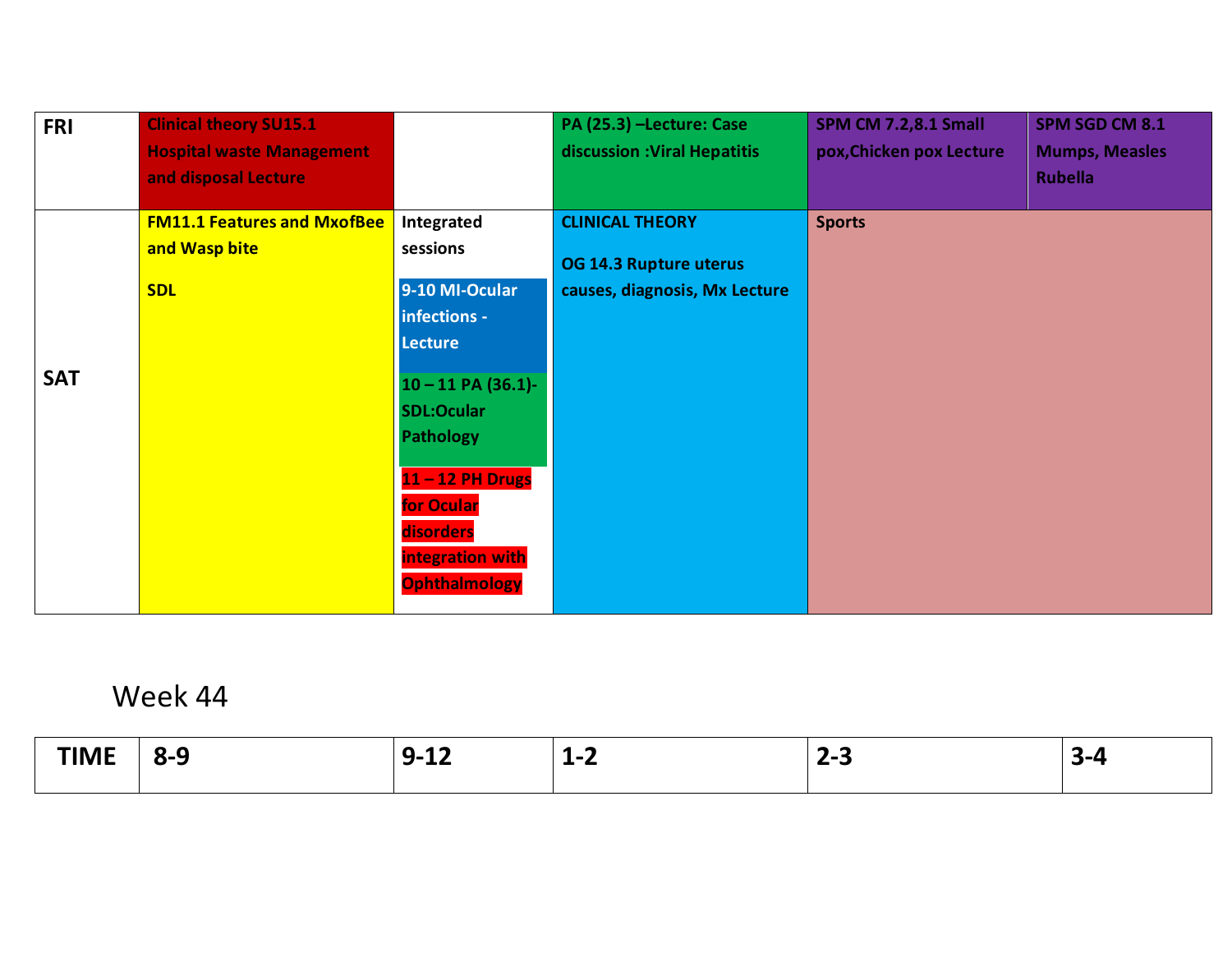| FRI | Clinical theory SU15.1 Hospital waste Management and disposal Lecture | | PA (25.3) –Lecture: Case discussion :Viral Hepatitis | SPM CM 7.2,8.1 Small pox,Chicken pox Lecture | SPM SGD CM 8.1 Mumps, Measles Rubella |
|---|---|---|---|---|---|
| SAT | FM11.1 Features and MxofBee and Wasp bite<br><br>SDL | Integrated sessions<br><br>9-10 MI-Ocular infections - Lecture<br><br>10 – 11 PA (36.1)-SDL:Ocular Pathology<br><br>11 – 12 PH Drugs for Ocular disorders integration with Ophthalmology | CLINICAL THEORY<br><br>OG 14.3 Rupture uterus causes, diagnosis, Mx Lecture | Sports | |

Week 44

| TIME | 8-9 | 9-12 | 1-2 | 2-3 | 3-4 |
|---|---|---|---|---|---|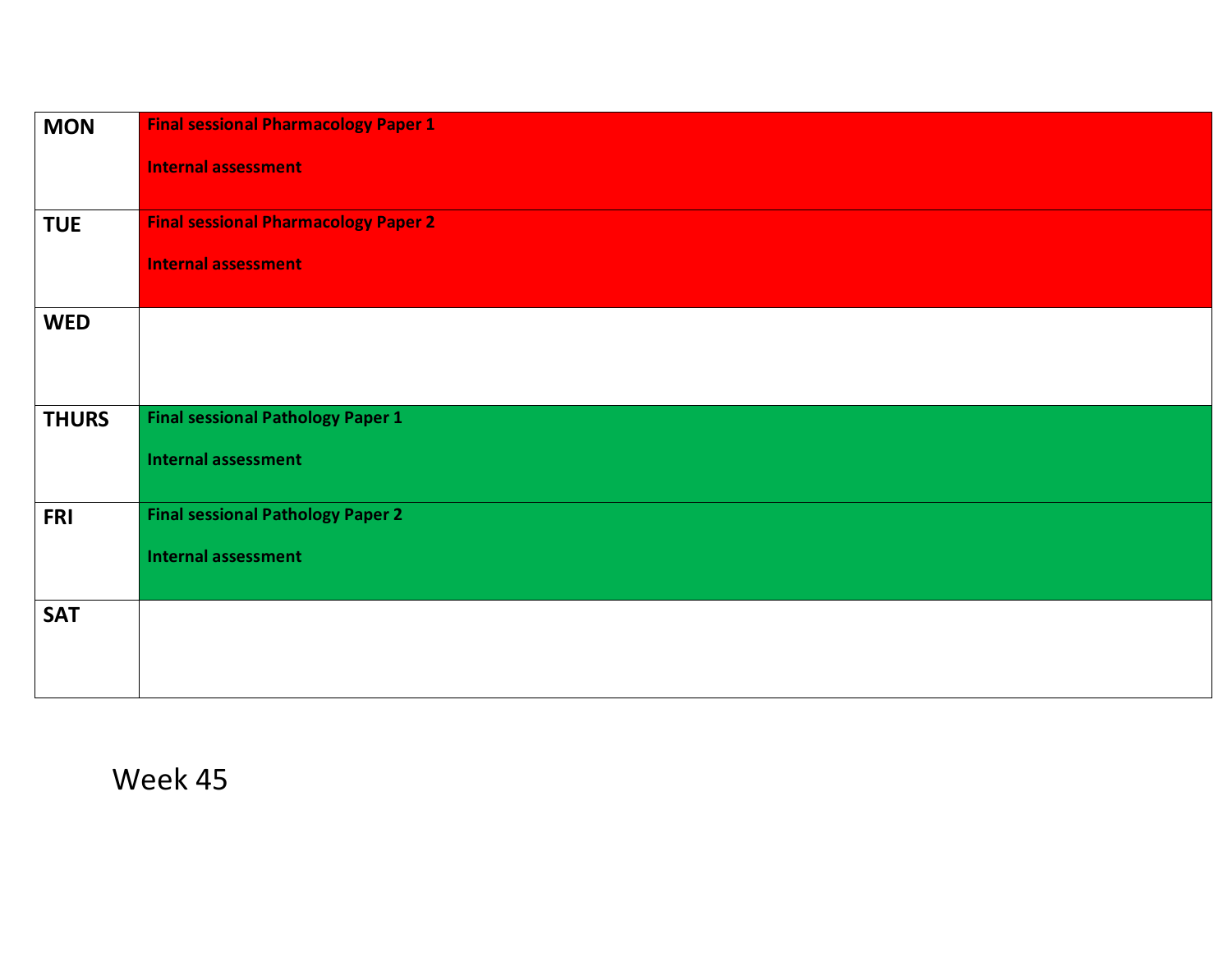| | |
|---|---|
| **MON** | **Final sessional Pharmacology Paper 1**<br><br>**Internal assessment** |
| **TUE** | **Final sessional Pharmacology Paper 2**<br><br>**Internal assessment** |
| **WED** | |
| **THURS** | **Final sessional Pathology Paper 1**<br><br>**Internal assessment** |
| **FRI** | **Final sessional Pathology Paper 2**<br><br>**Internal assessment** |
| **SAT** | |

Week 45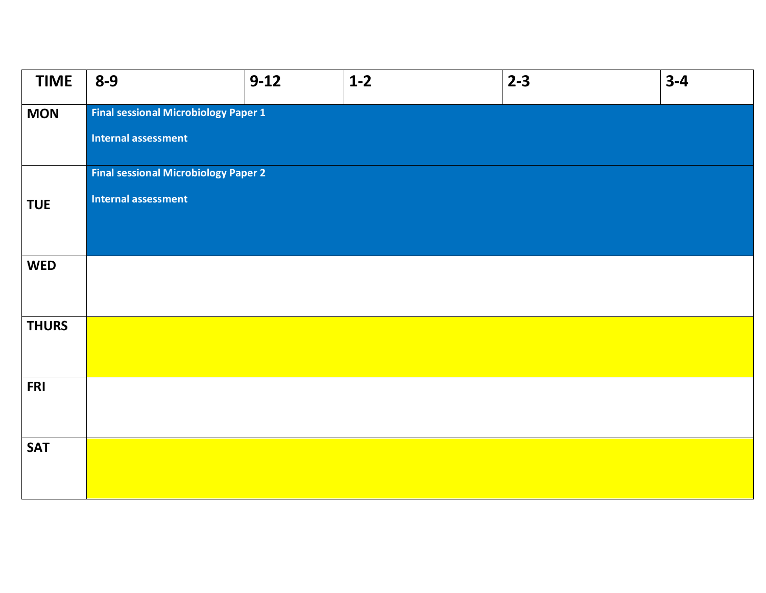| TIME | 8-9 | 9-12 | 1-2 | 2-3 | 3-4 |
|---|---|---|---|---|---|
| MON | **Final sessional Microbiology Paper 1**<br>**Internal assessment** | | | | |
| TUE | **Final sessional Microbiology Paper 2**<br>**Internal assessment** | | | | |
| WED | | | | | |
| THURS | | | | | |
| FRI | | | | | |
| SAT | | | | | |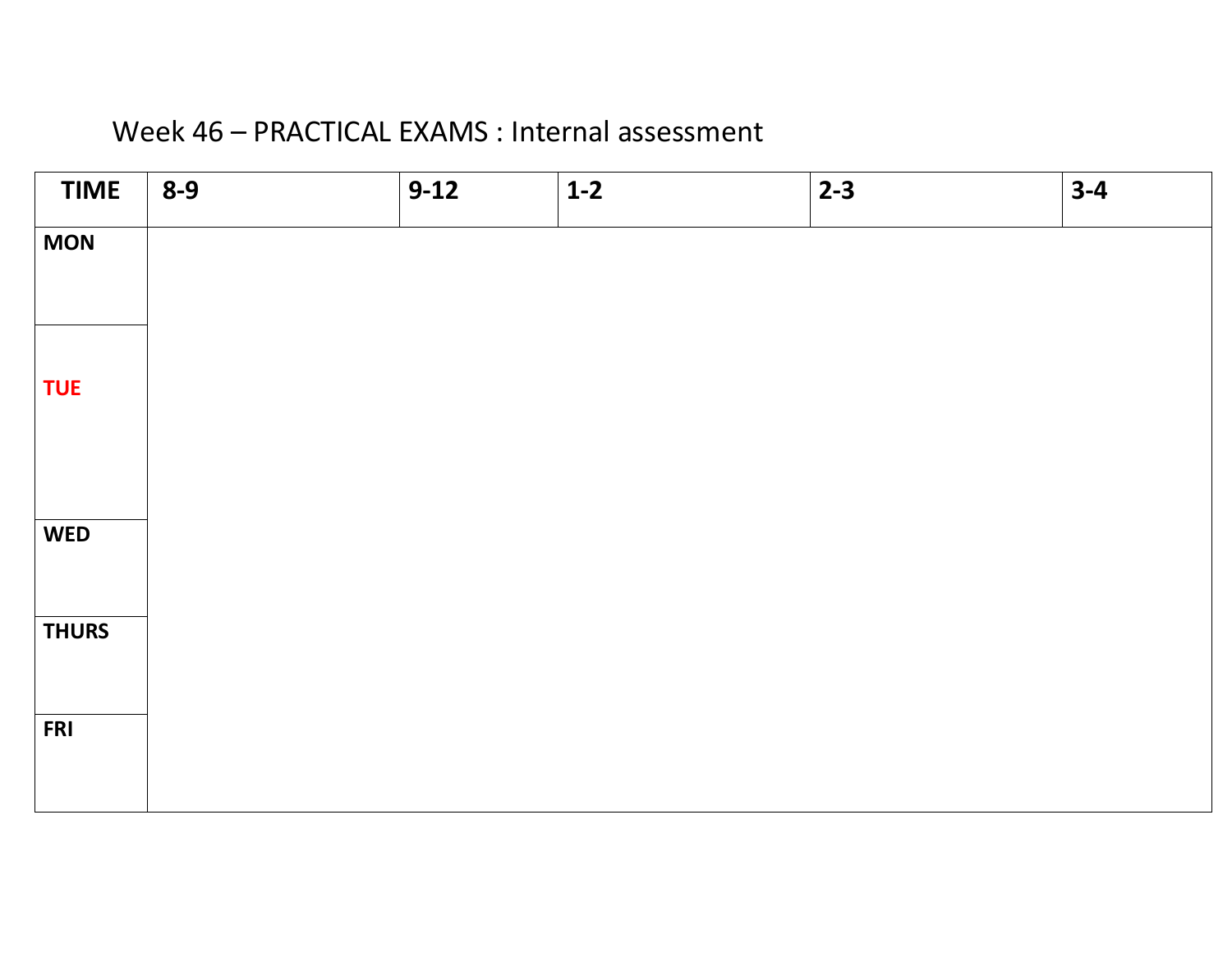Week 46 – PRACTICAL EXAMS : Internal assessment

| **TIME** | **8-9** | **9-12** | **1-2** | **2-3** | **3-4** |
|---|---|---|---|---|---|
| **MON** | | | | | |
| **TUE** | | | | | |
| **WED** | | | | | |
| **THURS** | | | | | |
| **FRI** | | | | | |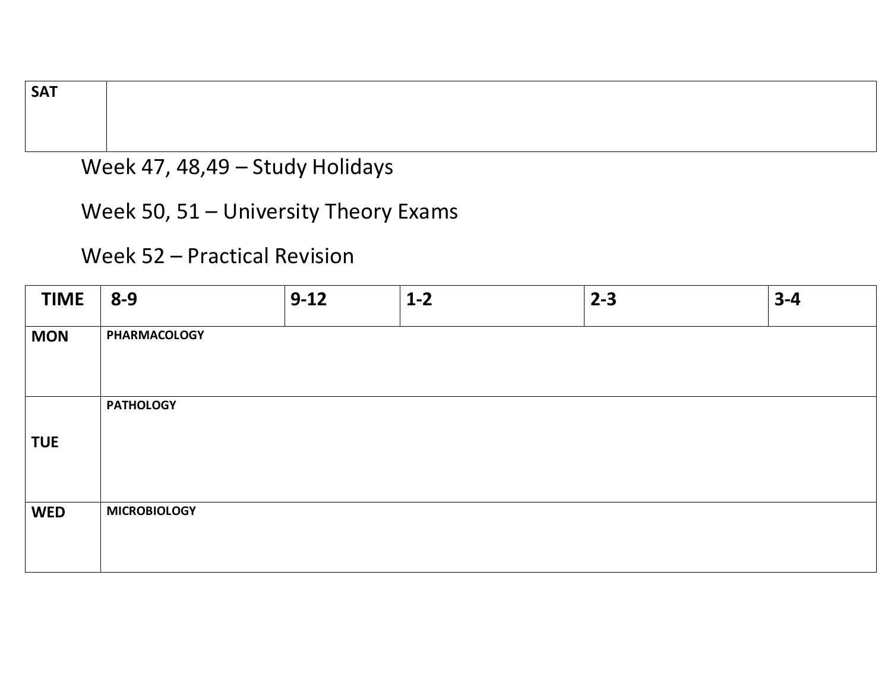| SAT | |
|---|---|

Week 47, 48,49 – Study Holidays

Week 50, 51 – University Theory Exams

Week 52 – Practical Revision

| TIME | 8-9 | 9-12 | 1-2 | 2-3 | 3-4 |
|---|---|---|---|---|---|
| MON | PHARMACOLOGY | | | | |
| TUE | PATHOLOGY | | | | |
| WED | MICROBIOLOGY | | | | |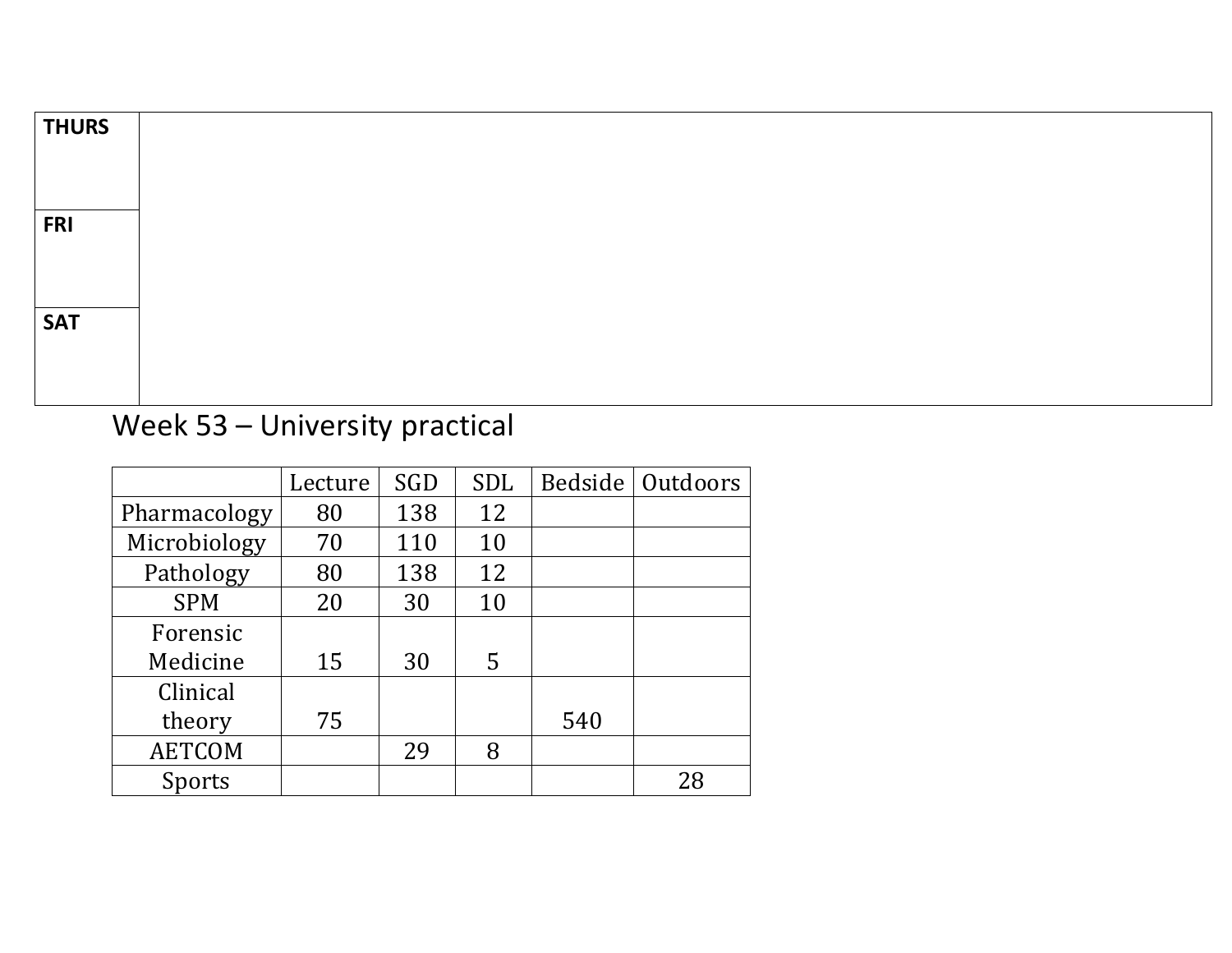| | |
|---|---|
| **THURS** | |
| **FRI** | |
| **SAT** | |

Week 53 – University practical

| | Lecture | SGD | SDL | Bedside | Outdoors |
|---|---|---|---|---|---|
| Pharmacology | 80 | 138 | 12 | | |
| Microbiology | 70 | 110 | 10 | | |
| Pathology | 80 | 138 | 12 | | |
| SPM | 20 | 30 | 10 | | |
| Forensic Medicine | 15 | 30 | 5 | | |
| Clinical theory | 75 | | | 540 | |
| AETCOM | | 29 | 8 | | |
| Sports | | | | | 28 |